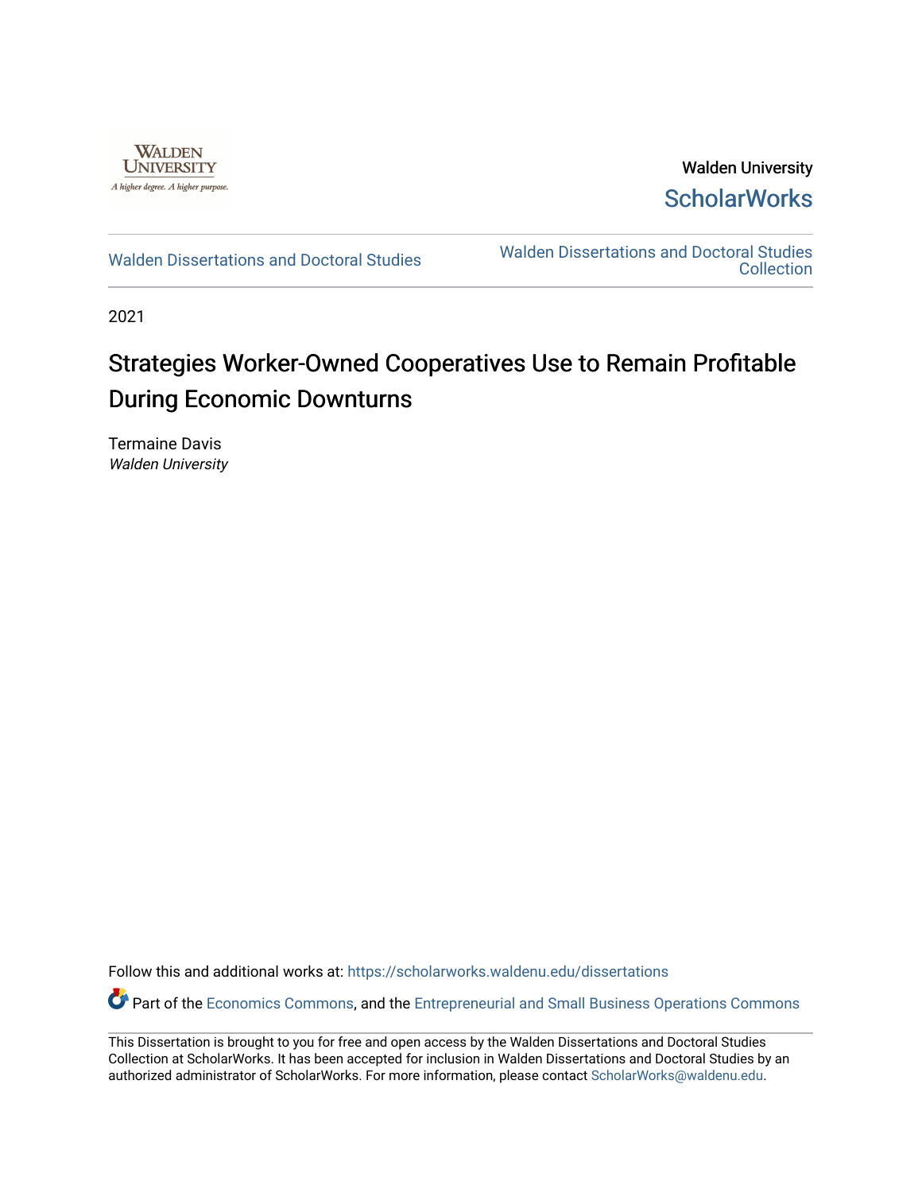Walden University

ScholarWorks

Walden Dissertations and Doctoral Studies

Walden Dissertations and Doctoral Studies Collection

2021

# Strategies Worker-Owned Cooperatives Use to Remain Profitable During Economic Downturns

Termaine Davis
*Walden University*

Follow this and additional works at: https://scholarworks.waldenu.edu/dissertations

Part of the Economics Commons, and the Entrepreneurial and Small Business Operations Commons

This Dissertation is brought to you for free and open access by the Walden Dissertations and Doctoral Studies Collection at ScholarWorks. It has been accepted for inclusion in Walden Dissertations and Doctoral Studies by an authorized administrator of ScholarWorks. For more information, please contact ScholarWorks@waldenu.edu.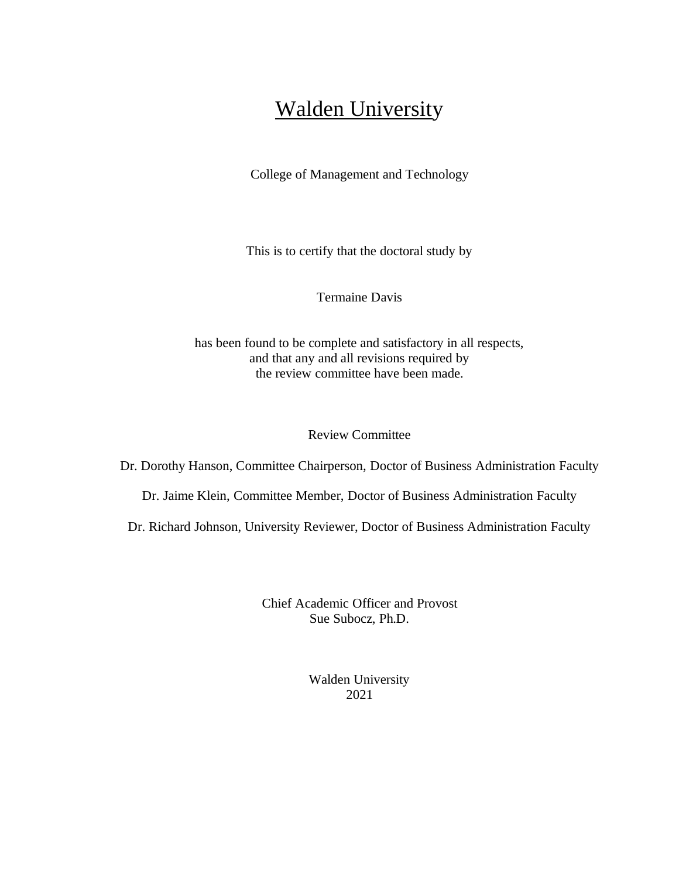# Walden University

College of Management and Technology

This is to certify that the doctoral study by

Termaine Davis

has been found to be complete and satisfactory in all respects,
and that any and all revisions required by
the review committee have been made.

Review Committee

Dr. Dorothy Hanson, Committee Chairperson, Doctor of Business Administration Faculty

Dr. Jaime Klein, Committee Member, Doctor of Business Administration Faculty

Dr. Richard Johnson, University Reviewer, Doctor of Business Administration Faculty

Chief Academic Officer and Provost
Sue Subocz, Ph.D.

Walden University
2021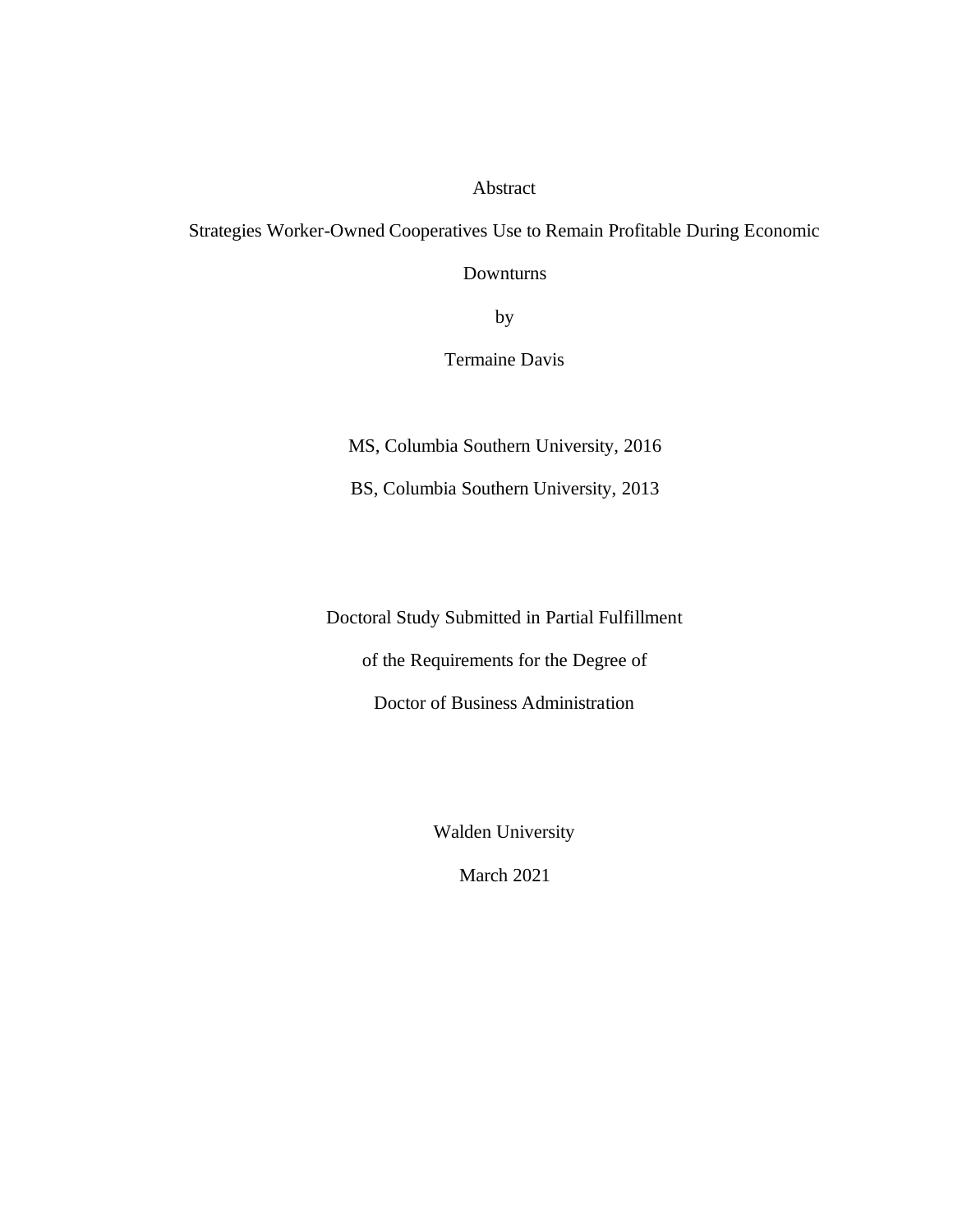Abstract

Strategies Worker-Owned Cooperatives Use to Remain Profitable During Economic Downturns

by

Termaine Davis

MS, Columbia Southern University, 2016

BS, Columbia Southern University, 2013

Doctoral Study Submitted in Partial Fulfillment

of the Requirements for the Degree of

Doctor of Business Administration

Walden University

March 2021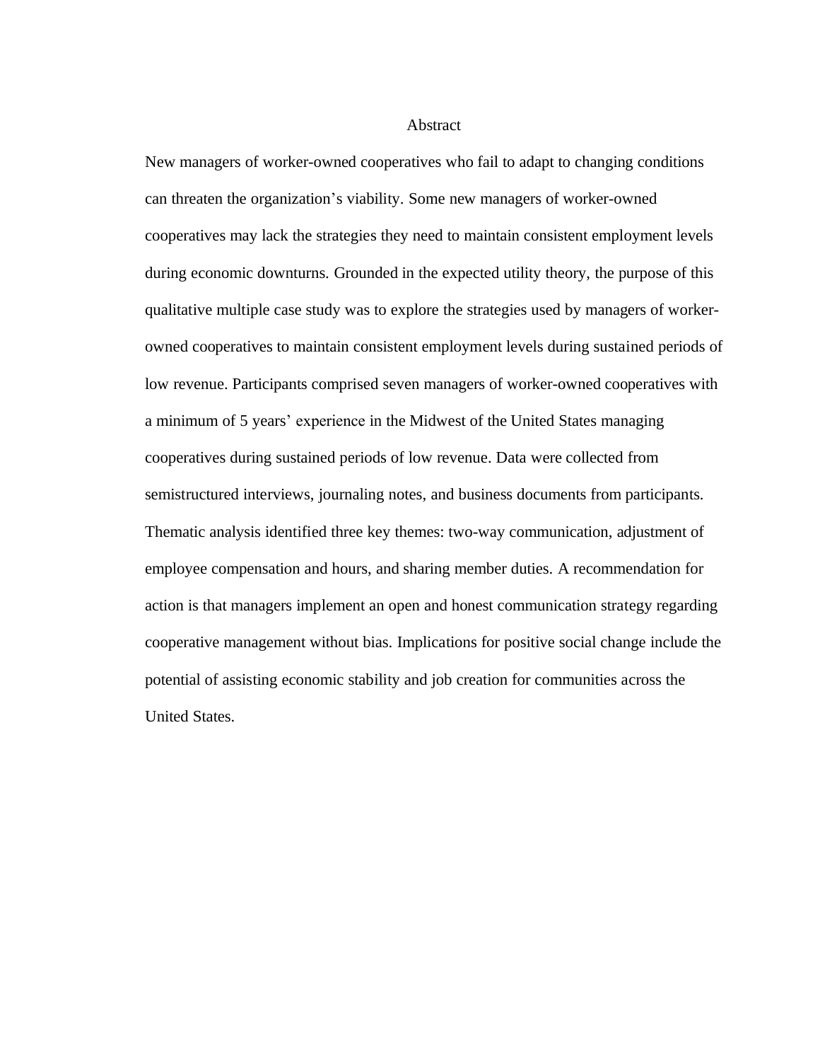# Abstract

New managers of worker-owned cooperatives who fail to adapt to changing conditions can threaten the organization's viability. Some new managers of worker-owned cooperatives may lack the strategies they need to maintain consistent employment levels during economic downturns. Grounded in the expected utility theory, the purpose of this qualitative multiple case study was to explore the strategies used by managers of worker-owned cooperatives to maintain consistent employment levels during sustained periods of low revenue. Participants comprised seven managers of worker-owned cooperatives with a minimum of 5 years' experience in the Midwest of the United States managing cooperatives during sustained periods of low revenue. Data were collected from semistructured interviews, journaling notes, and business documents from participants. Thematic analysis identified three key themes: two-way communication, adjustment of employee compensation and hours, and sharing member duties. A recommendation for action is that managers implement an open and honest communication strategy regarding cooperative management without bias. Implications for positive social change include the potential of assisting economic stability and job creation for communities across the United States.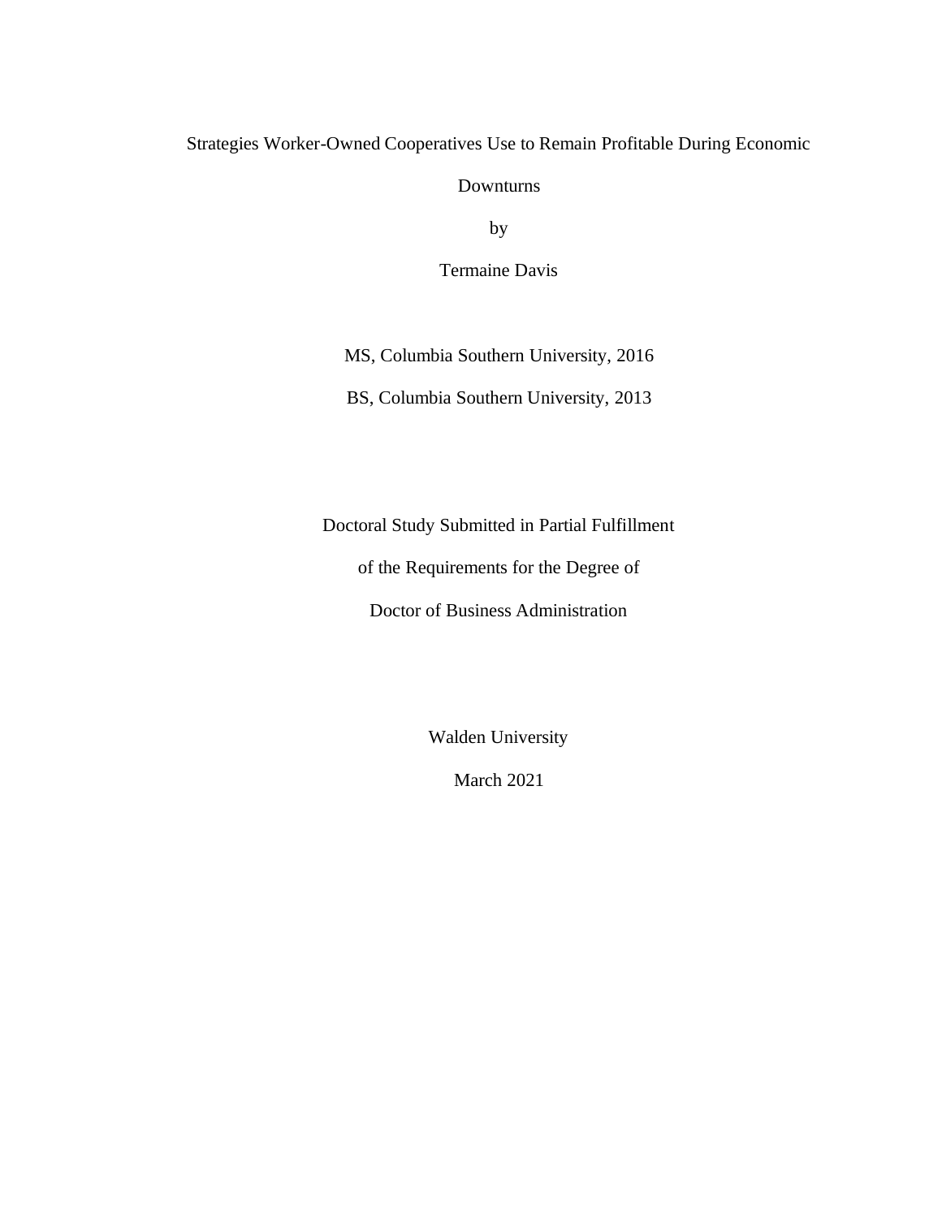Strategies Worker-Owned Cooperatives Use to Remain Profitable During Economic Downturns

by

Termaine Davis

MS, Columbia Southern University, 2016

BS, Columbia Southern University, 2013

Doctoral Study Submitted in Partial Fulfillment

of the Requirements for the Degree of

Doctor of Business Administration

Walden University

March 2021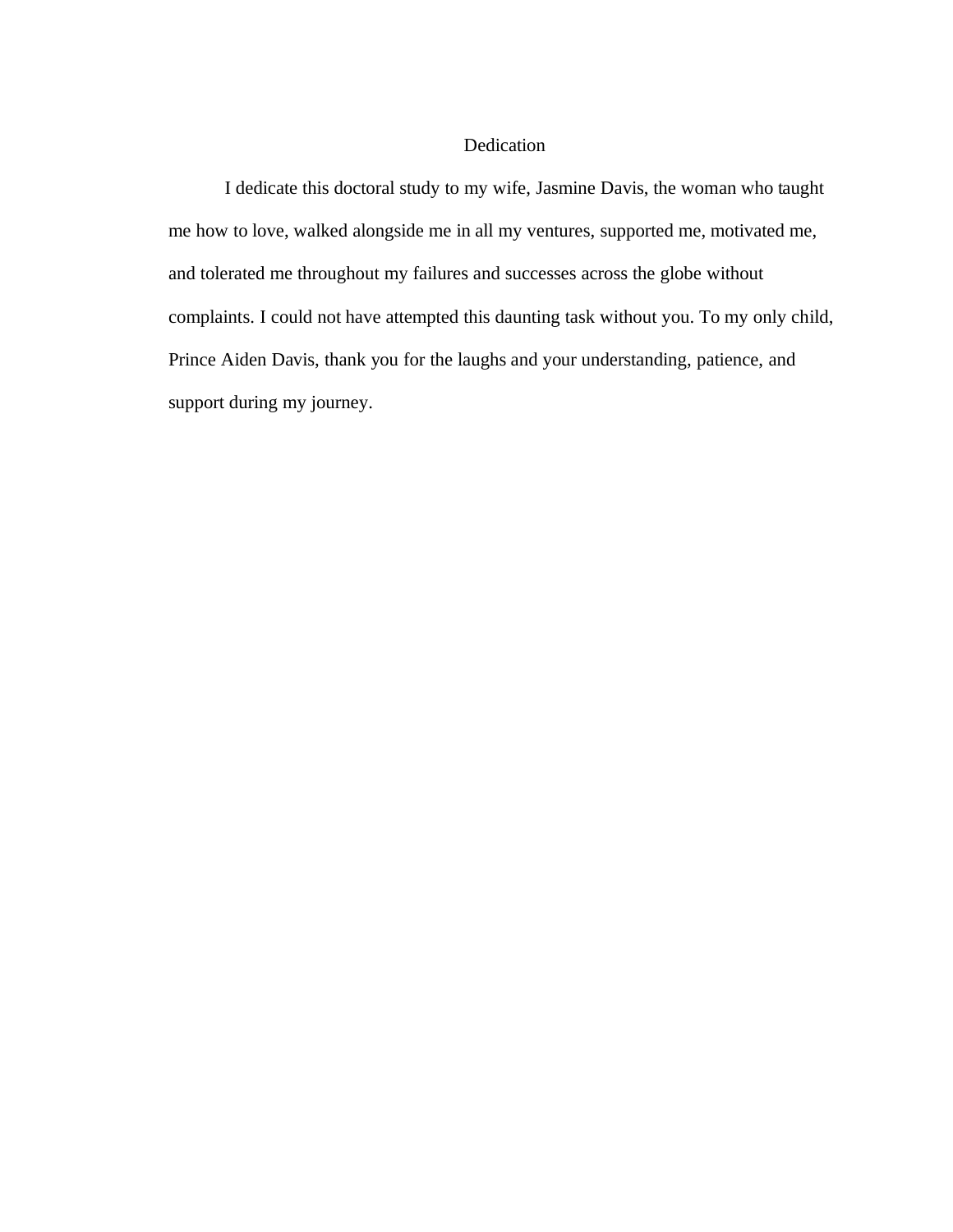# Dedication

I dedicate this doctoral study to my wife, Jasmine Davis, the woman who taught me how to love, walked alongside me in all my ventures, supported me, motivated me, and tolerated me throughout my failures and successes across the globe without complaints. I could not have attempted this daunting task without you. To my only child, Prince Aiden Davis, thank you for the laughs and your understanding, patience, and support during my journey.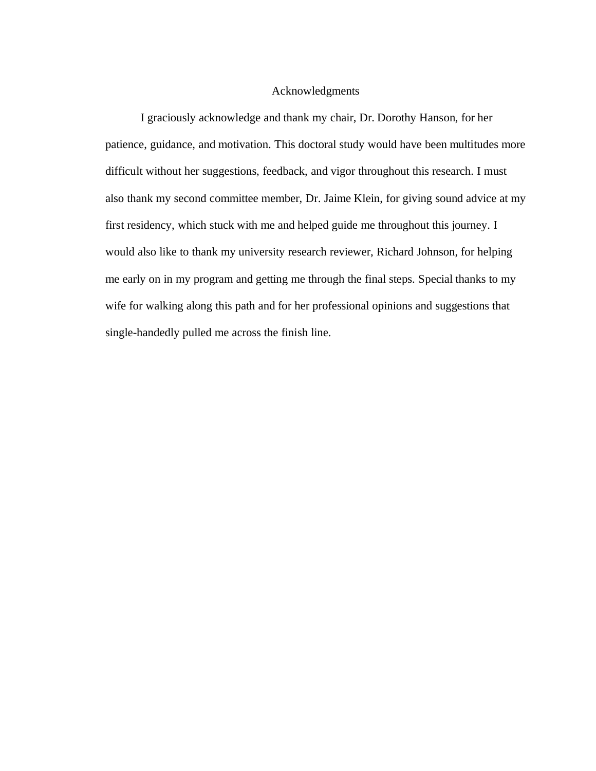# Acknowledgments

I graciously acknowledge and thank my chair, Dr. Dorothy Hanson, for her patience, guidance, and motivation. This doctoral study would have been multitudes more difficult without her suggestions, feedback, and vigor throughout this research. I must also thank my second committee member, Dr. Jaime Klein, for giving sound advice at my first residency, which stuck with me and helped guide me throughout this journey. I would also like to thank my university research reviewer, Richard Johnson, for helping me early on in my program and getting me through the final steps. Special thanks to my wife for walking along this path and for her professional opinions and suggestions that single-handedly pulled me across the finish line.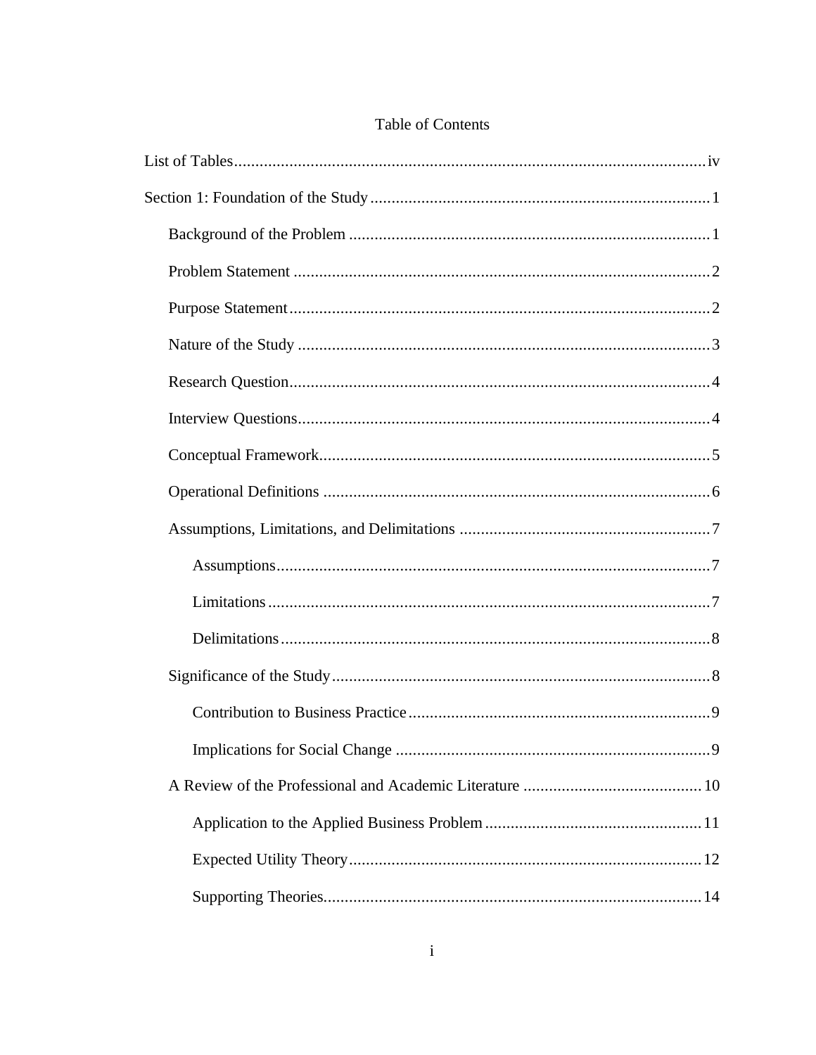# Table of Contents

List of Tables .......... iv

Section 1: Foundation of the Study .......... 1

- Background of the Problem .......... 1
- Problem Statement .......... 2
- Purpose Statement .......... 2
- Nature of the Study .......... 3
- Research Question .......... 4
- Interview Questions .......... 4
- Conceptual Framework .......... 5
- Operational Definitions .......... 6
- Assumptions, Limitations, and Delimitations .......... 7
  - Assumptions .......... 7
  - Limitations .......... 7
  - Delimitations .......... 8
- Significance of the Study .......... 8
  - Contribution to Business Practice .......... 9
  - Implications for Social Change .......... 9
- A Review of the Professional and Academic Literature .......... 10
  - Application to the Applied Business Problem .......... 11
  - Expected Utility Theory .......... 12
  - Supporting Theories .......... 14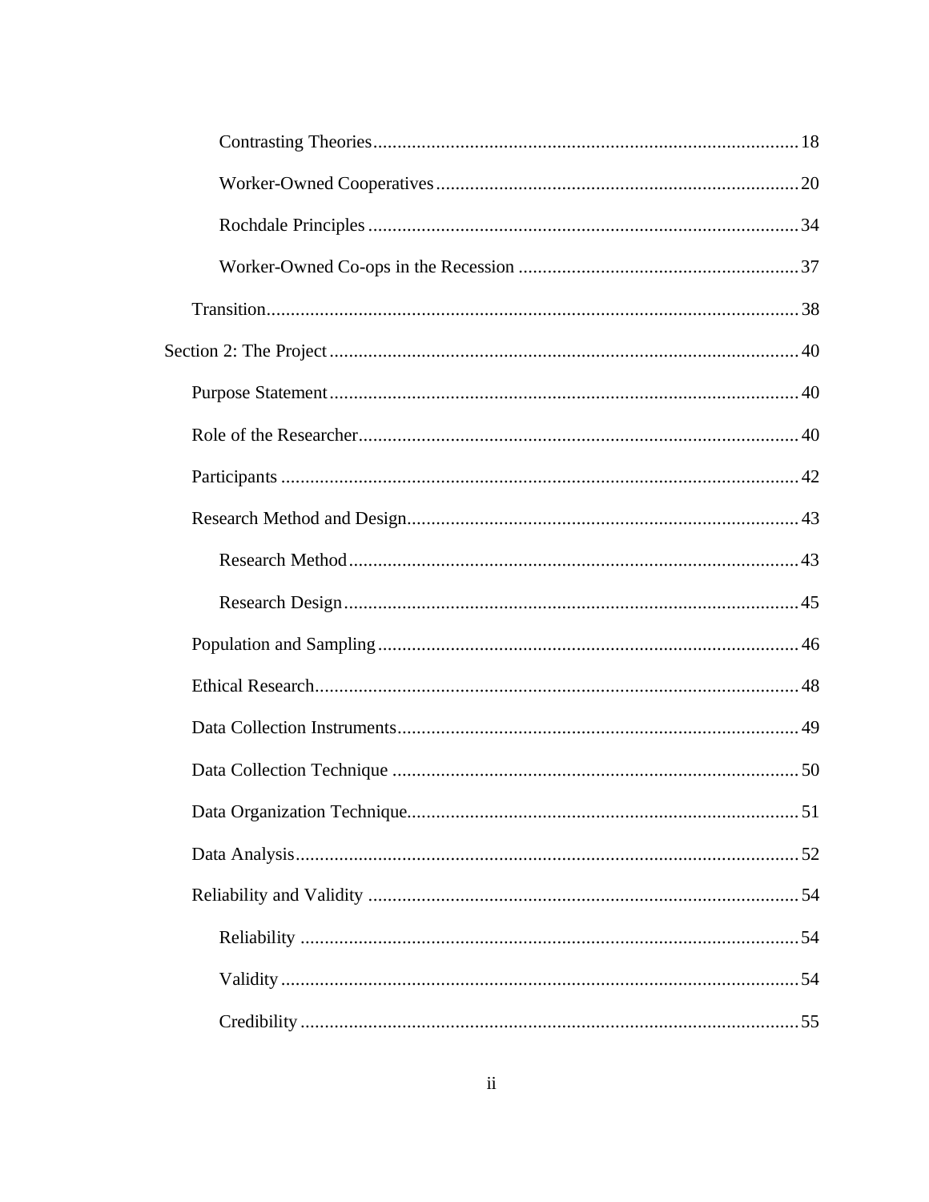Contrasting Theories ........................................................................................ 18

Worker-Owned Cooperatives ........................................................................... 20

Rochdale Principles ......................................................................................... 34

Worker-Owned Co-ops in the Recession .......................................................... 37

Transition .............................................................................................................. 38

Section 2: The Project ................................................................................................. 40

Purpose Statement ................................................................................................. 40

Role of the Researcher ........................................................................................... 40

Participants ............................................................................................................ 42

Research Method and Design ................................................................................. 43

Research Method ............................................................................................. 43

Research Design .............................................................................................. 45

Population and Sampling ....................................................................................... 46

Ethical Research .................................................................................................... 48

Data Collection Instruments ................................................................................... 49

Data Collection Technique ..................................................................................... 50

Data Organization Technique ................................................................................. 51

Data Analysis ......................................................................................................... 52

Reliability and Validity .......................................................................................... 54

Reliability ........................................................................................................ 54

Validity ............................................................................................................ 54

Credibility ........................................................................................................ 55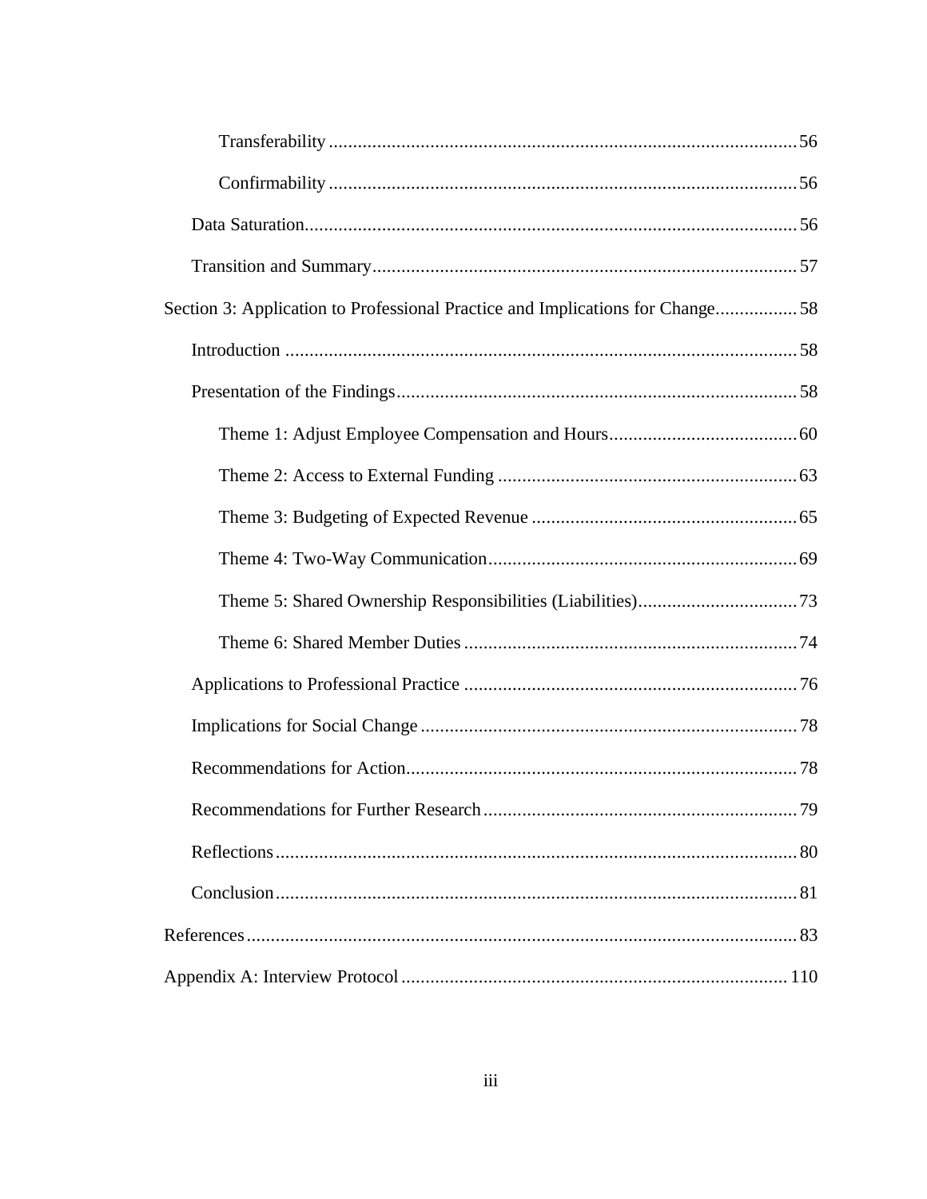Transferability ..... 56

Confirmability ..... 56

Data Saturation ..... 56

Transition and Summary ..... 57

Section 3: Application to Professional Practice and Implications for Change ..... 58

Introduction ..... 58

Presentation of the Findings ..... 58

Theme 1: Adjust Employee Compensation and Hours ..... 60

Theme 2: Access to External Funding ..... 63

Theme 3: Budgeting of Expected Revenue ..... 65

Theme 4: Two-Way Communication ..... 69

Theme 5: Shared Ownership Responsibilities (Liabilities) ..... 73

Theme 6: Shared Member Duties ..... 74

Applications to Professional Practice ..... 76

Implications for Social Change ..... 78

Recommendations for Action ..... 78

Recommendations for Further Research ..... 79

Reflections ..... 80

Conclusion ..... 81

References ..... 83

Appendix A: Interview Protocol ..... 110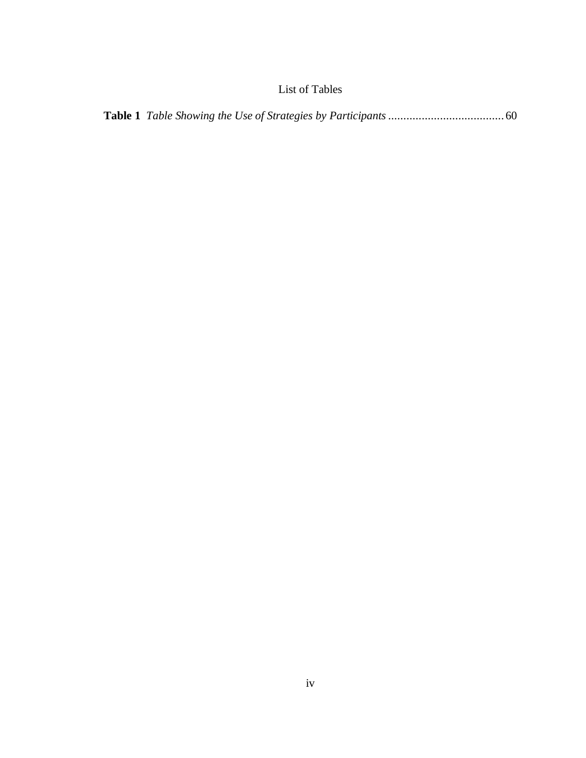# List of Tables

**Table 1** *Table Showing the Use of Strategies by Participants* ...................................... 60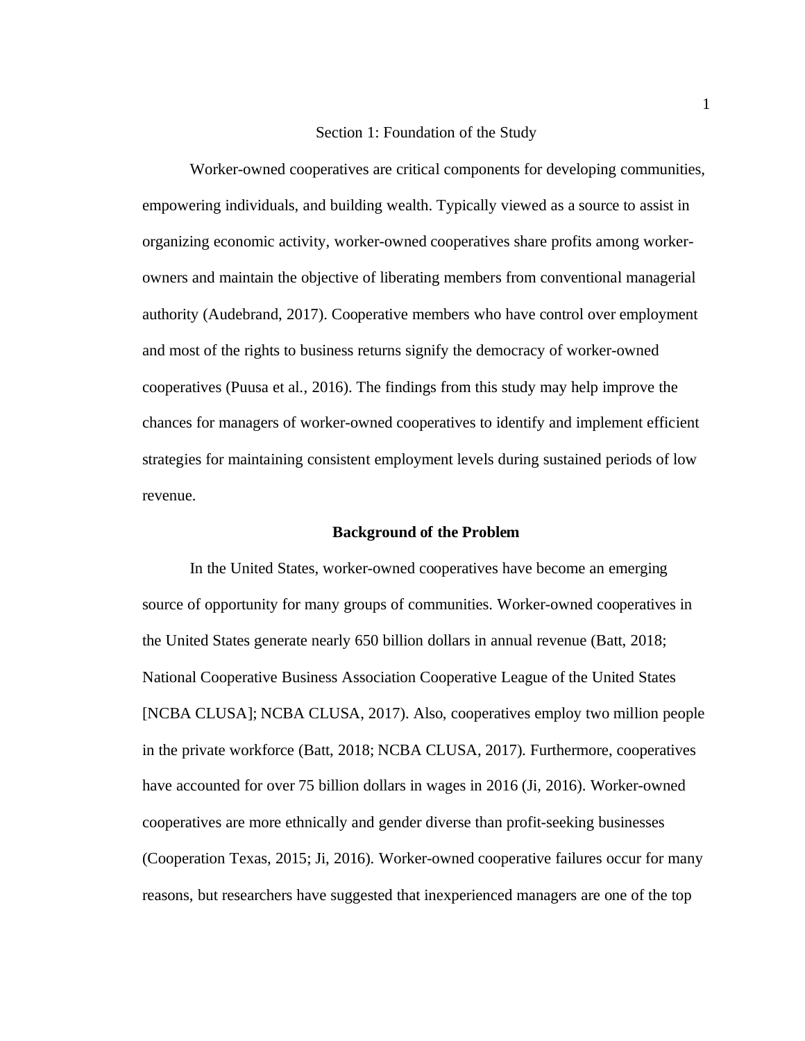# Section 1: Foundation of the Study

Worker-owned cooperatives are critical components for developing communities, empowering individuals, and building wealth. Typically viewed as a source to assist in organizing economic activity, worker-owned cooperatives share profits among worker-owners and maintain the objective of liberating members from conventional managerial authority (Audebrand, 2017). Cooperative members who have control over employment and most of the rights to business returns signify the democracy of worker-owned cooperatives (Puusa et al., 2016). The findings from this study may help improve the chances for managers of worker-owned cooperatives to identify and implement efficient strategies for maintaining consistent employment levels during sustained periods of low revenue.

## Background of the Problem

In the United States, worker-owned cooperatives have become an emerging source of opportunity for many groups of communities. Worker-owned cooperatives in the United States generate nearly 650 billion dollars in annual revenue (Batt, 2018; National Cooperative Business Association Cooperative League of the United States [NCBA CLUSA]; NCBA CLUSA, 2017). Also, cooperatives employ two million people in the private workforce (Batt, 2018; NCBA CLUSA, 2017). Furthermore, cooperatives have accounted for over 75 billion dollars in wages in 2016 (Ji, 2016). Worker-owned cooperatives are more ethnically and gender diverse than profit-seeking businesses (Cooperation Texas, 2015; Ji, 2016). Worker-owned cooperative failures occur for many reasons, but researchers have suggested that inexperienced managers are one of the top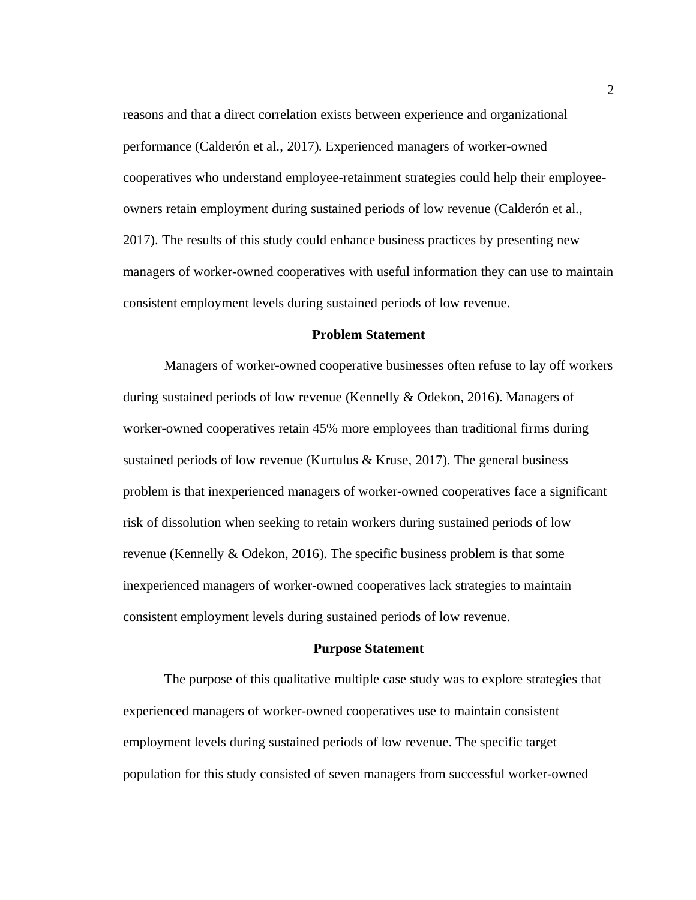reasons and that a direct correlation exists between experience and organizational performance (Calderón et al., 2017). Experienced managers of worker-owned cooperatives who understand employee-retainment strategies could help their employee-owners retain employment during sustained periods of low revenue (Calderón et al., 2017). The results of this study could enhance business practices by presenting new managers of worker-owned cooperatives with useful information they can use to maintain consistent employment levels during sustained periods of low revenue.

## Problem Statement

Managers of worker-owned cooperative businesses often refuse to lay off workers during sustained periods of low revenue (Kennelly & Odekon, 2016). Managers of worker-owned cooperatives retain 45% more employees than traditional firms during sustained periods of low revenue (Kurtulus & Kruse, 2017). The general business problem is that inexperienced managers of worker-owned cooperatives face a significant risk of dissolution when seeking to retain workers during sustained periods of low revenue (Kennelly & Odekon, 2016). The specific business problem is that some inexperienced managers of worker-owned cooperatives lack strategies to maintain consistent employment levels during sustained periods of low revenue.

## Purpose Statement

The purpose of this qualitative multiple case study was to explore strategies that experienced managers of worker-owned cooperatives use to maintain consistent employment levels during sustained periods of low revenue. The specific target population for this study consisted of seven managers from successful worker-owned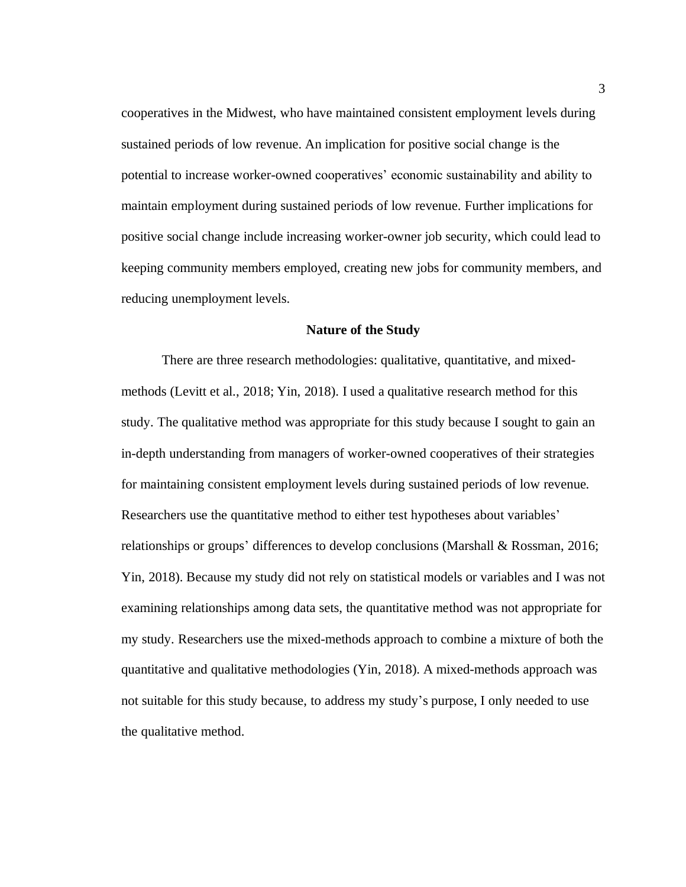cooperatives in the Midwest, who have maintained consistent employment levels during sustained periods of low revenue. An implication for positive social change is the potential to increase worker-owned cooperatives' economic sustainability and ability to maintain employment during sustained periods of low revenue. Further implications for positive social change include increasing worker-owner job security, which could lead to keeping community members employed, creating new jobs for community members, and reducing unemployment levels.

## Nature of the Study

There are three research methodologies: qualitative, quantitative, and mixed-methods (Levitt et al., 2018; Yin, 2018). I used a qualitative research method for this study. The qualitative method was appropriate for this study because I sought to gain an in-depth understanding from managers of worker-owned cooperatives of their strategies for maintaining consistent employment levels during sustained periods of low revenue. Researchers use the quantitative method to either test hypotheses about variables' relationships or groups' differences to develop conclusions (Marshall & Rossman, 2016; Yin, 2018). Because my study did not rely on statistical models or variables and I was not examining relationships among data sets, the quantitative method was not appropriate for my study. Researchers use the mixed-methods approach to combine a mixture of both the quantitative and qualitative methodologies (Yin, 2018). A mixed-methods approach was not suitable for this study because, to address my study's purpose, I only needed to use the qualitative method.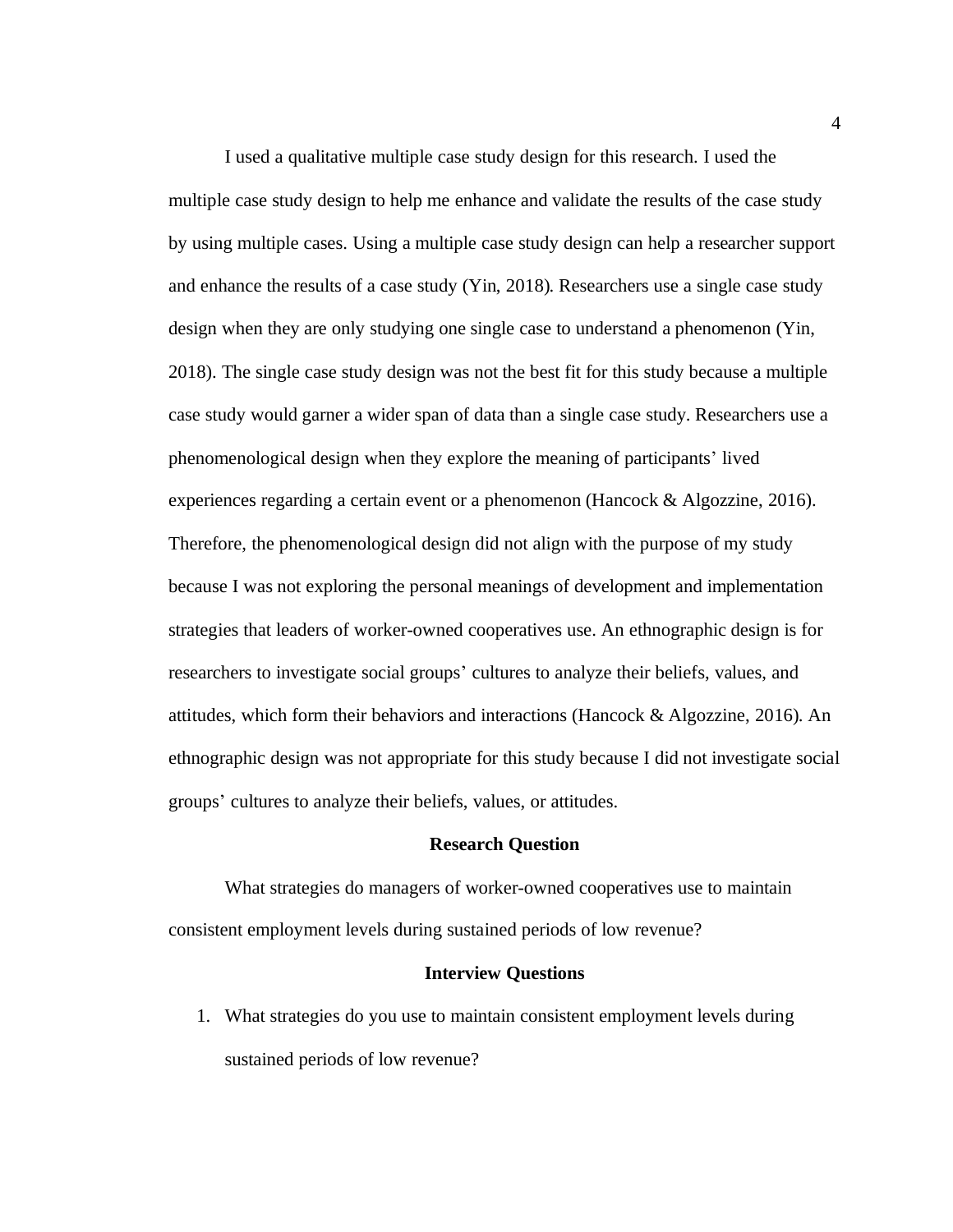I used a qualitative multiple case study design for this research. I used the multiple case study design to help me enhance and validate the results of the case study by using multiple cases. Using a multiple case study design can help a researcher support and enhance the results of a case study (Yin, 2018). Researchers use a single case study design when they are only studying one single case to understand a phenomenon (Yin, 2018). The single case study design was not the best fit for this study because a multiple case study would garner a wider span of data than a single case study. Researchers use a phenomenological design when they explore the meaning of participants' lived experiences regarding a certain event or a phenomenon (Hancock & Algozzine, 2016). Therefore, the phenomenological design did not align with the purpose of my study because I was not exploring the personal meanings of development and implementation strategies that leaders of worker-owned cooperatives use. An ethnographic design is for researchers to investigate social groups' cultures to analyze their beliefs, values, and attitudes, which form their behaviors and interactions (Hancock & Algozzine, 2016). An ethnographic design was not appropriate for this study because I did not investigate social groups' cultures to analyze their beliefs, values, or attitudes.

## Research Question

What strategies do managers of worker-owned cooperatives use to maintain consistent employment levels during sustained periods of low revenue?

## Interview Questions

1. What strategies do you use to maintain consistent employment levels during sustained periods of low revenue?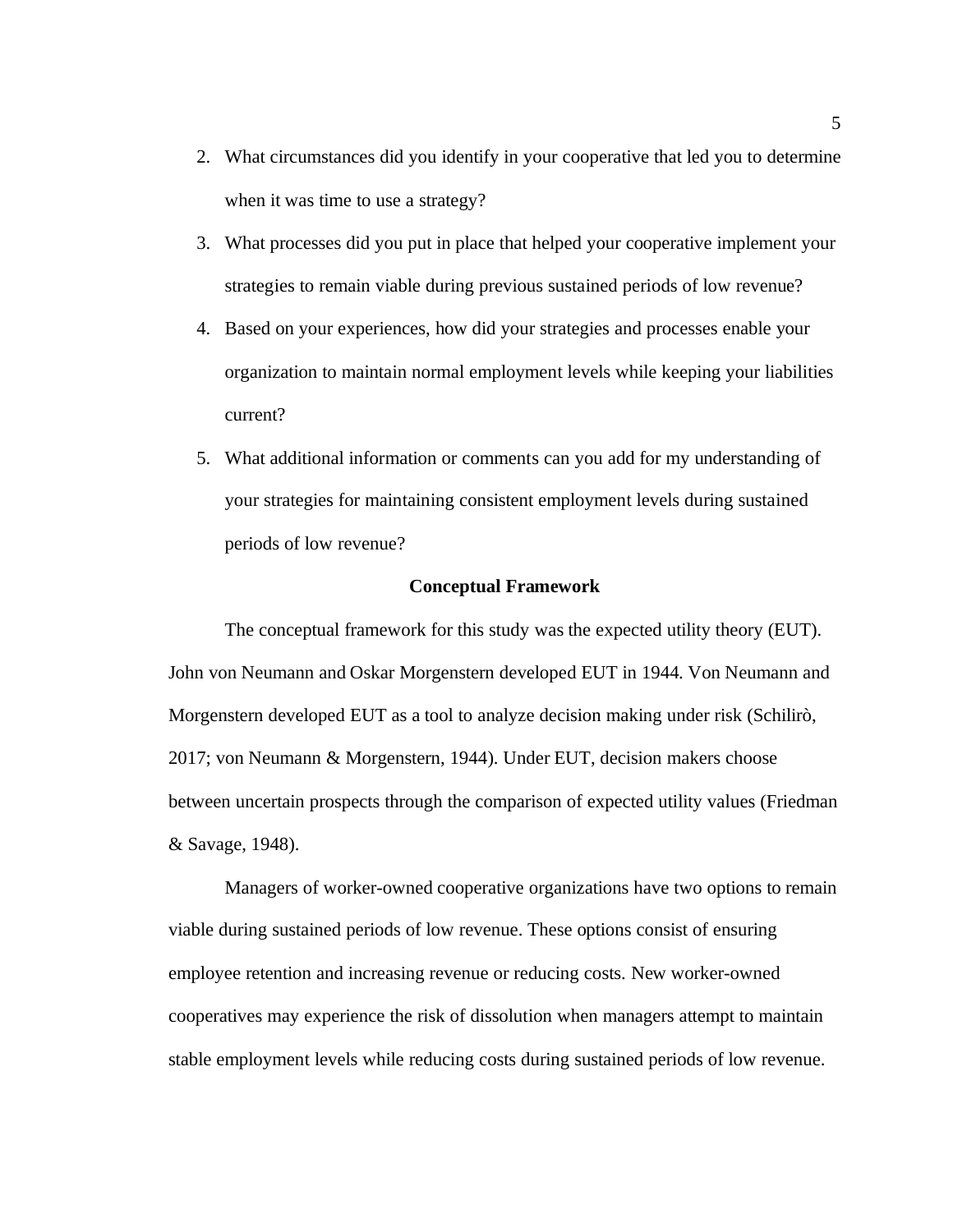2. What circumstances did you identify in your cooperative that led you to determine when it was time to use a strategy?
3. What processes did you put in place that helped your cooperative implement your strategies to remain viable during previous sustained periods of low revenue?
4. Based on your experiences, how did your strategies and processes enable your organization to maintain normal employment levels while keeping your liabilities current?
5. What additional information or comments can you add for my understanding of your strategies for maintaining consistent employment levels during sustained periods of low revenue?

## Conceptual Framework

The conceptual framework for this study was the expected utility theory (EUT). John von Neumann and Oskar Morgenstern developed EUT in 1944. Von Neumann and Morgenstern developed EUT as a tool to analyze decision making under risk (Schilirò, 2017; von Neumann & Morgenstern, 1944). Under EUT, decision makers choose between uncertain prospects through the comparison of expected utility values (Friedman & Savage, 1948).

Managers of worker-owned cooperative organizations have two options to remain viable during sustained periods of low revenue. These options consist of ensuring employee retention and increasing revenue or reducing costs. New worker-owned cooperatives may experience the risk of dissolution when managers attempt to maintain stable employment levels while reducing costs during sustained periods of low revenue.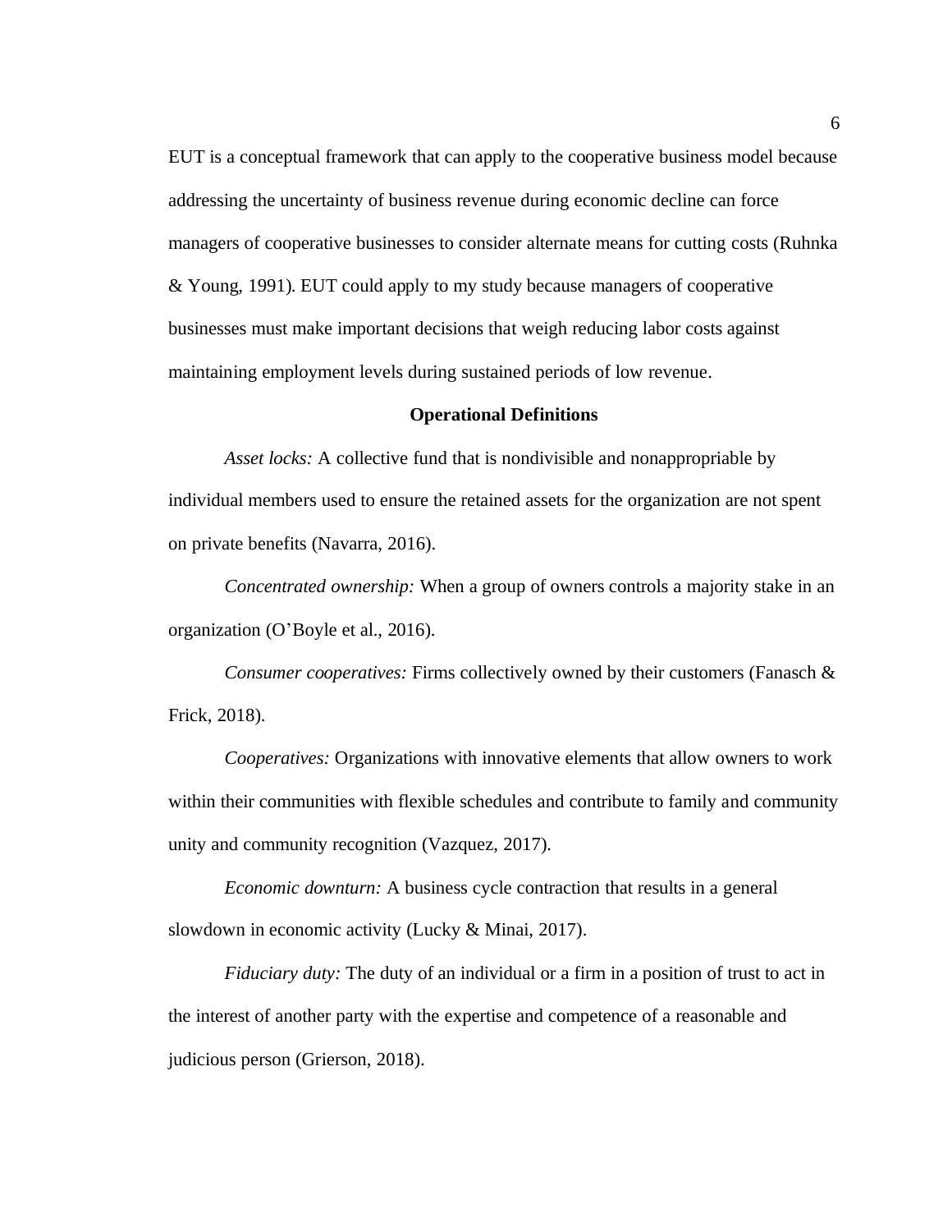EUT is a conceptual framework that can apply to the cooperative business model because addressing the uncertainty of business revenue during economic decline can force managers of cooperative businesses to consider alternate means for cutting costs (Ruhnka & Young, 1991). EUT could apply to my study because managers of cooperative businesses must make important decisions that weigh reducing labor costs against maintaining employment levels during sustained periods of low revenue.

## Operational Definitions

*Asset locks:* A collective fund that is nondivisible and nonappropriable by individual members used to ensure the retained assets for the organization are not spent on private benefits (Navarra, 2016).

*Concentrated ownership:* When a group of owners controls a majority stake in an organization (O'Boyle et al., 2016).

*Consumer cooperatives:* Firms collectively owned by their customers (Fanasch & Frick, 2018).

*Cooperatives:* Organizations with innovative elements that allow owners to work within their communities with flexible schedules and contribute to family and community unity and community recognition (Vazquez, 2017).

*Economic downturn:* A business cycle contraction that results in a general slowdown in economic activity (Lucky & Minai, 2017).

*Fiduciary duty:* The duty of an individual or a firm in a position of trust to act in the interest of another party with the expertise and competence of a reasonable and judicious person (Grierson, 2018).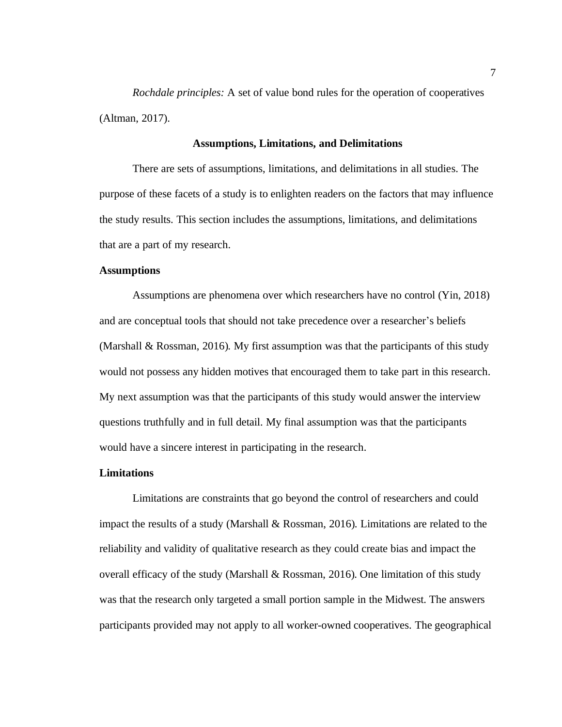*Rochdale principles:* A set of value bond rules for the operation of cooperatives (Altman, 2017).

## Assumptions, Limitations, and Delimitations

There are sets of assumptions, limitations, and delimitations in all studies. The purpose of these facets of a study is to enlighten readers on the factors that may influence the study results. This section includes the assumptions, limitations, and delimitations that are a part of my research.

### Assumptions

Assumptions are phenomena over which researchers have no control (Yin, 2018) and are conceptual tools that should not take precedence over a researcher's beliefs (Marshall & Rossman, 2016). My first assumption was that the participants of this study would not possess any hidden motives that encouraged them to take part in this research. My next assumption was that the participants of this study would answer the interview questions truthfully and in full detail. My final assumption was that the participants would have a sincere interest in participating in the research.

### Limitations

Limitations are constraints that go beyond the control of researchers and could impact the results of a study (Marshall & Rossman, 2016). Limitations are related to the reliability and validity of qualitative research as they could create bias and impact the overall efficacy of the study (Marshall & Rossman, 2016). One limitation of this study was that the research only targeted a small portion sample in the Midwest. The answers participants provided may not apply to all worker-owned cooperatives. The geographical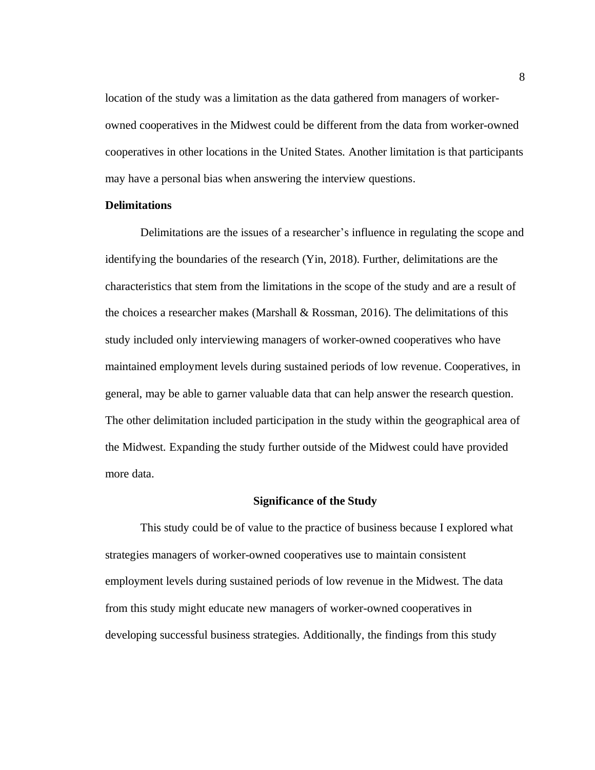location of the study was a limitation as the data gathered from managers of worker-owned cooperatives in the Midwest could be different from the data from worker-owned cooperatives in other locations in the United States. Another limitation is that participants may have a personal bias when answering the interview questions.

### Delimitations

Delimitations are the issues of a researcher's influence in regulating the scope and identifying the boundaries of the research (Yin, 2018). Further, delimitations are the characteristics that stem from the limitations in the scope of the study and are a result of the choices a researcher makes (Marshall & Rossman, 2016). The delimitations of this study included only interviewing managers of worker-owned cooperatives who have maintained employment levels during sustained periods of low revenue. Cooperatives, in general, may be able to garner valuable data that can help answer the research question. The other delimitation included participation in the study within the geographical area of the Midwest. Expanding the study further outside of the Midwest could have provided more data.

## Significance of the Study

This study could be of value to the practice of business because I explored what strategies managers of worker-owned cooperatives use to maintain consistent employment levels during sustained periods of low revenue in the Midwest. The data from this study might educate new managers of worker-owned cooperatives in developing successful business strategies. Additionally, the findings from this study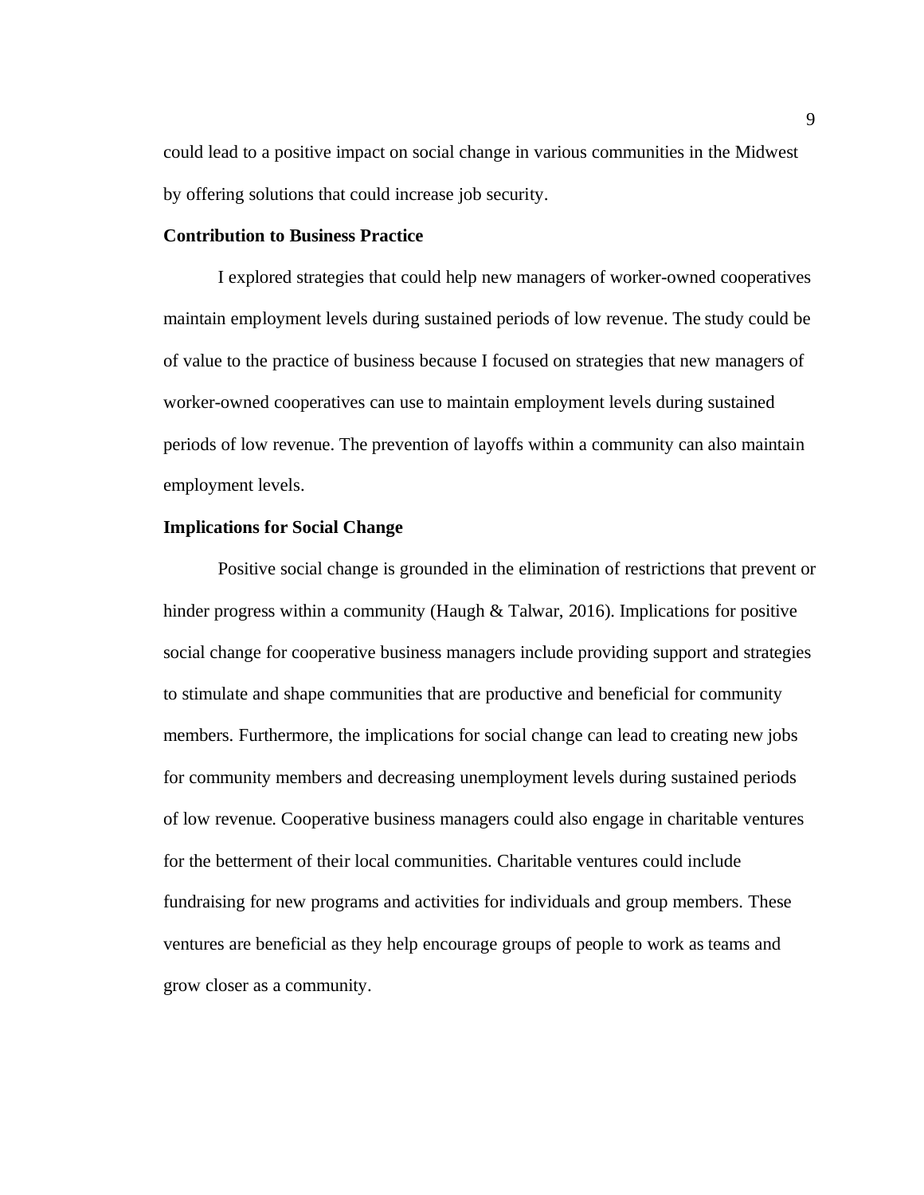could lead to a positive impact on social change in various communities in the Midwest by offering solutions that could increase job security.

### Contribution to Business Practice

I explored strategies that could help new managers of worker-owned cooperatives maintain employment levels during sustained periods of low revenue. The study could be of value to the practice of business because I focused on strategies that new managers of worker-owned cooperatives can use to maintain employment levels during sustained periods of low revenue. The prevention of layoffs within a community can also maintain employment levels.

### Implications for Social Change

Positive social change is grounded in the elimination of restrictions that prevent or hinder progress within a community (Haugh & Talwar, 2016). Implications for positive social change for cooperative business managers include providing support and strategies to stimulate and shape communities that are productive and beneficial for community members. Furthermore, the implications for social change can lead to creating new jobs for community members and decreasing unemployment levels during sustained periods of low revenue. Cooperative business managers could also engage in charitable ventures for the betterment of their local communities. Charitable ventures could include fundraising for new programs and activities for individuals and group members. These ventures are beneficial as they help encourage groups of people to work as teams and grow closer as a community.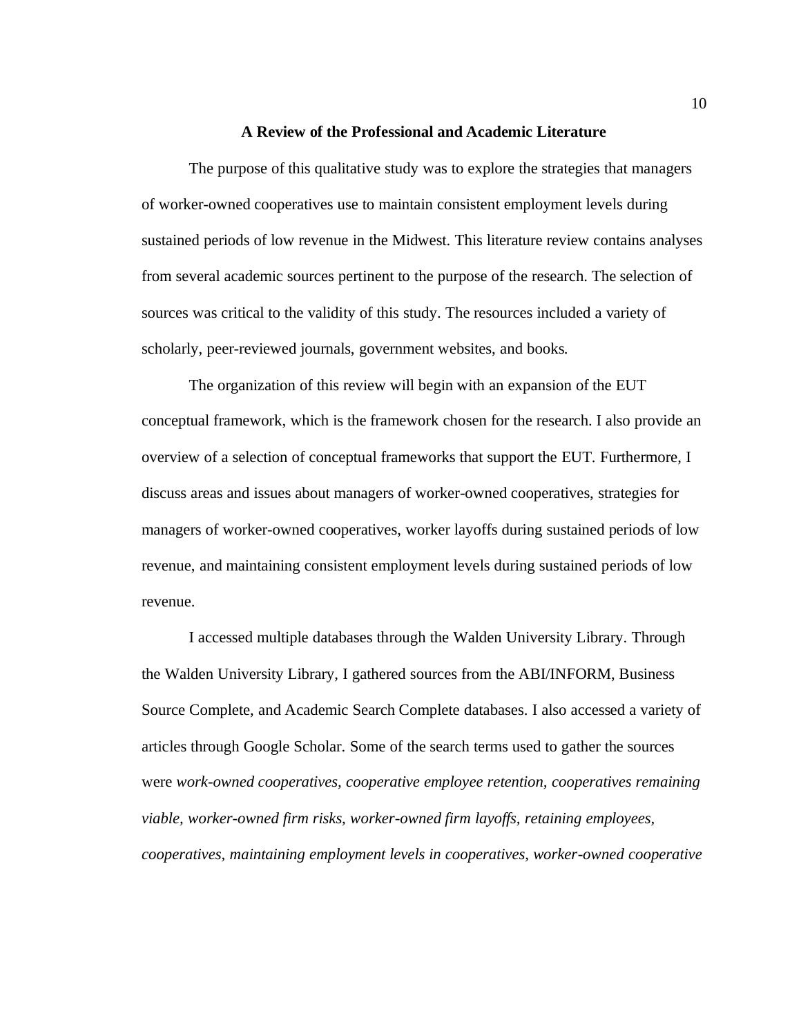## A Review of the Professional and Academic Literature

The purpose of this qualitative study was to explore the strategies that managers of worker-owned cooperatives use to maintain consistent employment levels during sustained periods of low revenue in the Midwest. This literature review contains analyses from several academic sources pertinent to the purpose of the research. The selection of sources was critical to the validity of this study. The resources included a variety of scholarly, peer-reviewed journals, government websites, and books.

The organization of this review will begin with an expansion of the EUT conceptual framework, which is the framework chosen for the research. I also provide an overview of a selection of conceptual frameworks that support the EUT. Furthermore, I discuss areas and issues about managers of worker-owned cooperatives, strategies for managers of worker-owned cooperatives, worker layoffs during sustained periods of low revenue, and maintaining consistent employment levels during sustained periods of low revenue.

I accessed multiple databases through the Walden University Library. Through the Walden University Library, I gathered sources from the ABI/INFORM, Business Source Complete, and Academic Search Complete databases. I also accessed a variety of articles through Google Scholar. Some of the search terms used to gather the sources were *work-owned cooperatives, cooperative employee retention, cooperatives remaining viable, worker-owned firm risks, worker-owned firm layoffs, retaining employees, cooperatives, maintaining employment levels in cooperatives, worker-owned cooperative*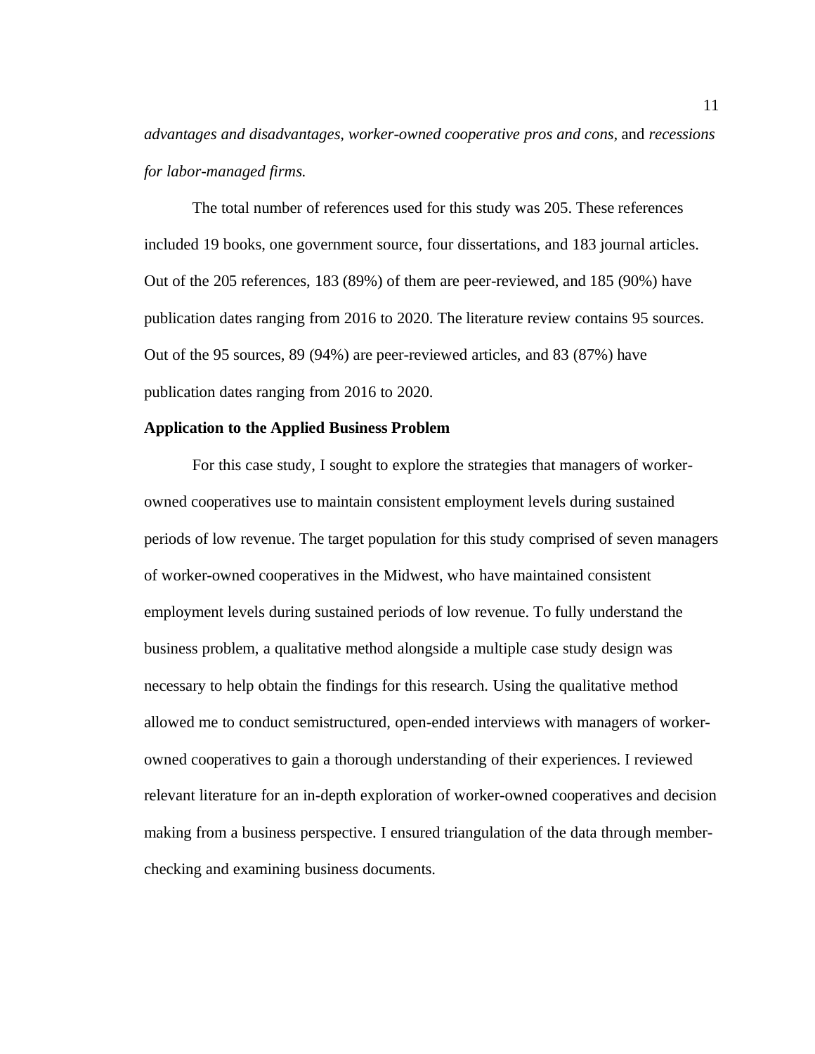*advantages and disadvantages*, *worker-owned cooperative pros and cons*, and *recessions for labor-managed firms.*

The total number of references used for this study was 205. These references included 19 books, one government source, four dissertations, and 183 journal articles. Out of the 205 references, 183 (89%) of them are peer-reviewed, and 185 (90%) have publication dates ranging from 2016 to 2020. The literature review contains 95 sources. Out of the 95 sources, 89 (94%) are peer-reviewed articles, and 83 (87%) have publication dates ranging from 2016 to 2020.

**Application to the Applied Business Problem**

For this case study, I sought to explore the strategies that managers of worker-owned cooperatives use to maintain consistent employment levels during sustained periods of low revenue. The target population for this study comprised of seven managers of worker-owned cooperatives in the Midwest, who have maintained consistent employment levels during sustained periods of low revenue. To fully understand the business problem, a qualitative method alongside a multiple case study design was necessary to help obtain the findings for this research. Using the qualitative method allowed me to conduct semistructured, open-ended interviews with managers of worker-owned cooperatives to gain a thorough understanding of their experiences. I reviewed relevant literature for an in-depth exploration of worker-owned cooperatives and decision making from a business perspective. I ensured triangulation of the data through member-checking and examining business documents.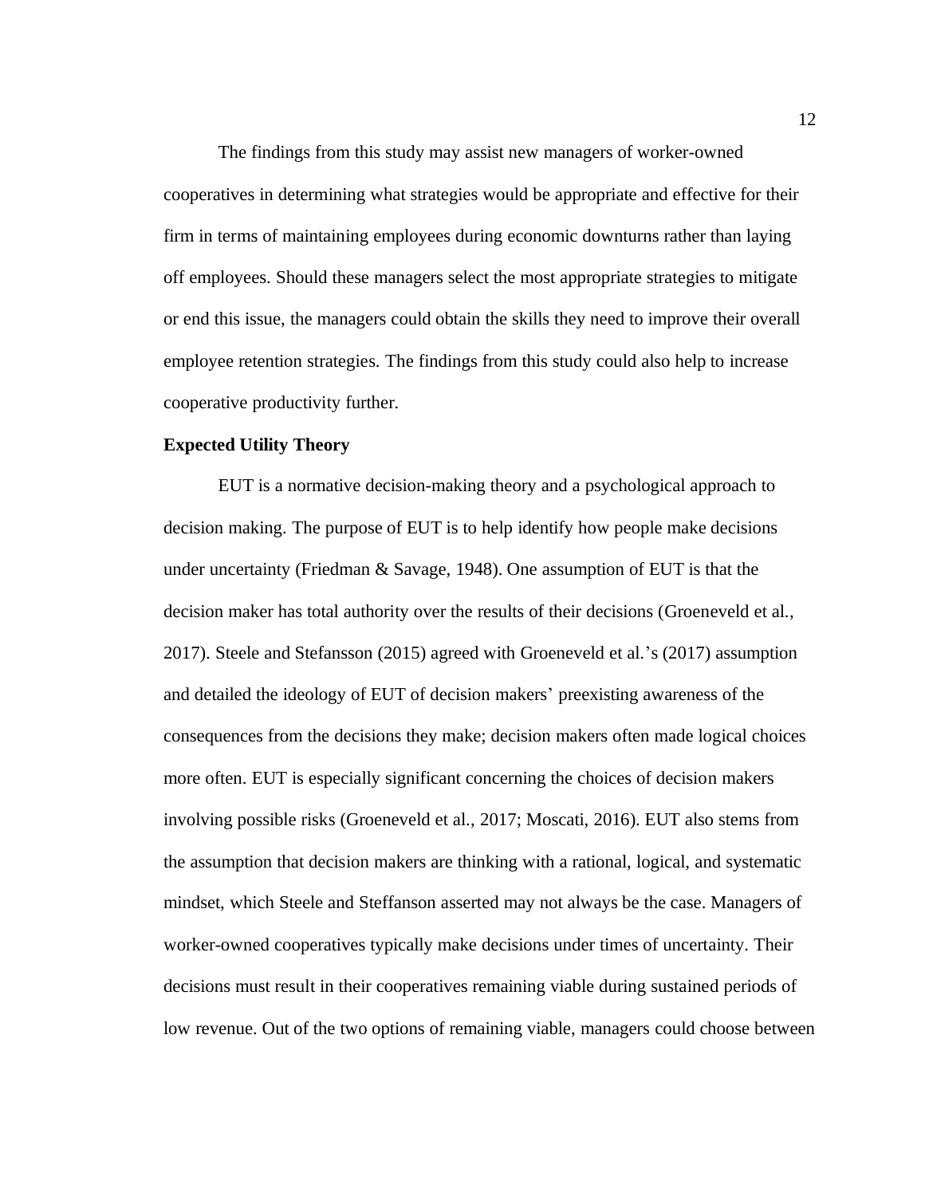The findings from this study may assist new managers of worker-owned cooperatives in determining what strategies would be appropriate and effective for their firm in terms of maintaining employees during economic downturns rather than laying off employees. Should these managers select the most appropriate strategies to mitigate or end this issue, the managers could obtain the skills they need to improve their overall employee retention strategies. The findings from this study could also help to increase cooperative productivity further.

**Expected Utility Theory**

EUT is a normative decision-making theory and a psychological approach to decision making. The purpose of EUT is to help identify how people make decisions under uncertainty (Friedman & Savage, 1948). One assumption of EUT is that the decision maker has total authority over the results of their decisions (Groeneveld et al., 2017). Steele and Stefansson (2015) agreed with Groeneveld et al.'s (2017) assumption and detailed the ideology of EUT of decision makers' preexisting awareness of the consequences from the decisions they make; decision makers often made logical choices more often. EUT is especially significant concerning the choices of decision makers involving possible risks (Groeneveld et al., 2017; Moscati, 2016). EUT also stems from the assumption that decision makers are thinking with a rational, logical, and systematic mindset, which Steele and Steffanson asserted may not always be the case. Managers of worker-owned cooperatives typically make decisions under times of uncertainty. Their decisions must result in their cooperatives remaining viable during sustained periods of low revenue. Out of the two options of remaining viable, managers could choose between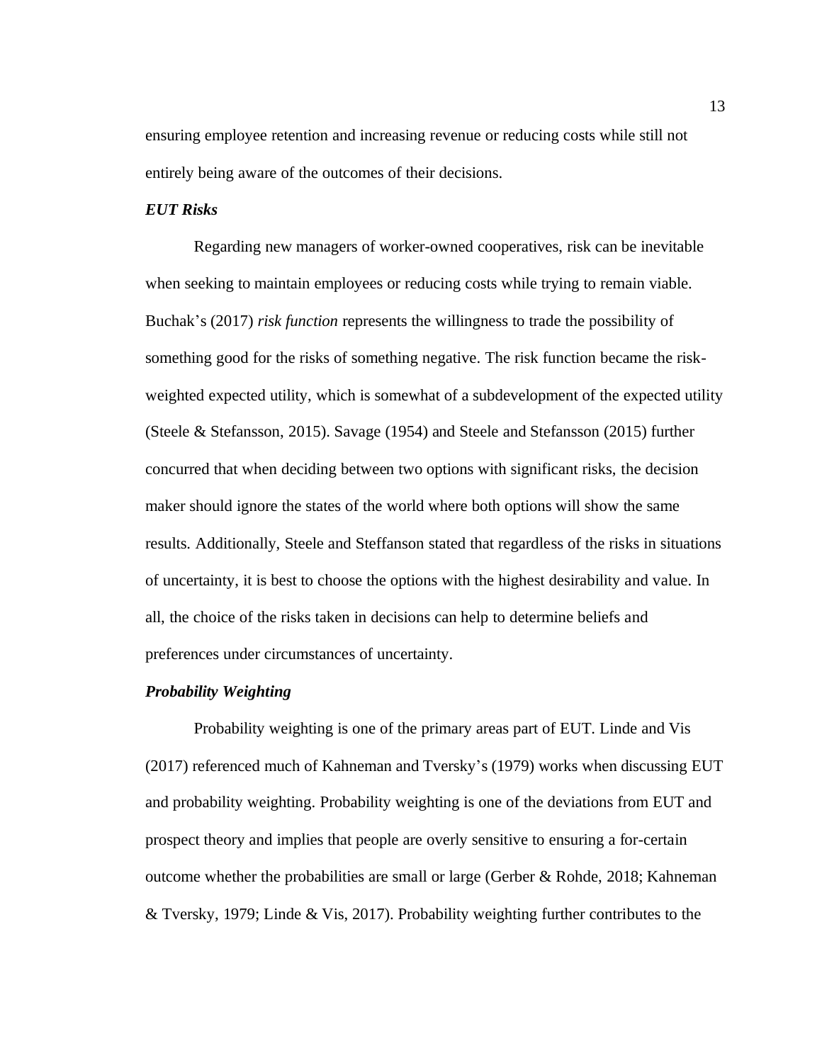ensuring employee retention and increasing revenue or reducing costs while still not entirely being aware of the outcomes of their decisions.

### *EUT Risks*

Regarding new managers of worker-owned cooperatives, risk can be inevitable when seeking to maintain employees or reducing costs while trying to remain viable. Buchak's (2017) *risk function* represents the willingness to trade the possibility of something good for the risks of something negative. The risk function became the risk-weighted expected utility, which is somewhat of a subdevelopment of the expected utility (Steele & Stefansson, 2015). Savage (1954) and Steele and Stefansson (2015) further concurred that when deciding between two options with significant risks, the decision maker should ignore the states of the world where both options will show the same results. Additionally, Steele and Steffanson stated that regardless of the risks in situations of uncertainty, it is best to choose the options with the highest desirability and value. In all, the choice of the risks taken in decisions can help to determine beliefs and preferences under circumstances of uncertainty.

### *Probability Weighting*

Probability weighting is one of the primary areas part of EUT. Linde and Vis (2017) referenced much of Kahneman and Tversky's (1979) works when discussing EUT and probability weighting. Probability weighting is one of the deviations from EUT and prospect theory and implies that people are overly sensitive to ensuring a for-certain outcome whether the probabilities are small or large (Gerber & Rohde, 2018; Kahneman & Tversky, 1979; Linde & Vis, 2017). Probability weighting further contributes to the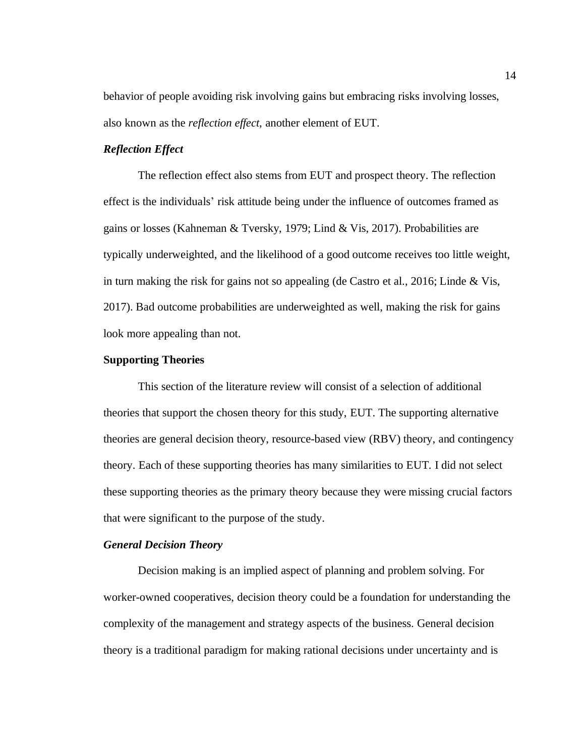behavior of people avoiding risk involving gains but embracing risks involving losses, also known as the *reflection effect*, another element of EUT.

### *Reflection Effect*

The reflection effect also stems from EUT and prospect theory. The reflection effect is the individuals' risk attitude being under the influence of outcomes framed as gains or losses (Kahneman & Tversky, 1979; Lind & Vis, 2017). Probabilities are typically underweighted, and the likelihood of a good outcome receives too little weight, in turn making the risk for gains not so appealing (de Castro et al., 2016; Linde & Vis, 2017). Bad outcome probabilities are underweighted as well, making the risk for gains look more appealing than not.

## **Supporting Theories**

This section of the literature review will consist of a selection of additional theories that support the chosen theory for this study, EUT. The supporting alternative theories are general decision theory, resource-based view (RBV) theory, and contingency theory. Each of these supporting theories has many similarities to EUT. I did not select these supporting theories as the primary theory because they were missing crucial factors that were significant to the purpose of the study.

### *General Decision Theory*

Decision making is an implied aspect of planning and problem solving. For worker-owned cooperatives, decision theory could be a foundation for understanding the complexity of the management and strategy aspects of the business. General decision theory is a traditional paradigm for making rational decisions under uncertainty and is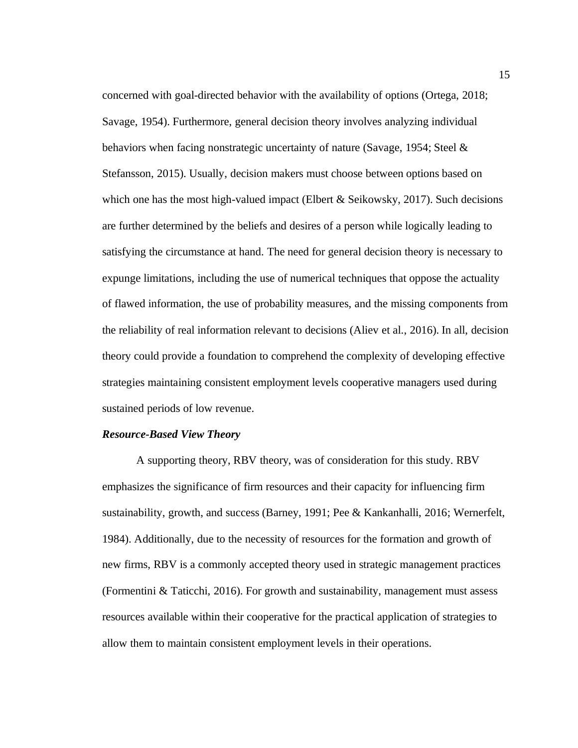concerned with goal-directed behavior with the availability of options (Ortega, 2018; Savage, 1954). Furthermore, general decision theory involves analyzing individual behaviors when facing nonstrategic uncertainty of nature (Savage, 1954; Steel & Stefansson, 2015). Usually, decision makers must choose between options based on which one has the most high-valued impact (Elbert & Seikowsky, 2017). Such decisions are further determined by the beliefs and desires of a person while logically leading to satisfying the circumstance at hand. The need for general decision theory is necessary to expunge limitations, including the use of numerical techniques that oppose the actuality of flawed information, the use of probability measures, and the missing components from the reliability of real information relevant to decisions (Aliev et al., 2016). In all, decision theory could provide a foundation to comprehend the complexity of developing effective strategies maintaining consistent employment levels cooperative managers used during sustained periods of low revenue.

### *Resource-Based View Theory*

A supporting theory, RBV theory, was of consideration for this study. RBV emphasizes the significance of firm resources and their capacity for influencing firm sustainability, growth, and success (Barney, 1991; Pee & Kankanhalli, 2016; Wernerfelt, 1984). Additionally, due to the necessity of resources for the formation and growth of new firms, RBV is a commonly accepted theory used in strategic management practices (Formentini & Taticchi, 2016). For growth and sustainability, management must assess resources available within their cooperative for the practical application of strategies to allow them to maintain consistent employment levels in their operations.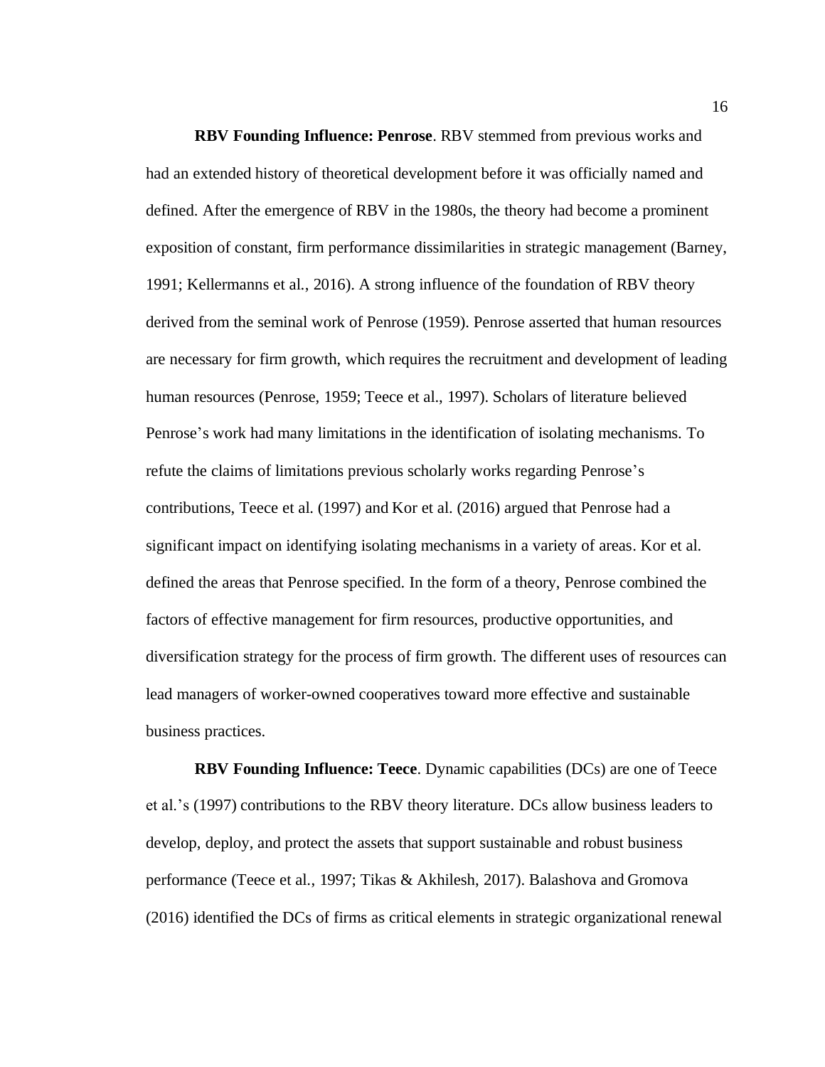**RBV Founding Influence: Penrose**. RBV stemmed from previous works and had an extended history of theoretical development before it was officially named and defined. After the emergence of RBV in the 1980s, the theory had become a prominent exposition of constant, firm performance dissimilarities in strategic management (Barney, 1991; Kellermanns et al., 2016). A strong influence of the foundation of RBV theory derived from the seminal work of Penrose (1959). Penrose asserted that human resources are necessary for firm growth, which requires the recruitment and development of leading human resources (Penrose, 1959; Teece et al., 1997). Scholars of literature believed Penrose's work had many limitations in the identification of isolating mechanisms. To refute the claims of limitations previous scholarly works regarding Penrose's contributions, Teece et al. (1997) and Kor et al. (2016) argued that Penrose had a significant impact on identifying isolating mechanisms in a variety of areas. Kor et al. defined the areas that Penrose specified. In the form of a theory, Penrose combined the factors of effective management for firm resources, productive opportunities, and diversification strategy for the process of firm growth. The different uses of resources can lead managers of worker-owned cooperatives toward more effective and sustainable business practices.

**RBV Founding Influence: Teece**. Dynamic capabilities (DCs) are one of Teece et al.'s (1997) contributions to the RBV theory literature. DCs allow business leaders to develop, deploy, and protect the assets that support sustainable and robust business performance (Teece et al., 1997; Tikas & Akhilesh, 2017). Balashova and Gromova (2016) identified the DCs of firms as critical elements in strategic organizational renewal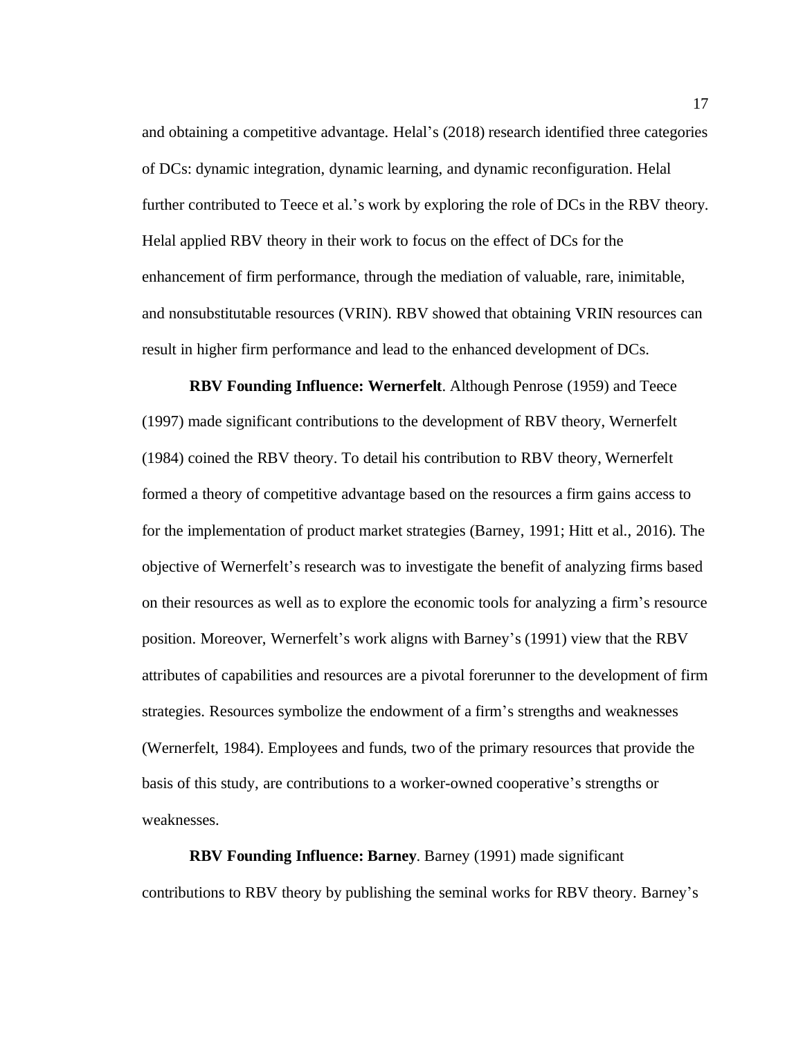and obtaining a competitive advantage. Helal's (2018) research identified three categories of DCs: dynamic integration, dynamic learning, and dynamic reconfiguration. Helal further contributed to Teece et al.'s work by exploring the role of DCs in the RBV theory. Helal applied RBV theory in their work to focus on the effect of DCs for the enhancement of firm performance, through the mediation of valuable, rare, inimitable, and nonsubstitutable resources (VRIN). RBV showed that obtaining VRIN resources can result in higher firm performance and lead to the enhanced development of DCs.

**RBV Founding Influence: Wernerfelt**. Although Penrose (1959) and Teece (1997) made significant contributions to the development of RBV theory, Wernerfelt (1984) coined the RBV theory. To detail his contribution to RBV theory, Wernerfelt formed a theory of competitive advantage based on the resources a firm gains access to for the implementation of product market strategies (Barney, 1991; Hitt et al., 2016). The objective of Wernerfelt's research was to investigate the benefit of analyzing firms based on their resources as well as to explore the economic tools for analyzing a firm's resource position. Moreover, Wernerfelt's work aligns with Barney's (1991) view that the RBV attributes of capabilities and resources are a pivotal forerunner to the development of firm strategies. Resources symbolize the endowment of a firm's strengths and weaknesses (Wernerfelt, 1984). Employees and funds, two of the primary resources that provide the basis of this study, are contributions to a worker-owned cooperative's strengths or weaknesses.

**RBV Founding Influence: Barney**. Barney (1991) made significant contributions to RBV theory by publishing the seminal works for RBV theory. Barney's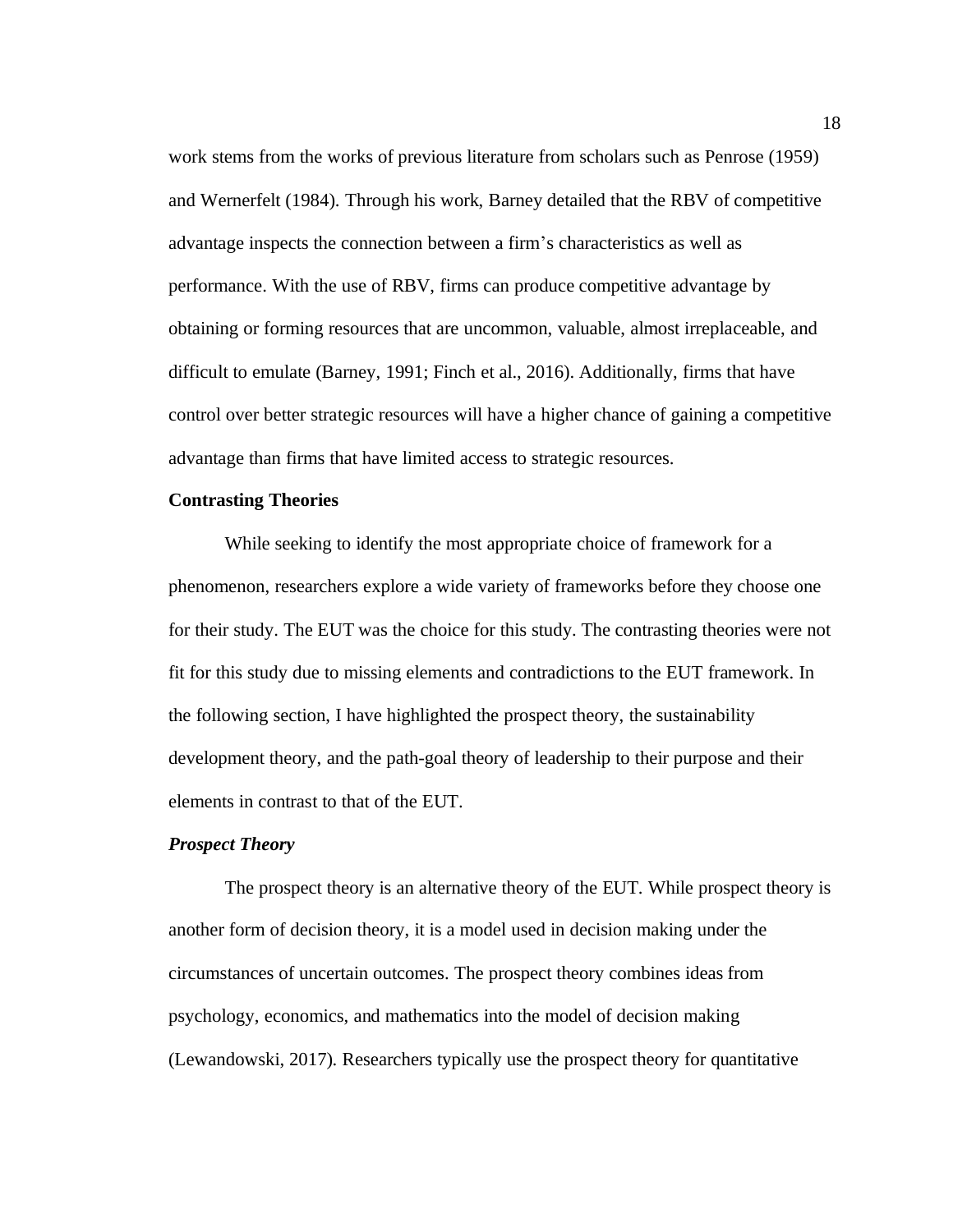work stems from the works of previous literature from scholars such as Penrose (1959) and Wernerfelt (1984). Through his work, Barney detailed that the RBV of competitive advantage inspects the connection between a firm's characteristics as well as performance. With the use of RBV, firms can produce competitive advantage by obtaining or forming resources that are uncommon, valuable, almost irreplaceable, and difficult to emulate (Barney, 1991; Finch et al., 2016). Additionally, firms that have control over better strategic resources will have a higher chance of gaining a competitive advantage than firms that have limited access to strategic resources.

## Contrasting Theories

While seeking to identify the most appropriate choice of framework for a phenomenon, researchers explore a wide variety of frameworks before they choose one for their study. The EUT was the choice for this study. The contrasting theories were not fit for this study due to missing elements and contradictions to the EUT framework. In the following section, I have highlighted the prospect theory, the sustainability development theory, and the path-goal theory of leadership to their purpose and their elements in contrast to that of the EUT.

### *Prospect Theory*

The prospect theory is an alternative theory of the EUT. While prospect theory is another form of decision theory, it is a model used in decision making under the circumstances of uncertain outcomes. The prospect theory combines ideas from psychology, economics, and mathematics into the model of decision making (Lewandowski, 2017). Researchers typically use the prospect theory for quantitative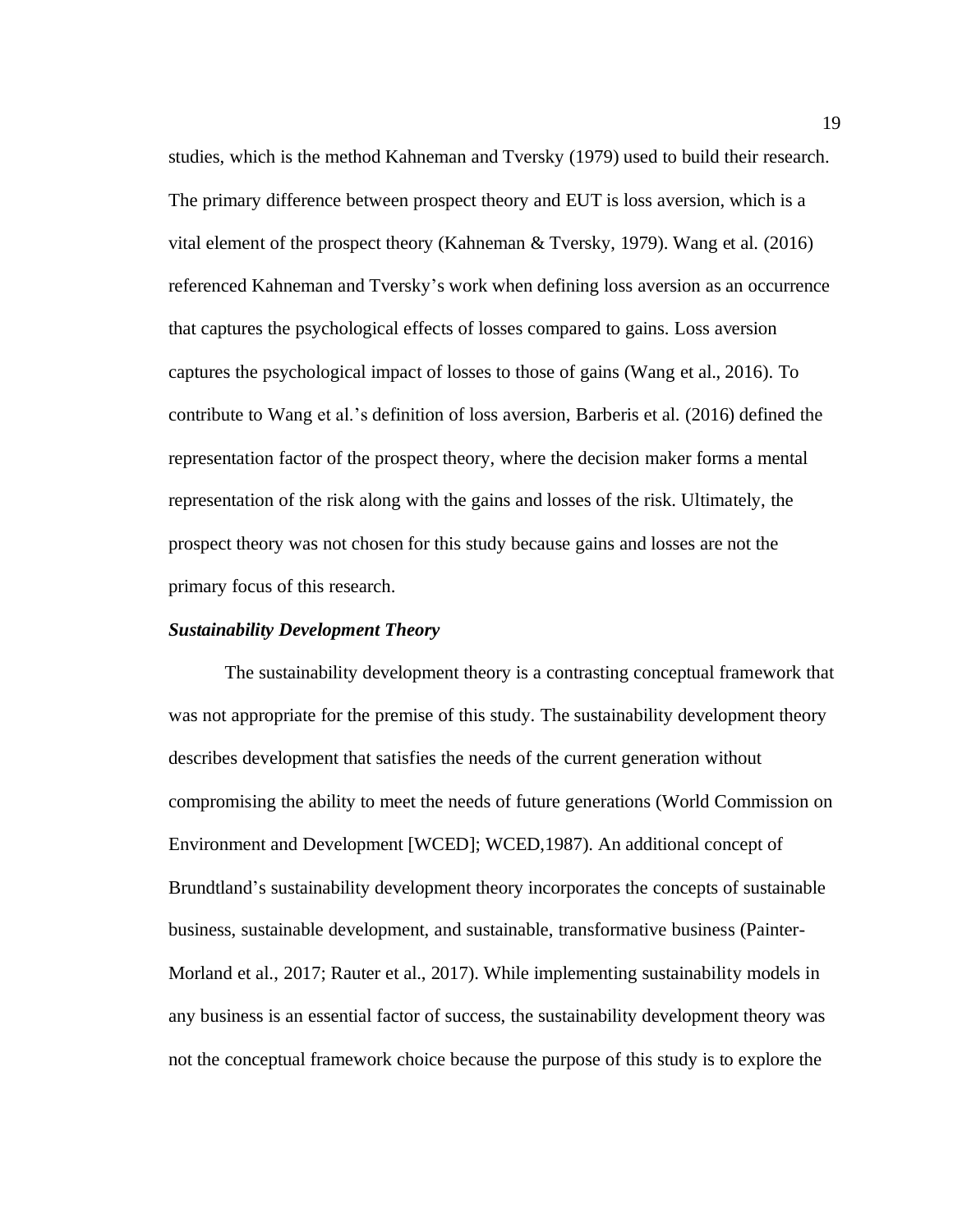studies, which is the method Kahneman and Tversky (1979) used to build their research. The primary difference between prospect theory and EUT is loss aversion, which is a vital element of the prospect theory (Kahneman & Tversky, 1979). Wang et al. (2016) referenced Kahneman and Tversky's work when defining loss aversion as an occurrence that captures the psychological effects of losses compared to gains. Loss aversion captures the psychological impact of losses to those of gains (Wang et al., 2016). To contribute to Wang et al.'s definition of loss aversion, Barberis et al. (2016) defined the representation factor of the prospect theory, where the decision maker forms a mental representation of the risk along with the gains and losses of the risk. Ultimately, the prospect theory was not chosen for this study because gains and losses are not the primary focus of this research.

### ***Sustainability Development Theory***

The sustainability development theory is a contrasting conceptual framework that was not appropriate for the premise of this study. The sustainability development theory describes development that satisfies the needs of the current generation without compromising the ability to meet the needs of future generations (World Commission on Environment and Development [WCED]; WCED,1987). An additional concept of Brundtland's sustainability development theory incorporates the concepts of sustainable business, sustainable development, and sustainable, transformative business (Painter-Morland et al., 2017; Rauter et al., 2017). While implementing sustainability models in any business is an essential factor of success, the sustainability development theory was not the conceptual framework choice because the purpose of this study is to explore the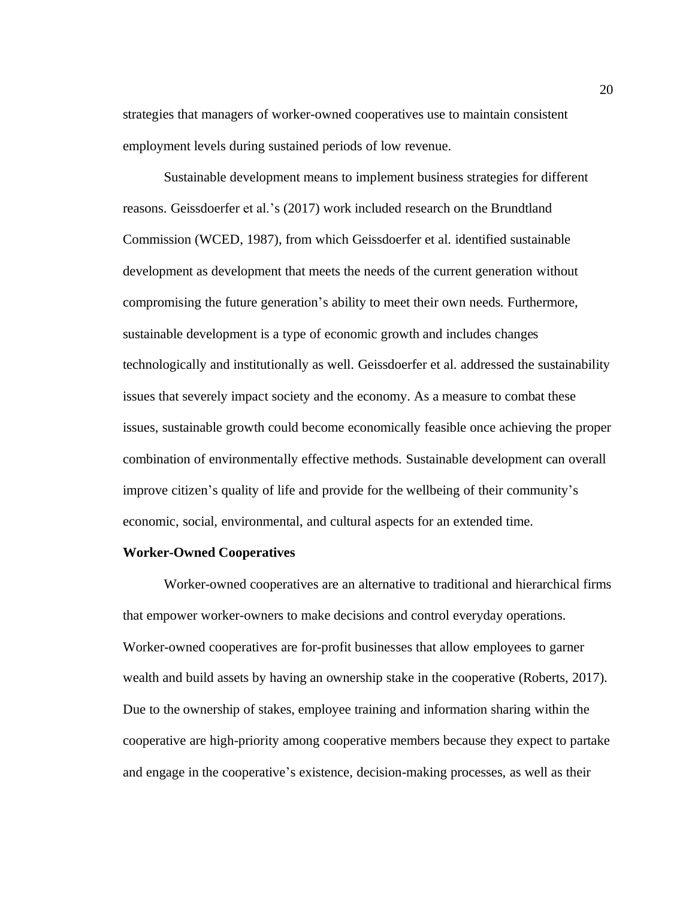strategies that managers of worker-owned cooperatives use to maintain consistent employment levels during sustained periods of low revenue.

Sustainable development means to implement business strategies for different reasons. Geissdoerfer et al.'s (2017) work included research on the Brundtland Commission (WCED, 1987), from which Geissdoerfer et al. identified sustainable development as development that meets the needs of the current generation without compromising the future generation's ability to meet their own needs. Furthermore, sustainable development is a type of economic growth and includes changes technologically and institutionally as well. Geissdoerfer et al. addressed the sustainability issues that severely impact society and the economy. As a measure to combat these issues, sustainable growth could become economically feasible once achieving the proper combination of environmentally effective methods. Sustainable development can overall improve citizen's quality of life and provide for the wellbeing of their community's economic, social, environmental, and cultural aspects for an extended time.

**Worker-Owned Cooperatives**

Worker-owned cooperatives are an alternative to traditional and hierarchical firms that empower worker-owners to make decisions and control everyday operations. Worker-owned cooperatives are for-profit businesses that allow employees to garner wealth and build assets by having an ownership stake in the cooperative (Roberts, 2017). Due to the ownership of stakes, employee training and information sharing within the cooperative are high-priority among cooperative members because they expect to partake and engage in the cooperative's existence, decision-making processes, as well as their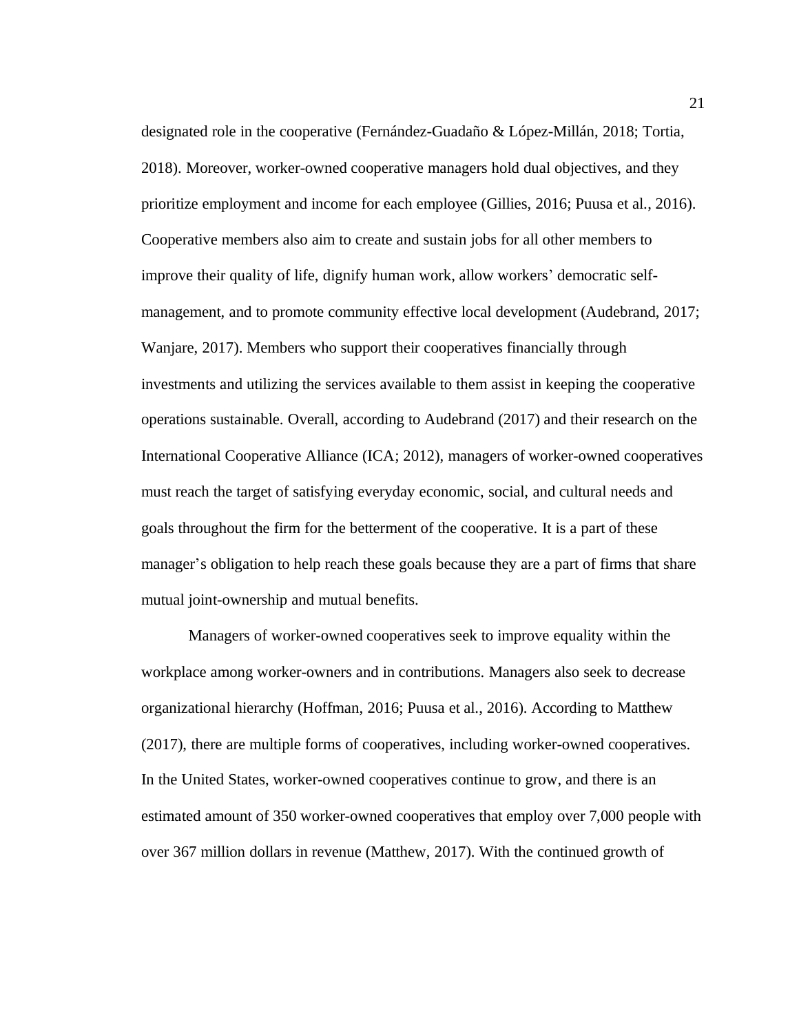designated role in the cooperative (Fernández-Guadaño & López-Millán, 2018; Tortia, 2018). Moreover, worker-owned cooperative managers hold dual objectives, and they prioritize employment and income for each employee (Gillies, 2016; Puusa et al., 2016). Cooperative members also aim to create and sustain jobs for all other members to improve their quality of life, dignify human work, allow workers' democratic self-management, and to promote community effective local development (Audebrand, 2017; Wanjare, 2017). Members who support their cooperatives financially through investments and utilizing the services available to them assist in keeping the cooperative operations sustainable. Overall, according to Audebrand (2017) and their research on the International Cooperative Alliance (ICA; 2012), managers of worker-owned cooperatives must reach the target of satisfying everyday economic, social, and cultural needs and goals throughout the firm for the betterment of the cooperative. It is a part of these manager's obligation to help reach these goals because they are a part of firms that share mutual joint-ownership and mutual benefits.

Managers of worker-owned cooperatives seek to improve equality within the workplace among worker-owners and in contributions. Managers also seek to decrease organizational hierarchy (Hoffman, 2016; Puusa et al., 2016). According to Matthew (2017), there are multiple forms of cooperatives, including worker-owned cooperatives. In the United States, worker-owned cooperatives continue to grow, and there is an estimated amount of 350 worker-owned cooperatives that employ over 7,000 people with over 367 million dollars in revenue (Matthew, 2017). With the continued growth of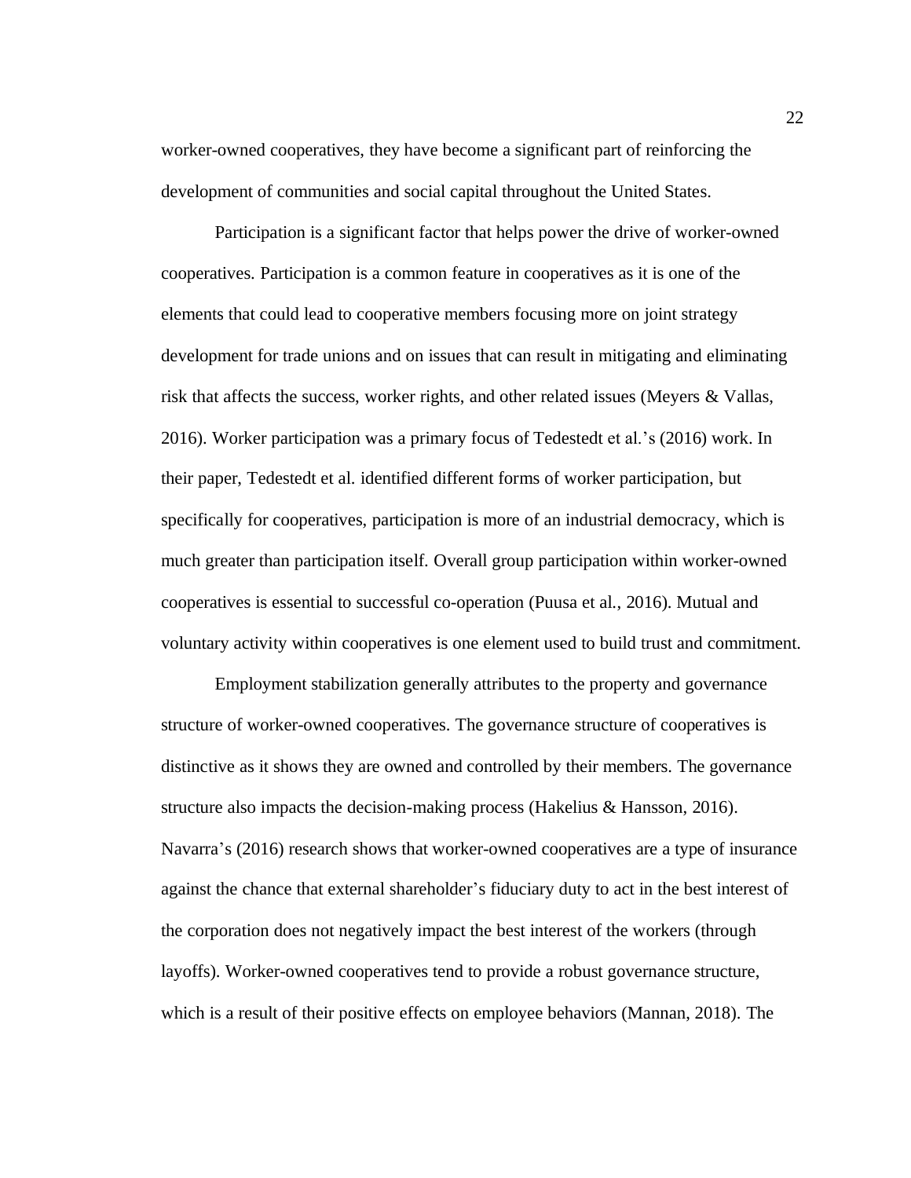worker-owned cooperatives, they have become a significant part of reinforcing the development of communities and social capital throughout the United States.

Participation is a significant factor that helps power the drive of worker-owned cooperatives. Participation is a common feature in cooperatives as it is one of the elements that could lead to cooperative members focusing more on joint strategy development for trade unions and on issues that can result in mitigating and eliminating risk that affects the success, worker rights, and other related issues (Meyers & Vallas, 2016). Worker participation was a primary focus of Tedestedt et al.'s (2016) work. In their paper, Tedestedt et al. identified different forms of worker participation, but specifically for cooperatives, participation is more of an industrial democracy, which is much greater than participation itself. Overall group participation within worker-owned cooperatives is essential to successful co-operation (Puusa et al., 2016). Mutual and voluntary activity within cooperatives is one element used to build trust and commitment.

Employment stabilization generally attributes to the property and governance structure of worker-owned cooperatives. The governance structure of cooperatives is distinctive as it shows they are owned and controlled by their members. The governance structure also impacts the decision-making process (Hakelius & Hansson, 2016). Navarra's (2016) research shows that worker-owned cooperatives are a type of insurance against the chance that external shareholder's fiduciary duty to act in the best interest of the corporation does not negatively impact the best interest of the workers (through layoffs). Worker-owned cooperatives tend to provide a robust governance structure, which is a result of their positive effects on employee behaviors (Mannan, 2018). The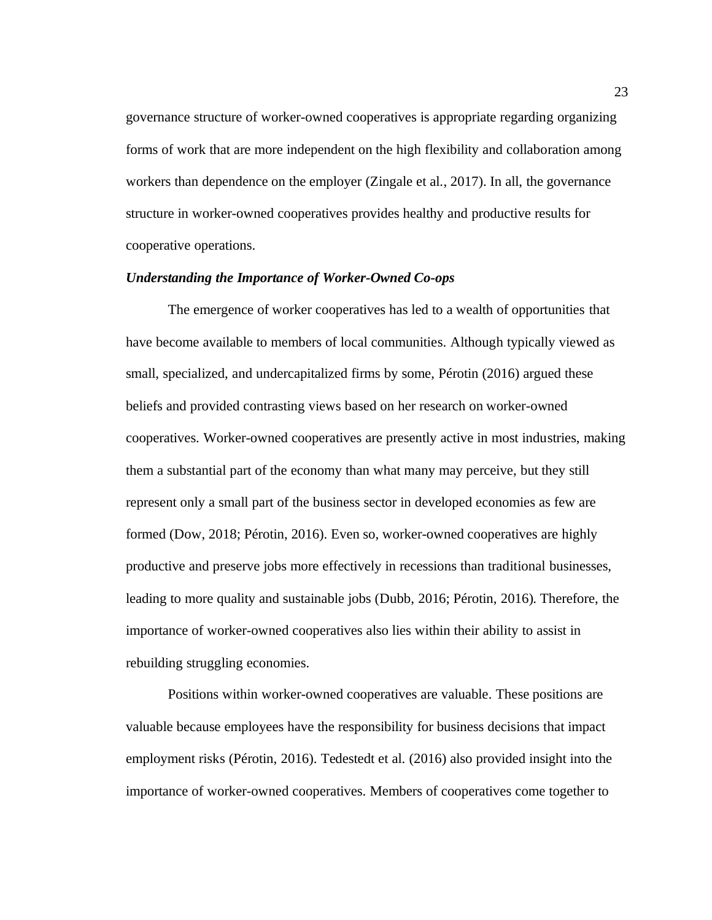governance structure of worker-owned cooperatives is appropriate regarding organizing forms of work that are more independent on the high flexibility and collaboration among workers than dependence on the employer (Zingale et al., 2017). In all, the governance structure in worker-owned cooperatives provides healthy and productive results for cooperative operations.

### *Understanding the Importance of Worker-Owned Co-ops*

The emergence of worker cooperatives has led to a wealth of opportunities that have become available to members of local communities. Although typically viewed as small, specialized, and undercapitalized firms by some, Pérotin (2016) argued these beliefs and provided contrasting views based on her research on worker-owned cooperatives. Worker-owned cooperatives are presently active in most industries, making them a substantial part of the economy than what many may perceive, but they still represent only a small part of the business sector in developed economies as few are formed (Dow, 2018; Pérotin, 2016). Even so, worker-owned cooperatives are highly productive and preserve jobs more effectively in recessions than traditional businesses, leading to more quality and sustainable jobs (Dubb, 2016; Pérotin, 2016). Therefore, the importance of worker-owned cooperatives also lies within their ability to assist in rebuilding struggling economies.

Positions within worker-owned cooperatives are valuable. These positions are valuable because employees have the responsibility for business decisions that impact employment risks (Pérotin, 2016). Tedestedt et al. (2016) also provided insight into the importance of worker-owned cooperatives. Members of cooperatives come together to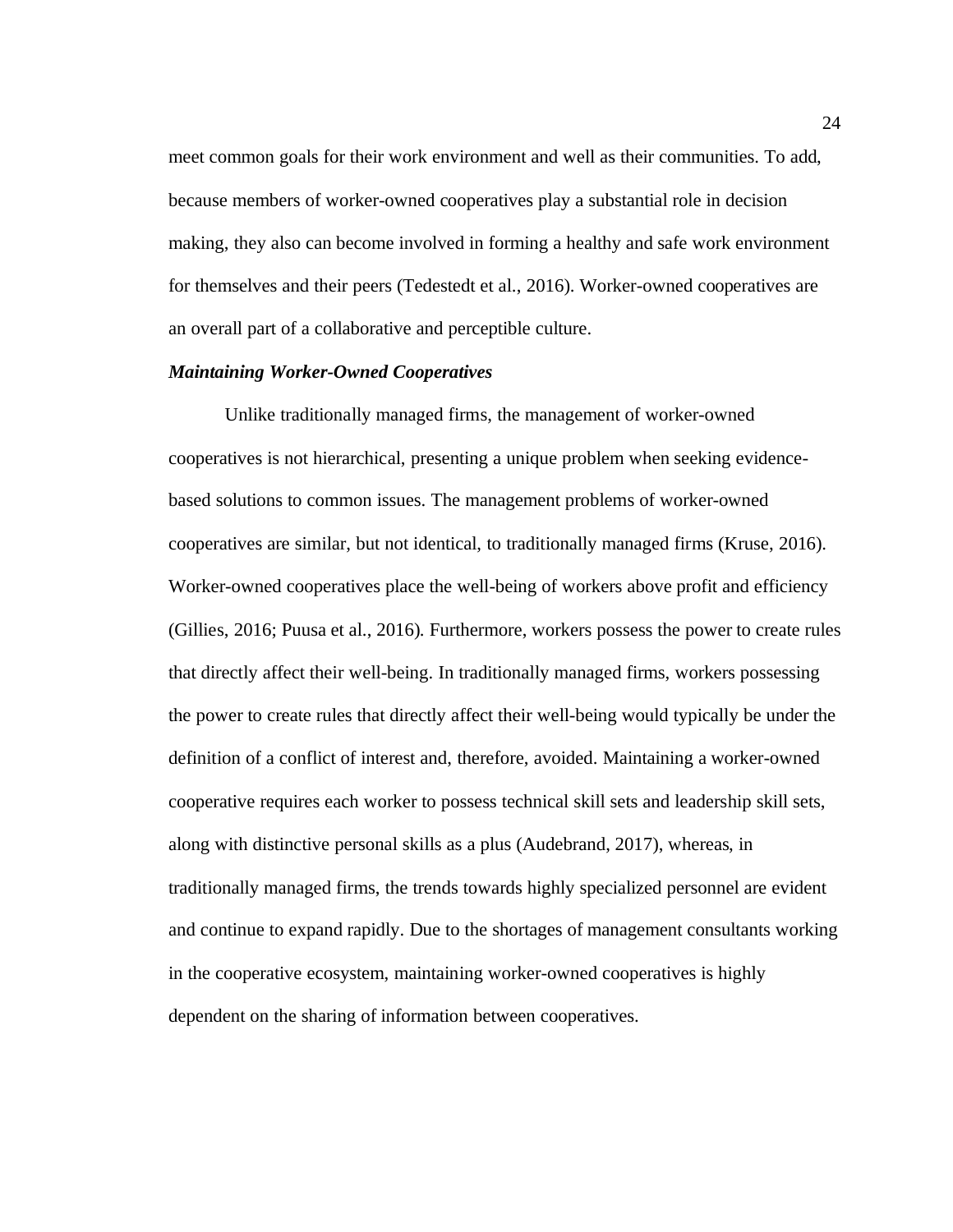meet common goals for their work environment and well as their communities. To add, because members of worker-owned cooperatives play a substantial role in decision making, they also can become involved in forming a healthy and safe work environment for themselves and their peers (Tedestedt et al., 2016). Worker-owned cooperatives are an overall part of a collaborative and perceptible culture.

### *Maintaining Worker-Owned Cooperatives*

Unlike traditionally managed firms, the management of worker-owned cooperatives is not hierarchical, presenting a unique problem when seeking evidence-based solutions to common issues. The management problems of worker-owned cooperatives are similar, but not identical, to traditionally managed firms (Kruse, 2016). Worker-owned cooperatives place the well-being of workers above profit and efficiency (Gillies, 2016; Puusa et al., 2016). Furthermore, workers possess the power to create rules that directly affect their well-being. In traditionally managed firms, workers possessing the power to create rules that directly affect their well-being would typically be under the definition of a conflict of interest and, therefore, avoided. Maintaining a worker-owned cooperative requires each worker to possess technical skill sets and leadership skill sets, along with distinctive personal skills as a plus (Audebrand, 2017), whereas, in traditionally managed firms, the trends towards highly specialized personnel are evident and continue to expand rapidly. Due to the shortages of management consultants working in the cooperative ecosystem, maintaining worker-owned cooperatives is highly dependent on the sharing of information between cooperatives.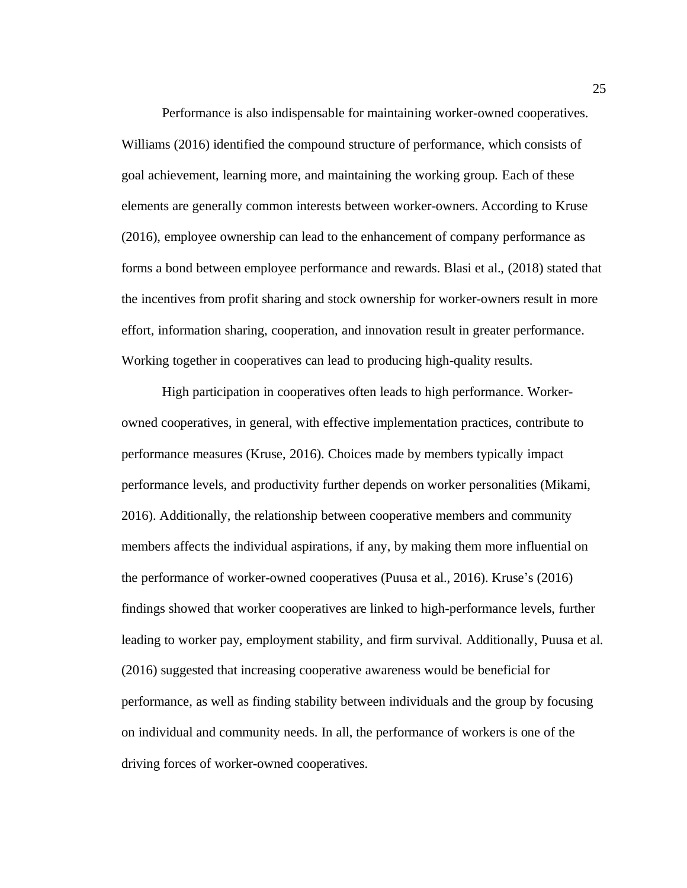Performance is also indispensable for maintaining worker-owned cooperatives. Williams (2016) identified the compound structure of performance, which consists of goal achievement, learning more, and maintaining the working group. Each of these elements are generally common interests between worker-owners. According to Kruse (2016), employee ownership can lead to the enhancement of company performance as forms a bond between employee performance and rewards. Blasi et al., (2018) stated that the incentives from profit sharing and stock ownership for worker-owners result in more effort, information sharing, cooperation, and innovation result in greater performance. Working together in cooperatives can lead to producing high-quality results.

High participation in cooperatives often leads to high performance. Worker-owned cooperatives, in general, with effective implementation practices, contribute to performance measures (Kruse, 2016). Choices made by members typically impact performance levels, and productivity further depends on worker personalities (Mikami, 2016). Additionally, the relationship between cooperative members and community members affects the individual aspirations, if any, by making them more influential on the performance of worker-owned cooperatives (Puusa et al., 2016). Kruse's (2016) findings showed that worker cooperatives are linked to high-performance levels, further leading to worker pay, employment stability, and firm survival. Additionally, Puusa et al. (2016) suggested that increasing cooperative awareness would be beneficial for performance, as well as finding stability between individuals and the group by focusing on individual and community needs. In all, the performance of workers is one of the driving forces of worker-owned cooperatives.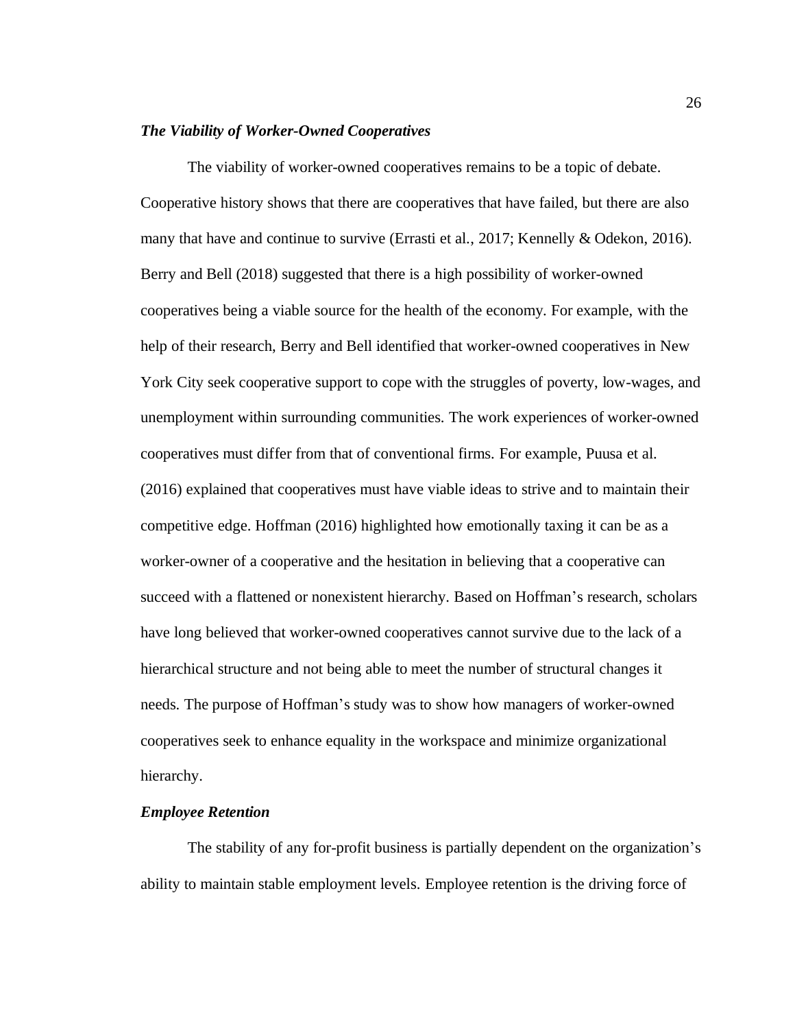### *The Viability of Worker-Owned Cooperatives*

The viability of worker-owned cooperatives remains to be a topic of debate. Cooperative history shows that there are cooperatives that have failed, but there are also many that have and continue to survive (Errasti et al., 2017; Kennelly & Odekon, 2016). Berry and Bell (2018) suggested that there is a high possibility of worker-owned cooperatives being a viable source for the health of the economy. For example, with the help of their research, Berry and Bell identified that worker-owned cooperatives in New York City seek cooperative support to cope with the struggles of poverty, low-wages, and unemployment within surrounding communities. The work experiences of worker-owned cooperatives must differ from that of conventional firms. For example, Puusa et al. (2016) explained that cooperatives must have viable ideas to strive and to maintain their competitive edge. Hoffman (2016) highlighted how emotionally taxing it can be as a worker-owner of a cooperative and the hesitation in believing that a cooperative can succeed with a flattened or nonexistent hierarchy. Based on Hoffman's research, scholars have long believed that worker-owned cooperatives cannot survive due to the lack of a hierarchical structure and not being able to meet the number of structural changes it needs. The purpose of Hoffman's study was to show how managers of worker-owned cooperatives seek to enhance equality in the workspace and minimize organizational hierarchy.

### *Employee Retention*

The stability of any for-profit business is partially dependent on the organization's ability to maintain stable employment levels. Employee retention is the driving force of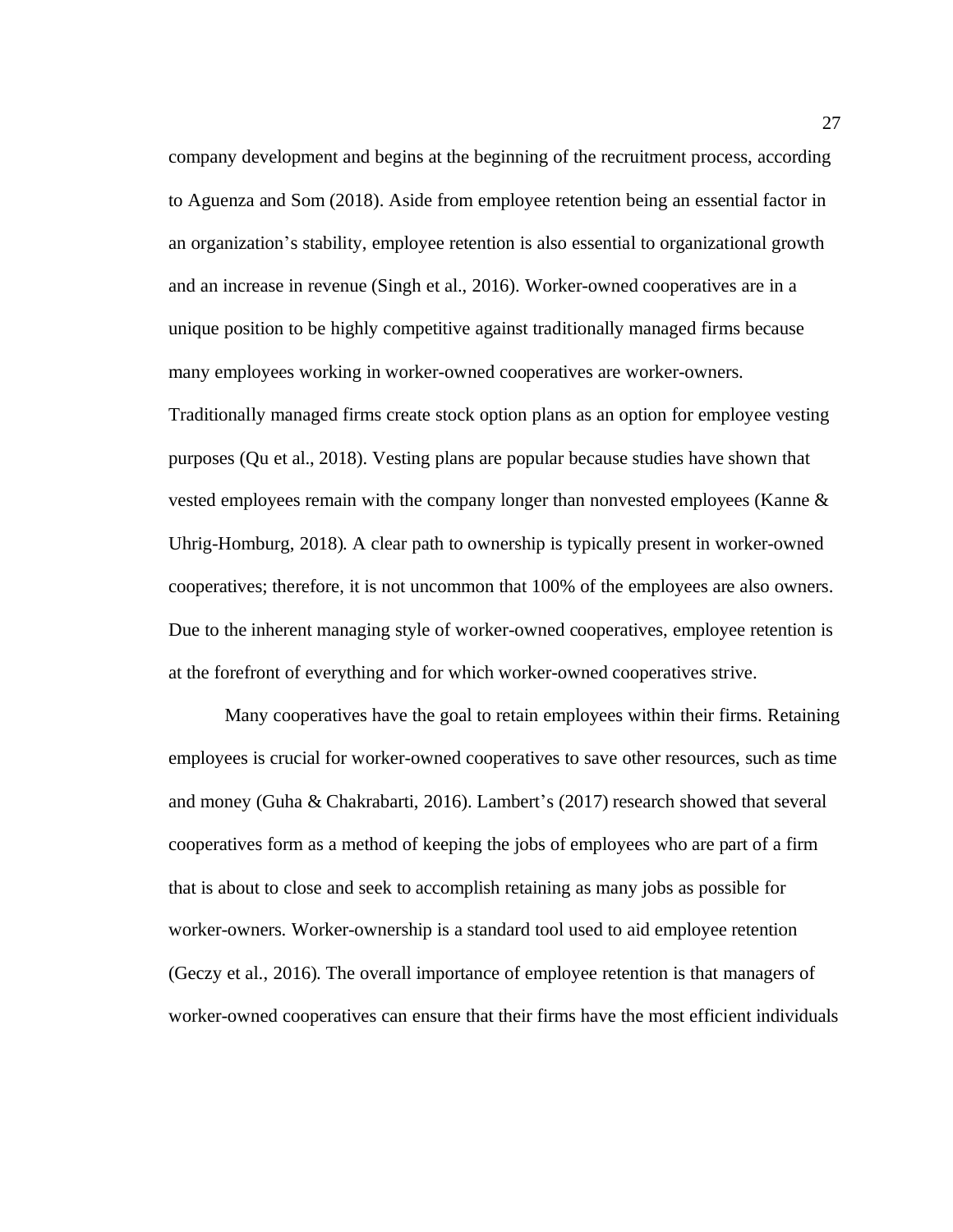company development and begins at the beginning of the recruitment process, according to Aguenza and Som (2018). Aside from employee retention being an essential factor in an organization's stability, employee retention is also essential to organizational growth and an increase in revenue (Singh et al., 2016). Worker-owned cooperatives are in a unique position to be highly competitive against traditionally managed firms because many employees working in worker-owned cooperatives are worker-owners. Traditionally managed firms create stock option plans as an option for employee vesting purposes (Qu et al., 2018). Vesting plans are popular because studies have shown that vested employees remain with the company longer than nonvested employees (Kanne & Uhrig-Homburg, 2018). A clear path to ownership is typically present in worker-owned cooperatives; therefore, it is not uncommon that 100% of the employees are also owners. Due to the inherent managing style of worker-owned cooperatives, employee retention is at the forefront of everything and for which worker-owned cooperatives strive.

Many cooperatives have the goal to retain employees within their firms. Retaining employees is crucial for worker-owned cooperatives to save other resources, such as time and money (Guha & Chakrabarti, 2016). Lambert's (2017) research showed that several cooperatives form as a method of keeping the jobs of employees who are part of a firm that is about to close and seek to accomplish retaining as many jobs as possible for worker-owners. Worker-ownership is a standard tool used to aid employee retention (Geczy et al., 2016). The overall importance of employee retention is that managers of worker-owned cooperatives can ensure that their firms have the most efficient individuals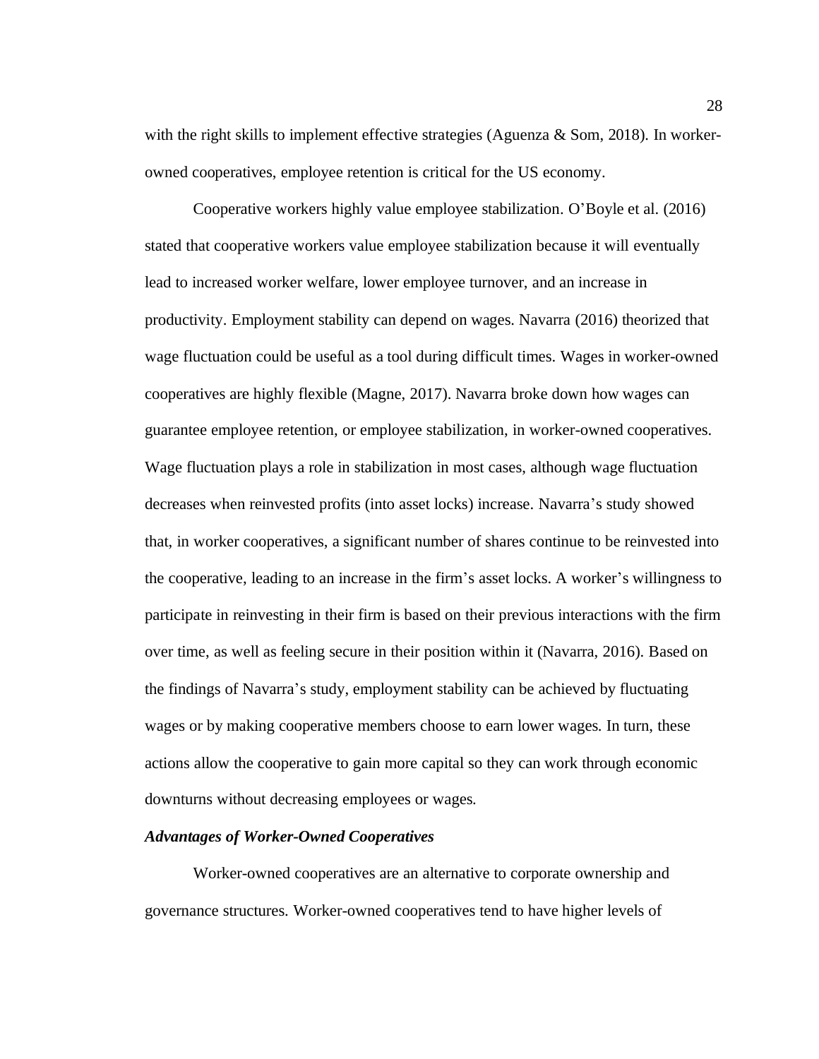with the right skills to implement effective strategies (Aguenza & Som, 2018). In worker-owned cooperatives, employee retention is critical for the US economy.

Cooperative workers highly value employee stabilization. O'Boyle et al. (2016) stated that cooperative workers value employee stabilization because it will eventually lead to increased worker welfare, lower employee turnover, and an increase in productivity. Employment stability can depend on wages. Navarra (2016) theorized that wage fluctuation could be useful as a tool during difficult times. Wages in worker-owned cooperatives are highly flexible (Magne, 2017). Navarra broke down how wages can guarantee employee retention, or employee stabilization, in worker-owned cooperatives. Wage fluctuation plays a role in stabilization in most cases, although wage fluctuation decreases when reinvested profits (into asset locks) increase. Navarra's study showed that, in worker cooperatives, a significant number of shares continue to be reinvested into the cooperative, leading to an increase in the firm's asset locks. A worker's willingness to participate in reinvesting in their firm is based on their previous interactions with the firm over time, as well as feeling secure in their position within it (Navarra, 2016). Based on the findings of Navarra's study, employment stability can be achieved by fluctuating wages or by making cooperative members choose to earn lower wages. In turn, these actions allow the cooperative to gain more capital so they can work through economic downturns without decreasing employees or wages.

### *Advantages of Worker-Owned Cooperatives*

Worker-owned cooperatives are an alternative to corporate ownership and governance structures. Worker-owned cooperatives tend to have higher levels of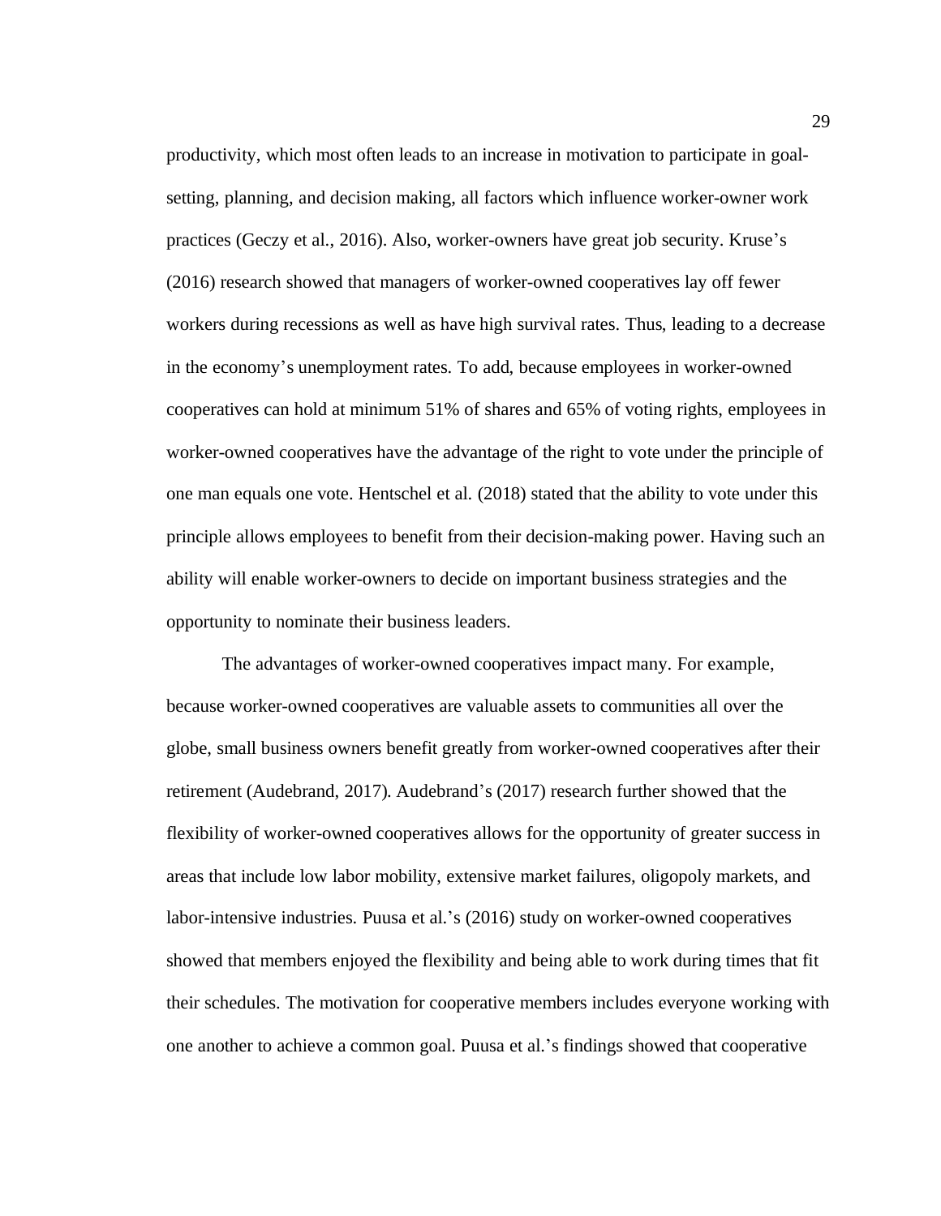productivity, which most often leads to an increase in motivation to participate in goal-setting, planning, and decision making, all factors which influence worker-owner work practices (Geczy et al., 2016). Also, worker-owners have great job security. Kruse's (2016) research showed that managers of worker-owned cooperatives lay off fewer workers during recessions as well as have high survival rates. Thus, leading to a decrease in the economy's unemployment rates. To add, because employees in worker-owned cooperatives can hold at minimum 51% of shares and 65% of voting rights, employees in worker-owned cooperatives have the advantage of the right to vote under the principle of one man equals one vote. Hentschel et al. (2018) stated that the ability to vote under this principle allows employees to benefit from their decision-making power. Having such an ability will enable worker-owners to decide on important business strategies and the opportunity to nominate their business leaders.

The advantages of worker-owned cooperatives impact many. For example, because worker-owned cooperatives are valuable assets to communities all over the globe, small business owners benefit greatly from worker-owned cooperatives after their retirement (Audebrand, 2017). Audebrand's (2017) research further showed that the flexibility of worker-owned cooperatives allows for the opportunity of greater success in areas that include low labor mobility, extensive market failures, oligopoly markets, and labor-intensive industries. Puusa et al.'s (2016) study on worker-owned cooperatives showed that members enjoyed the flexibility and being able to work during times that fit their schedules. The motivation for cooperative members includes everyone working with one another to achieve a common goal. Puusa et al.'s findings showed that cooperative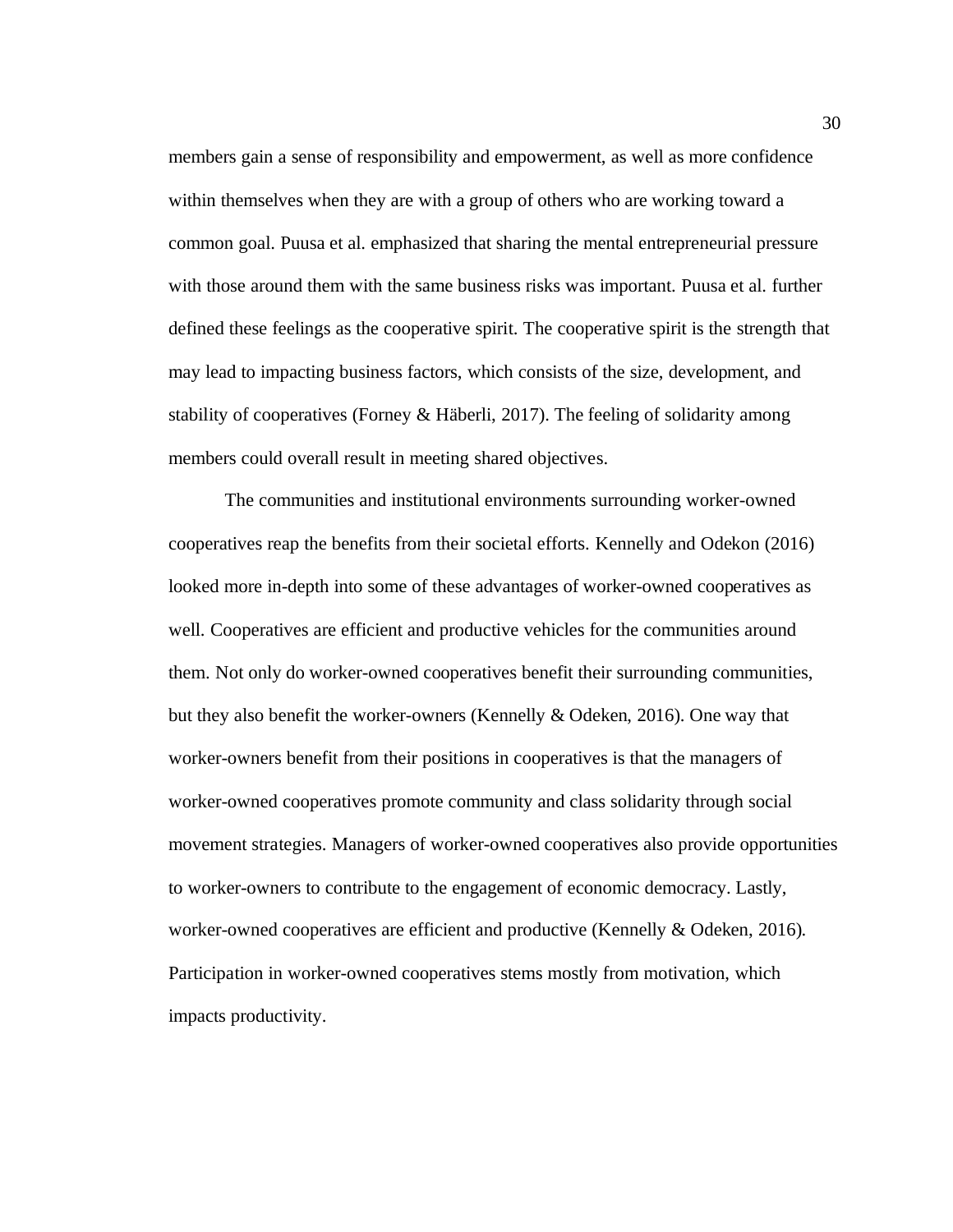members gain a sense of responsibility and empowerment, as well as more confidence within themselves when they are with a group of others who are working toward a common goal. Puusa et al. emphasized that sharing the mental entrepreneurial pressure with those around them with the same business risks was important. Puusa et al. further defined these feelings as the cooperative spirit. The cooperative spirit is the strength that may lead to impacting business factors, which consists of the size, development, and stability of cooperatives (Forney & Häberli, 2017). The feeling of solidarity among members could overall result in meeting shared objectives.

The communities and institutional environments surrounding worker-owned cooperatives reap the benefits from their societal efforts. Kennelly and Odekon (2016) looked more in-depth into some of these advantages of worker-owned cooperatives as well. Cooperatives are efficient and productive vehicles for the communities around them. Not only do worker-owned cooperatives benefit their surrounding communities, but they also benefit the worker-owners (Kennelly & Odeken, 2016). One way that worker-owners benefit from their positions in cooperatives is that the managers of worker-owned cooperatives promote community and class solidarity through social movement strategies. Managers of worker-owned cooperatives also provide opportunities to worker-owners to contribute to the engagement of economic democracy. Lastly, worker-owned cooperatives are efficient and productive (Kennelly & Odeken, 2016). Participation in worker-owned cooperatives stems mostly from motivation, which impacts productivity.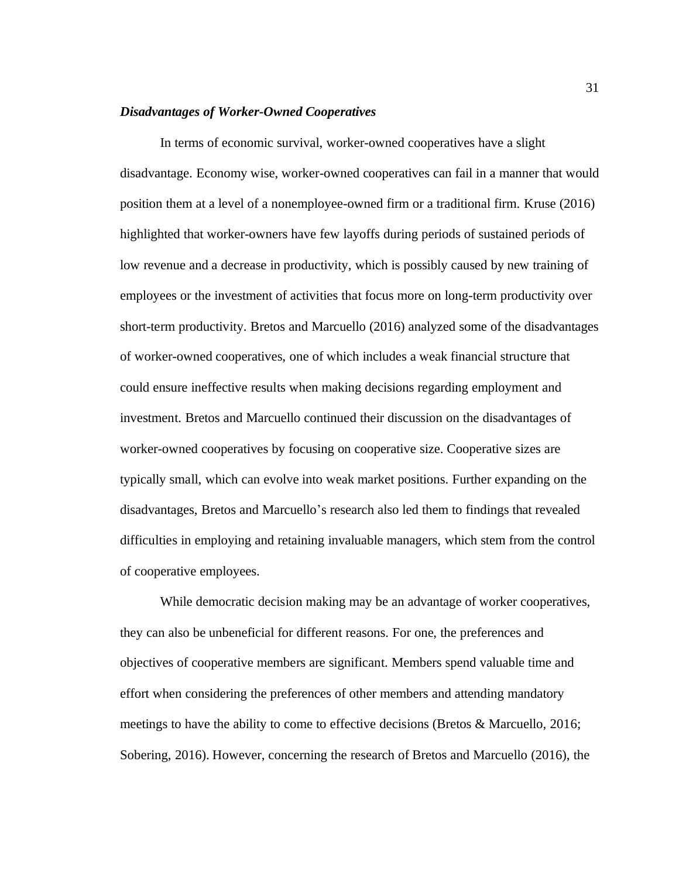### ***Disadvantages of Worker-Owned Cooperatives***

In terms of economic survival, worker-owned cooperatives have a slight disadvantage. Economy wise, worker-owned cooperatives can fail in a manner that would position them at a level of a nonemployee-owned firm or a traditional firm. Kruse (2016) highlighted that worker-owners have few layoffs during periods of sustained periods of low revenue and a decrease in productivity, which is possibly caused by new training of employees or the investment of activities that focus more on long-term productivity over short-term productivity. Bretos and Marcuello (2016) analyzed some of the disadvantages of worker-owned cooperatives, one of which includes a weak financial structure that could ensure ineffective results when making decisions regarding employment and investment. Bretos and Marcuello continued their discussion on the disadvantages of worker-owned cooperatives by focusing on cooperative size. Cooperative sizes are typically small, which can evolve into weak market positions. Further expanding on the disadvantages, Bretos and Marcuello's research also led them to findings that revealed difficulties in employing and retaining invaluable managers, which stem from the control of cooperative employees.

While democratic decision making may be an advantage of worker cooperatives, they can also be unbeneficial for different reasons. For one, the preferences and objectives of cooperative members are significant. Members spend valuable time and effort when considering the preferences of other members and attending mandatory meetings to have the ability to come to effective decisions (Bretos & Marcuello, 2016; Sobering, 2016). However, concerning the research of Bretos and Marcuello (2016), the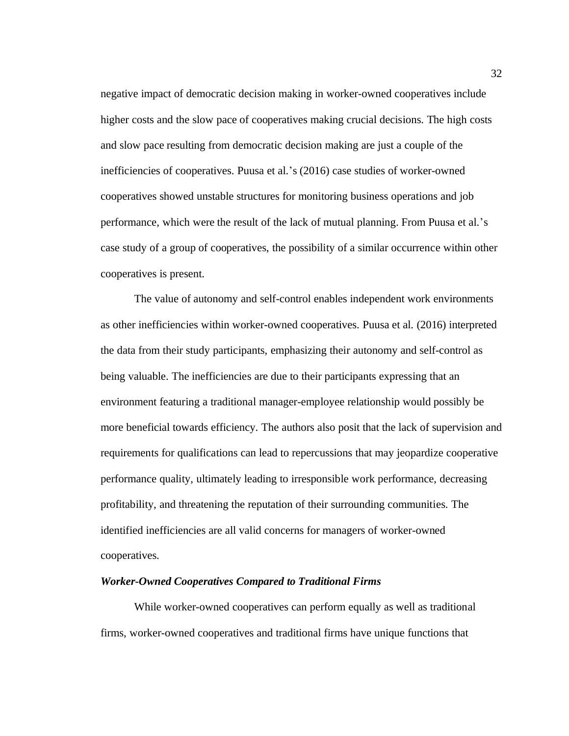negative impact of democratic decision making in worker-owned cooperatives include higher costs and the slow pace of cooperatives making crucial decisions. The high costs and slow pace resulting from democratic decision making are just a couple of the inefficiencies of cooperatives. Puusa et al.'s (2016) case studies of worker-owned cooperatives showed unstable structures for monitoring business operations and job performance, which were the result of the lack of mutual planning. From Puusa et al.'s case study of a group of cooperatives, the possibility of a similar occurrence within other cooperatives is present.

The value of autonomy and self-control enables independent work environments as other inefficiencies within worker-owned cooperatives. Puusa et al. (2016) interpreted the data from their study participants, emphasizing their autonomy and self-control as being valuable. The inefficiencies are due to their participants expressing that an environment featuring a traditional manager-employee relationship would possibly be more beneficial towards efficiency. The authors also posit that the lack of supervision and requirements for qualifications can lead to repercussions that may jeopardize cooperative performance quality, ultimately leading to irresponsible work performance, decreasing profitability, and threatening the reputation of their surrounding communities. The identified inefficiencies are all valid concerns for managers of worker-owned cooperatives.

### ***Worker-Owned Cooperatives Compared to Traditional Firms***

While worker-owned cooperatives can perform equally as well as traditional firms, worker-owned cooperatives and traditional firms have unique functions that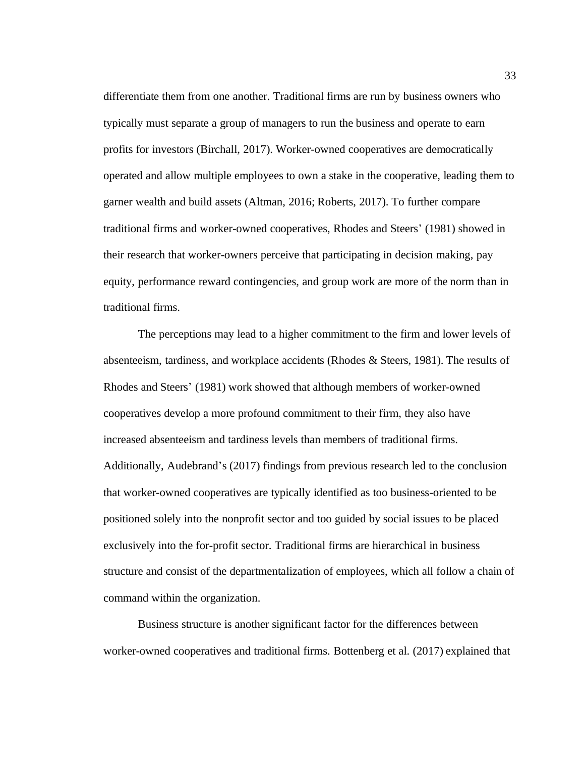differentiate them from one another. Traditional firms are run by business owners who typically must separate a group of managers to run the business and operate to earn profits for investors (Birchall, 2017). Worker-owned cooperatives are democratically operated and allow multiple employees to own a stake in the cooperative, leading them to garner wealth and build assets (Altman, 2016; Roberts, 2017). To further compare traditional firms and worker-owned cooperatives, Rhodes and Steers' (1981) showed in their research that worker-owners perceive that participating in decision making, pay equity, performance reward contingencies, and group work are more of the norm than in traditional firms.

The perceptions may lead to a higher commitment to the firm and lower levels of absenteeism, tardiness, and workplace accidents (Rhodes & Steers, 1981). The results of Rhodes and Steers' (1981) work showed that although members of worker-owned cooperatives develop a more profound commitment to their firm, they also have increased absenteeism and tardiness levels than members of traditional firms. Additionally, Audebrand's (2017) findings from previous research led to the conclusion that worker-owned cooperatives are typically identified as too business-oriented to be positioned solely into the nonprofit sector and too guided by social issues to be placed exclusively into the for-profit sector. Traditional firms are hierarchical in business structure and consist of the departmentalization of employees, which all follow a chain of command within the organization.

Business structure is another significant factor for the differences between worker-owned cooperatives and traditional firms. Bottenberg et al. (2017) explained that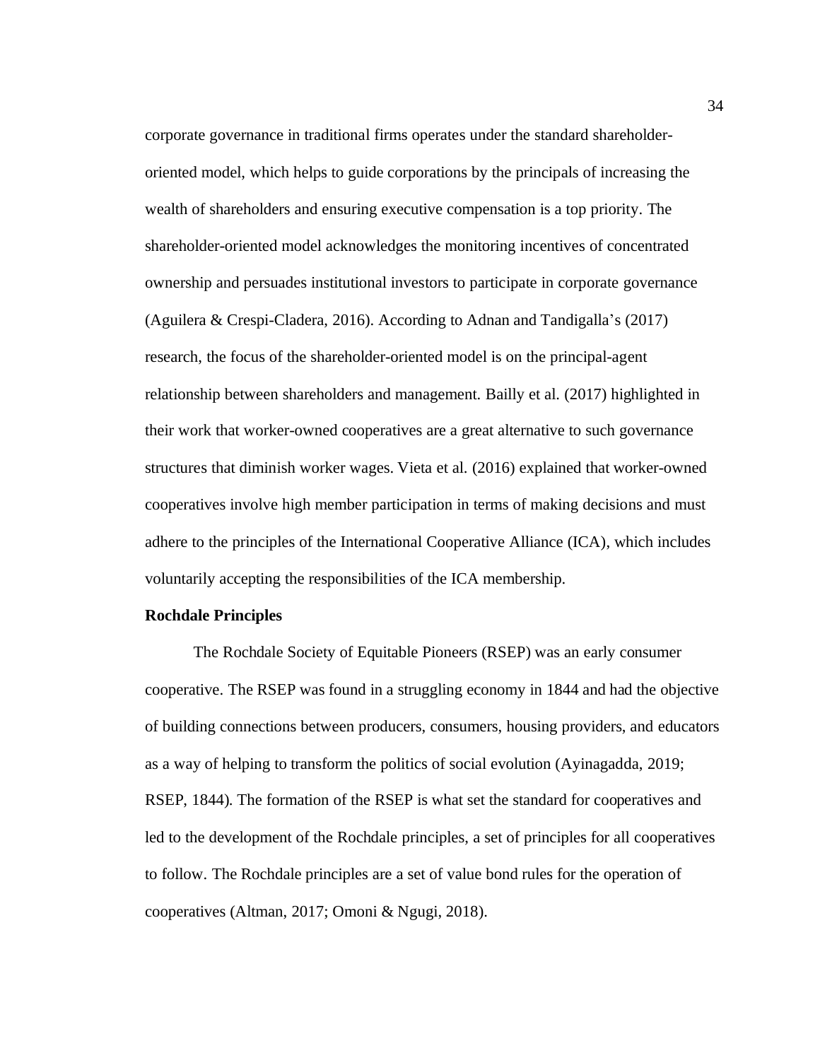corporate governance in traditional firms operates under the standard shareholder-oriented model, which helps to guide corporations by the principals of increasing the wealth of shareholders and ensuring executive compensation is a top priority. The shareholder-oriented model acknowledges the monitoring incentives of concentrated ownership and persuades institutional investors to participate in corporate governance (Aguilera & Crespi-Cladera, 2016). According to Adnan and Tandigalla's (2017) research, the focus of the shareholder-oriented model is on the principal-agent relationship between shareholders and management. Bailly et al. (2017) highlighted in their work that worker-owned cooperatives are a great alternative to such governance structures that diminish worker wages. Vieta et al. (2016) explained that worker-owned cooperatives involve high member participation in terms of making decisions and must adhere to the principles of the International Cooperative Alliance (ICA), which includes voluntarily accepting the responsibilities of the ICA membership.

**Rochdale Principles**

The Rochdale Society of Equitable Pioneers (RSEP) was an early consumer cooperative. The RSEP was found in a struggling economy in 1844 and had the objective of building connections between producers, consumers, housing providers, and educators as a way of helping to transform the politics of social evolution (Ayinagadda, 2019; RSEP, 1844). The formation of the RSEP is what set the standard for cooperatives and led to the development of the Rochdale principles, a set of principles for all cooperatives to follow. The Rochdale principles are a set of value bond rules for the operation of cooperatives (Altman, 2017; Omoni & Ngugi, 2018).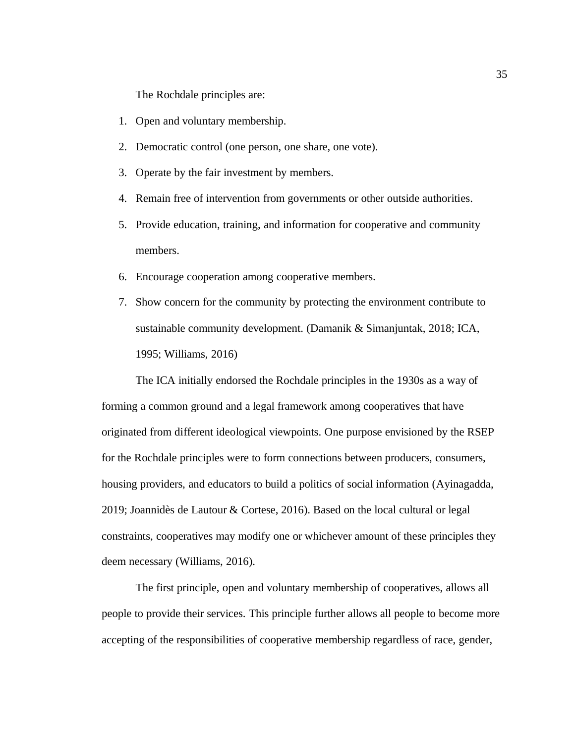The Rochdale principles are:

1. Open and voluntary membership.
2. Democratic control (one person, one share, one vote).
3. Operate by the fair investment by members.
4. Remain free of intervention from governments or other outside authorities.
5. Provide education, training, and information for cooperative and community members.
6. Encourage cooperation among cooperative members.
7. Show concern for the community by protecting the environment contribute to sustainable community development. (Damanik & Simanjuntak, 2018; ICA, 1995; Williams, 2016)

The ICA initially endorsed the Rochdale principles in the 1930s as a way of forming a common ground and a legal framework among cooperatives that have originated from different ideological viewpoints. One purpose envisioned by the RSEP for the Rochdale principles were to form connections between producers, consumers, housing providers, and educators to build a politics of social information (Ayinagadda, 2019; Joannidès de Lautour & Cortese, 2016). Based on the local cultural or legal constraints, cooperatives may modify one or whichever amount of these principles they deem necessary (Williams, 2016).

The first principle, open and voluntary membership of cooperatives, allows all people to provide their services. This principle further allows all people to become more accepting of the responsibilities of cooperative membership regardless of race, gender,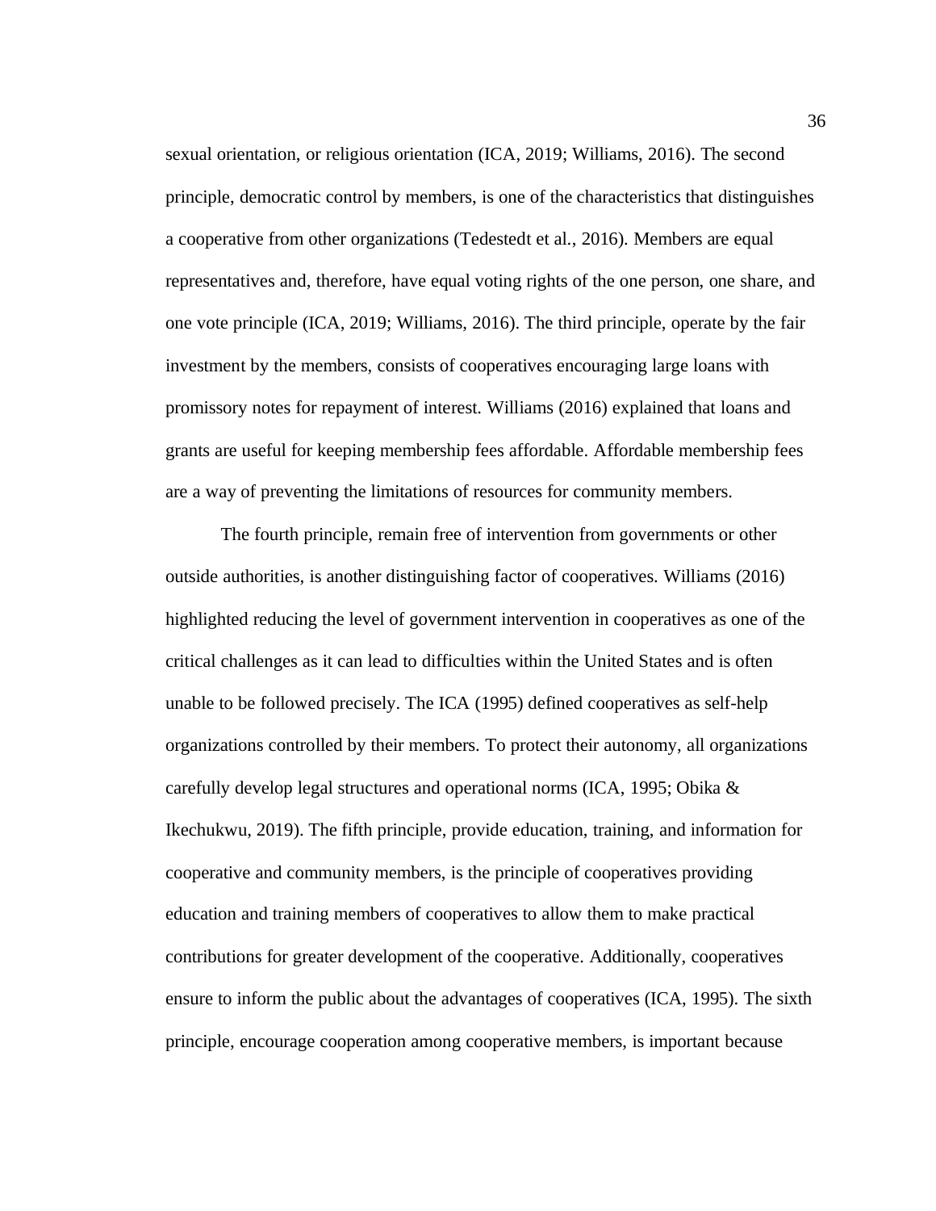sexual orientation, or religious orientation (ICA, 2019; Williams, 2016). The second principle, democratic control by members, is one of the characteristics that distinguishes a cooperative from other organizations (Tedestedt et al., 2016). Members are equal representatives and, therefore, have equal voting rights of the one person, one share, and one vote principle (ICA, 2019; Williams, 2016). The third principle, operate by the fair investment by the members, consists of cooperatives encouraging large loans with promissory notes for repayment of interest. Williams (2016) explained that loans and grants are useful for keeping membership fees affordable. Affordable membership fees are a way of preventing the limitations of resources for community members.

The fourth principle, remain free of intervention from governments or other outside authorities, is another distinguishing factor of cooperatives. Williams (2016) highlighted reducing the level of government intervention in cooperatives as one of the critical challenges as it can lead to difficulties within the United States and is often unable to be followed precisely. The ICA (1995) defined cooperatives as self-help organizations controlled by their members. To protect their autonomy, all organizations carefully develop legal structures and operational norms (ICA, 1995; Obika & Ikechukwu, 2019). The fifth principle, provide education, training, and information for cooperative and community members, is the principle of cooperatives providing education and training members of cooperatives to allow them to make practical contributions for greater development of the cooperative. Additionally, cooperatives ensure to inform the public about the advantages of cooperatives (ICA, 1995). The sixth principle, encourage cooperation among cooperative members, is important because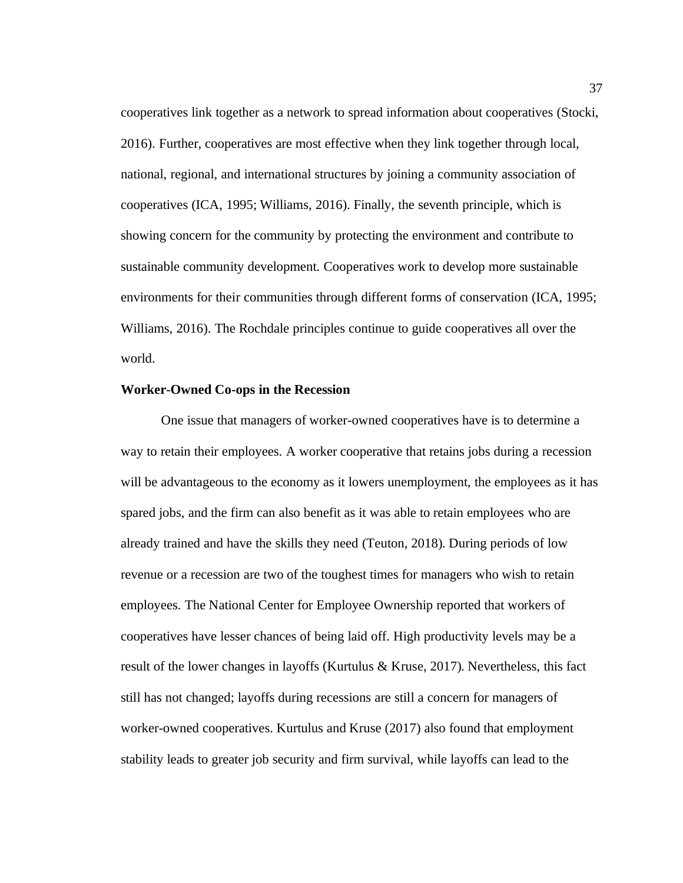cooperatives link together as a network to spread information about cooperatives (Stocki, 2016). Further, cooperatives are most effective when they link together through local, national, regional, and international structures by joining a community association of cooperatives (ICA, 1995; Williams, 2016). Finally, the seventh principle, which is showing concern for the community by protecting the environment and contribute to sustainable community development. Cooperatives work to develop more sustainable environments for their communities through different forms of conservation (ICA, 1995; Williams, 2016). The Rochdale principles continue to guide cooperatives all over the world.

**Worker-Owned Co-ops in the Recession**

One issue that managers of worker-owned cooperatives have is to determine a way to retain their employees. A worker cooperative that retains jobs during a recession will be advantageous to the economy as it lowers unemployment, the employees as it has spared jobs, and the firm can also benefit as it was able to retain employees who are already trained and have the skills they need (Teuton, 2018). During periods of low revenue or a recession are two of the toughest times for managers who wish to retain employees. The National Center for Employee Ownership reported that workers of cooperatives have lesser chances of being laid off. High productivity levels may be a result of the lower changes in layoffs (Kurtulus & Kruse, 2017). Nevertheless, this fact still has not changed; layoffs during recessions are still a concern for managers of worker-owned cooperatives. Kurtulus and Kruse (2017) also found that employment stability leads to greater job security and firm survival, while layoffs can lead to the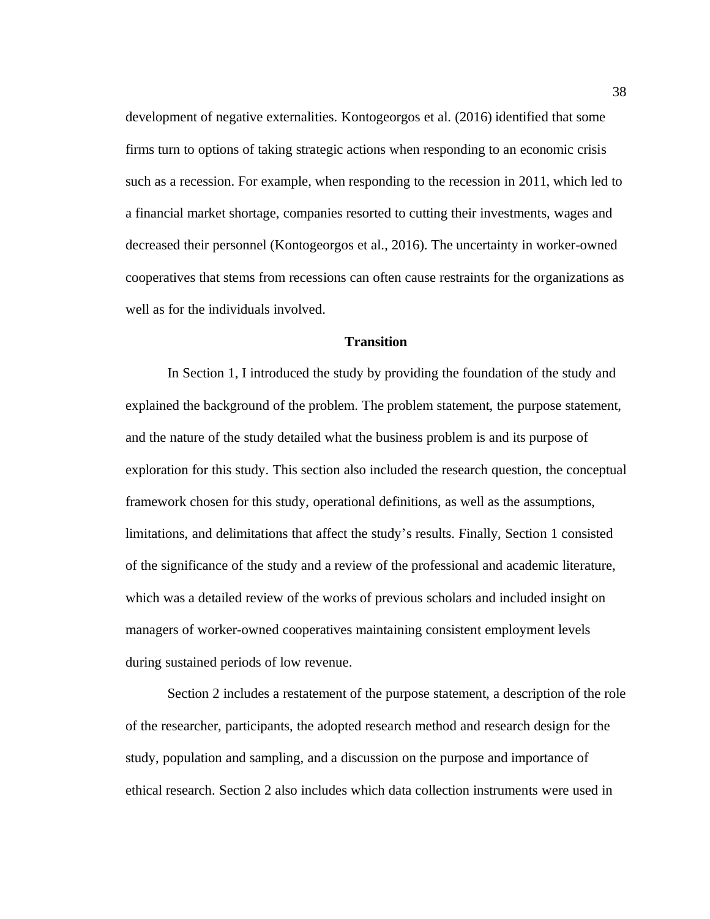development of negative externalities. Kontogeorgos et al. (2016) identified that some firms turn to options of taking strategic actions when responding to an economic crisis such as a recession. For example, when responding to the recession in 2011, which led to a financial market shortage, companies resorted to cutting their investments, wages and decreased their personnel (Kontogeorgos et al., 2016). The uncertainty in worker-owned cooperatives that stems from recessions can often cause restraints for the organizations as well as for the individuals involved.

## Transition

In Section 1, I introduced the study by providing the foundation of the study and explained the background of the problem. The problem statement, the purpose statement, and the nature of the study detailed what the business problem is and its purpose of exploration for this study. This section also included the research question, the conceptual framework chosen for this study, operational definitions, as well as the assumptions, limitations, and delimitations that affect the study's results. Finally, Section 1 consisted of the significance of the study and a review of the professional and academic literature, which was a detailed review of the works of previous scholars and included insight on managers of worker-owned cooperatives maintaining consistent employment levels during sustained periods of low revenue.

Section 2 includes a restatement of the purpose statement, a description of the role of the researcher, participants, the adopted research method and research design for the study, population and sampling, and a discussion on the purpose and importance of ethical research. Section 2 also includes which data collection instruments were used in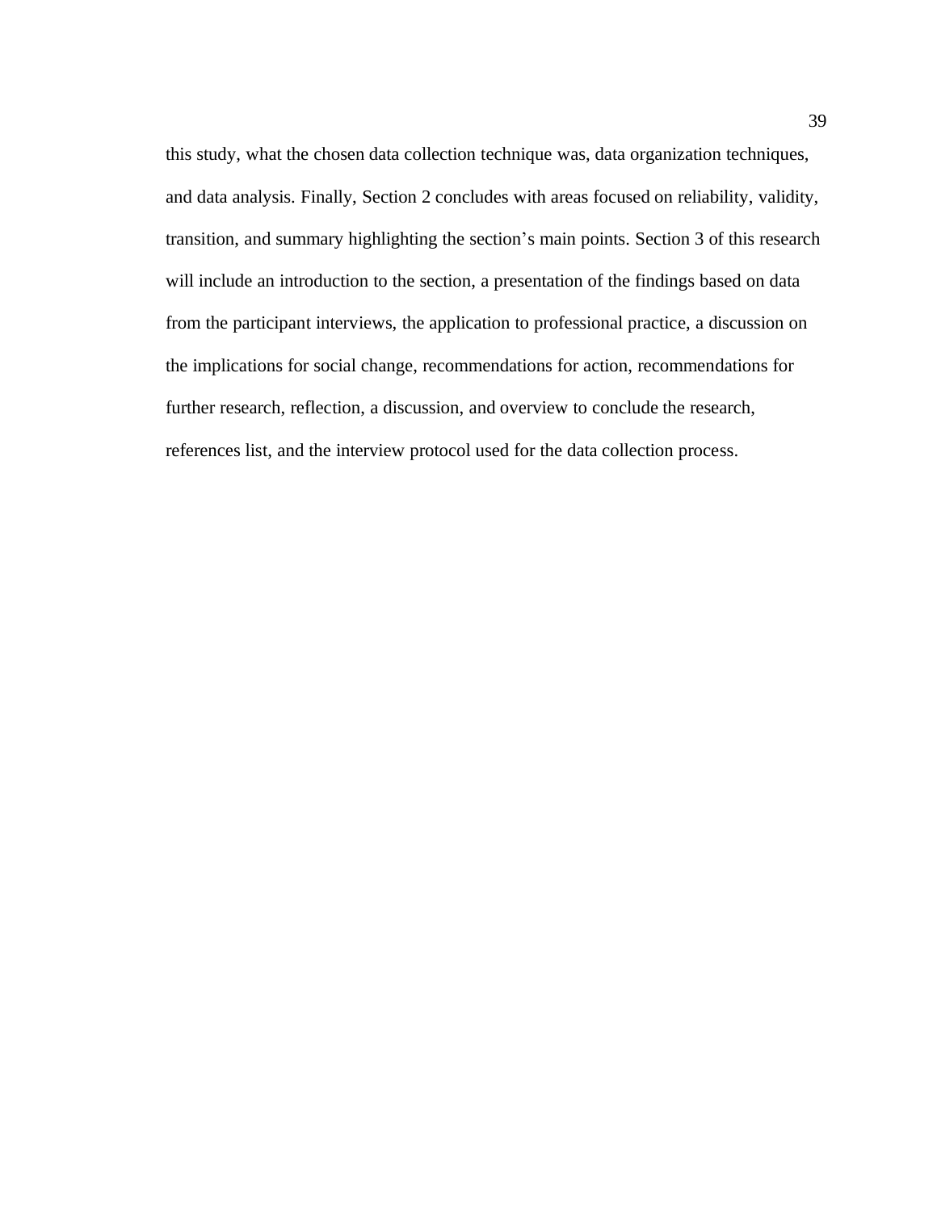this study, what the chosen data collection technique was, data organization techniques, and data analysis. Finally, Section 2 concludes with areas focused on reliability, validity, transition, and summary highlighting the section's main points. Section 3 of this research will include an introduction to the section, a presentation of the findings based on data from the participant interviews, the application to professional practice, a discussion on the implications for social change, recommendations for action, recommendations for further research, reflection, a discussion, and overview to conclude the research, references list, and the interview protocol used for the data collection process.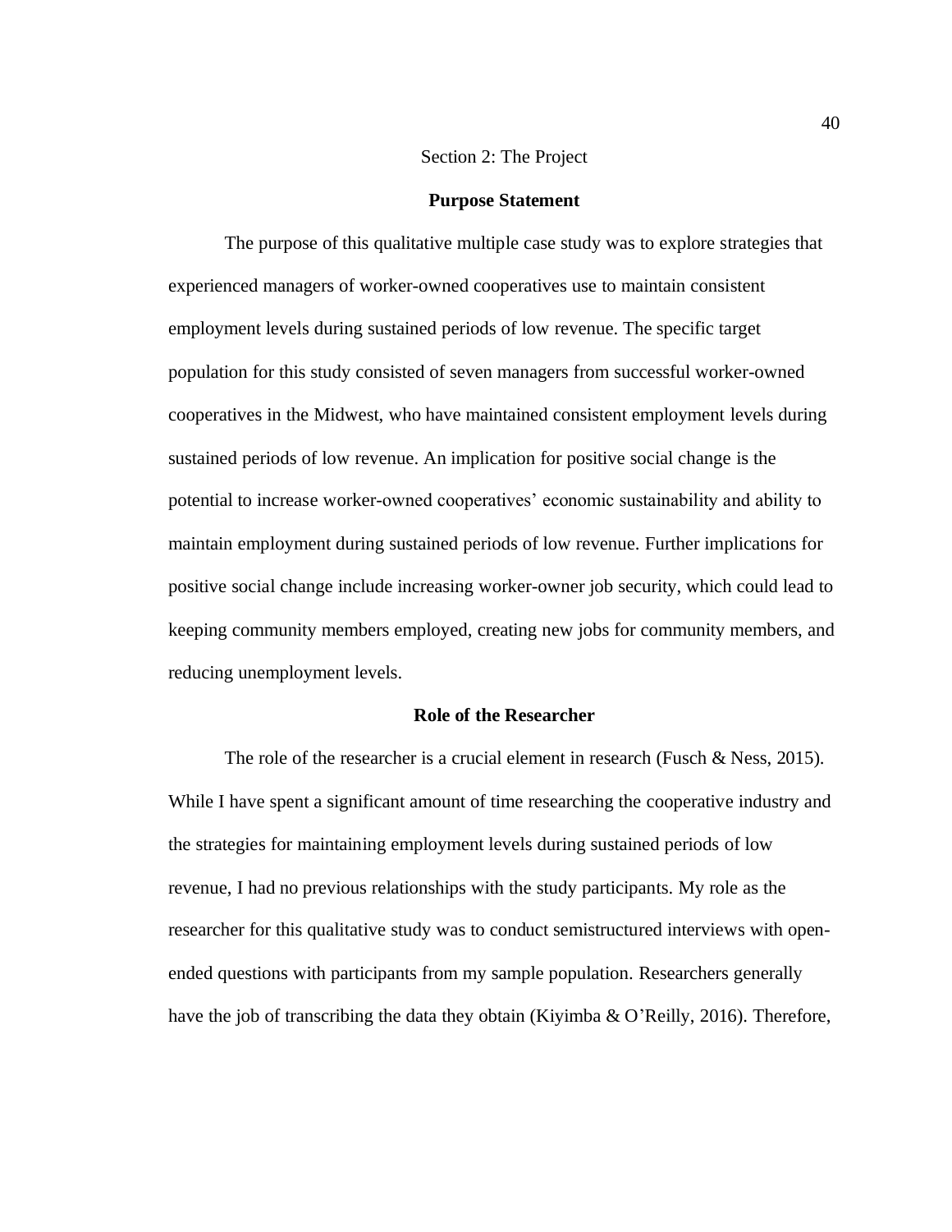# Section 2: The Project

## Purpose Statement

The purpose of this qualitative multiple case study was to explore strategies that experienced managers of worker-owned cooperatives use to maintain consistent employment levels during sustained periods of low revenue. The specific target population for this study consisted of seven managers from successful worker-owned cooperatives in the Midwest, who have maintained consistent employment levels during sustained periods of low revenue. An implication for positive social change is the potential to increase worker-owned cooperatives' economic sustainability and ability to maintain employment during sustained periods of low revenue. Further implications for positive social change include increasing worker-owner job security, which could lead to keeping community members employed, creating new jobs for community members, and reducing unemployment levels.

## Role of the Researcher

The role of the researcher is a crucial element in research (Fusch & Ness, 2015). While I have spent a significant amount of time researching the cooperative industry and the strategies for maintaining employment levels during sustained periods of low revenue, I had no previous relationships with the study participants. My role as the researcher for this qualitative study was to conduct semistructured interviews with open-ended questions with participants from my sample population. Researchers generally have the job of transcribing the data they obtain (Kiyimba & O'Reilly, 2016). Therefore,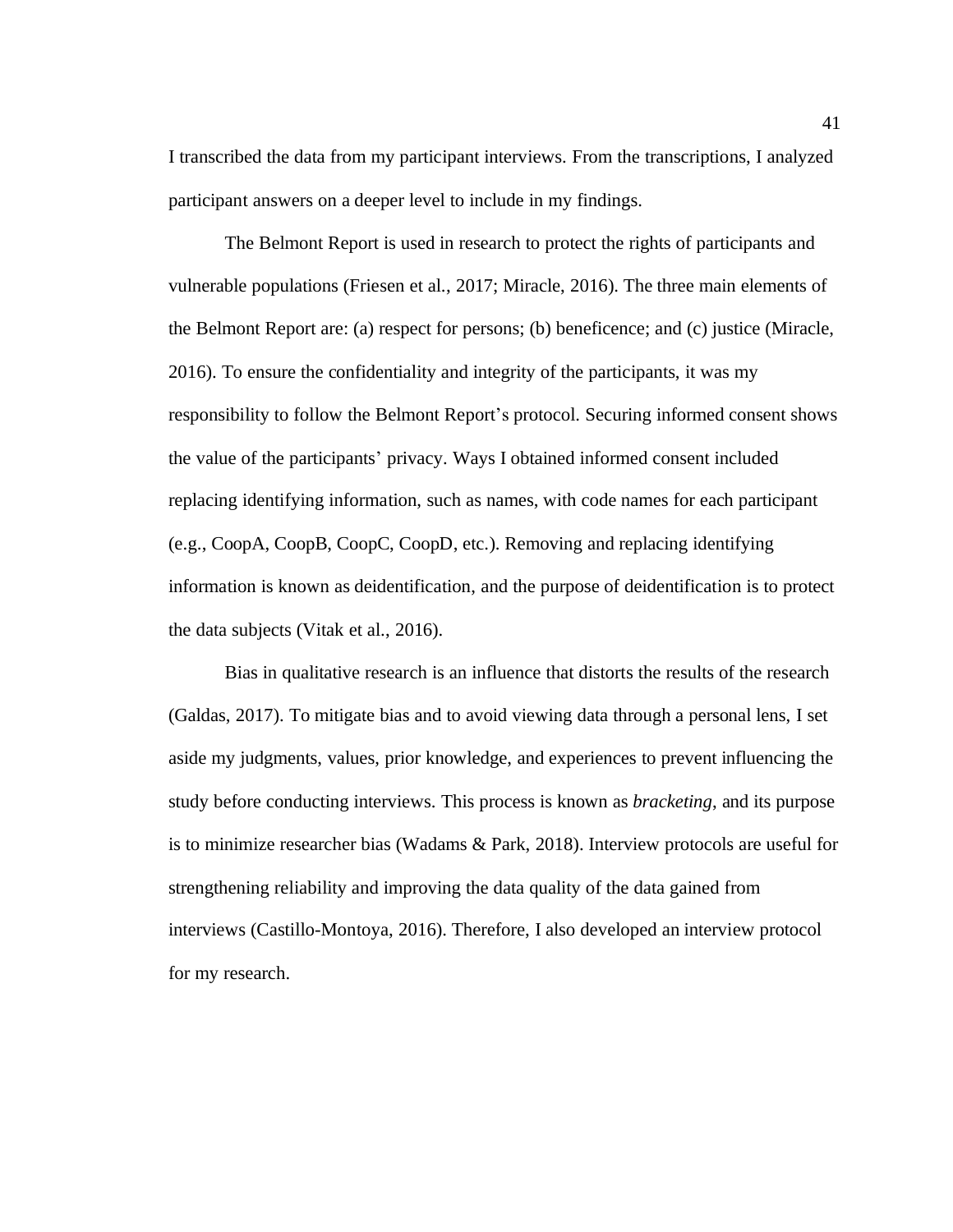I transcribed the data from my participant interviews. From the transcriptions, I analyzed participant answers on a deeper level to include in my findings.

The Belmont Report is used in research to protect the rights of participants and vulnerable populations (Friesen et al., 2017; Miracle, 2016). The three main elements of the Belmont Report are: (a) respect for persons; (b) beneficence; and (c) justice (Miracle, 2016). To ensure the confidentiality and integrity of the participants, it was my responsibility to follow the Belmont Report's protocol. Securing informed consent shows the value of the participants' privacy. Ways I obtained informed consent included replacing identifying information, such as names, with code names for each participant (e.g., CoopA, CoopB, CoopC, CoopD, etc.). Removing and replacing identifying information is known as deidentification, and the purpose of deidentification is to protect the data subjects (Vitak et al., 2016).

Bias in qualitative research is an influence that distorts the results of the research (Galdas, 2017). To mitigate bias and to avoid viewing data through a personal lens, I set aside my judgments, values, prior knowledge, and experiences to prevent influencing the study before conducting interviews. This process is known as *bracketing*, and its purpose is to minimize researcher bias (Wadams & Park, 2018). Interview protocols are useful for strengthening reliability and improving the data quality of the data gained from interviews (Castillo-Montoya, 2016). Therefore, I also developed an interview protocol for my research.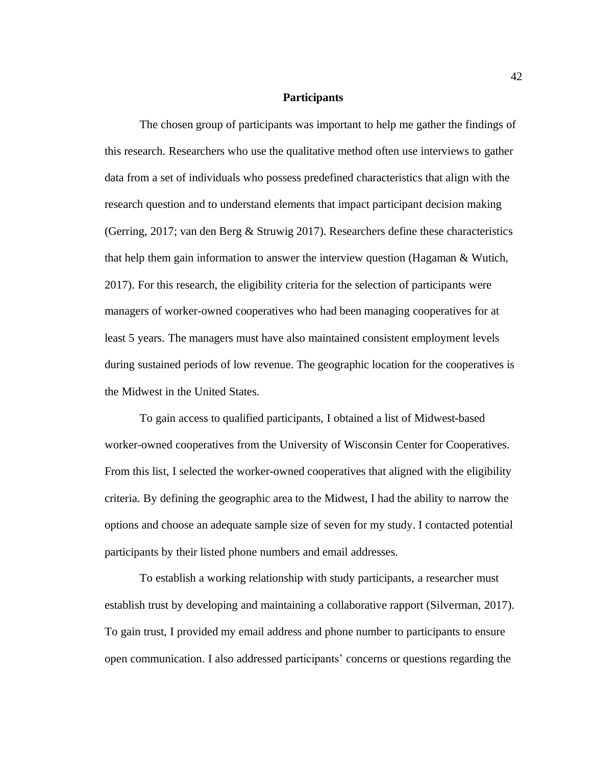## Participants

The chosen group of participants was important to help me gather the findings of this research. Researchers who use the qualitative method often use interviews to gather data from a set of individuals who possess predefined characteristics that align with the research question and to understand elements that impact participant decision making (Gerring, 2017; van den Berg & Struwig 2017). Researchers define these characteristics that help them gain information to answer the interview question (Hagaman & Wutich, 2017). For this research, the eligibility criteria for the selection of participants were managers of worker-owned cooperatives who had been managing cooperatives for at least 5 years. The managers must have also maintained consistent employment levels during sustained periods of low revenue. The geographic location for the cooperatives is the Midwest in the United States.

To gain access to qualified participants, I obtained a list of Midwest-based worker-owned cooperatives from the University of Wisconsin Center for Cooperatives. From this list, I selected the worker-owned cooperatives that aligned with the eligibility criteria. By defining the geographic area to the Midwest, I had the ability to narrow the options and choose an adequate sample size of seven for my study. I contacted potential participants by their listed phone numbers and email addresses.

To establish a working relationship with study participants, a researcher must establish trust by developing and maintaining a collaborative rapport (Silverman, 2017). To gain trust, I provided my email address and phone number to participants to ensure open communication. I also addressed participants' concerns or questions regarding the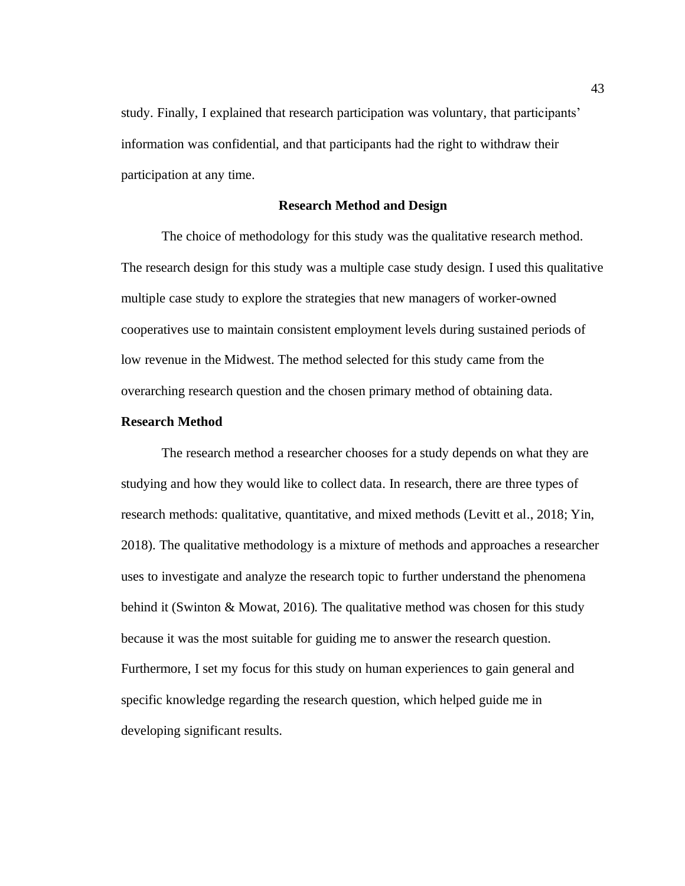study. Finally, I explained that research participation was voluntary, that participants' information was confidential, and that participants had the right to withdraw their participation at any time.

## Research Method and Design

The choice of methodology for this study was the qualitative research method. The research design for this study was a multiple case study design. I used this qualitative multiple case study to explore the strategies that new managers of worker-owned cooperatives use to maintain consistent employment levels during sustained periods of low revenue in the Midwest. The method selected for this study came from the overarching research question and the chosen primary method of obtaining data.

### Research Method

The research method a researcher chooses for a study depends on what they are studying and how they would like to collect data. In research, there are three types of research methods: qualitative, quantitative, and mixed methods (Levitt et al., 2018; Yin, 2018). The qualitative methodology is a mixture of methods and approaches a researcher uses to investigate and analyze the research topic to further understand the phenomena behind it (Swinton & Mowat, 2016). The qualitative method was chosen for this study because it was the most suitable for guiding me to answer the research question. Furthermore, I set my focus for this study on human experiences to gain general and specific knowledge regarding the research question, which helped guide me in developing significant results.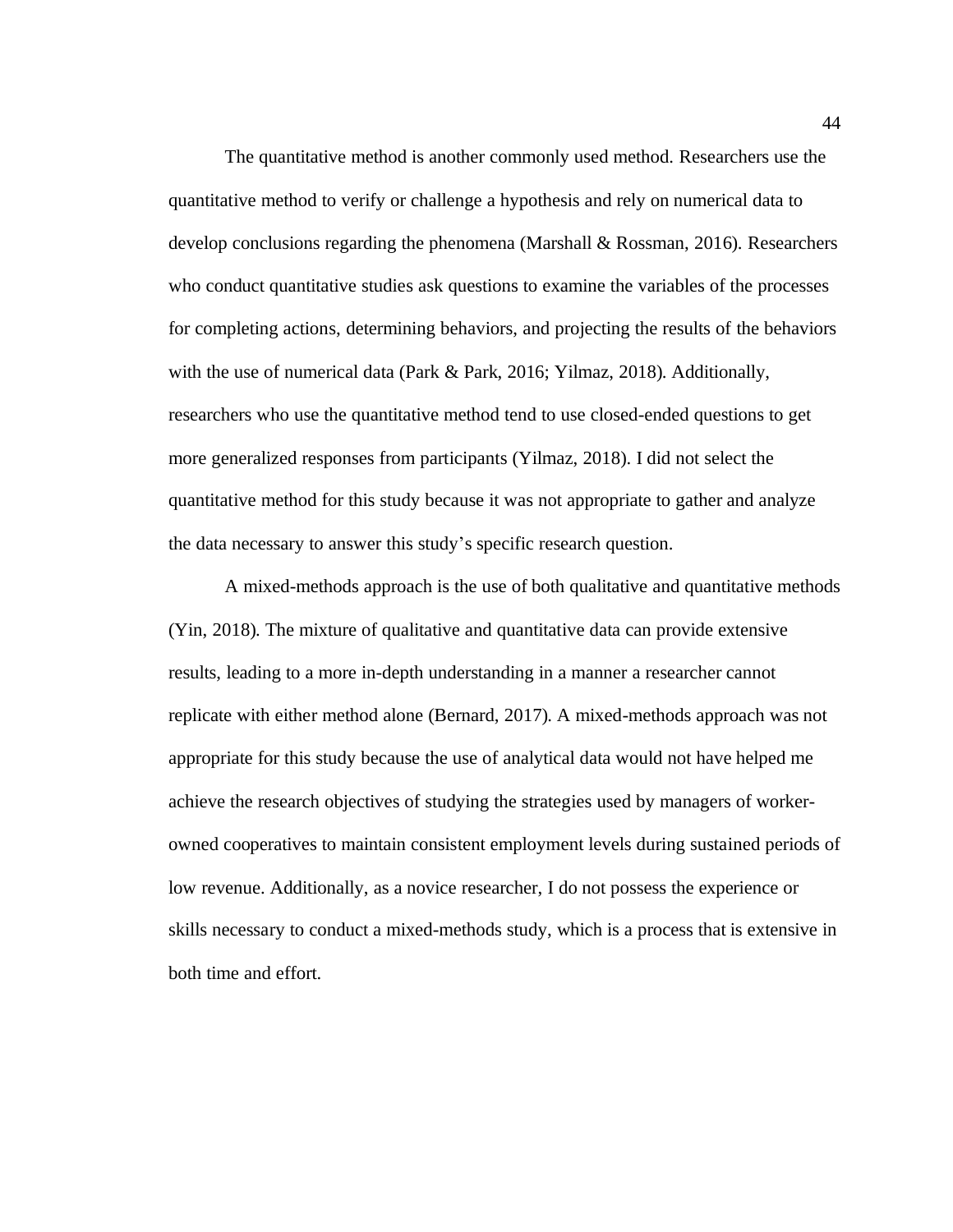The quantitative method is another commonly used method. Researchers use the quantitative method to verify or challenge a hypothesis and rely on numerical data to develop conclusions regarding the phenomena (Marshall & Rossman, 2016). Researchers who conduct quantitative studies ask questions to examine the variables of the processes for completing actions, determining behaviors, and projecting the results of the behaviors with the use of numerical data (Park & Park, 2016; Yilmaz, 2018). Additionally, researchers who use the quantitative method tend to use closed-ended questions to get more generalized responses from participants (Yilmaz, 2018). I did not select the quantitative method for this study because it was not appropriate to gather and analyze the data necessary to answer this study's specific research question.

A mixed-methods approach is the use of both qualitative and quantitative methods (Yin, 2018). The mixture of qualitative and quantitative data can provide extensive results, leading to a more in-depth understanding in a manner a researcher cannot replicate with either method alone (Bernard, 2017). A mixed-methods approach was not appropriate for this study because the use of analytical data would not have helped me achieve the research objectives of studying the strategies used by managers of worker-owned cooperatives to maintain consistent employment levels during sustained periods of low revenue. Additionally, as a novice researcher, I do not possess the experience or skills necessary to conduct a mixed-methods study, which is a process that is extensive in both time and effort.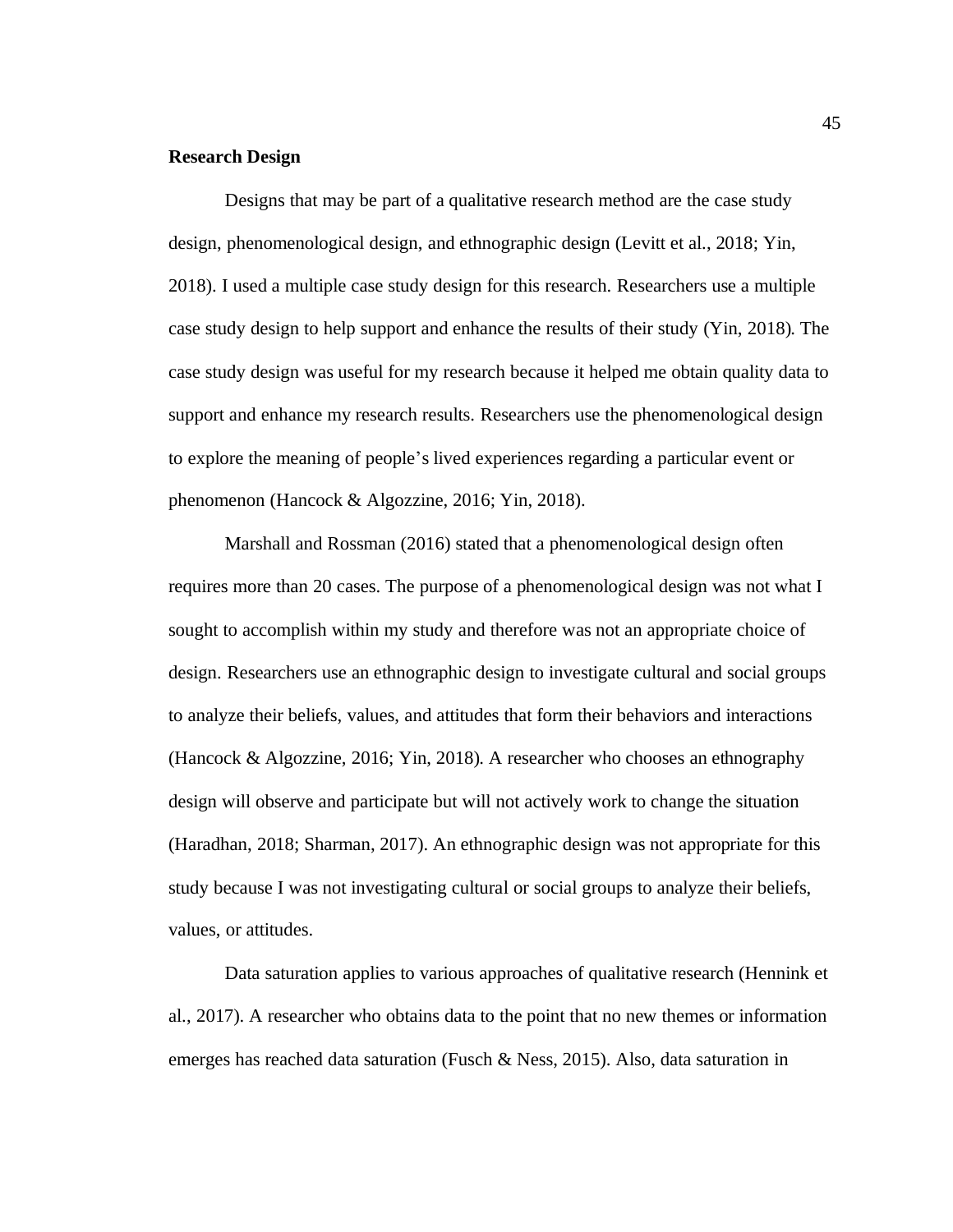**Research Design**

Designs that may be part of a qualitative research method are the case study design, phenomenological design, and ethnographic design (Levitt et al., 2018; Yin, 2018). I used a multiple case study design for this research. Researchers use a multiple case study design to help support and enhance the results of their study (Yin, 2018). The case study design was useful for my research because it helped me obtain quality data to support and enhance my research results. Researchers use the phenomenological design to explore the meaning of people's lived experiences regarding a particular event or phenomenon (Hancock & Algozzine, 2016; Yin, 2018).

Marshall and Rossman (2016) stated that a phenomenological design often requires more than 20 cases. The purpose of a phenomenological design was not what I sought to accomplish within my study and therefore was not an appropriate choice of design. Researchers use an ethnographic design to investigate cultural and social groups to analyze their beliefs, values, and attitudes that form their behaviors and interactions (Hancock & Algozzine, 2016; Yin, 2018). A researcher who chooses an ethnography design will observe and participate but will not actively work to change the situation (Haradhan, 2018; Sharman, 2017). An ethnographic design was not appropriate for this study because I was not investigating cultural or social groups to analyze their beliefs, values, or attitudes.

Data saturation applies to various approaches of qualitative research (Hennink et al., 2017). A researcher who obtains data to the point that no new themes or information emerges has reached data saturation (Fusch & Ness, 2015). Also, data saturation in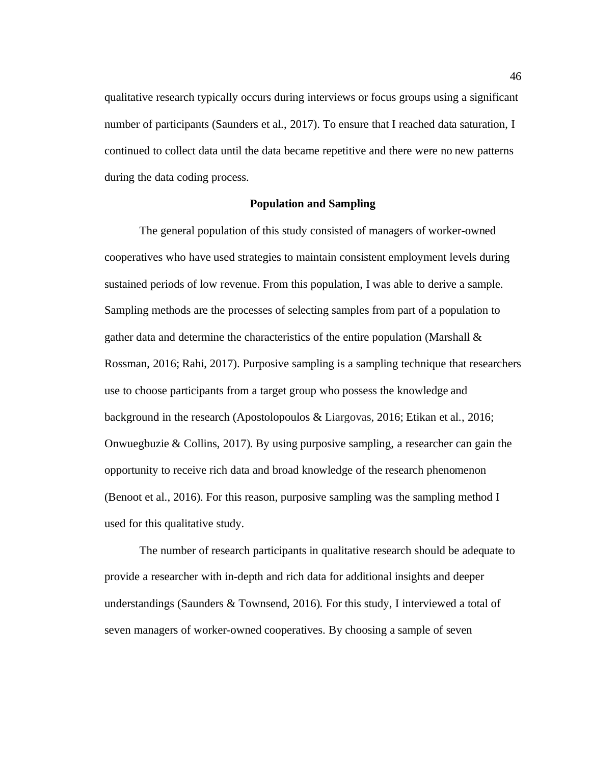qualitative research typically occurs during interviews or focus groups using a significant number of participants (Saunders et al., 2017). To ensure that I reached data saturation, I continued to collect data until the data became repetitive and there were no new patterns during the data coding process.

## Population and Sampling

The general population of this study consisted of managers of worker-owned cooperatives who have used strategies to maintain consistent employment levels during sustained periods of low revenue. From this population, I was able to derive a sample. Sampling methods are the processes of selecting samples from part of a population to gather data and determine the characteristics of the entire population (Marshall & Rossman, 2016; Rahi, 2017). Purposive sampling is a sampling technique that researchers use to choose participants from a target group who possess the knowledge and background in the research (Apostolopoulos & Liargovas, 2016; Etikan et al., 2016; Onwuegbuzie & Collins, 2017). By using purposive sampling, a researcher can gain the opportunity to receive rich data and broad knowledge of the research phenomenon (Benoot et al., 2016). For this reason, purposive sampling was the sampling method I used for this qualitative study.

The number of research participants in qualitative research should be adequate to provide a researcher with in-depth and rich data for additional insights and deeper understandings (Saunders & Townsend, 2016). For this study, I interviewed a total of seven managers of worker-owned cooperatives. By choosing a sample of seven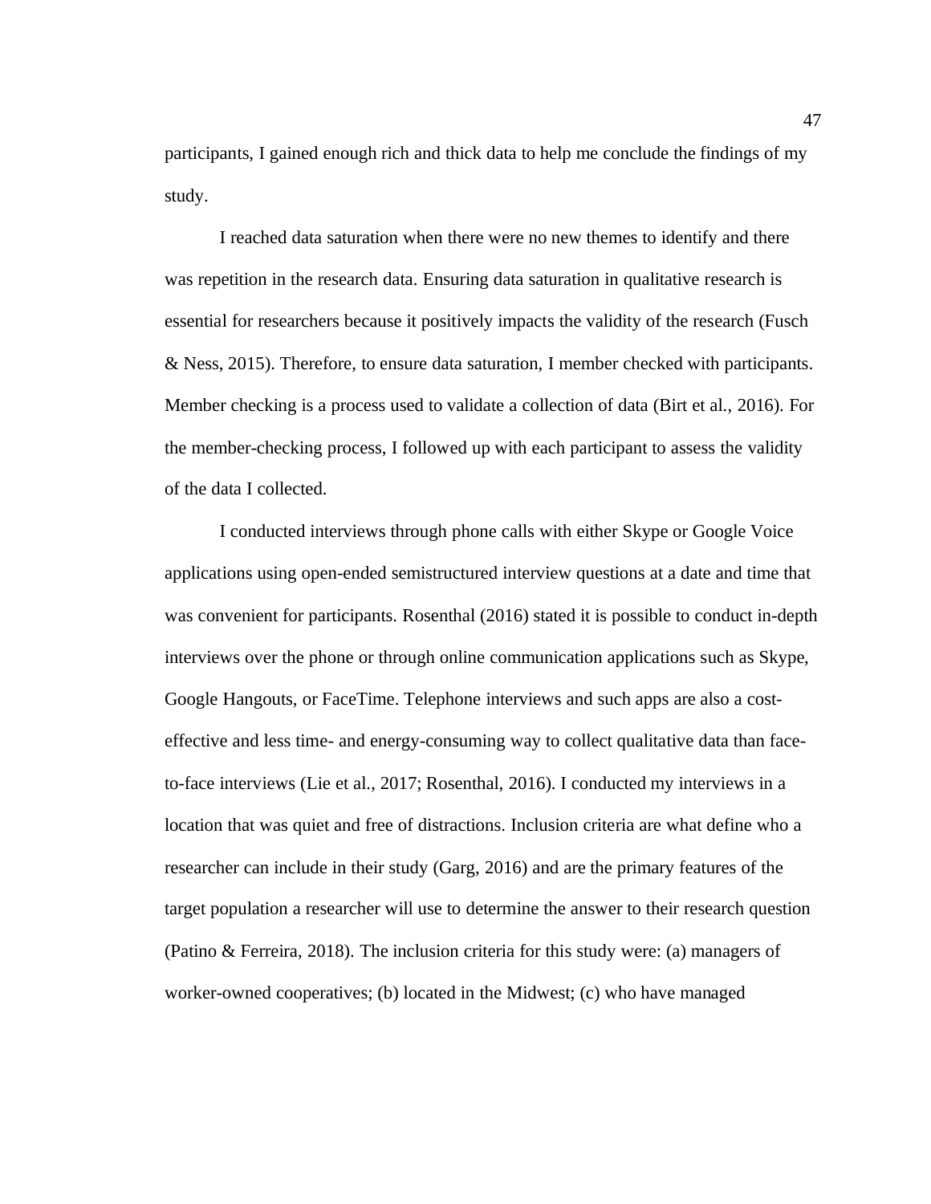participants, I gained enough rich and thick data to help me conclude the findings of my study.

I reached data saturation when there were no new themes to identify and there was repetition in the research data. Ensuring data saturation in qualitative research is essential for researchers because it positively impacts the validity of the research (Fusch & Ness, 2015). Therefore, to ensure data saturation, I member checked with participants. Member checking is a process used to validate a collection of data (Birt et al., 2016). For the member-checking process, I followed up with each participant to assess the validity of the data I collected.

I conducted interviews through phone calls with either Skype or Google Voice applications using open-ended semistructured interview questions at a date and time that was convenient for participants. Rosenthal (2016) stated it is possible to conduct in-depth interviews over the phone or through online communication applications such as Skype, Google Hangouts, or FaceTime. Telephone interviews and such apps are also a cost-effective and less time- and energy-consuming way to collect qualitative data than face-to-face interviews (Lie et al., 2017; Rosenthal, 2016). I conducted my interviews in a location that was quiet and free of distractions. Inclusion criteria are what define who a researcher can include in their study (Garg, 2016) and are the primary features of the target population a researcher will use to determine the answer to their research question (Patino & Ferreira, 2018). The inclusion criteria for this study were: (a) managers of worker-owned cooperatives; (b) located in the Midwest; (c) who have managed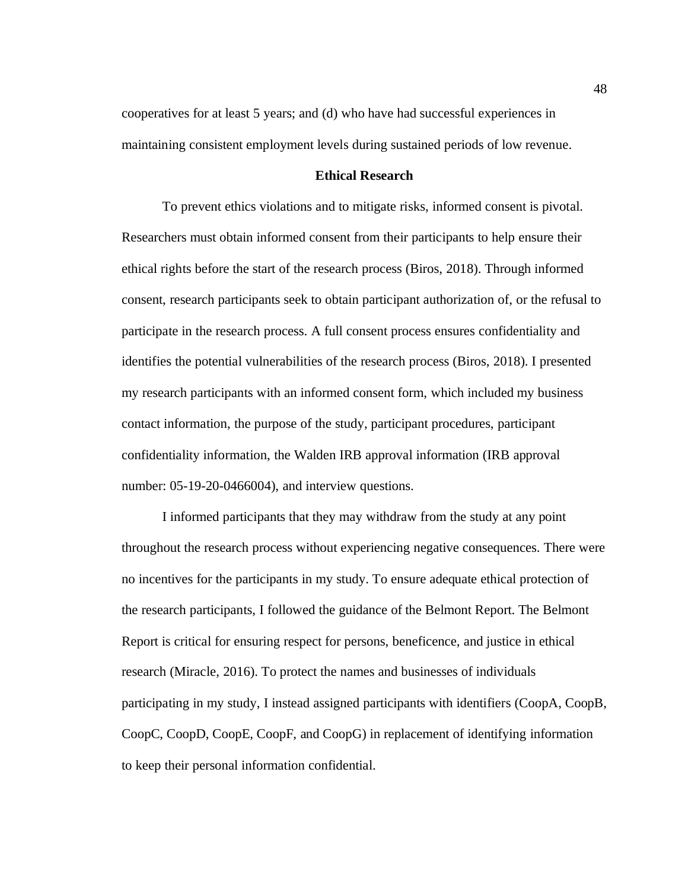cooperatives for at least 5 years; and (d) who have had successful experiences in maintaining consistent employment levels during sustained periods of low revenue.

## Ethical Research

To prevent ethics violations and to mitigate risks, informed consent is pivotal. Researchers must obtain informed consent from their participants to help ensure their ethical rights before the start of the research process (Biros, 2018). Through informed consent, research participants seek to obtain participant authorization of, or the refusal to participate in the research process. A full consent process ensures confidentiality and identifies the potential vulnerabilities of the research process (Biros, 2018). I presented my research participants with an informed consent form, which included my business contact information, the purpose of the study, participant procedures, participant confidentiality information, the Walden IRB approval information (IRB approval number: 05-19-20-0466004), and interview questions.

I informed participants that they may withdraw from the study at any point throughout the research process without experiencing negative consequences. There were no incentives for the participants in my study. To ensure adequate ethical protection of the research participants, I followed the guidance of the Belmont Report. The Belmont Report is critical for ensuring respect for persons, beneficence, and justice in ethical research (Miracle, 2016). To protect the names and businesses of individuals participating in my study, I instead assigned participants with identifiers (CoopA, CoopB, CoopC, CoopD, CoopE, CoopF, and CoopG) in replacement of identifying information to keep their personal information confidential.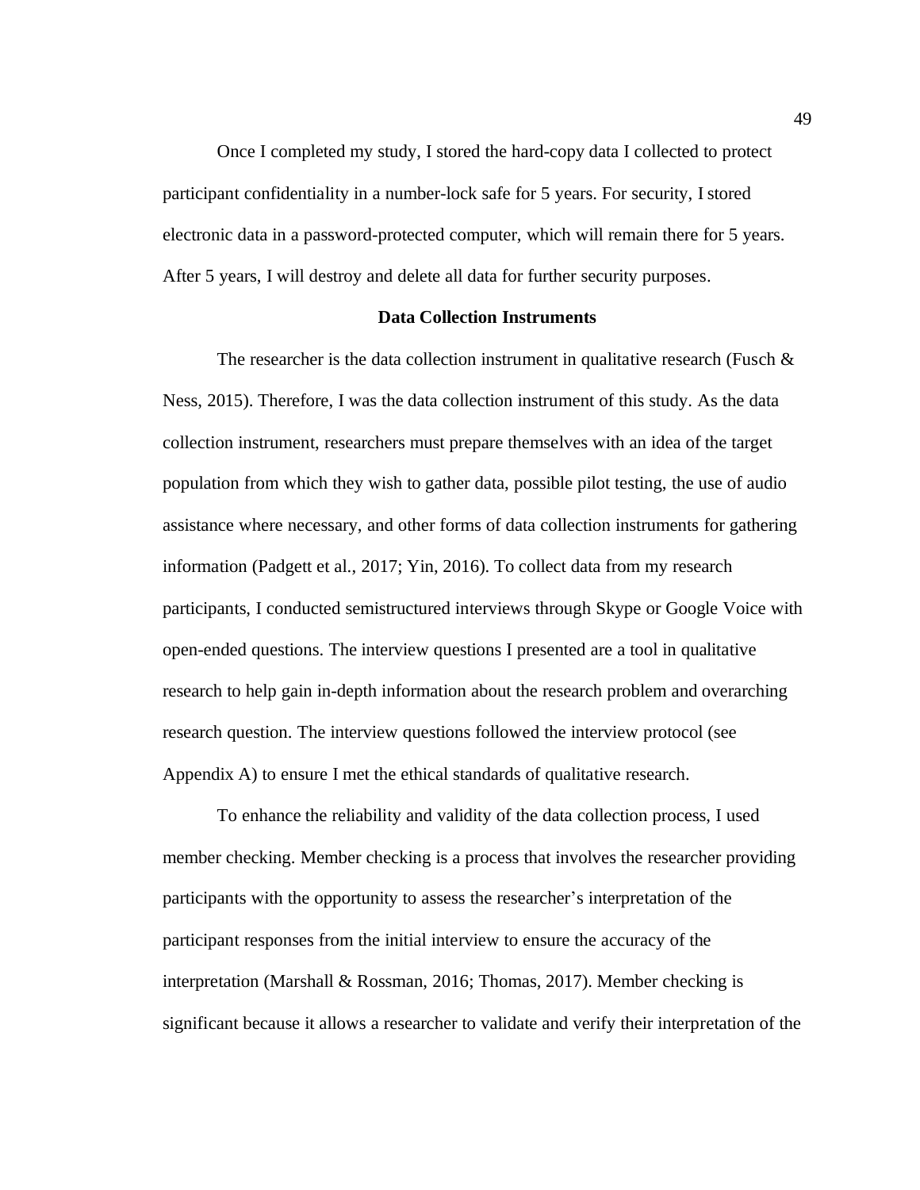Once I completed my study, I stored the hard-copy data I collected to protect participant confidentiality in a number-lock safe for 5 years. For security, I stored electronic data in a password-protected computer, which will remain there for 5 years. After 5 years, I will destroy and delete all data for further security purposes.

## Data Collection Instruments

The researcher is the data collection instrument in qualitative research (Fusch & Ness, 2015). Therefore, I was the data collection instrument of this study. As the data collection instrument, researchers must prepare themselves with an idea of the target population from which they wish to gather data, possible pilot testing, the use of audio assistance where necessary, and other forms of data collection instruments for gathering information (Padgett et al., 2017; Yin, 2016). To collect data from my research participants, I conducted semistructured interviews through Skype or Google Voice with open-ended questions. The interview questions I presented are a tool in qualitative research to help gain in-depth information about the research problem and overarching research question. The interview questions followed the interview protocol (see Appendix A) to ensure I met the ethical standards of qualitative research.

To enhance the reliability and validity of the data collection process, I used member checking. Member checking is a process that involves the researcher providing participants with the opportunity to assess the researcher's interpretation of the participant responses from the initial interview to ensure the accuracy of the interpretation (Marshall & Rossman, 2016; Thomas, 2017). Member checking is significant because it allows a researcher to validate and verify their interpretation of the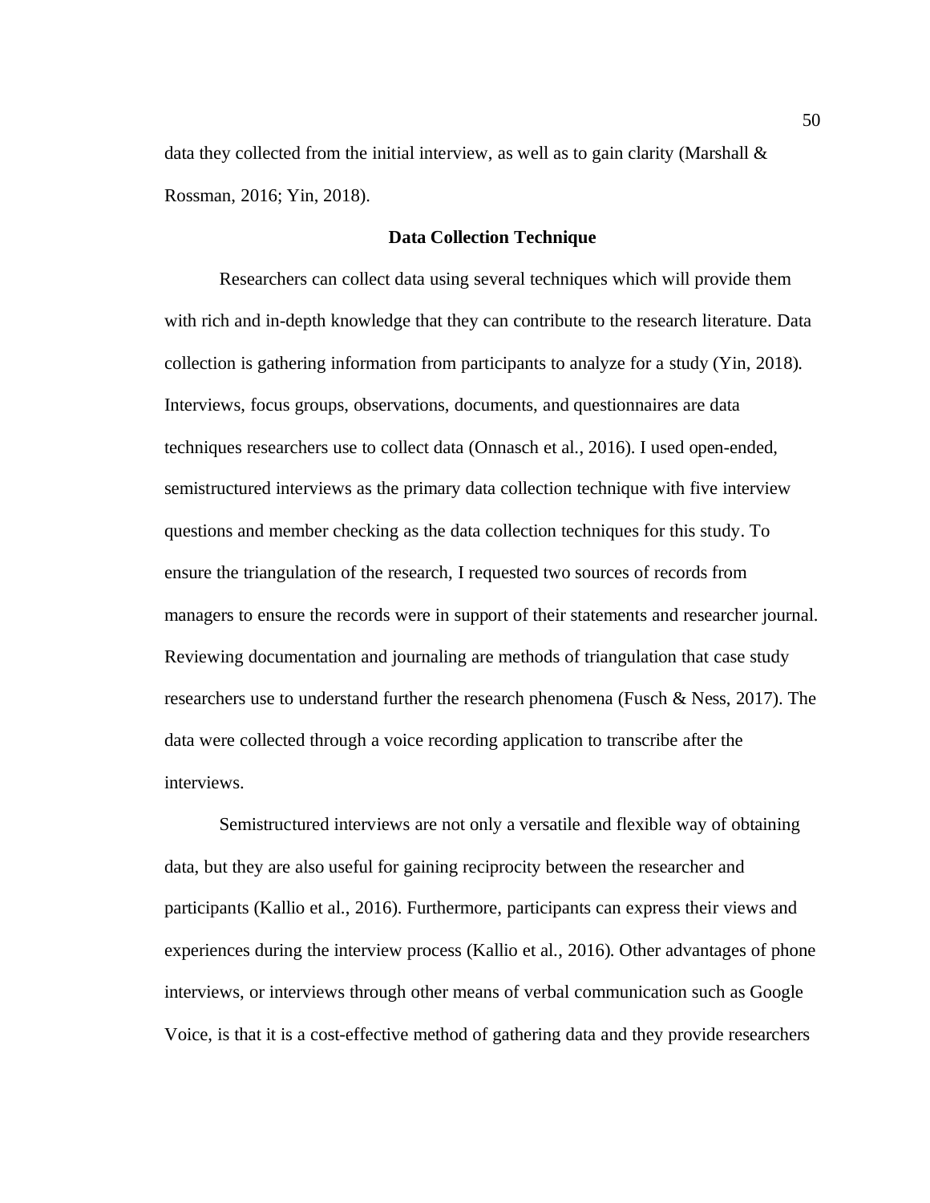data they collected from the initial interview, as well as to gain clarity (Marshall & Rossman, 2016; Yin, 2018).

## Data Collection Technique

Researchers can collect data using several techniques which will provide them with rich and in-depth knowledge that they can contribute to the research literature. Data collection is gathering information from participants to analyze for a study (Yin, 2018). Interviews, focus groups, observations, documents, and questionnaires are data techniques researchers use to collect data (Onnasch et al., 2016). I used open-ended, semistructured interviews as the primary data collection technique with five interview questions and member checking as the data collection techniques for this study. To ensure the triangulation of the research, I requested two sources of records from managers to ensure the records were in support of their statements and researcher journal. Reviewing documentation and journaling are methods of triangulation that case study researchers use to understand further the research phenomena (Fusch & Ness, 2017). The data were collected through a voice recording application to transcribe after the interviews.

Semistructured interviews are not only a versatile and flexible way of obtaining data, but they are also useful for gaining reciprocity between the researcher and participants (Kallio et al., 2016). Furthermore, participants can express their views and experiences during the interview process (Kallio et al., 2016). Other advantages of phone interviews, or interviews through other means of verbal communication such as Google Voice, is that it is a cost-effective method of gathering data and they provide researchers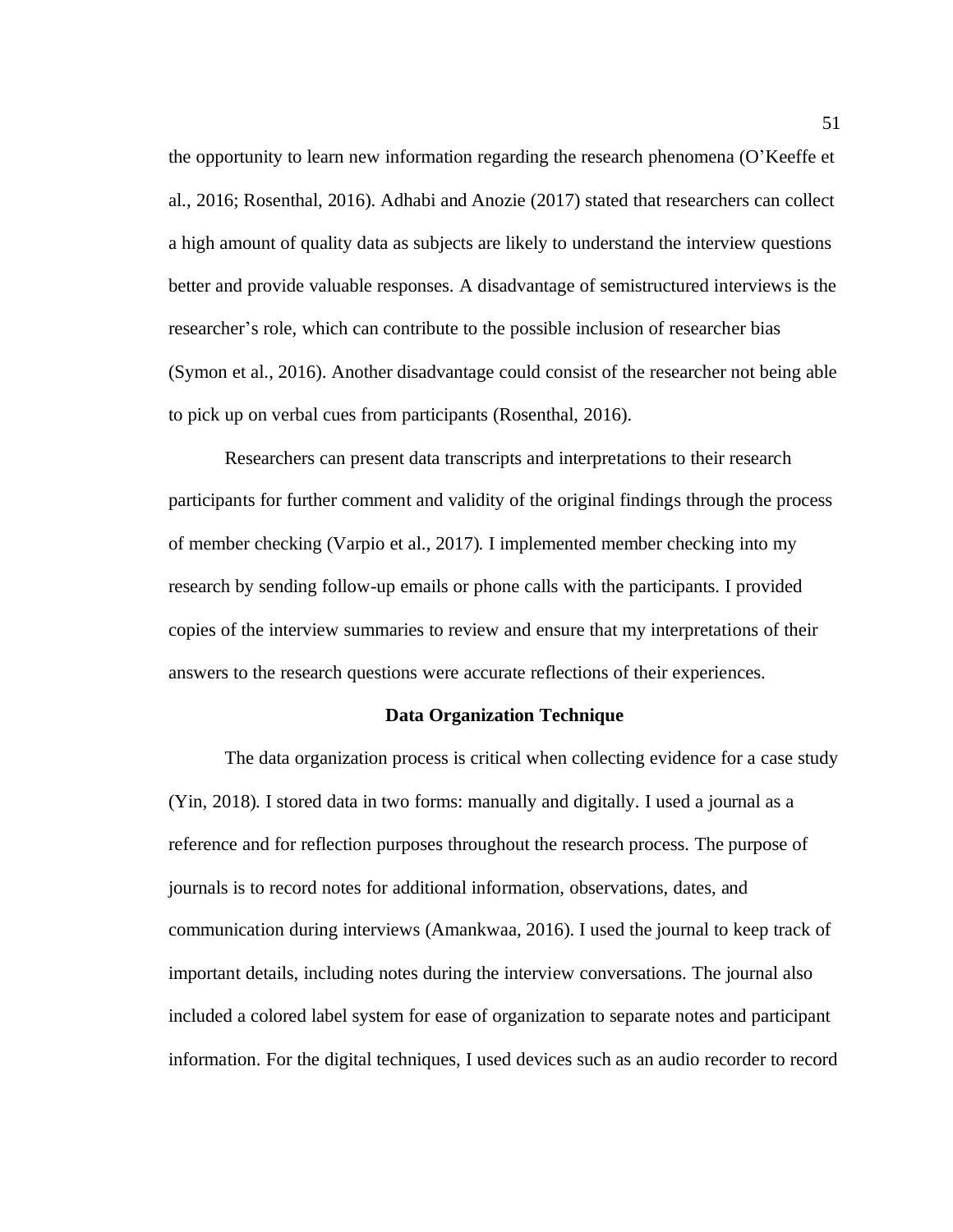the opportunity to learn new information regarding the research phenomena (O'Keeffe et al., 2016; Rosenthal, 2016). Adhabi and Anozie (2017) stated that researchers can collect a high amount of quality data as subjects are likely to understand the interview questions better and provide valuable responses. A disadvantage of semistructured interviews is the researcher's role, which can contribute to the possible inclusion of researcher bias (Symon et al., 2016). Another disadvantage could consist of the researcher not being able to pick up on verbal cues from participants (Rosenthal, 2016).

Researchers can present data transcripts and interpretations to their research participants for further comment and validity of the original findings through the process of member checking (Varpio et al., 2017). I implemented member checking into my research by sending follow-up emails or phone calls with the participants. I provided copies of the interview summaries to review and ensure that my interpretations of their answers to the research questions were accurate reflections of their experiences.

## Data Organization Technique

The data organization process is critical when collecting evidence for a case study (Yin, 2018). I stored data in two forms: manually and digitally. I used a journal as a reference and for reflection purposes throughout the research process. The purpose of journals is to record notes for additional information, observations, dates, and communication during interviews (Amankwaa, 2016). I used the journal to keep track of important details, including notes during the interview conversations. The journal also included a colored label system for ease of organization to separate notes and participant information. For the digital techniques, I used devices such as an audio recorder to record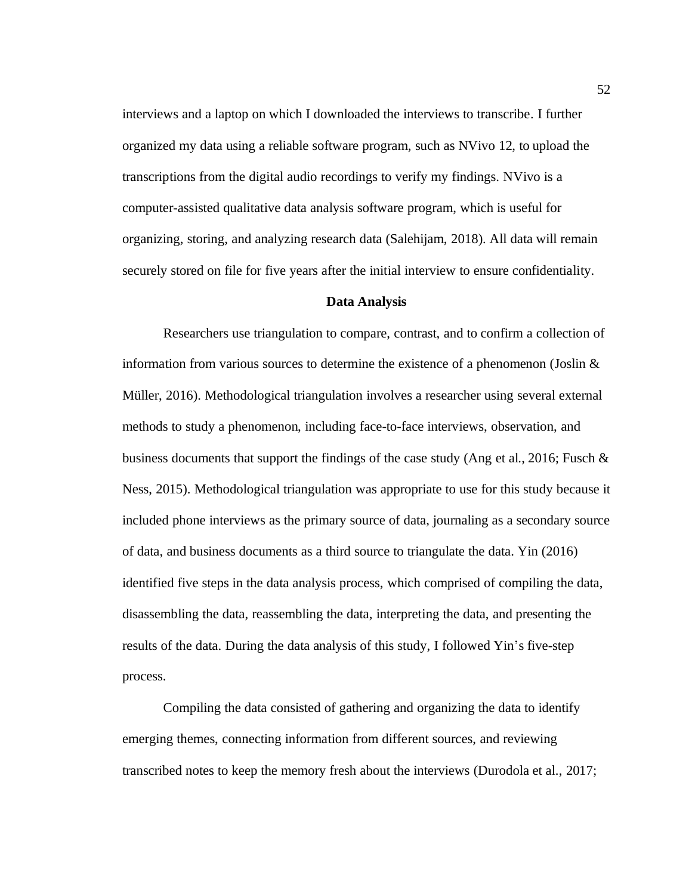interviews and a laptop on which I downloaded the interviews to transcribe. I further organized my data using a reliable software program, such as NVivo 12, to upload the transcriptions from the digital audio recordings to verify my findings. NVivo is a computer-assisted qualitative data analysis software program, which is useful for organizing, storing, and analyzing research data (Salehijam, 2018). All data will remain securely stored on file for five years after the initial interview to ensure confidentiality.

## Data Analysis

Researchers use triangulation to compare, contrast, and to confirm a collection of information from various sources to determine the existence of a phenomenon (Joslin & Müller, 2016). Methodological triangulation involves a researcher using several external methods to study a phenomenon, including face-to-face interviews, observation, and business documents that support the findings of the case study (Ang et al., 2016; Fusch & Ness, 2015). Methodological triangulation was appropriate to use for this study because it included phone interviews as the primary source of data, journaling as a secondary source of data, and business documents as a third source to triangulate the data. Yin (2016) identified five steps in the data analysis process, which comprised of compiling the data, disassembling the data, reassembling the data, interpreting the data, and presenting the results of the data. During the data analysis of this study, I followed Yin's five-step process.

Compiling the data consisted of gathering and organizing the data to identify emerging themes, connecting information from different sources, and reviewing transcribed notes to keep the memory fresh about the interviews (Durodola et al., 2017;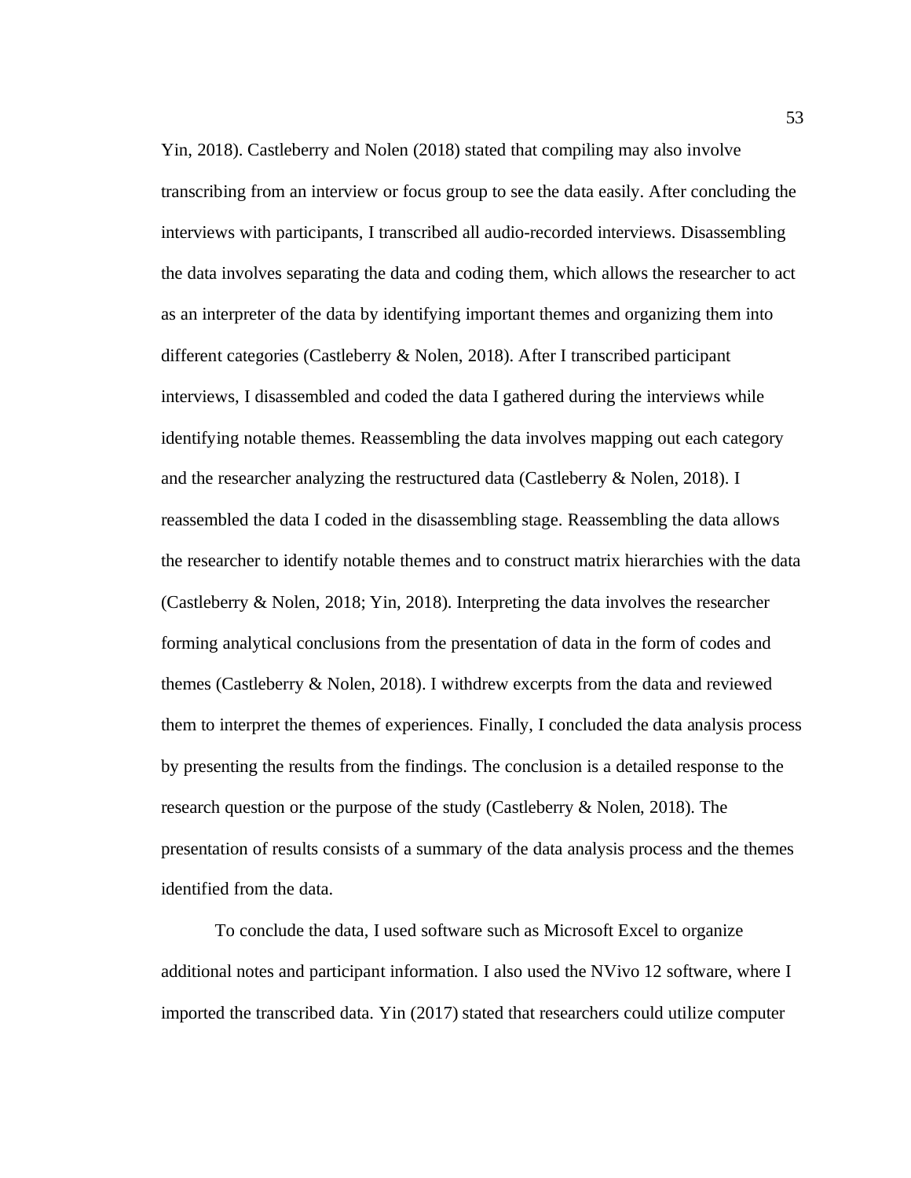Yin, 2018). Castleberry and Nolen (2018) stated that compiling may also involve transcribing from an interview or focus group to see the data easily. After concluding the interviews with participants, I transcribed all audio-recorded interviews. Disassembling the data involves separating the data and coding them, which allows the researcher to act as an interpreter of the data by identifying important themes and organizing them into different categories (Castleberry & Nolen, 2018). After I transcribed participant interviews, I disassembled and coded the data I gathered during the interviews while identifying notable themes. Reassembling the data involves mapping out each category and the researcher analyzing the restructured data (Castleberry & Nolen, 2018). I reassembled the data I coded in the disassembling stage. Reassembling the data allows the researcher to identify notable themes and to construct matrix hierarchies with the data (Castleberry & Nolen, 2018; Yin, 2018). Interpreting the data involves the researcher forming analytical conclusions from the presentation of data in the form of codes and themes (Castleberry & Nolen, 2018). I withdrew excerpts from the data and reviewed them to interpret the themes of experiences. Finally, I concluded the data analysis process by presenting the results from the findings. The conclusion is a detailed response to the research question or the purpose of the study (Castleberry & Nolen, 2018). The presentation of results consists of a summary of the data analysis process and the themes identified from the data.

To conclude the data, I used software such as Microsoft Excel to organize additional notes and participant information. I also used the NVivo 12 software, where I imported the transcribed data. Yin (2017) stated that researchers could utilize computer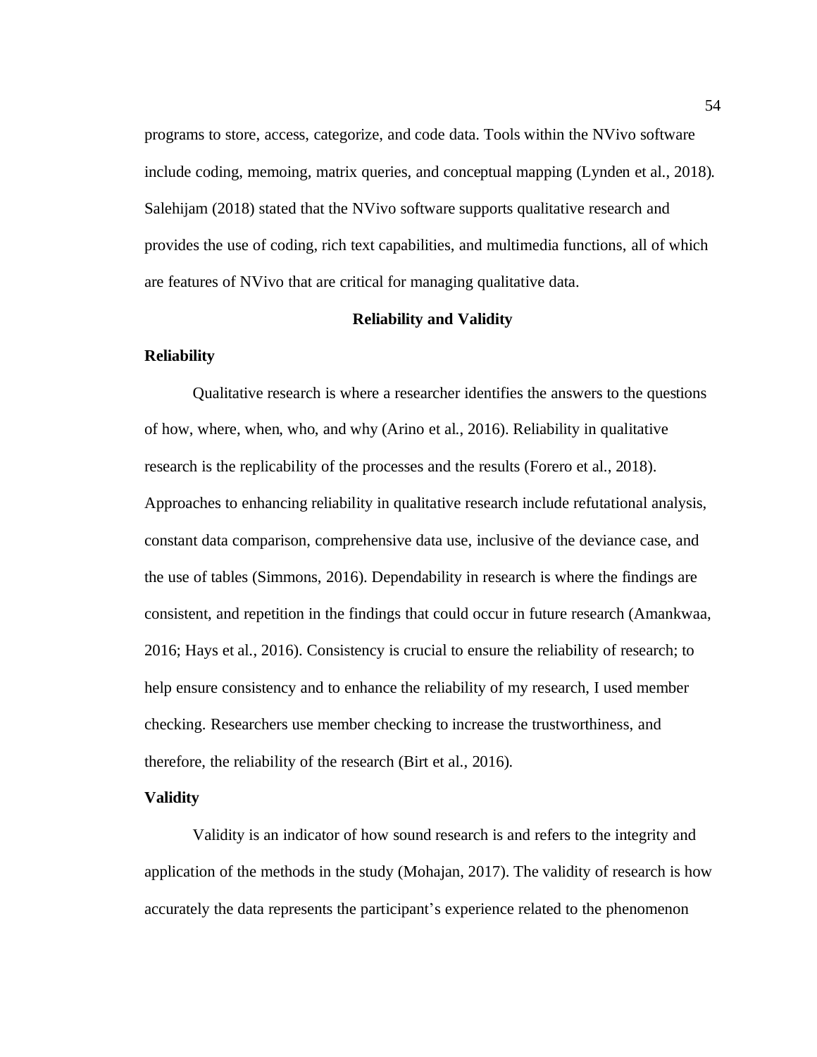programs to store, access, categorize, and code data. Tools within the NVivo software include coding, memoing, matrix queries, and conceptual mapping (Lynden et al., 2018). Salehijam (2018) stated that the NVivo software supports qualitative research and provides the use of coding, rich text capabilities, and multimedia functions, all of which are features of NVivo that are critical for managing qualitative data.

## Reliability and Validity

### Reliability

Qualitative research is where a researcher identifies the answers to the questions of how, where, when, who, and why (Arino et al., 2016). Reliability in qualitative research is the replicability of the processes and the results (Forero et al., 2018). Approaches to enhancing reliability in qualitative research include refutational analysis, constant data comparison, comprehensive data use, inclusive of the deviance case, and the use of tables (Simmons, 2016). Dependability in research is where the findings are consistent, and repetition in the findings that could occur in future research (Amankwaa, 2016; Hays et al., 2016). Consistency is crucial to ensure the reliability of research; to help ensure consistency and to enhance the reliability of my research, I used member checking. Researchers use member checking to increase the trustworthiness, and therefore, the reliability of the research (Birt et al., 2016).

### Validity

Validity is an indicator of how sound research is and refers to the integrity and application of the methods in the study (Mohajan, 2017). The validity of research is how accurately the data represents the participant's experience related to the phenomenon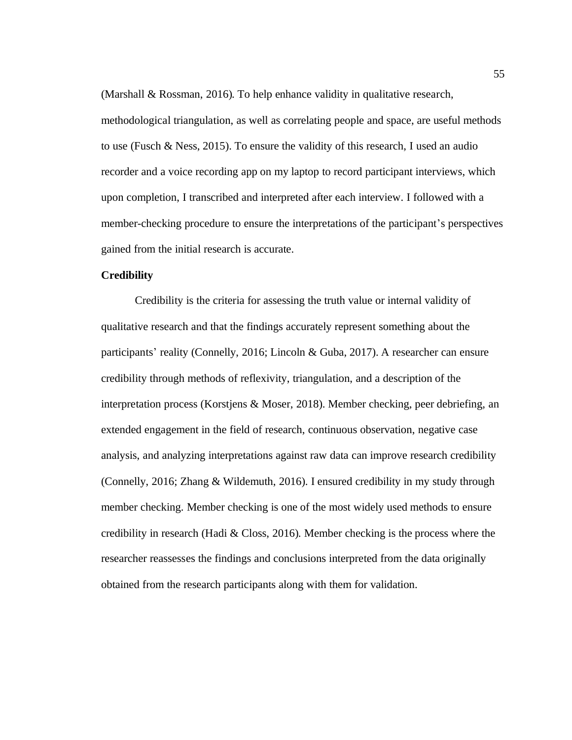(Marshall & Rossman, 2016). To help enhance validity in qualitative research, methodological triangulation, as well as correlating people and space, are useful methods to use (Fusch & Ness, 2015). To ensure the validity of this research, I used an audio recorder and a voice recording app on my laptop to record participant interviews, which upon completion, I transcribed and interpreted after each interview. I followed with a member-checking procedure to ensure the interpretations of the participant's perspectives gained from the initial research is accurate.

**Credibility**

Credibility is the criteria for assessing the truth value or internal validity of qualitative research and that the findings accurately represent something about the participants' reality (Connelly, 2016; Lincoln & Guba, 2017). A researcher can ensure credibility through methods of reflexivity, triangulation, and a description of the interpretation process (Korstjens & Moser, 2018). Member checking, peer debriefing, an extended engagement in the field of research, continuous observation, negative case analysis, and analyzing interpretations against raw data can improve research credibility (Connelly, 2016; Zhang & Wildemuth, 2016). I ensured credibility in my study through member checking. Member checking is one of the most widely used methods to ensure credibility in research (Hadi & Closs, 2016). Member checking is the process where the researcher reassesses the findings and conclusions interpreted from the data originally obtained from the research participants along with them for validation.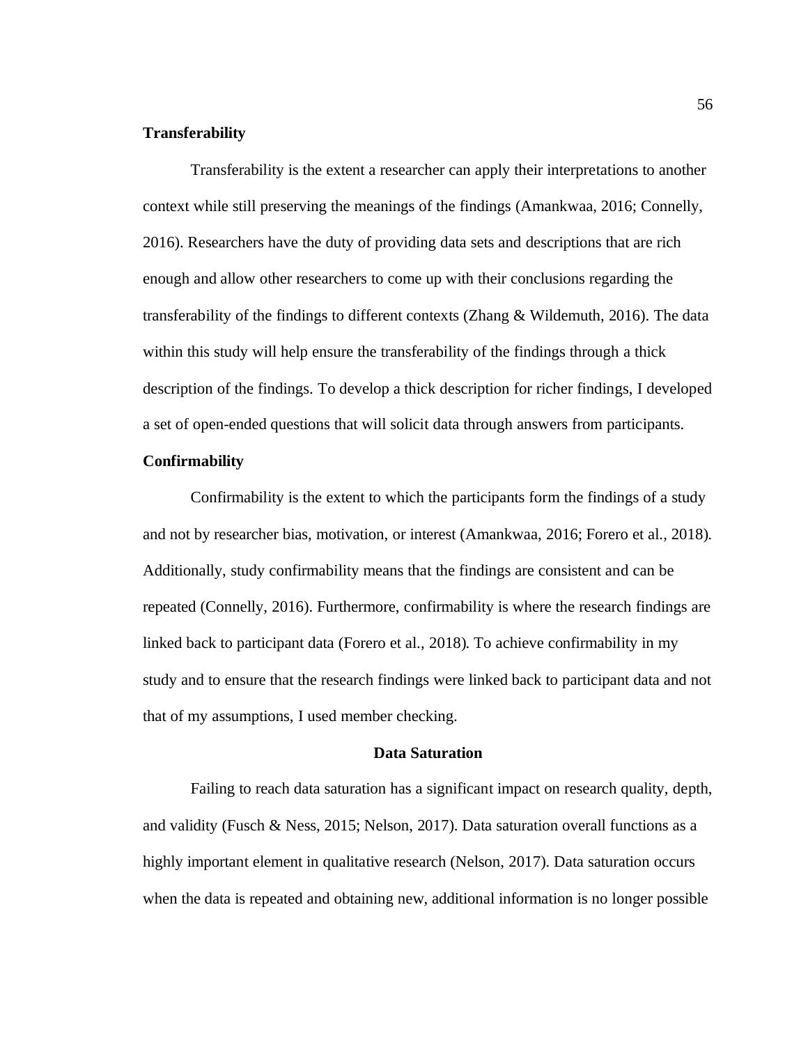### Transferability

Transferability is the extent a researcher can apply their interpretations to another context while still preserving the meanings of the findings (Amankwaa, 2016; Connelly, 2016). Researchers have the duty of providing data sets and descriptions that are rich enough and allow other researchers to come up with their conclusions regarding the transferability of the findings to different contexts (Zhang & Wildemuth, 2016). The data within this study will help ensure the transferability of the findings through a thick description of the findings. To develop a thick description for richer findings, I developed a set of open-ended questions that will solicit data through answers from participants.

### Confirmability

Confirmability is the extent to which the participants form the findings of a study and not by researcher bias, motivation, or interest (Amankwaa, 2016; Forero et al., 2018). Additionally, study confirmability means that the findings are consistent and can be repeated (Connelly, 2016). Furthermore, confirmability is where the research findings are linked back to participant data (Forero et al., 2018). To achieve confirmability in my study and to ensure that the research findings were linked back to participant data and not that of my assumptions, I used member checking.

## Data Saturation

Failing to reach data saturation has a significant impact on research quality, depth, and validity (Fusch & Ness, 2015; Nelson, 2017). Data saturation overall functions as a highly important element in qualitative research (Nelson, 2017). Data saturation occurs when the data is repeated and obtaining new, additional information is no longer possible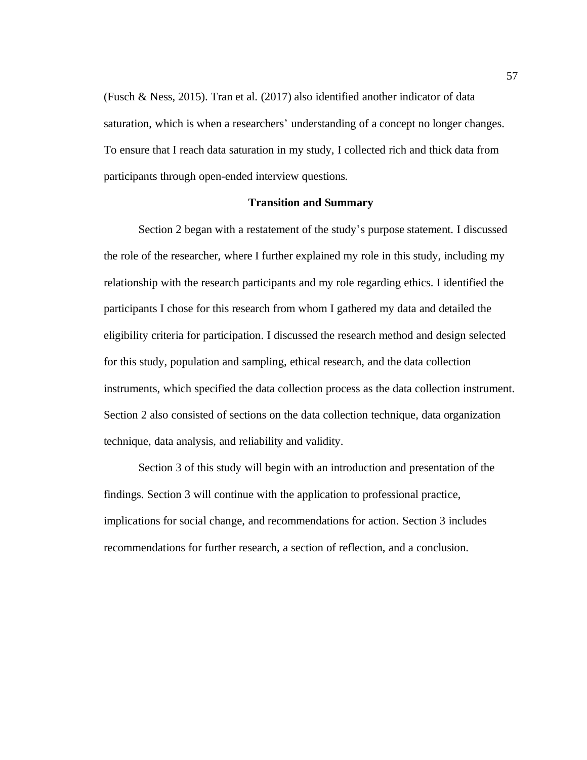(Fusch & Ness, 2015). Tran et al. (2017) also identified another indicator of data saturation, which is when a researchers' understanding of a concept no longer changes. To ensure that I reach data saturation in my study, I collected rich and thick data from participants through open-ended interview questions.

## Transition and Summary

Section 2 began with a restatement of the study's purpose statement. I discussed the role of the researcher, where I further explained my role in this study, including my relationship with the research participants and my role regarding ethics. I identified the participants I chose for this research from whom I gathered my data and detailed the eligibility criteria for participation. I discussed the research method and design selected for this study, population and sampling, ethical research, and the data collection instruments, which specified the data collection process as the data collection instrument. Section 2 also consisted of sections on the data collection technique, data organization technique, data analysis, and reliability and validity.

Section 3 of this study will begin with an introduction and presentation of the findings. Section 3 will continue with the application to professional practice, implications for social change, and recommendations for action. Section 3 includes recommendations for further research, a section of reflection, and a conclusion.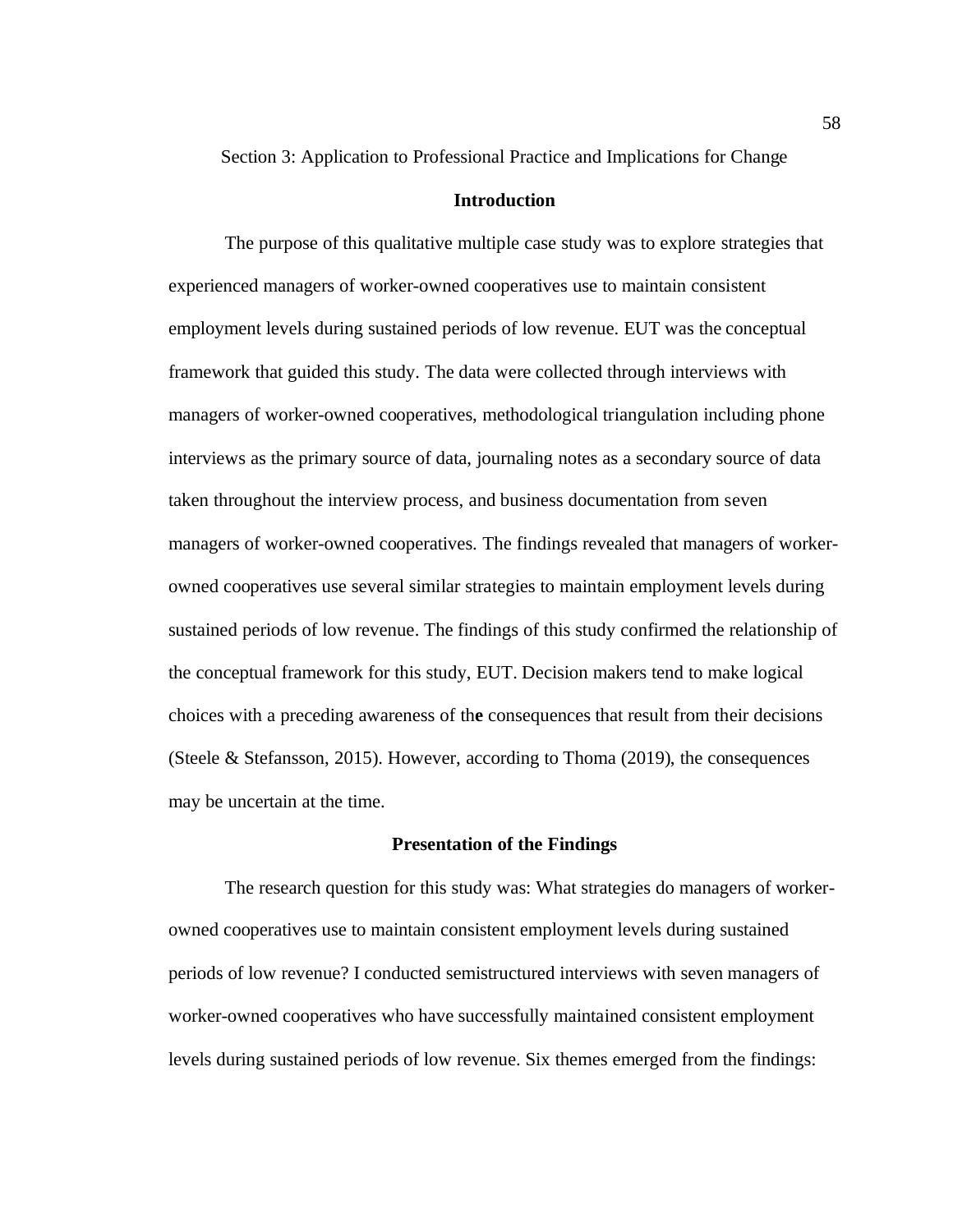Section 3: Application to Professional Practice and Implications for Change

## Introduction

The purpose of this qualitative multiple case study was to explore strategies that experienced managers of worker-owned cooperatives use to maintain consistent employment levels during sustained periods of low revenue. EUT was the conceptual framework that guided this study. The data were collected through interviews with managers of worker-owned cooperatives, methodological triangulation including phone interviews as the primary source of data, journaling notes as a secondary source of data taken throughout the interview process, and business documentation from seven managers of worker-owned cooperatives. The findings revealed that managers of worker-owned cooperatives use several similar strategies to maintain employment levels during sustained periods of low revenue. The findings of this study confirmed the relationship of the conceptual framework for this study, EUT. Decision makers tend to make logical choices with a preceding awareness of the consequences that result from their decisions (Steele & Stefansson, 2015). However, according to Thoma (2019), the consequences may be uncertain at the time.

## Presentation of the Findings

The research question for this study was: What strategies do managers of worker-owned cooperatives use to maintain consistent employment levels during sustained periods of low revenue? I conducted semistructured interviews with seven managers of worker-owned cooperatives who have successfully maintained consistent employment levels during sustained periods of low revenue. Six themes emerged from the findings: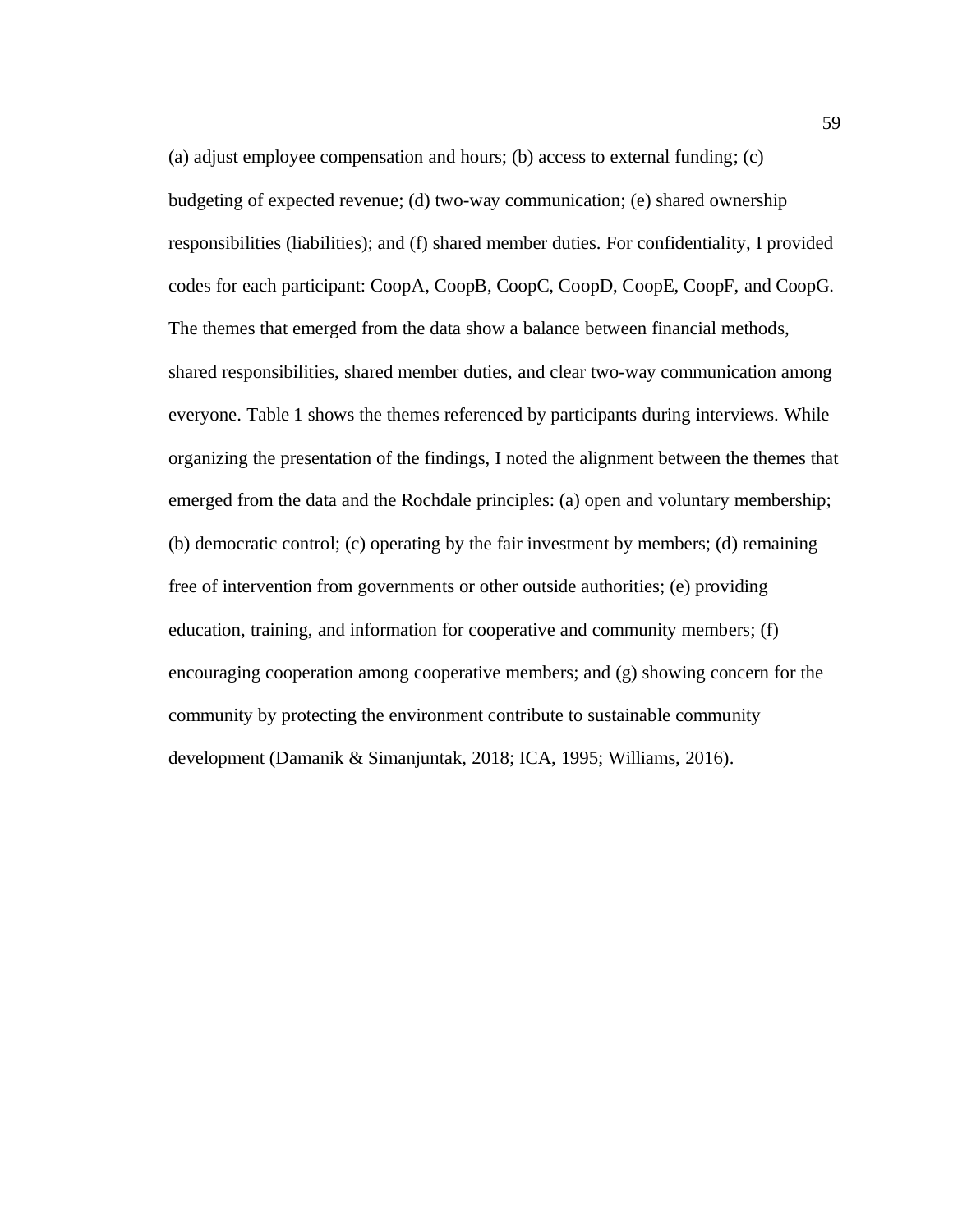(a) adjust employee compensation and hours; (b) access to external funding; (c) budgeting of expected revenue; (d) two-way communication; (e) shared ownership responsibilities (liabilities); and (f) shared member duties. For confidentiality, I provided codes for each participant: CoopA, CoopB, CoopC, CoopD, CoopE, CoopF, and CoopG. The themes that emerged from the data show a balance between financial methods, shared responsibilities, shared member duties, and clear two-way communication among everyone. Table 1 shows the themes referenced by participants during interviews. While organizing the presentation of the findings, I noted the alignment between the themes that emerged from the data and the Rochdale principles: (a) open and voluntary membership; (b) democratic control; (c) operating by the fair investment by members; (d) remaining free of intervention from governments or other outside authorities; (e) providing education, training, and information for cooperative and community members; (f) encouraging cooperation among cooperative members; and (g) showing concern for the community by protecting the environment contribute to sustainable community development (Damanik & Simanjuntak, 2018; ICA, 1995; Williams, 2016).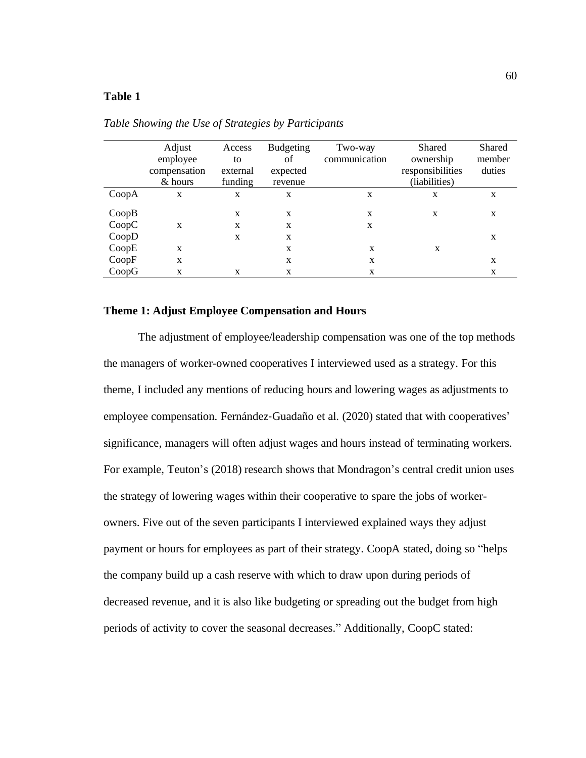**Table 1**

*Table Showing the Use of Strategies by Participants*

| | Adjust employee compensation & hours | Access to external funding | Budgeting of expected revenue | Two-way communication | Shared ownership responsibilities (liabilities) | Shared member duties |
|---|---|---|---|---|---|---|
| CoopA | x | x | x | x | x | x |
| CoopB | | x | x | x | x | x |
| CoopC | x | x | x | x | | |
| CoopD | | x | x | | | x |
| CoopE | x | | x | x | x | |
| CoopF | x | | x | x | | x |
| CoopG | x | x | x | x | | x |

## Theme 1: Adjust Employee Compensation and Hours

The adjustment of employee/leadership compensation was one of the top methods the managers of worker-owned cooperatives I interviewed used as a strategy. For this theme, I included any mentions of reducing hours and lowering wages as adjustments to employee compensation. Fernández-Guadaño et al. (2020) stated that with cooperatives' significance, managers will often adjust wages and hours instead of terminating workers. For example, Teuton's (2018) research shows that Mondragon's central credit union uses the strategy of lowering wages within their cooperative to spare the jobs of worker-owners. Five out of the seven participants I interviewed explained ways they adjust payment or hours for employees as part of their strategy. CoopA stated, doing so "helps the company build up a cash reserve with which to draw upon during periods of decreased revenue, and it is also like budgeting or spreading out the budget from high periods of activity to cover the seasonal decreases." Additionally, CoopC stated: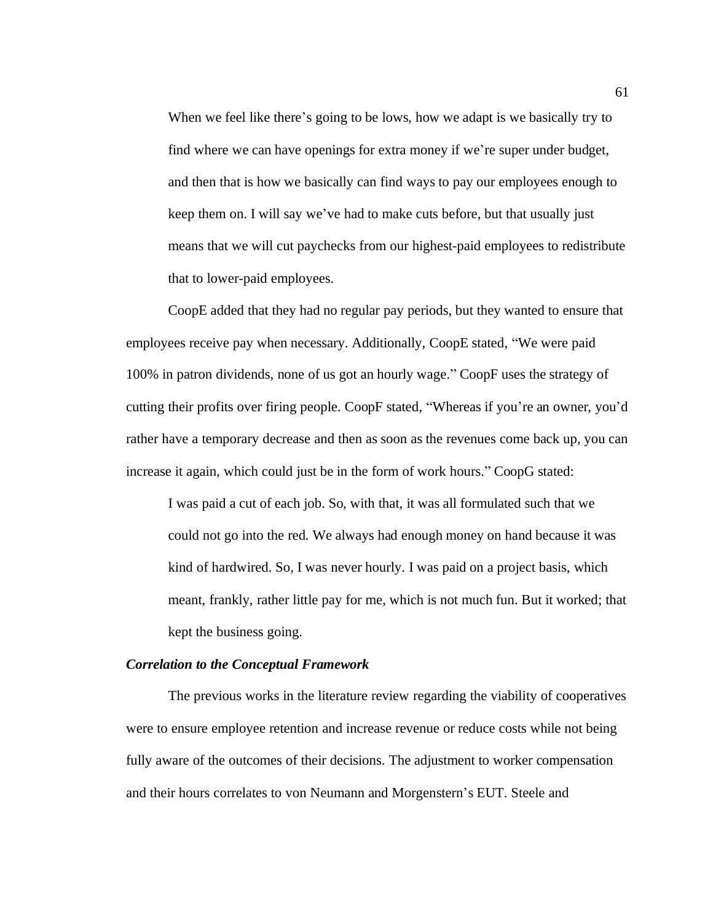> When we feel like there's going to be lows, how we adapt is we basically try to find where we can have openings for extra money if we're super under budget, and then that is how we basically can find ways to pay our employees enough to keep them on. I will say we've had to make cuts before, but that usually just means that we will cut paychecks from our highest-paid employees to redistribute that to lower-paid employees.

CoopE added that they had no regular pay periods, but they wanted to ensure that employees receive pay when necessary. Additionally, CoopE stated, "We were paid 100% in patron dividends, none of us got an hourly wage." CoopF uses the strategy of cutting their profits over firing people. CoopF stated, "Whereas if you're an owner, you'd rather have a temporary decrease and then as soon as the revenues come back up, you can increase it again, which could just be in the form of work hours." CoopG stated:

> I was paid a cut of each job. So, with that, it was all formulated such that we could not go into the red. We always had enough money on hand because it was kind of hardwired. So, I was never hourly. I was paid on a project basis, which meant, frankly, rather little pay for me, which is not much fun. But it worked; that kept the business going.

### *Correlation to the Conceptual Framework*

The previous works in the literature review regarding the viability of cooperatives were to ensure employee retention and increase revenue or reduce costs while not being fully aware of the outcomes of their decisions. The adjustment to worker compensation and their hours correlates to von Neumann and Morgenstern's EUT. Steele and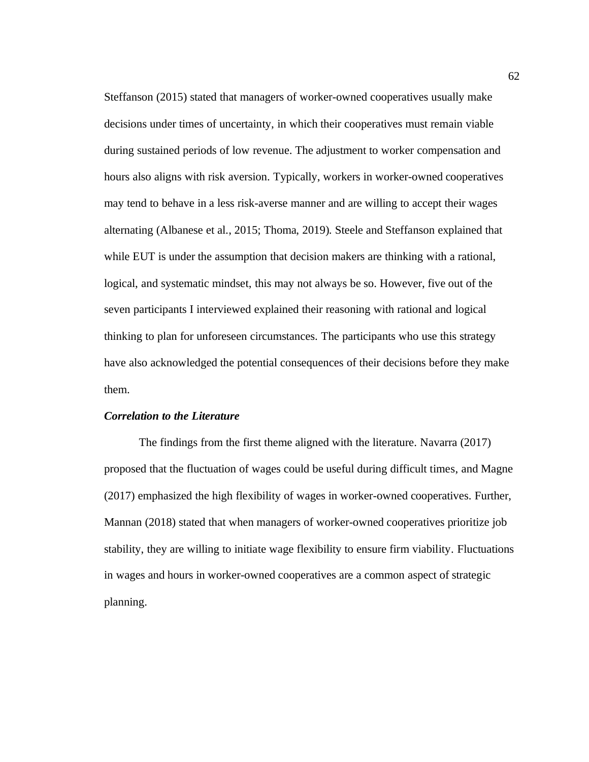Steffanson (2015) stated that managers of worker-owned cooperatives usually make decisions under times of uncertainty, in which their cooperatives must remain viable during sustained periods of low revenue. The adjustment to worker compensation and hours also aligns with risk aversion. Typically, workers in worker-owned cooperatives may tend to behave in a less risk-averse manner and are willing to accept their wages alternating (Albanese et al., 2015; Thoma, 2019). Steele and Steffanson explained that while EUT is under the assumption that decision makers are thinking with a rational, logical, and systematic mindset, this may not always be so. However, five out of the seven participants I interviewed explained their reasoning with rational and logical thinking to plan for unforeseen circumstances. The participants who use this strategy have also acknowledged the potential consequences of their decisions before they make them.

### ***Correlation to the Literature***

The findings from the first theme aligned with the literature. Navarra (2017) proposed that the fluctuation of wages could be useful during difficult times, and Magne (2017) emphasized the high flexibility of wages in worker-owned cooperatives. Further, Mannan (2018) stated that when managers of worker-owned cooperatives prioritize job stability, they are willing to initiate wage flexibility to ensure firm viability. Fluctuations in wages and hours in worker-owned cooperatives are a common aspect of strategic planning.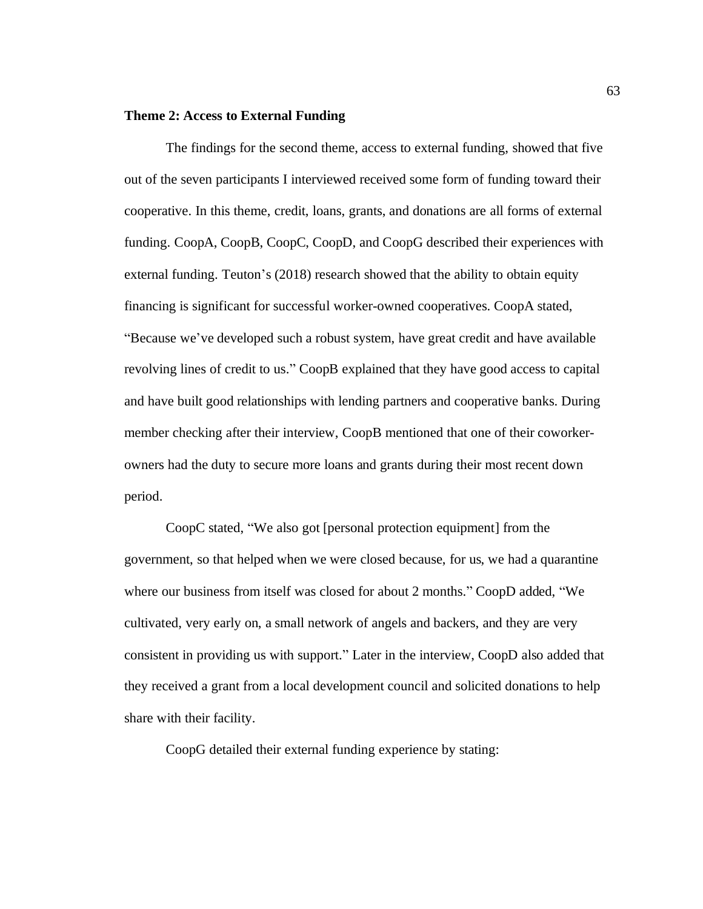**Theme 2: Access to External Funding**

The findings for the second theme, access to external funding, showed that five out of the seven participants I interviewed received some form of funding toward their cooperative. In this theme, credit, loans, grants, and donations are all forms of external funding. CoopA, CoopB, CoopC, CoopD, and CoopG described their experiences with external funding. Teuton's (2018) research showed that the ability to obtain equity financing is significant for successful worker-owned cooperatives. CoopA stated, "Because we've developed such a robust system, have great credit and have available revolving lines of credit to us." CoopB explained that they have good access to capital and have built good relationships with lending partners and cooperative banks. During member checking after their interview, CoopB mentioned that one of their coworker-owners had the duty to secure more loans and grants during their most recent down period.

CoopC stated, "We also got [personal protection equipment] from the government, so that helped when we were closed because, for us, we had a quarantine where our business from itself was closed for about 2 months." CoopD added, "We cultivated, very early on, a small network of angels and backers, and they are very consistent in providing us with support." Later in the interview, CoopD also added that they received a grant from a local development council and solicited donations to help share with their facility.

CoopG detailed their external funding experience by stating: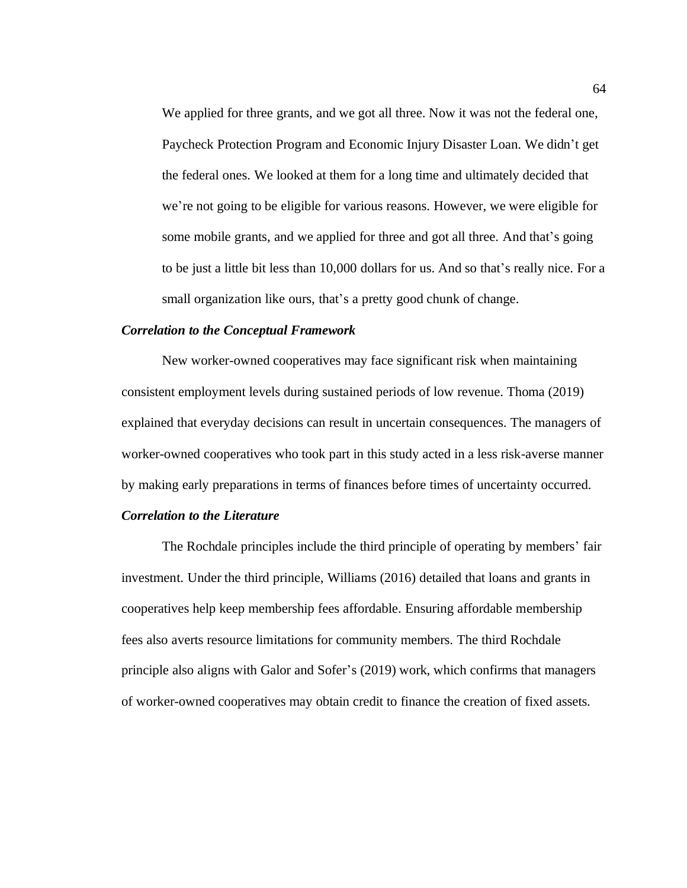> We applied for three grants, and we got all three. Now it was not the federal one, Paycheck Protection Program and Economic Injury Disaster Loan. We didn't get the federal ones. We looked at them for a long time and ultimately decided that we're not going to be eligible for various reasons. However, we were eligible for some mobile grants, and we applied for three and got all three. And that's going to be just a little bit less than 10,000 dollars for us. And so that's really nice. For a small organization like ours, that's a pretty good chunk of change.

### *Correlation to the Conceptual Framework*

New worker-owned cooperatives may face significant risk when maintaining consistent employment levels during sustained periods of low revenue. Thoma (2019) explained that everyday decisions can result in uncertain consequences. The managers of worker-owned cooperatives who took part in this study acted in a less risk-averse manner by making early preparations in terms of finances before times of uncertainty occurred.

### *Correlation to the Literature*

The Rochdale principles include the third principle of operating by members' fair investment. Under the third principle, Williams (2016) detailed that loans and grants in cooperatives help keep membership fees affordable. Ensuring affordable membership fees also averts resource limitations for community members. The third Rochdale principle also aligns with Galor and Sofer's (2019) work, which confirms that managers of worker-owned cooperatives may obtain credit to finance the creation of fixed assets.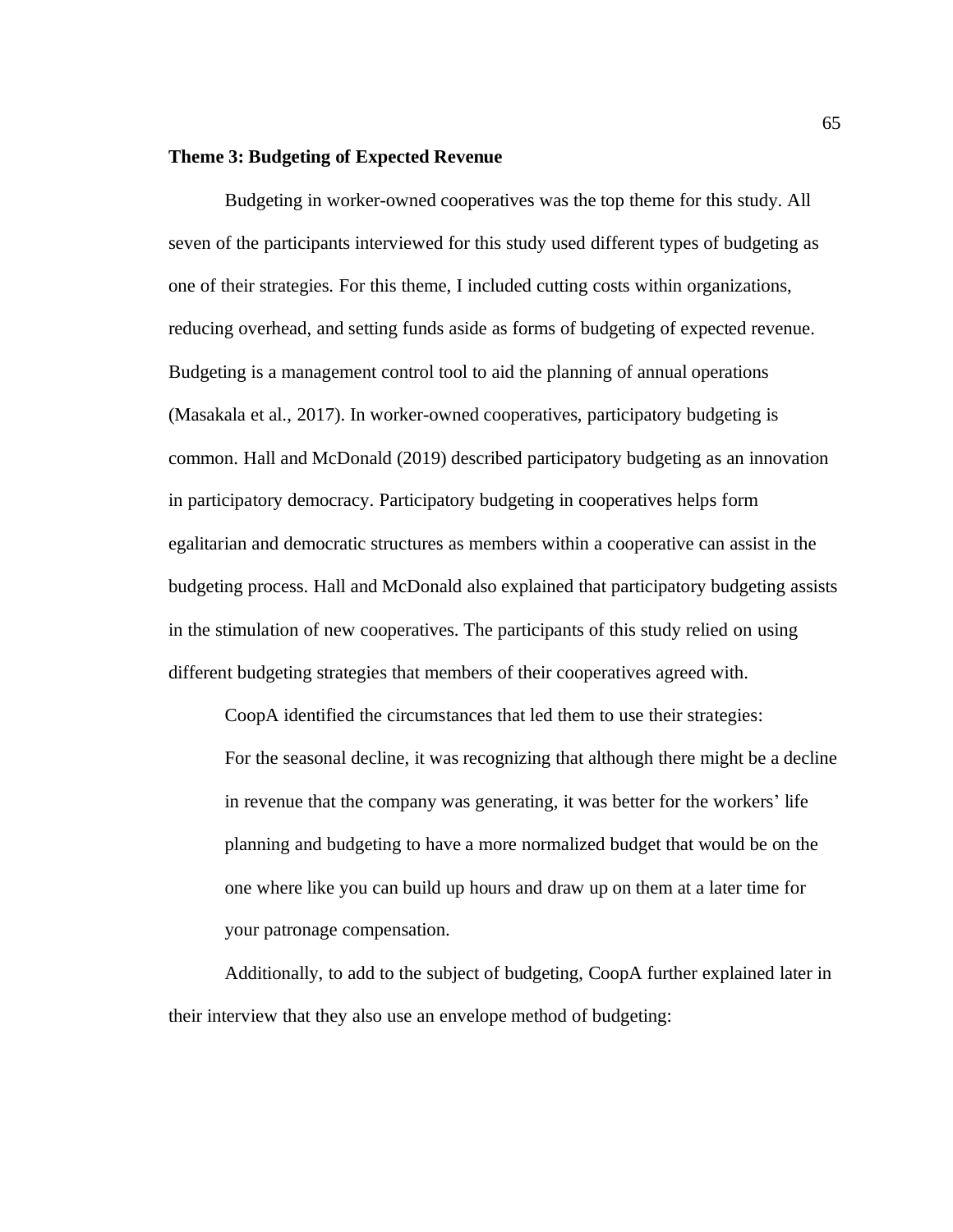### Theme 3: Budgeting of Expected Revenue

Budgeting in worker-owned cooperatives was the top theme for this study. All seven of the participants interviewed for this study used different types of budgeting as one of their strategies. For this theme, I included cutting costs within organizations, reducing overhead, and setting funds aside as forms of budgeting of expected revenue. Budgeting is a management control tool to aid the planning of annual operations (Masakala et al., 2017). In worker-owned cooperatives, participatory budgeting is common. Hall and McDonald (2019) described participatory budgeting as an innovation in participatory democracy. Participatory budgeting in cooperatives helps form egalitarian and democratic structures as members within a cooperative can assist in the budgeting process. Hall and McDonald also explained that participatory budgeting assists in the stimulation of new cooperatives. The participants of this study relied on using different budgeting strategies that members of their cooperatives agreed with.

CoopA identified the circumstances that led them to use their strategies:

> For the seasonal decline, it was recognizing that although there might be a decline in revenue that the company was generating, it was better for the workers' life planning and budgeting to have a more normalized budget that would be on the one where like you can build up hours and draw up on them at a later time for your patronage compensation.

Additionally, to add to the subject of budgeting, CoopA further explained later in their interview that they also use an envelope method of budgeting: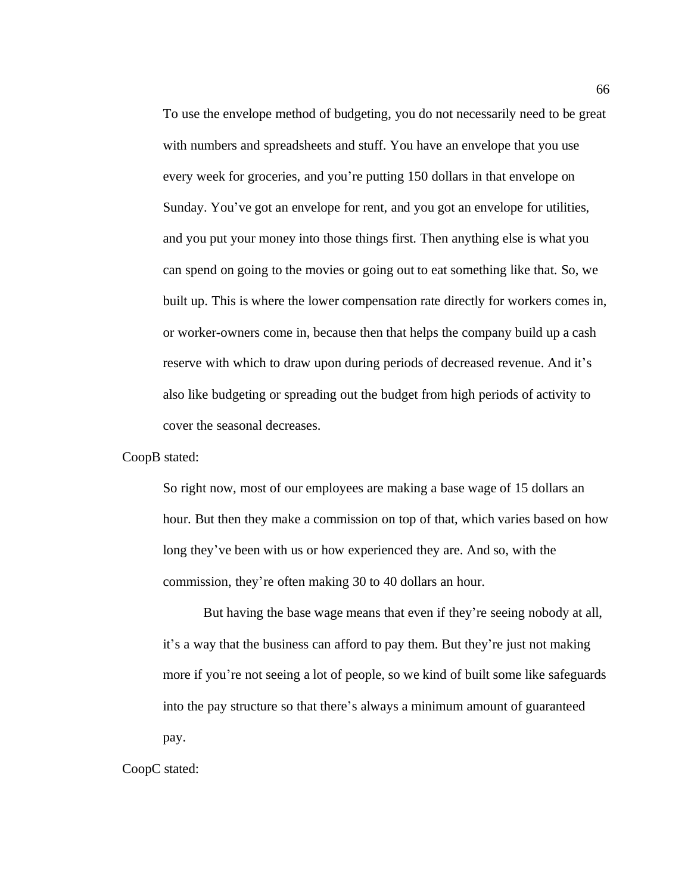> To use the envelope method of budgeting, you do not necessarily need to be great with numbers and spreadsheets and stuff. You have an envelope that you use every week for groceries, and you're putting 150 dollars in that envelope on Sunday. You've got an envelope for rent, and you got an envelope for utilities, and you put your money into those things first. Then anything else is what you can spend on going to the movies or going out to eat something like that. So, we built up. This is where the lower compensation rate directly for workers comes in, or worker-owners come in, because then that helps the company build up a cash reserve with which to draw upon during periods of decreased revenue. And it's also like budgeting or spreading out the budget from high periods of activity to cover the seasonal decreases.

CoopB stated:

> So right now, most of our employees are making a base wage of 15 dollars an hour. But then they make a commission on top of that, which varies based on how long they've been with us or how experienced they are. And so, with the commission, they're often making 30 to 40 dollars an hour.
>
> But having the base wage means that even if they're seeing nobody at all, it's a way that the business can afford to pay them. But they're just not making more if you're not seeing a lot of people, so we kind of built some like safeguards into the pay structure so that there's always a minimum amount of guaranteed pay.

CoopC stated: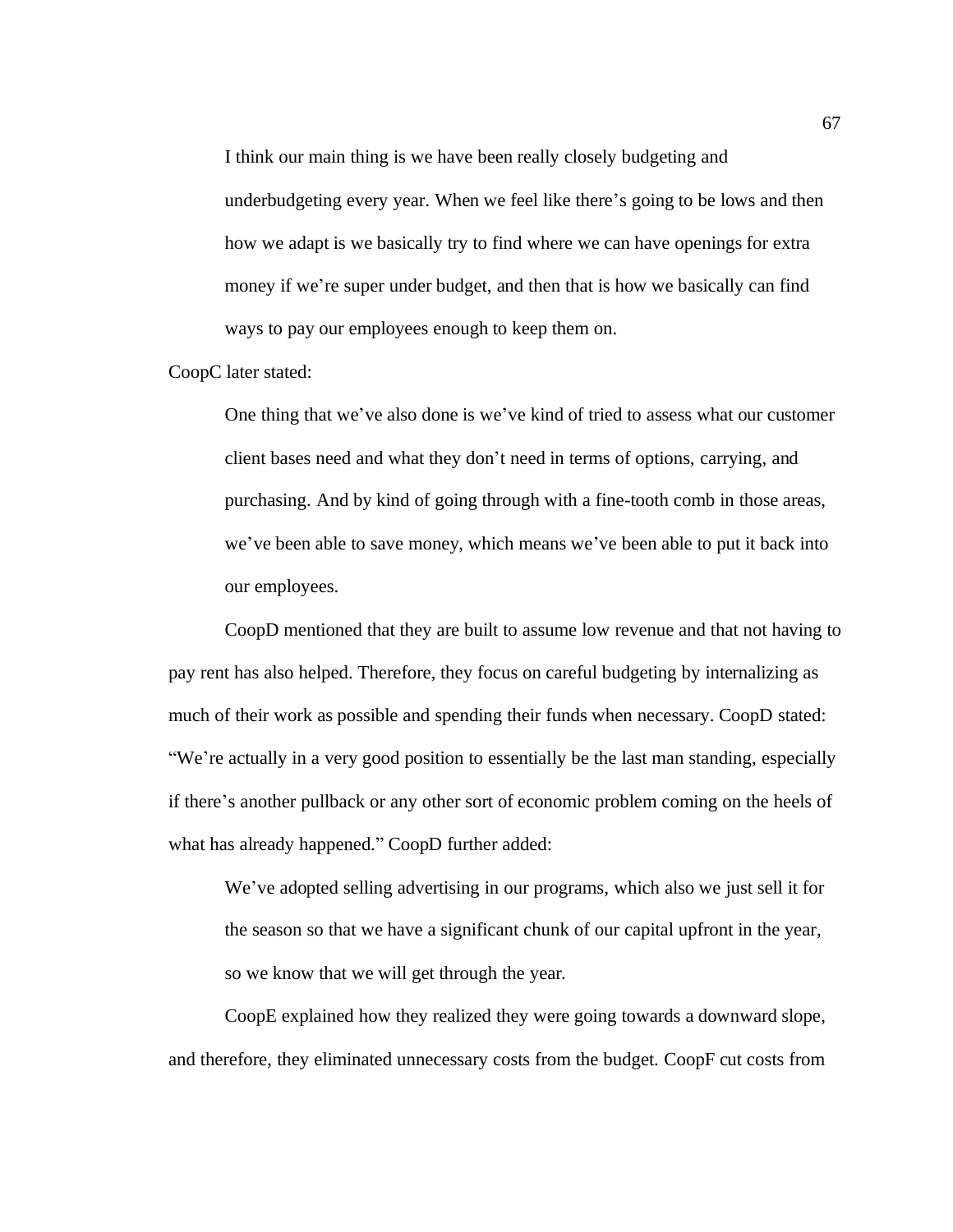> I think our main thing is we have been really closely budgeting and underbudgeting every year. When we feel like there's going to be lows and then how we adapt is we basically try to find where we can have openings for extra money if we're super under budget, and then that is how we basically can find ways to pay our employees enough to keep them on.

CoopC later stated:

> One thing that we've also done is we've kind of tried to assess what our customer client bases need and what they don't need in terms of options, carrying, and purchasing. And by kind of going through with a fine-tooth comb in those areas, we've been able to save money, which means we've been able to put it back into our employees.

CoopD mentioned that they are built to assume low revenue and that not having to pay rent has also helped. Therefore, they focus on careful budgeting by internalizing as much of their work as possible and spending their funds when necessary. CoopD stated: "We're actually in a very good position to essentially be the last man standing, especially if there's another pullback or any other sort of economic problem coming on the heels of what has already happened." CoopD further added:

> We've adopted selling advertising in our programs, which also we just sell it for the season so that we have a significant chunk of our capital upfront in the year, so we know that we will get through the year.

CoopE explained how they realized they were going towards a downward slope, and therefore, they eliminated unnecessary costs from the budget. CoopF cut costs from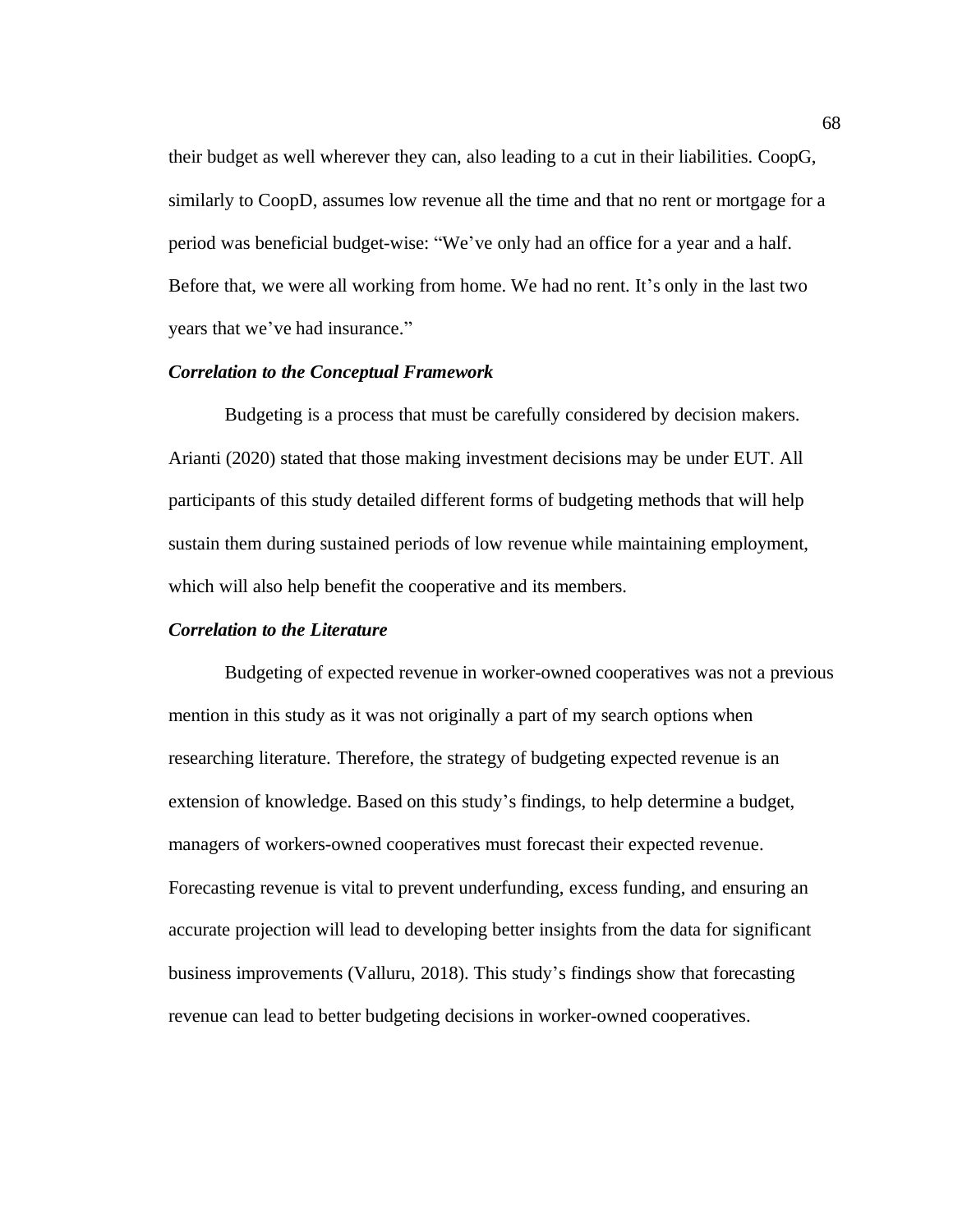their budget as well wherever they can, also leading to a cut in their liabilities. CoopG, similarly to CoopD, assumes low revenue all the time and that no rent or mortgage for a period was beneficial budget-wise: "We've only had an office for a year and a half. Before that, we were all working from home. We had no rent. It's only in the last two years that we've had insurance."

### *Correlation to the Conceptual Framework*

Budgeting is a process that must be carefully considered by decision makers. Arianti (2020) stated that those making investment decisions may be under EUT. All participants of this study detailed different forms of budgeting methods that will help sustain them during sustained periods of low revenue while maintaining employment, which will also help benefit the cooperative and its members.

### *Correlation to the Literature*

Budgeting of expected revenue in worker-owned cooperatives was not a previous mention in this study as it was not originally a part of my search options when researching literature. Therefore, the strategy of budgeting expected revenue is an extension of knowledge. Based on this study's findings, to help determine a budget, managers of workers-owned cooperatives must forecast their expected revenue. Forecasting revenue is vital to prevent underfunding, excess funding, and ensuring an accurate projection will lead to developing better insights from the data for significant business improvements (Valluru, 2018). This study's findings show that forecasting revenue can lead to better budgeting decisions in worker-owned cooperatives.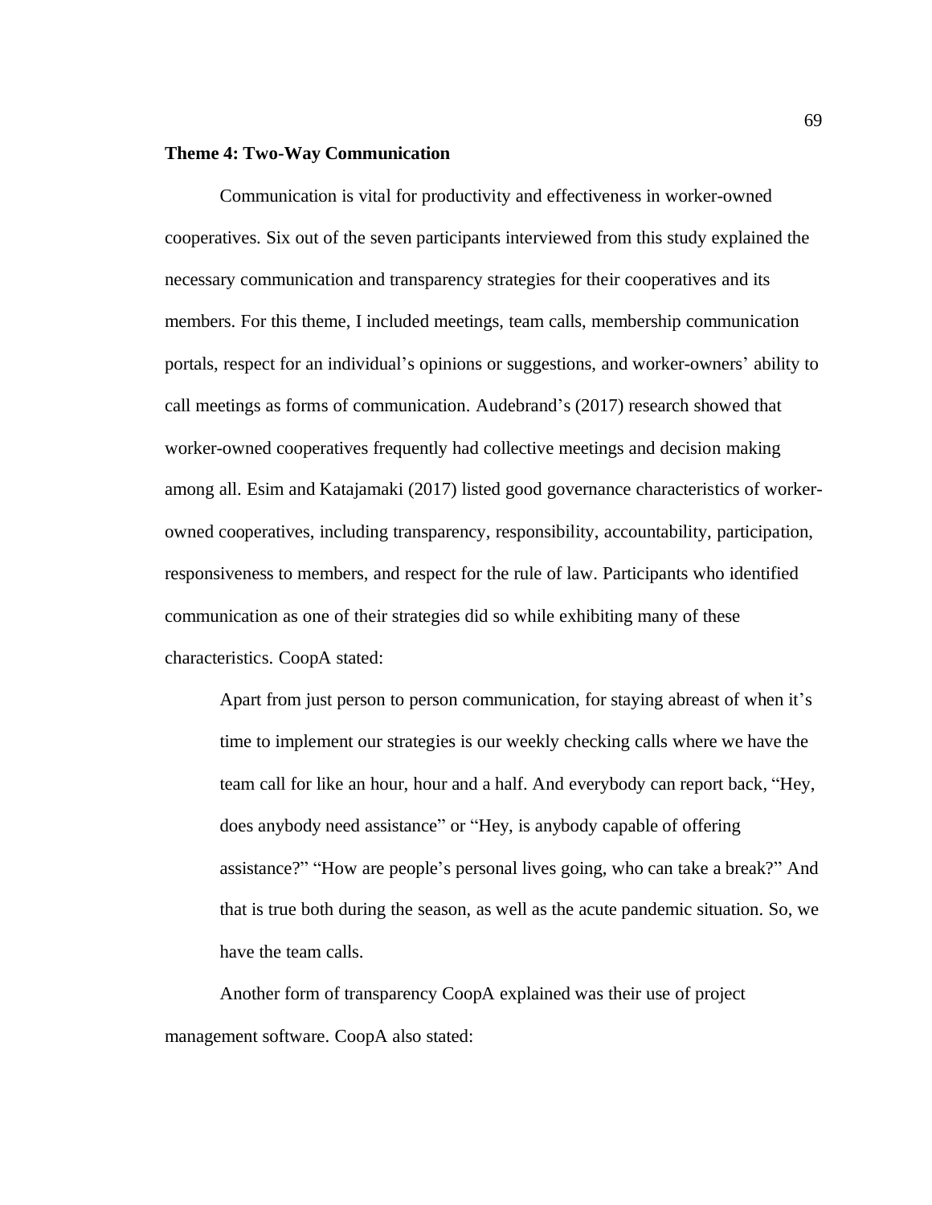### Theme 4: Two-Way Communication

Communication is vital for productivity and effectiveness in worker-owned cooperatives. Six out of the seven participants interviewed from this study explained the necessary communication and transparency strategies for their cooperatives and its members. For this theme, I included meetings, team calls, membership communication portals, respect for an individual's opinions or suggestions, and worker-owners' ability to call meetings as forms of communication. Audebrand's (2017) research showed that worker-owned cooperatives frequently had collective meetings and decision making among all. Esim and Katajamaki (2017) listed good governance characteristics of worker-owned cooperatives, including transparency, responsibility, accountability, participation, responsiveness to members, and respect for the rule of law. Participants who identified communication as one of their strategies did so while exhibiting many of these characteristics. CoopA stated:

> Apart from just person to person communication, for staying abreast of when it's time to implement our strategies is our weekly checking calls where we have the team call for like an hour, hour and a half. And everybody can report back, "Hey, does anybody need assistance" or "Hey, is anybody capable of offering assistance?" "How are people's personal lives going, who can take a break?" And that is true both during the season, as well as the acute pandemic situation. So, we have the team calls.

Another form of transparency CoopA explained was their use of project management software. CoopA also stated: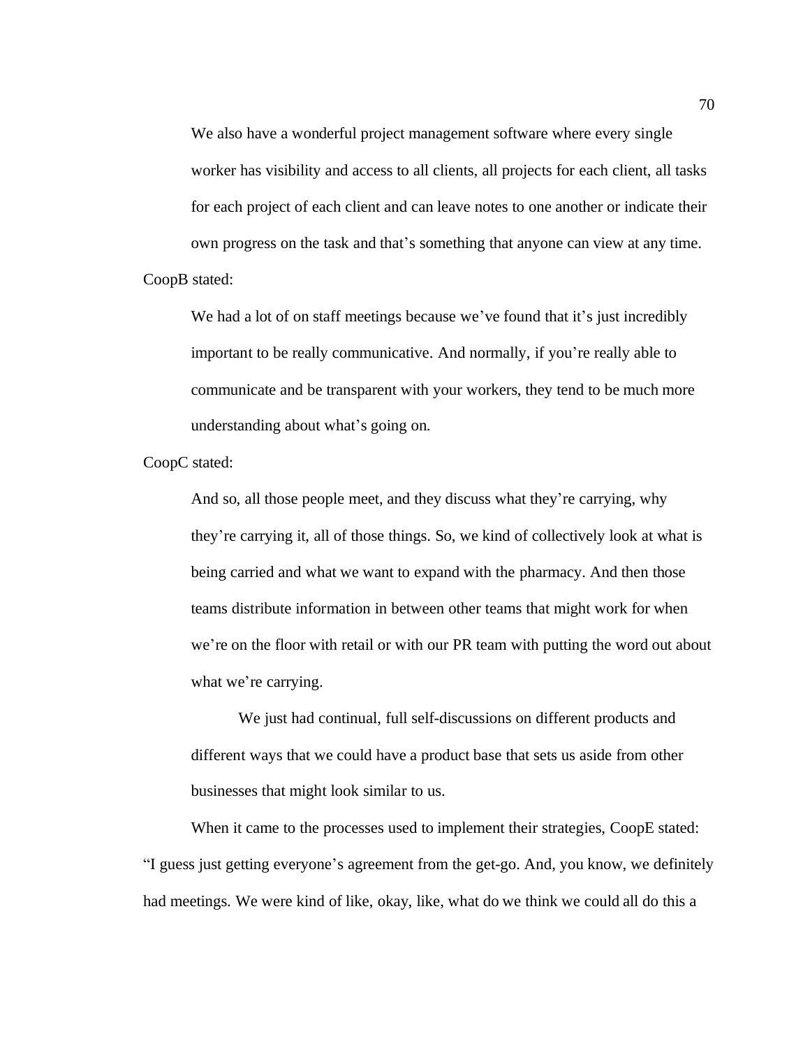> We also have a wonderful project management software where every single worker has visibility and access to all clients, all projects for each client, all tasks for each project of each client and can leave notes to one another or indicate their own progress on the task and that's something that anyone can view at any time.

CoopB stated:

> We had a lot of on staff meetings because we've found that it's just incredibly important to be really communicative. And normally, if you're really able to communicate and be transparent with your workers, they tend to be much more understanding about what's going on.

CoopC stated:

> And so, all those people meet, and they discuss what they're carrying, why they're carrying it, all of those things. So, we kind of collectively look at what is being carried and what we want to expand with the pharmacy. And then those teams distribute information in between other teams that might work for when we're on the floor with retail or with our PR team with putting the word out about what we're carrying.
>
> We just had continual, full self-discussions on different products and different ways that we could have a product base that sets us aside from other businesses that might look similar to us.

When it came to the processes used to implement their strategies, CoopE stated: "I guess just getting everyone's agreement from the get-go. And, you know, we definitely had meetings. We were kind of like, okay, like, what do we think we could all do this a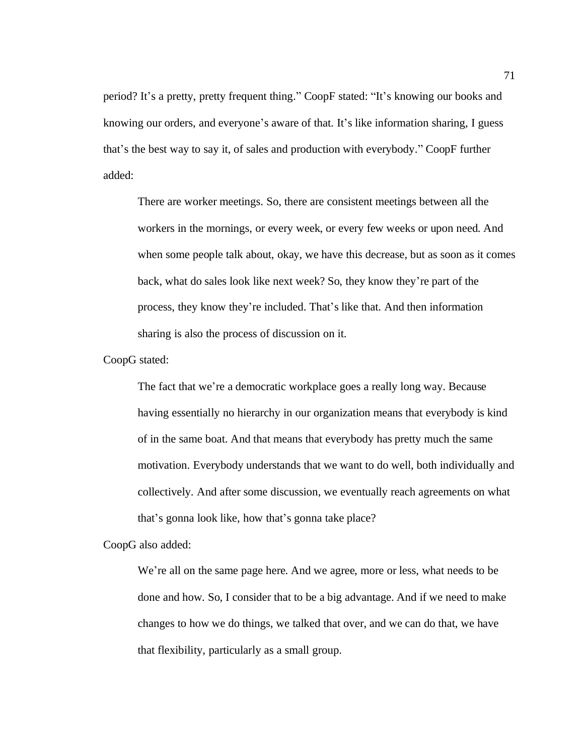period? It's a pretty, pretty frequent thing." CoopF stated: "It's knowing our books and knowing our orders, and everyone's aware of that. It's like information sharing, I guess that's the best way to say it, of sales and production with everybody." CoopF further added:

> There are worker meetings. So, there are consistent meetings between all the workers in the mornings, or every week, or every few weeks or upon need. And when some people talk about, okay, we have this decrease, but as soon as it comes back, what do sales look like next week? So, they know they're part of the process, they know they're included. That's like that. And then information sharing is also the process of discussion on it.

CoopG stated:

> The fact that we're a democratic workplace goes a really long way. Because having essentially no hierarchy in our organization means that everybody is kind of in the same boat. And that means that everybody has pretty much the same motivation. Everybody understands that we want to do well, both individually and collectively. And after some discussion, we eventually reach agreements on what that's gonna look like, how that's gonna take place?

CoopG also added:

> We're all on the same page here. And we agree, more or less, what needs to be done and how. So, I consider that to be a big advantage. And if we need to make changes to how we do things, we talked that over, and we can do that, we have that flexibility, particularly as a small group.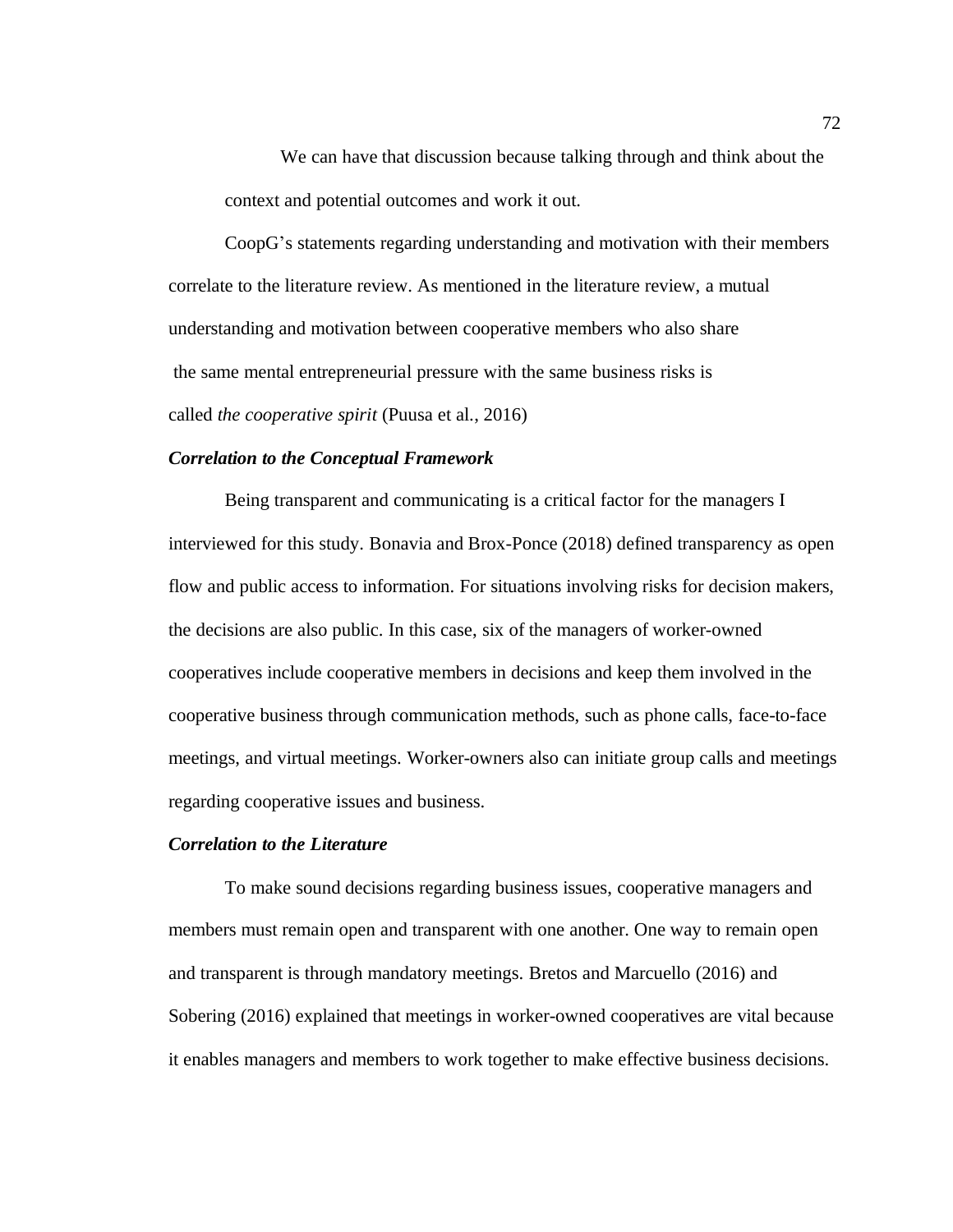We can have that discussion because talking through and think about the context and potential outcomes and work it out.

CoopG's statements regarding understanding and motivation with their members correlate to the literature review. As mentioned in the literature review, a mutual understanding and motivation between cooperative members who also share the same mental entrepreneurial pressure with the same business risks is called *the cooperative spirit* (Puusa et al., 2016)

### ***Correlation to the Conceptual Framework***

Being transparent and communicating is a critical factor for the managers I interviewed for this study. Bonavia and Brox-Ponce (2018) defined transparency as open flow and public access to information. For situations involving risks for decision makers, the decisions are also public. In this case, six of the managers of worker-owned cooperatives include cooperative members in decisions and keep them involved in the cooperative business through communication methods, such as phone calls, face-to-face meetings, and virtual meetings. Worker-owners also can initiate group calls and meetings regarding cooperative issues and business.

### ***Correlation to the Literature***

To make sound decisions regarding business issues, cooperative managers and members must remain open and transparent with one another. One way to remain open and transparent is through mandatory meetings. Bretos and Marcuello (2016) and Sobering (2016) explained that meetings in worker-owned cooperatives are vital because it enables managers and members to work together to make effective business decisions.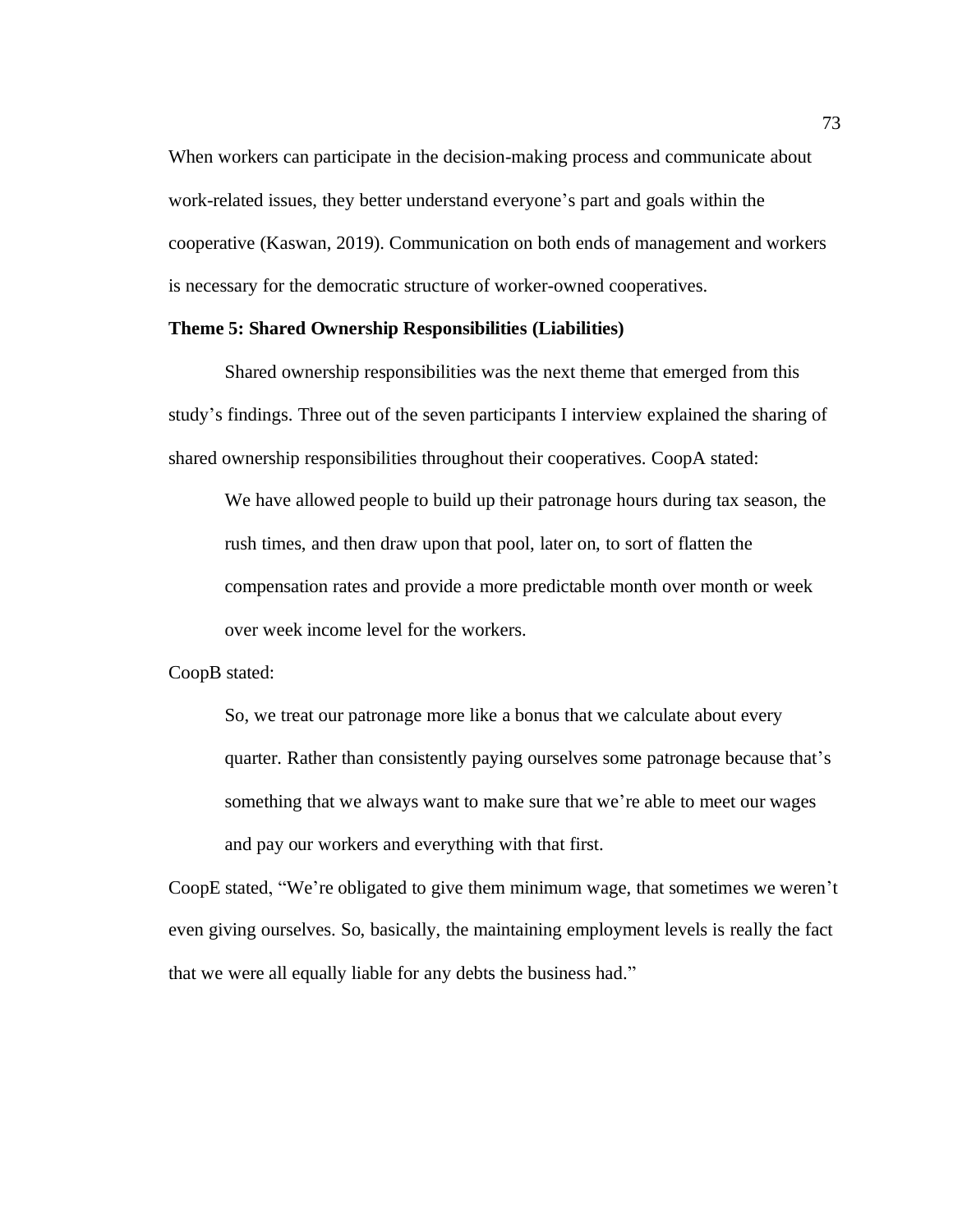When workers can participate in the decision-making process and communicate about work-related issues, they better understand everyone's part and goals within the cooperative (Kaswan, 2019). Communication on both ends of management and workers is necessary for the democratic structure of worker-owned cooperatives.

**Theme 5: Shared Ownership Responsibilities (Liabilities)**

Shared ownership responsibilities was the next theme that emerged from this study's findings. Three out of the seven participants I interview explained the sharing of shared ownership responsibilities throughout their cooperatives. CoopA stated:

> We have allowed people to build up their patronage hours during tax season, the rush times, and then draw upon that pool, later on, to sort of flatten the compensation rates and provide a more predictable month over month or week over week income level for the workers.

CoopB stated:

> So, we treat our patronage more like a bonus that we calculate about every quarter. Rather than consistently paying ourselves some patronage because that's something that we always want to make sure that we're able to meet our wages and pay our workers and everything with that first.

CoopE stated, "We're obligated to give them minimum wage, that sometimes we weren't even giving ourselves. So, basically, the maintaining employment levels is really the fact that we were all equally liable for any debts the business had."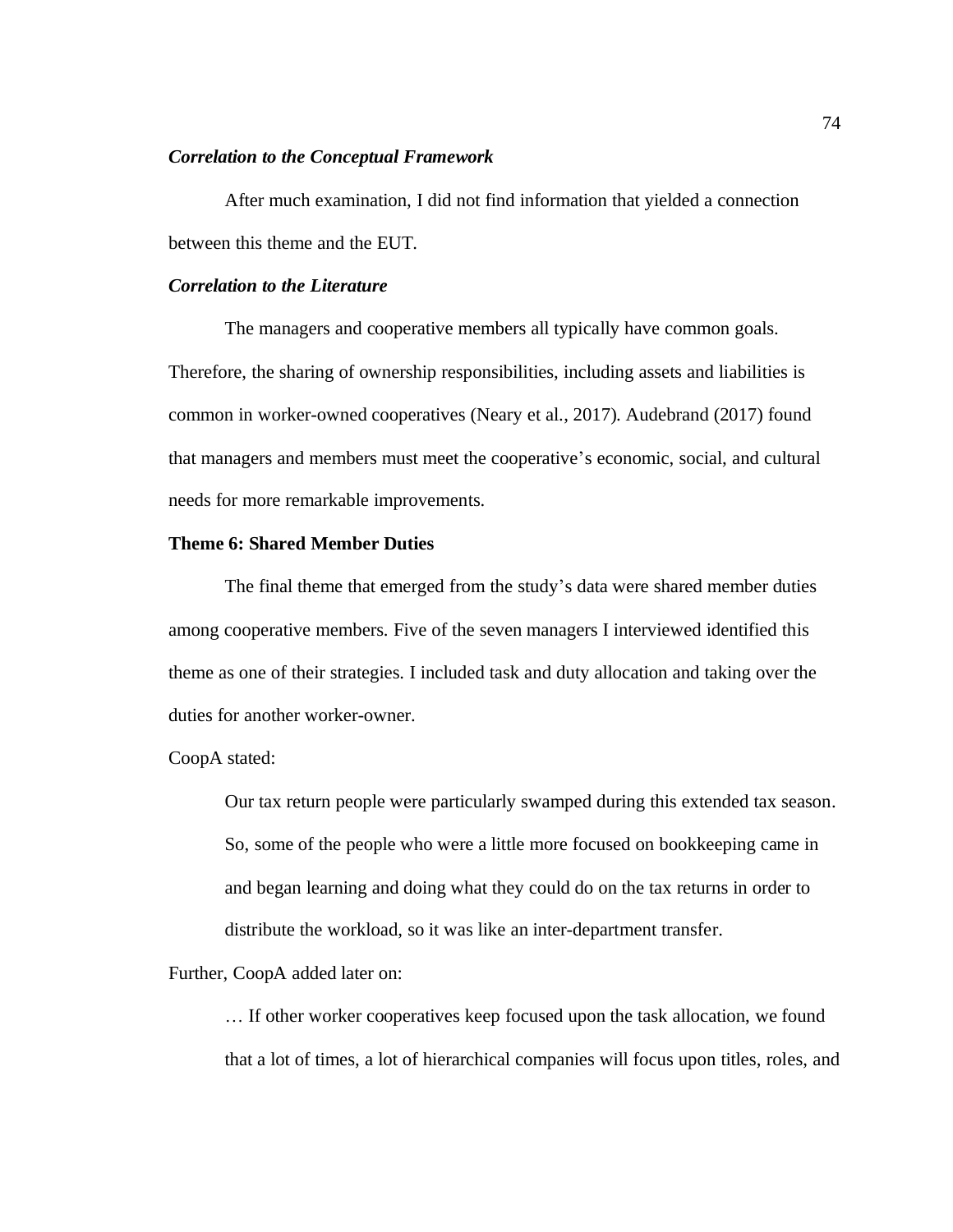### *Correlation to the Conceptual Framework*

After much examination, I did not find information that yielded a connection between this theme and the EUT.

### *Correlation to the Literature*

The managers and cooperative members all typically have common goals. Therefore, the sharing of ownership responsibilities, including assets and liabilities is common in worker-owned cooperatives (Neary et al., 2017). Audebrand (2017) found that managers and members must meet the cooperative's economic, social, and cultural needs for more remarkable improvements.

## Theme 6: Shared Member Duties

The final theme that emerged from the study's data were shared member duties among cooperative members. Five of the seven managers I interviewed identified this theme as one of their strategies. I included task and duty allocation and taking over the duties for another worker-owner.

CoopA stated:

> Our tax return people were particularly swamped during this extended tax season. So, some of the people who were a little more focused on bookkeeping came in and began learning and doing what they could do on the tax returns in order to distribute the workload, so it was like an inter-department transfer.

Further, CoopA added later on:

> … If other worker cooperatives keep focused upon the task allocation, we found that a lot of times, a lot of hierarchical companies will focus upon titles, roles, and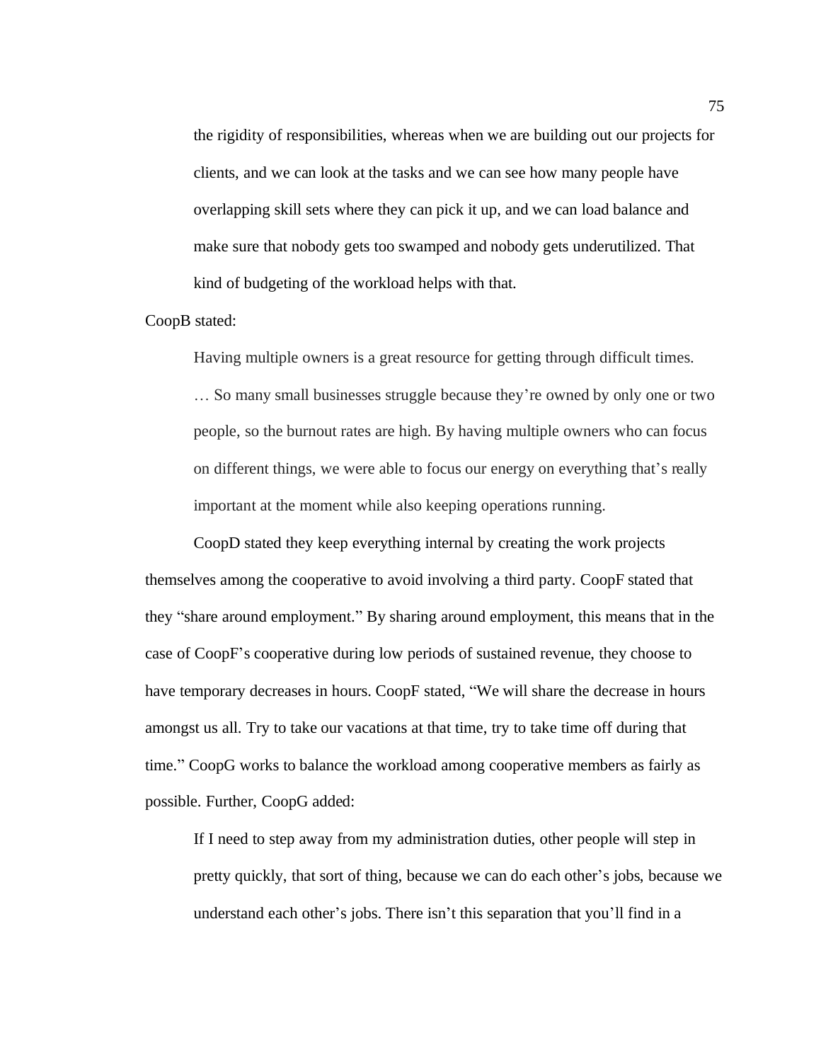> the rigidity of responsibilities, whereas when we are building out our projects for clients, and we can look at the tasks and we can see how many people have overlapping skill sets where they can pick it up, and we can load balance and make sure that nobody gets too swamped and nobody gets underutilized. That kind of budgeting of the workload helps with that.

CoopB stated:

> Having multiple owners is a great resource for getting through difficult times. … So many small businesses struggle because they're owned by only one or two people, so the burnout rates are high. By having multiple owners who can focus on different things, we were able to focus our energy on everything that's really important at the moment while also keeping operations running.

CoopD stated they keep everything internal by creating the work projects themselves among the cooperative to avoid involving a third party. CoopF stated that they "share around employment." By sharing around employment, this means that in the case of CoopF's cooperative during low periods of sustained revenue, they choose to have temporary decreases in hours. CoopF stated, "We will share the decrease in hours amongst us all. Try to take our vacations at that time, try to take time off during that time." CoopG works to balance the workload among cooperative members as fairly as possible. Further, CoopG added:

> If I need to step away from my administration duties, other people will step in pretty quickly, that sort of thing, because we can do each other's jobs, because we understand each other's jobs. There isn't this separation that you'll find in a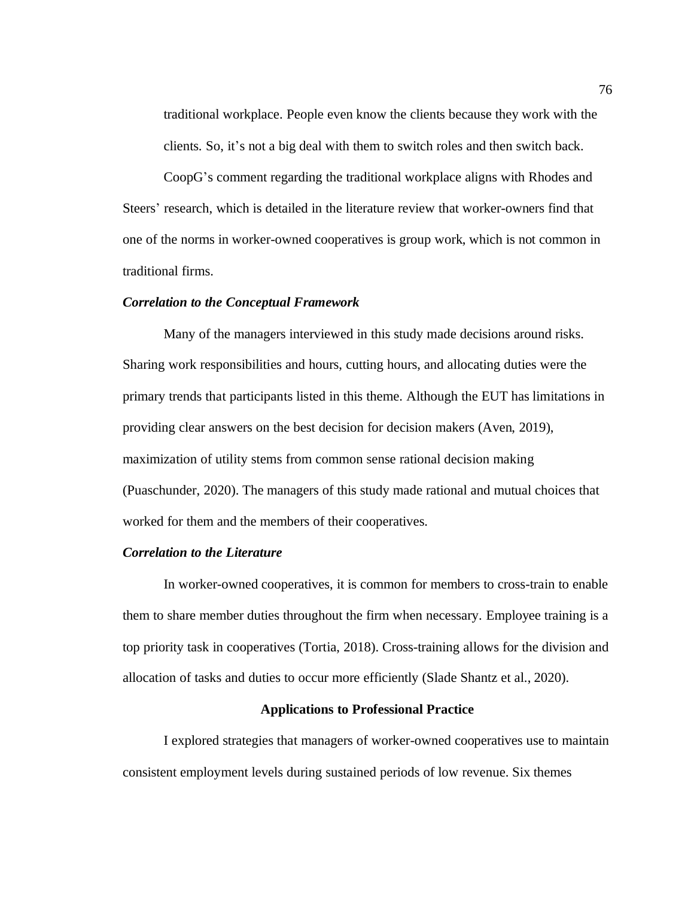> traditional workplace. People even know the clients because they work with the clients. So, it's not a big deal with them to switch roles and then switch back.

CoopG's comment regarding the traditional workplace aligns with Rhodes and Steers' research, which is detailed in the literature review that worker-owners find that one of the norms in worker-owned cooperatives is group work, which is not common in traditional firms.

#### *Correlation to the Conceptual Framework*

Many of the managers interviewed in this study made decisions around risks. Sharing work responsibilities and hours, cutting hours, and allocating duties were the primary trends that participants listed in this theme. Although the EUT has limitations in providing clear answers on the best decision for decision makers (Aven, 2019), maximization of utility stems from common sense rational decision making (Puaschunder, 2020). The managers of this study made rational and mutual choices that worked for them and the members of their cooperatives.

#### *Correlation to the Literature*

In worker-owned cooperatives, it is common for members to cross-train to enable them to share member duties throughout the firm when necessary. Employee training is a top priority task in cooperatives (Tortia, 2018). Cross-training allows for the division and allocation of tasks and duties to occur more efficiently (Slade Shantz et al., 2020).

## Applications to Professional Practice

I explored strategies that managers of worker-owned cooperatives use to maintain consistent employment levels during sustained periods of low revenue. Six themes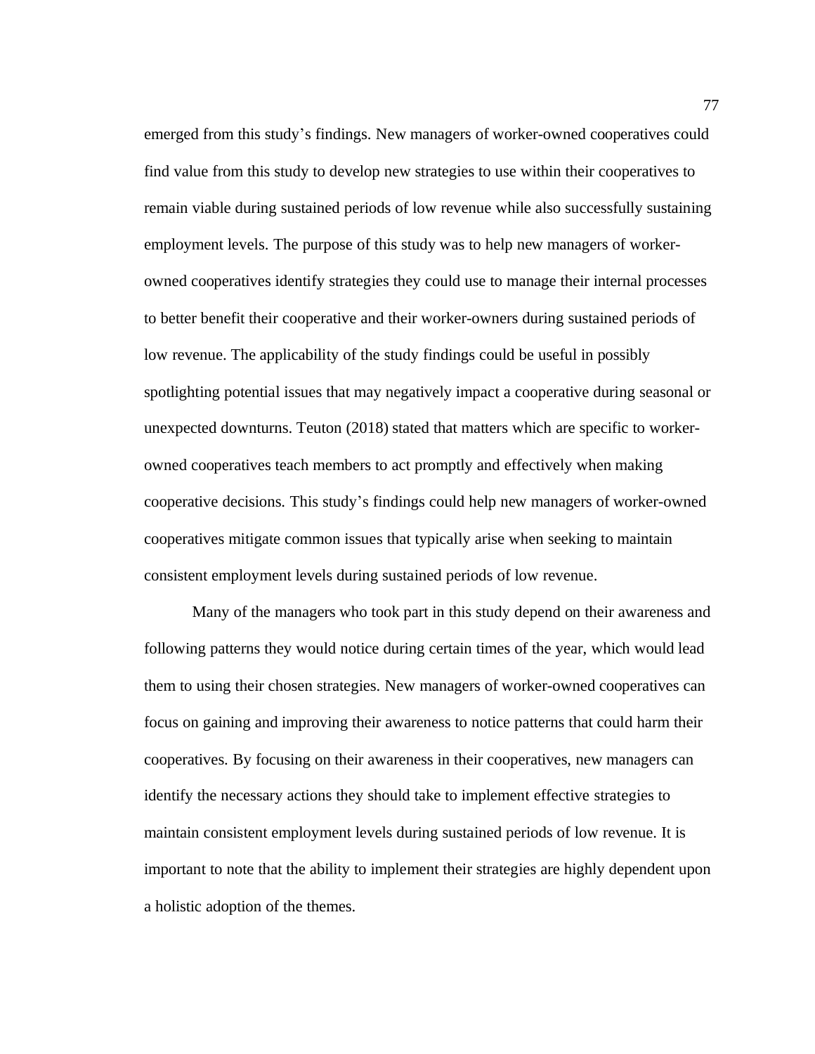emerged from this study's findings. New managers of worker-owned cooperatives could find value from this study to develop new strategies to use within their cooperatives to remain viable during sustained periods of low revenue while also successfully sustaining employment levels. The purpose of this study was to help new managers of worker-owned cooperatives identify strategies they could use to manage their internal processes to better benefit their cooperative and their worker-owners during sustained periods of low revenue. The applicability of the study findings could be useful in possibly spotlighting potential issues that may negatively impact a cooperative during seasonal or unexpected downturns. Teuton (2018) stated that matters which are specific to worker-owned cooperatives teach members to act promptly and effectively when making cooperative decisions. This study's findings could help new managers of worker-owned cooperatives mitigate common issues that typically arise when seeking to maintain consistent employment levels during sustained periods of low revenue.

Many of the managers who took part in this study depend on their awareness and following patterns they would notice during certain times of the year, which would lead them to using their chosen strategies. New managers of worker-owned cooperatives can focus on gaining and improving their awareness to notice patterns that could harm their cooperatives. By focusing on their awareness in their cooperatives, new managers can identify the necessary actions they should take to implement effective strategies to maintain consistent employment levels during sustained periods of low revenue. It is important to note that the ability to implement their strategies are highly dependent upon a holistic adoption of the themes.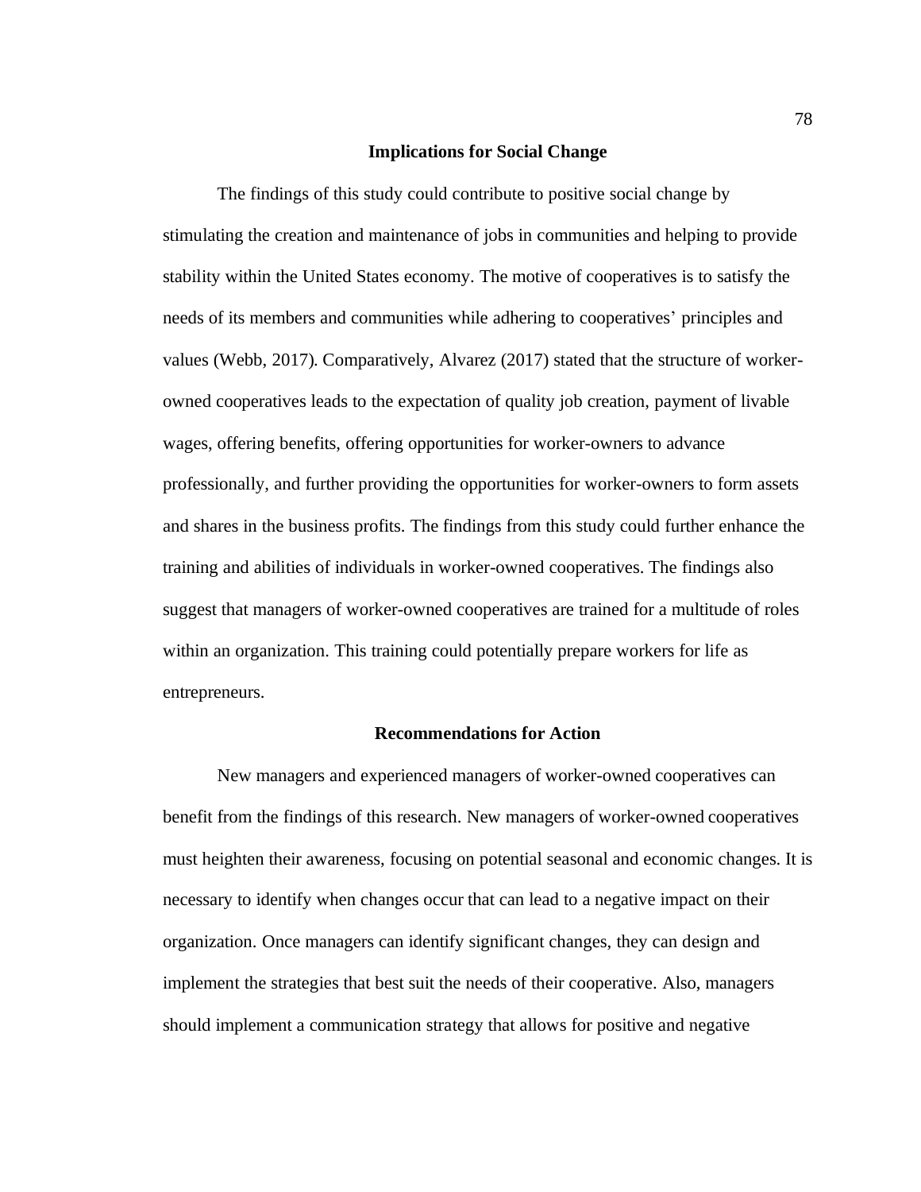## Implications for Social Change

The findings of this study could contribute to positive social change by stimulating the creation and maintenance of jobs in communities and helping to provide stability within the United States economy. The motive of cooperatives is to satisfy the needs of its members and communities while adhering to cooperatives' principles and values (Webb, 2017). Comparatively, Alvarez (2017) stated that the structure of worker-owned cooperatives leads to the expectation of quality job creation, payment of livable wages, offering benefits, offering opportunities for worker-owners to advance professionally, and further providing the opportunities for worker-owners to form assets and shares in the business profits. The findings from this study could further enhance the training and abilities of individuals in worker-owned cooperatives. The findings also suggest that managers of worker-owned cooperatives are trained for a multitude of roles within an organization. This training could potentially prepare workers for life as entrepreneurs.

## Recommendations for Action

New managers and experienced managers of worker-owned cooperatives can benefit from the findings of this research. New managers of worker-owned cooperatives must heighten their awareness, focusing on potential seasonal and economic changes. It is necessary to identify when changes occur that can lead to a negative impact on their organization. Once managers can identify significant changes, they can design and implement the strategies that best suit the needs of their cooperative. Also, managers should implement a communication strategy that allows for positive and negative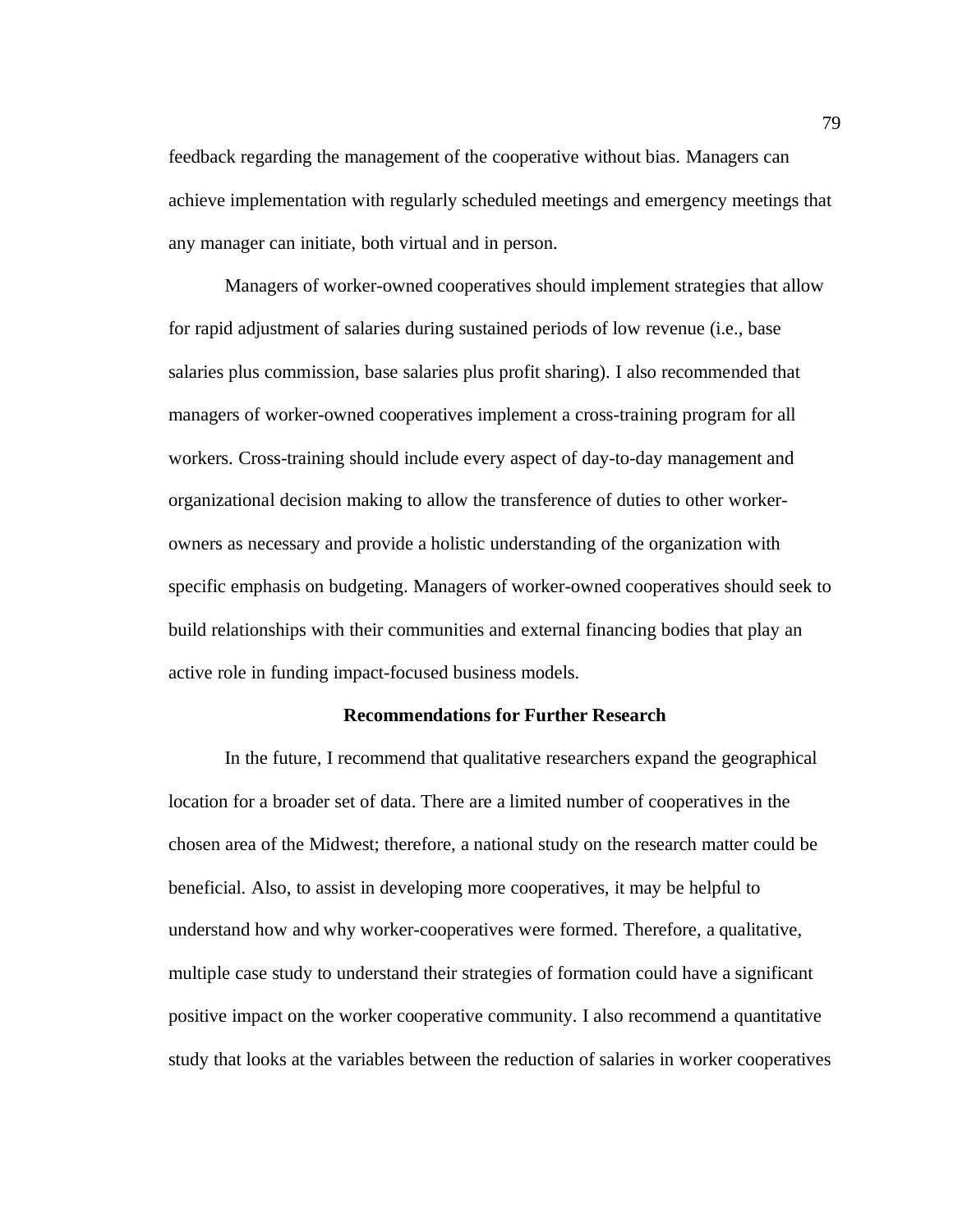feedback regarding the management of the cooperative without bias. Managers can achieve implementation with regularly scheduled meetings and emergency meetings that any manager can initiate, both virtual and in person.

Managers of worker-owned cooperatives should implement strategies that allow for rapid adjustment of salaries during sustained periods of low revenue (i.e., base salaries plus commission, base salaries plus profit sharing). I also recommended that managers of worker-owned cooperatives implement a cross-training program for all workers. Cross-training should include every aspect of day-to-day management and organizational decision making to allow the transference of duties to other worker-owners as necessary and provide a holistic understanding of the organization with specific emphasis on budgeting. Managers of worker-owned cooperatives should seek to build relationships with their communities and external financing bodies that play an active role in funding impact-focused business models.

## Recommendations for Further Research

In the future, I recommend that qualitative researchers expand the geographical location for a broader set of data. There are a limited number of cooperatives in the chosen area of the Midwest; therefore, a national study on the research matter could be beneficial. Also, to assist in developing more cooperatives, it may be helpful to understand how and why worker-cooperatives were formed. Therefore, a qualitative, multiple case study to understand their strategies of formation could have a significant positive impact on the worker cooperative community. I also recommend a quantitative study that looks at the variables between the reduction of salaries in worker cooperatives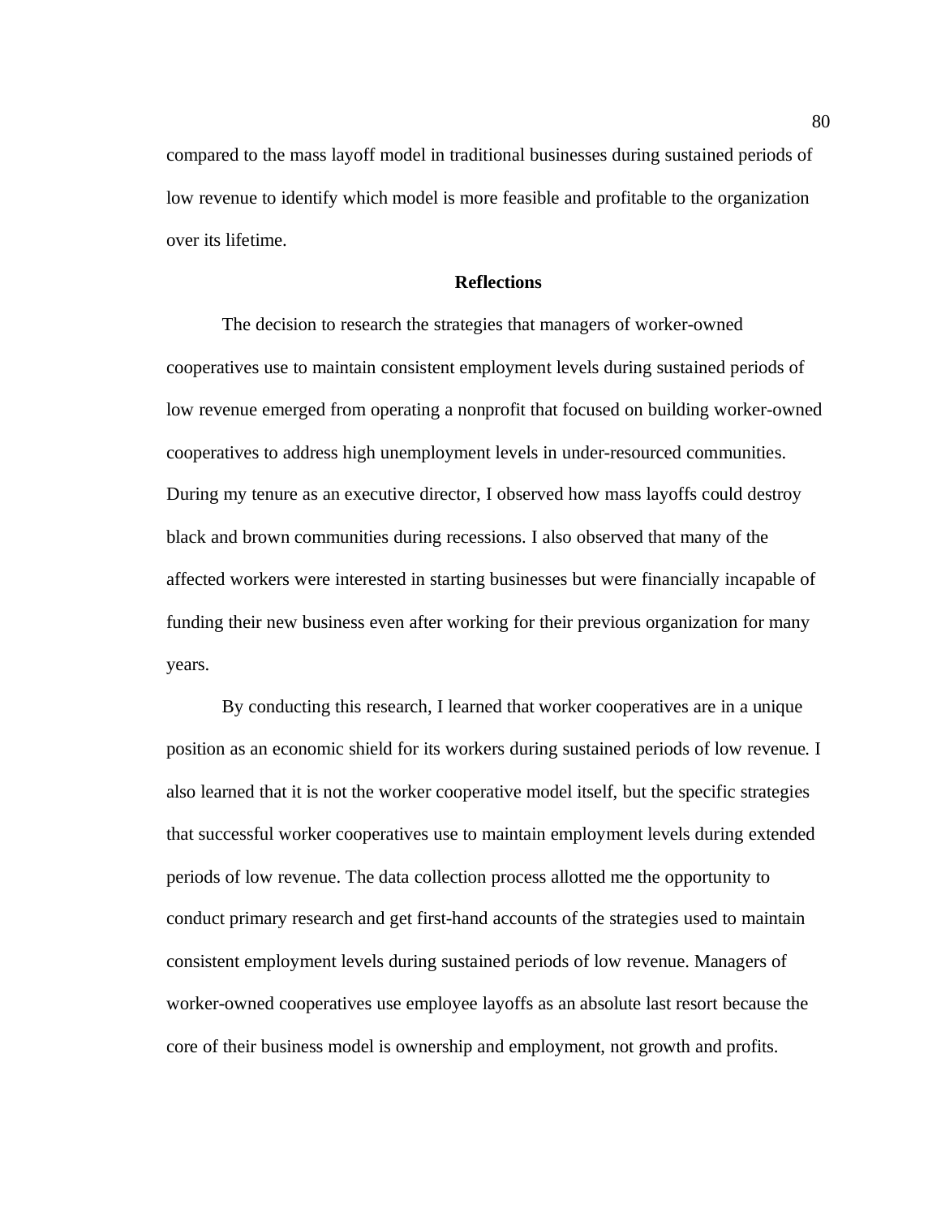compared to the mass layoff model in traditional businesses during sustained periods of low revenue to identify which model is more feasible and profitable to the organization over its lifetime.

## Reflections

The decision to research the strategies that managers of worker-owned cooperatives use to maintain consistent employment levels during sustained periods of low revenue emerged from operating a nonprofit that focused on building worker-owned cooperatives to address high unemployment levels in under-resourced communities. During my tenure as an executive director, I observed how mass layoffs could destroy black and brown communities during recessions. I also observed that many of the affected workers were interested in starting businesses but were financially incapable of funding their new business even after working for their previous organization for many years.

By conducting this research, I learned that worker cooperatives are in a unique position as an economic shield for its workers during sustained periods of low revenue. I also learned that it is not the worker cooperative model itself, but the specific strategies that successful worker cooperatives use to maintain employment levels during extended periods of low revenue. The data collection process allotted me the opportunity to conduct primary research and get first-hand accounts of the strategies used to maintain consistent employment levels during sustained periods of low revenue. Managers of worker-owned cooperatives use employee layoffs as an absolute last resort because the core of their business model is ownership and employment, not growth and profits.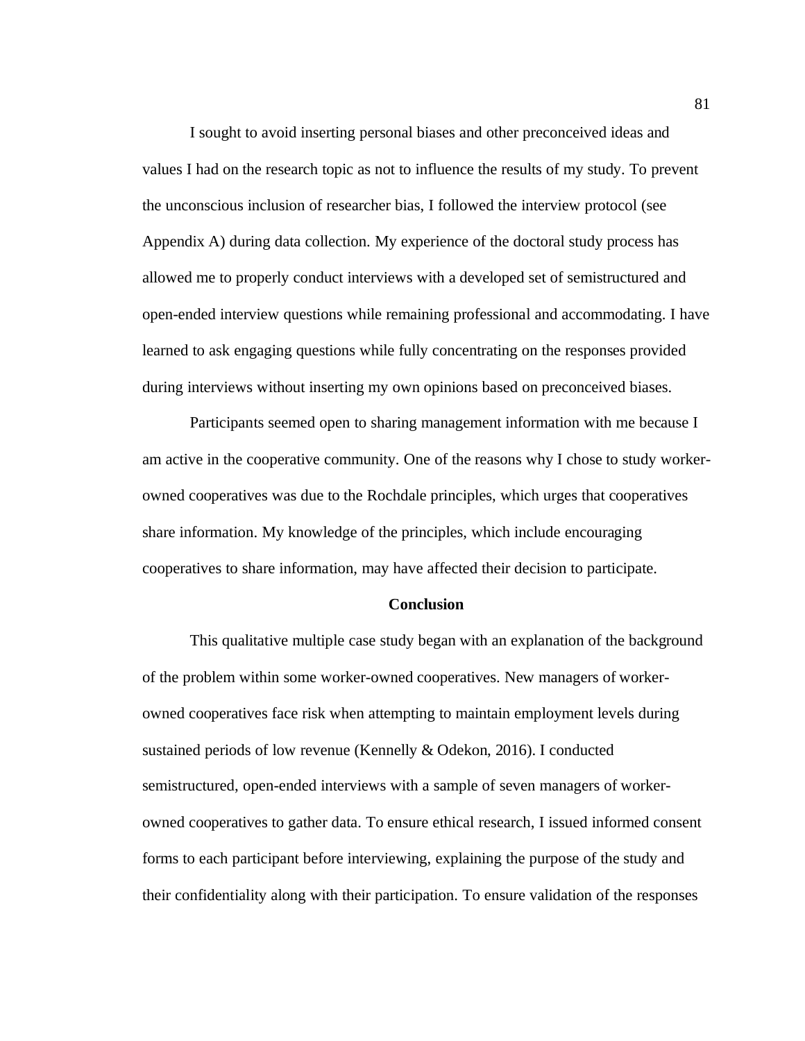I sought to avoid inserting personal biases and other preconceived ideas and values I had on the research topic as not to influence the results of my study. To prevent the unconscious inclusion of researcher bias, I followed the interview protocol (see Appendix A) during data collection. My experience of the doctoral study process has allowed me to properly conduct interviews with a developed set of semistructured and open-ended interview questions while remaining professional and accommodating. I have learned to ask engaging questions while fully concentrating on the responses provided during interviews without inserting my own opinions based on preconceived biases.

Participants seemed open to sharing management information with me because I am active in the cooperative community. One of the reasons why I chose to study worker-owned cooperatives was due to the Rochdale principles, which urges that cooperatives share information. My knowledge of the principles, which include encouraging cooperatives to share information, may have affected their decision to participate.

## Conclusion

This qualitative multiple case study began with an explanation of the background of the problem within some worker-owned cooperatives. New managers of worker-owned cooperatives face risk when attempting to maintain employment levels during sustained periods of low revenue (Kennelly & Odekon, 2016). I conducted semistructured, open-ended interviews with a sample of seven managers of worker-owned cooperatives to gather data. To ensure ethical research, I issued informed consent forms to each participant before interviewing, explaining the purpose of the study and their confidentiality along with their participation. To ensure validation of the responses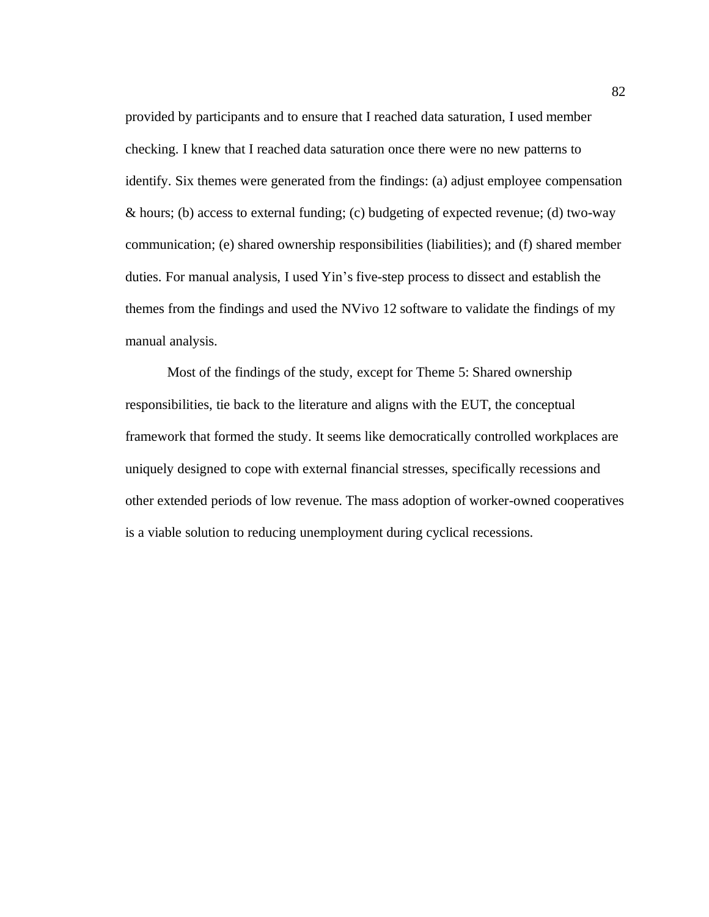provided by participants and to ensure that I reached data saturation, I used member checking. I knew that I reached data saturation once there were no new patterns to identify. Six themes were generated from the findings: (a) adjust employee compensation & hours; (b) access to external funding; (c) budgeting of expected revenue; (d) two-way communication; (e) shared ownership responsibilities (liabilities); and (f) shared member duties. For manual analysis, I used Yin's five-step process to dissect and establish the themes from the findings and used the NVivo 12 software to validate the findings of my manual analysis.

Most of the findings of the study, except for Theme 5: Shared ownership responsibilities, tie back to the literature and aligns with the EUT, the conceptual framework that formed the study. It seems like democratically controlled workplaces are uniquely designed to cope with external financial stresses, specifically recessions and other extended periods of low revenue. The mass adoption of worker-owned cooperatives is a viable solution to reducing unemployment during cyclical recessions.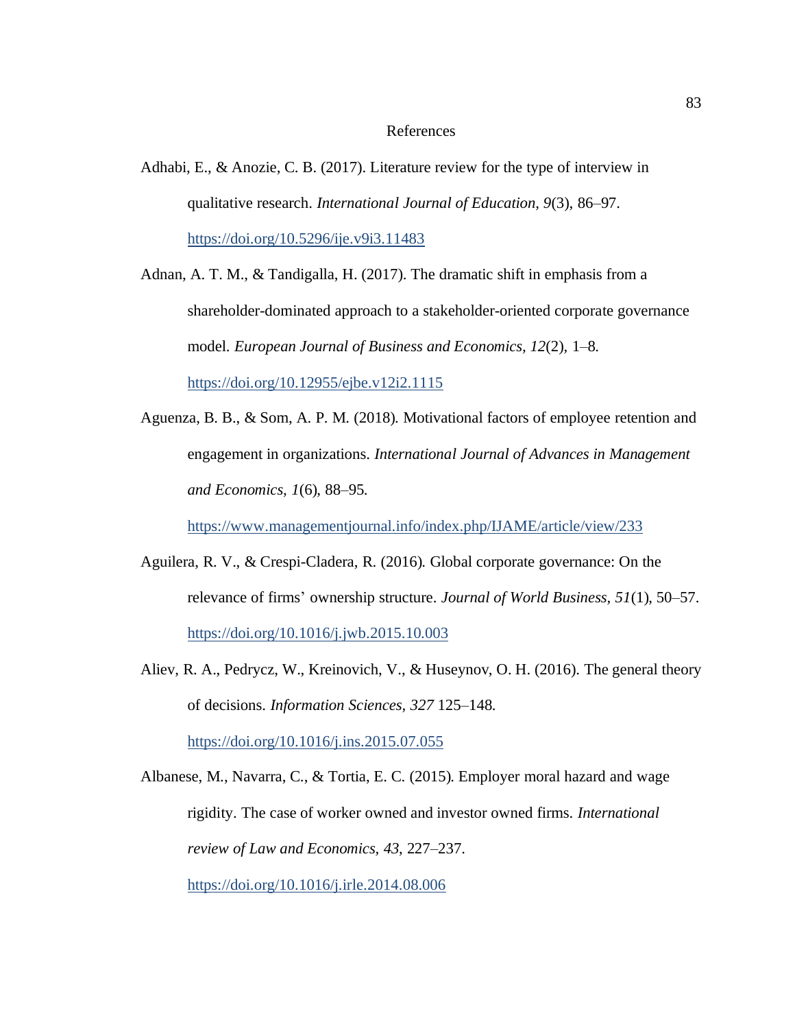# References

Adhabi, E., & Anozie, C. B. (2017). Literature review for the type of interview in qualitative research. *International Journal of Education, 9*(3), 86–97. https://doi.org/10.5296/ije.v9i3.11483

Adnan, A. T. M., & Tandigalla, H. (2017). The dramatic shift in emphasis from a shareholder-dominated approach to a stakeholder-oriented corporate governance model. *European Journal of Business and Economics, 12*(2), 1–8. https://doi.org/10.12955/ejbe.v12i2.1115

Aguenza, B. B., & Som, A. P. M. (2018). Motivational factors of employee retention and engagement in organizations. *International Journal of Advances in Management and Economics, 1*(6), 88–95. https://www.managementjournal.info/index.php/IJAME/article/view/233

Aguilera, R. V., & Crespi-Cladera, R. (2016). Global corporate governance: On the relevance of firms' ownership structure. *Journal of World Business*, *51*(1), 50–57. https://doi.org/10.1016/j.jwb.2015.10.003

Aliev, R. A., Pedrycz, W., Kreinovich, V., & Huseynov, O. H. (2016). The general theory of decisions. *Information Sciences, 327* 125–148. https://doi.org/10.1016/j.ins.2015.07.055

Albanese, M., Navarra, C., & Tortia, E. C. (2015). Employer moral hazard and wage rigidity. The case of worker owned and investor owned firms. *International review of Law and Economics*, *43*, 227–237. https://doi.org/10.1016/j.irle.2014.08.006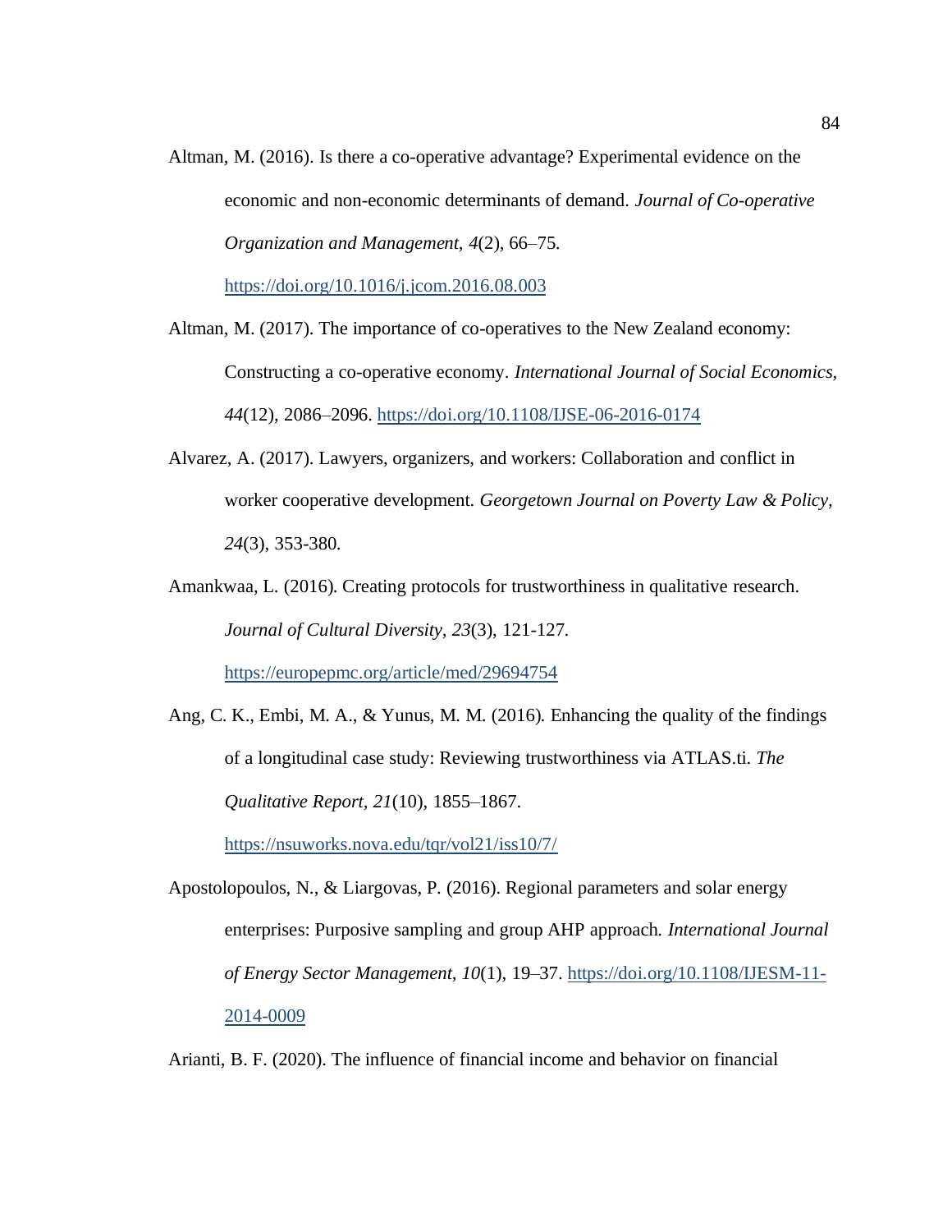Altman, M. (2016). Is there a co-operative advantage? Experimental evidence on the economic and non-economic determinants of demand. *Journal of Co-operative Organization and Management, 4*(2), 66–75. https://doi.org/10.1016/j.jcom.2016.08.003

Altman, M. (2017). The importance of co-operatives to the New Zealand economy: Constructing a co-operative economy. *International Journal of Social Economics, 44*(12), 2086–2096. https://doi.org/10.1108/IJSE-06-2016-0174

Alvarez, A. (2017). Lawyers, organizers, and workers: Collaboration and conflict in worker cooperative development. *Georgetown Journal on Poverty Law & Policy, 24*(3), 353-380.

Amankwaa, L. (2016). Creating protocols for trustworthiness in qualitative research. *Journal of Cultural Diversity, 23*(3), 121-127. https://europepmc.org/article/med/29694754

Ang, C. K., Embi, M. A., & Yunus, M. M. (2016). Enhancing the quality of the findings of a longitudinal case study: Reviewing trustworthiness via ATLAS.ti. *The Qualitative Report, 21*(10), 1855–1867. https://nsuworks.nova.edu/tqr/vol21/iss10/7/

Apostolopoulos, N., & Liargovas, P. (2016). Regional parameters and solar energy enterprises: Purposive sampling and group AHP approach. *International Journal of Energy Sector Management, 10*(1), 19–37. https://doi.org/10.1108/IJESM-11-2014-0009

Arianti, B. F. (2020). The influence of financial income and behavior on financial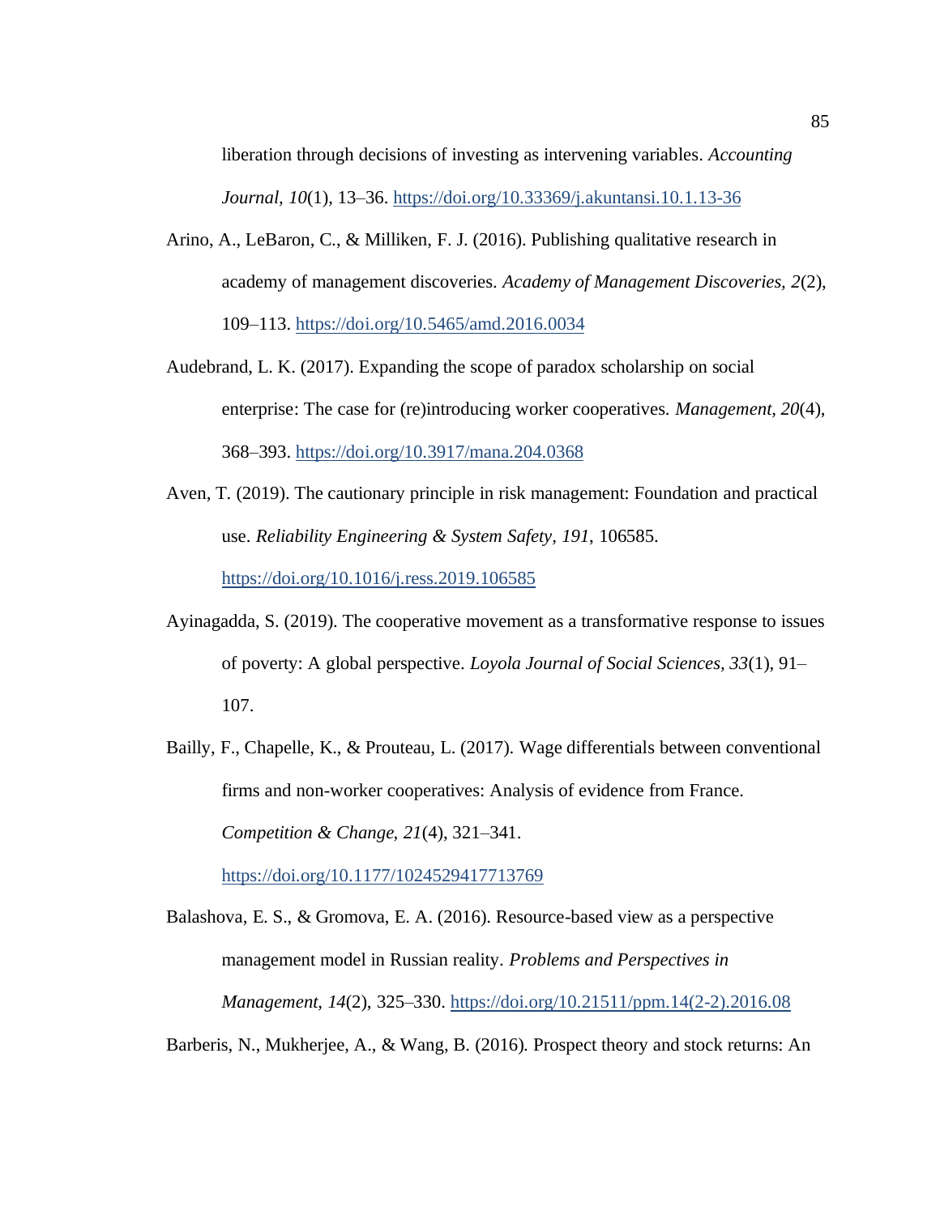liberation through decisions of investing as intervening variables. *Accounting Journal, 10*(1), 13–36. https://doi.org/10.33369/j.akuntansi.10.1.13-36

Arino, A., LeBaron, C., & Milliken, F. J. (2016). Publishing qualitative research in academy of management discoveries. *Academy of Management Discoveries, 2*(2), 109–113. https://doi.org/10.5465/amd.2016.0034

Audebrand, L. K. (2017). Expanding the scope of paradox scholarship on social enterprise: The case for (re)introducing worker cooperatives. *Management, 20*(4), 368–393. https://doi.org/10.3917/mana.204.0368

Aven, T. (2019). The cautionary principle in risk management: Foundation and practical use. *Reliability Engineering & System Safety, 191*, 106585. https://doi.org/10.1016/j.ress.2019.106585

Ayinagadda, S. (2019). The cooperative movement as a transformative response to issues of poverty: A global perspective. *Loyola Journal of Social Sciences, 33*(1), 91–107.

Bailly, F., Chapelle, K., & Prouteau, L. (2017). Wage differentials between conventional firms and non-worker cooperatives: Analysis of evidence from France. *Competition & Change, 21*(4), 321–341. https://doi.org/10.1177/1024529417713769

Balashova, E. S., & Gromova, E. A. (2016). Resource-based view as a perspective management model in Russian reality. *Problems and Perspectives in Management, 14*(2), 325–330. https://doi.org/10.21511/ppm.14(2-2).2016.08

Barberis, N., Mukherjee, A., & Wang, B. (2016). Prospect theory and stock returns: An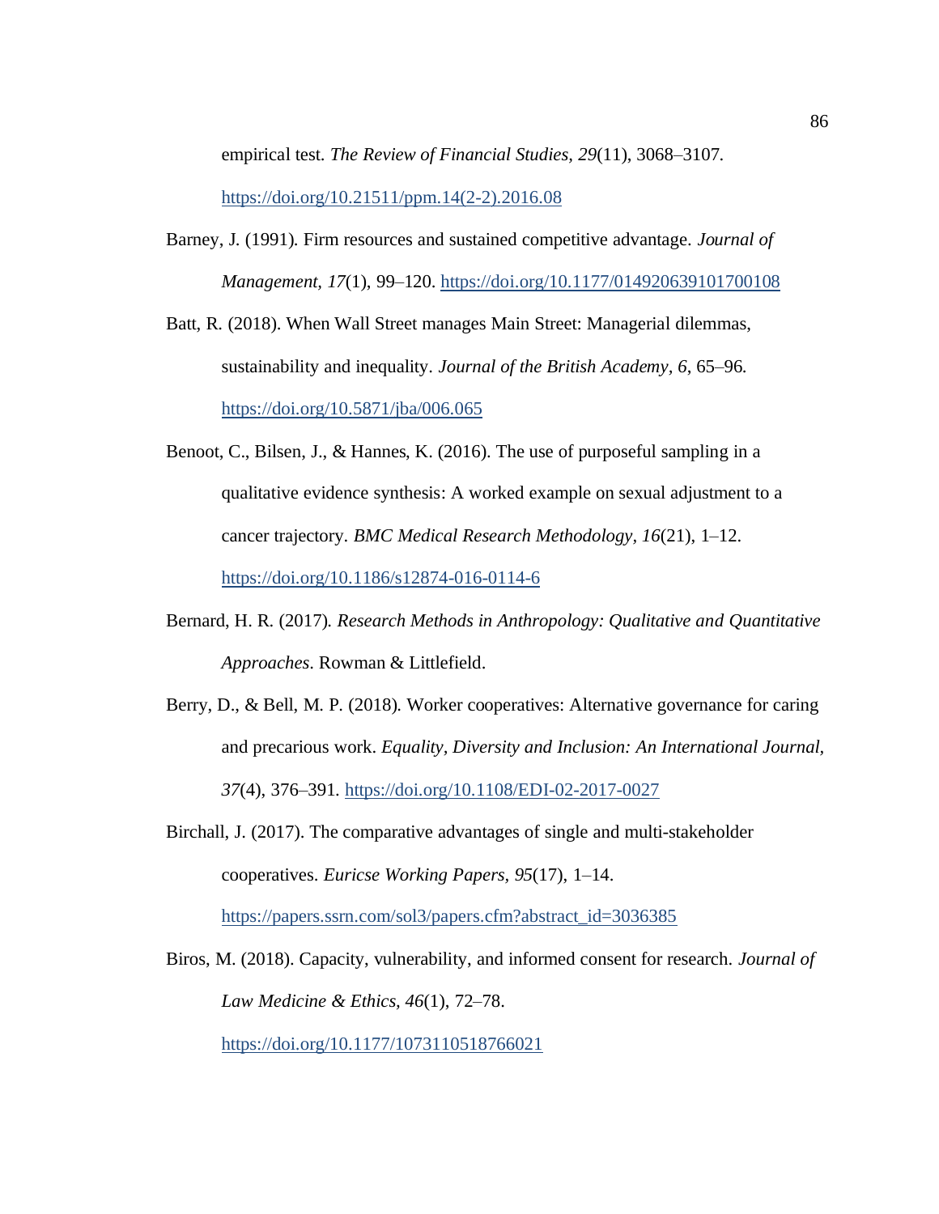empirical test. *The Review of Financial Studies, 29*(11), 3068–3107. https://doi.org/10.21511/ppm.14(2-2).2016.08

Barney, J. (1991). Firm resources and sustained competitive advantage. *Journal of Management, 17*(1), 99–120. https://doi.org/10.1177/014920639101700108

Batt, R. (2018). When Wall Street manages Main Street: Managerial dilemmas, sustainability and inequality. *Journal of the British Academy, 6*, 65–96. https://doi.org/10.5871/jba/006.065

Benoot, C., Bilsen, J., & Hannes, K. (2016). The use of purposeful sampling in a qualitative evidence synthesis: A worked example on sexual adjustment to a cancer trajectory. *BMC Medical Research Methodology, 16*(21), 1–12. https://doi.org/10.1186/s12874-016-0114-6

Bernard, H. R. (2017). *Research Methods in Anthropology: Qualitative and Quantitative Approaches*. Rowman & Littlefield.

Berry, D., & Bell, M. P. (2018). Worker cooperatives: Alternative governance for caring and precarious work. *Equality, Diversity and Inclusion: An International Journal, 37*(4), 376–391. https://doi.org/10.1108/EDI-02-2017-0027

Birchall, J. (2017). The comparative advantages of single and multi-stakeholder cooperatives. *Euricse Working Papers, 95*(17), 1–14. https://papers.ssrn.com/sol3/papers.cfm?abstract_id=3036385

Biros, M. (2018). Capacity, vulnerability, and informed consent for research. *Journal of Law Medicine & Ethics, 46*(1), 72–78. https://doi.org/10.1177/1073110518766021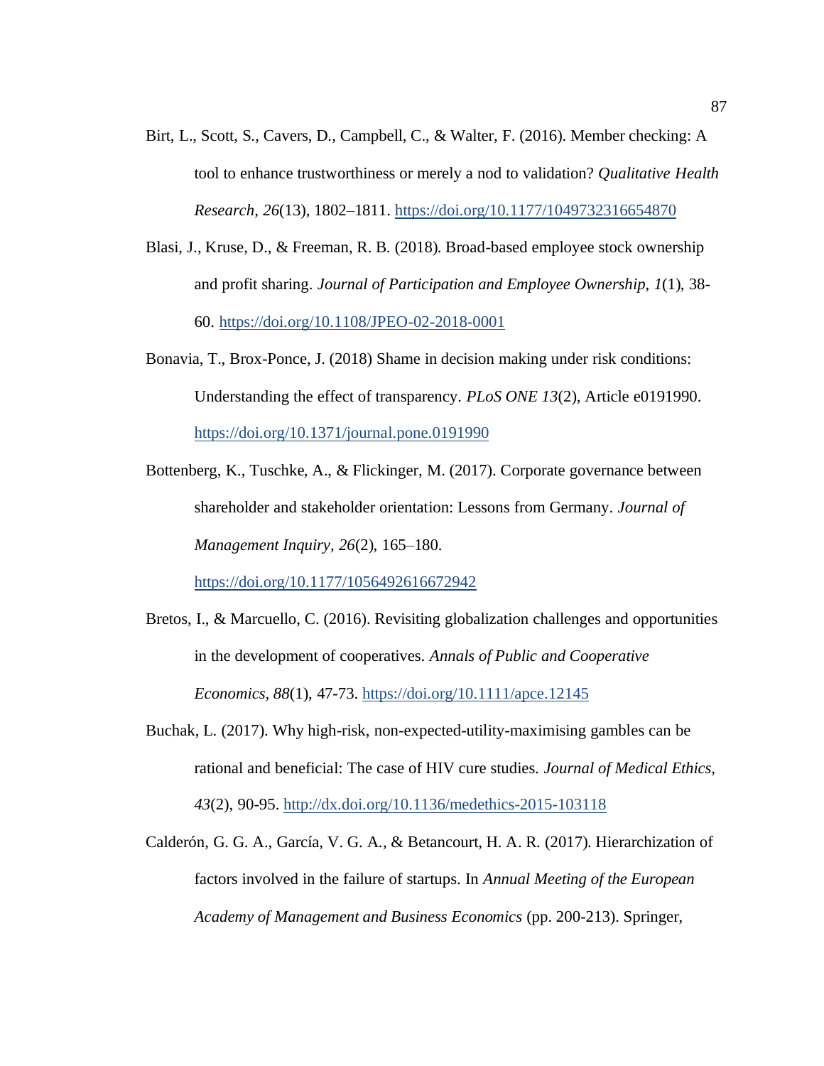Birt, L., Scott, S., Cavers, D., Campbell, C., & Walter, F. (2016). Member checking: A tool to enhance trustworthiness or merely a nod to validation? *Qualitative Health Research, 26*(13), 1802–1811. https://doi.org/10.1177/1049732316654870

Blasi, J., Kruse, D., & Freeman, R. B. (2018). Broad-based employee stock ownership and profit sharing. *Journal of Participation and Employee Ownership, 1*(1), 38-60. https://doi.org/10.1108/JPEO-02-2018-0001

Bonavia, T., Brox-Ponce, J. (2018) Shame in decision making under risk conditions: Understanding the effect of transparency. *PLoS ONE 13*(2), Article e0191990. https://doi.org/10.1371/journal.pone.0191990

Bottenberg, K., Tuschke, A., & Flickinger, M. (2017). Corporate governance between shareholder and stakeholder orientation: Lessons from Germany. *Journal of Management Inquiry, 26*(2), 165–180. https://doi.org/10.1177/1056492616672942

Bretos, I., & Marcuello, C. (2016). Revisiting globalization challenges and opportunities in the development of cooperatives. *Annals of Public and Cooperative Economics, 88*(1), 47-73. https://doi.org/10.1111/apce.12145

Buchak, L. (2017). Why high-risk, non-expected-utility-maximising gambles can be rational and beneficial: The case of HIV cure studies. *Journal of Medical Ethics, 43*(2), 90-95. http://dx.doi.org/10.1136/medethics-2015-103118

Calderón, G. G. A., García, V. G. A., & Betancourt, H. A. R. (2017). Hierarchization of factors involved in the failure of startups. In *Annual Meeting of the European Academy of Management and Business Economics* (pp. 200-213). Springer,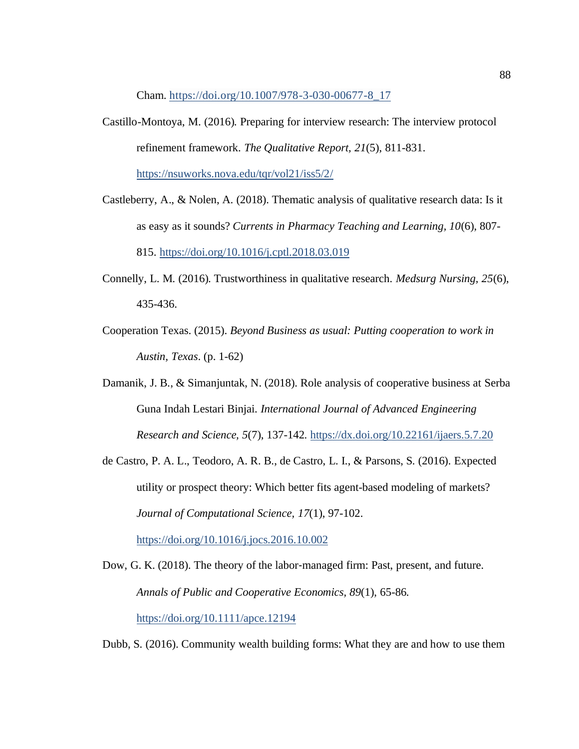Cham. https://doi.org/10.1007/978-3-030-00677-8_17

Castillo-Montoya, M. (2016). Preparing for interview research: The interview protocol refinement framework. *The Qualitative Report, 21*(5), 811-831. https://nsuworks.nova.edu/tqr/vol21/iss5/2/

Castleberry, A., & Nolen, A. (2018). Thematic analysis of qualitative research data: Is it as easy as it sounds? *Currents in Pharmacy Teaching and Learning, 10*(6), 807-815. https://doi.org/10.1016/j.cptl.2018.03.019

Connelly, L. M. (2016). Trustworthiness in qualitative research. *Medsurg Nursing, 25*(6), 435-436.

Cooperation Texas. (2015). *Beyond Business as usual: Putting cooperation to work in Austin, Texas*. (p. 1-62)

Damanik, J. B., & Simanjuntak, N. (2018). Role analysis of cooperative business at Serba Guna Indah Lestari Binjai. *International Journal of Advanced Engineering Research and Science, 5*(7), 137-142. https://dx.doi.org/10.22161/ijaers.5.7.20

de Castro, P. A. L., Teodoro, A. R. B., de Castro, L. I., & Parsons, S. (2016). Expected utility or prospect theory: Which better fits agent-based modeling of markets? *Journal of Computational Science, 17*(1), 97-102. https://doi.org/10.1016/j.jocs.2016.10.002

Dow, G. K. (2018). The theory of the labor-managed firm: Past, present, and future. *Annals of Public and Cooperative Economics, 89*(1), 65-86. https://doi.org/10.1111/apce.12194

Dubb, S. (2016). Community wealth building forms: What they are and how to use them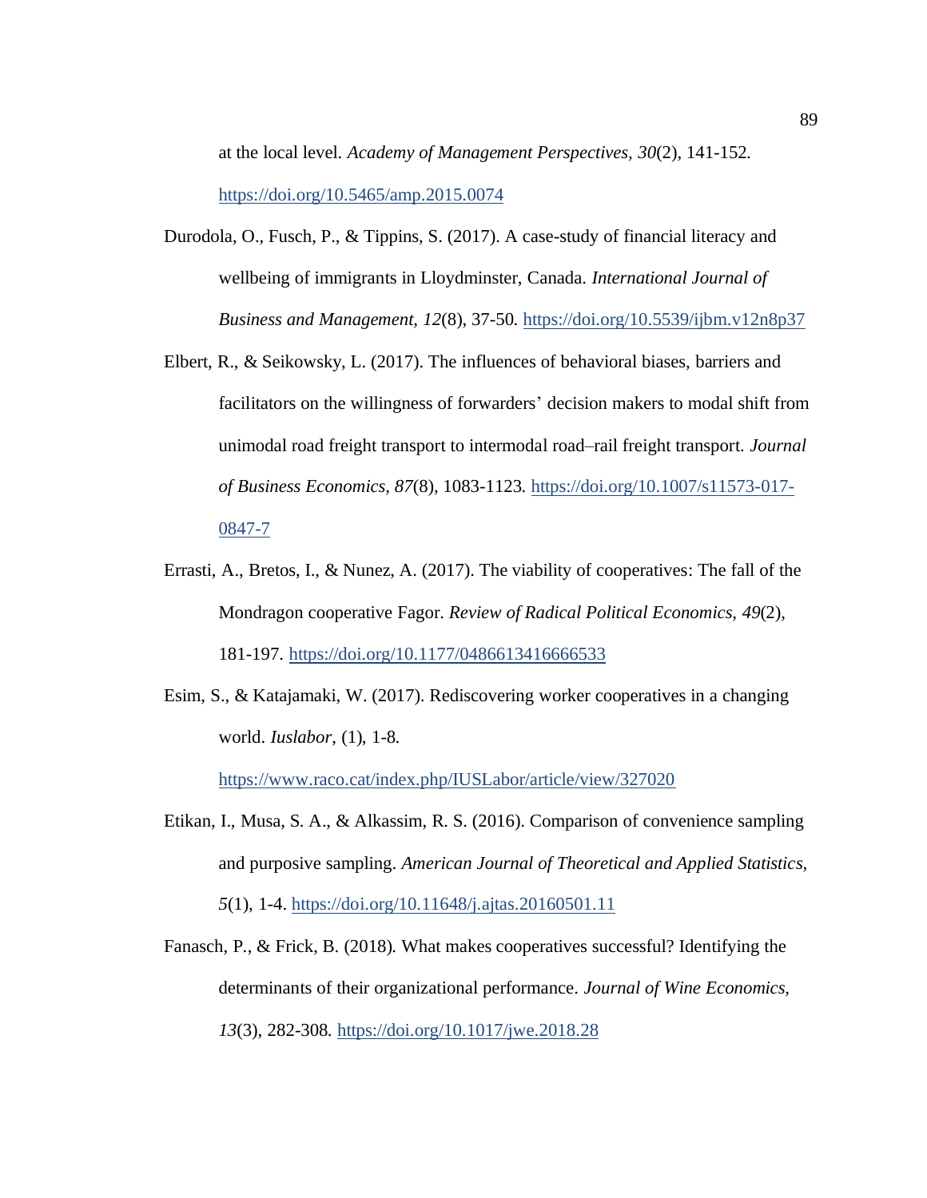at the local level. *Academy of Management Perspectives, 30*(2), 141-152. https://doi.org/10.5465/amp.2015.0074

Durodola, O., Fusch, P., & Tippins, S. (2017). A case-study of financial literacy and wellbeing of immigrants in Lloydminster, Canada. *International Journal of Business and Management, 12*(8), 37-50. https://doi.org/10.5539/ijbm.v12n8p37

Elbert, R., & Seikowsky, L. (2017). The influences of behavioral biases, barriers and facilitators on the willingness of forwarders' decision makers to modal shift from unimodal road freight transport to intermodal road–rail freight transport. *Journal of Business Economics, 87*(8), 1083-1123. https://doi.org/10.1007/s11573-017-0847-7

Errasti, A., Bretos, I., & Nunez, A. (2017). The viability of cooperatives: The fall of the Mondragon cooperative Fagor. *Review of Radical Political Economics, 49*(2), 181-197. https://doi.org/10.1177/0486613416666533

Esim, S., & Katajamaki, W. (2017). Rediscovering worker cooperatives in a changing world. *Iuslabor*, (1), 1-8. https://www.raco.cat/index.php/IUSLabor/article/view/327020

Etikan, I., Musa, S. A., & Alkassim, R. S. (2016). Comparison of convenience sampling and purposive sampling. *American Journal of Theoretical and Applied Statistics, 5*(1), 1-4. https://doi.org/10.11648/j.ajtas.20160501.11

Fanasch, P., & Frick, B. (2018). What makes cooperatives successful? Identifying the determinants of their organizational performance. *Journal of Wine Economics, 13*(3), 282-308. https://doi.org/10.1017/jwe.2018.28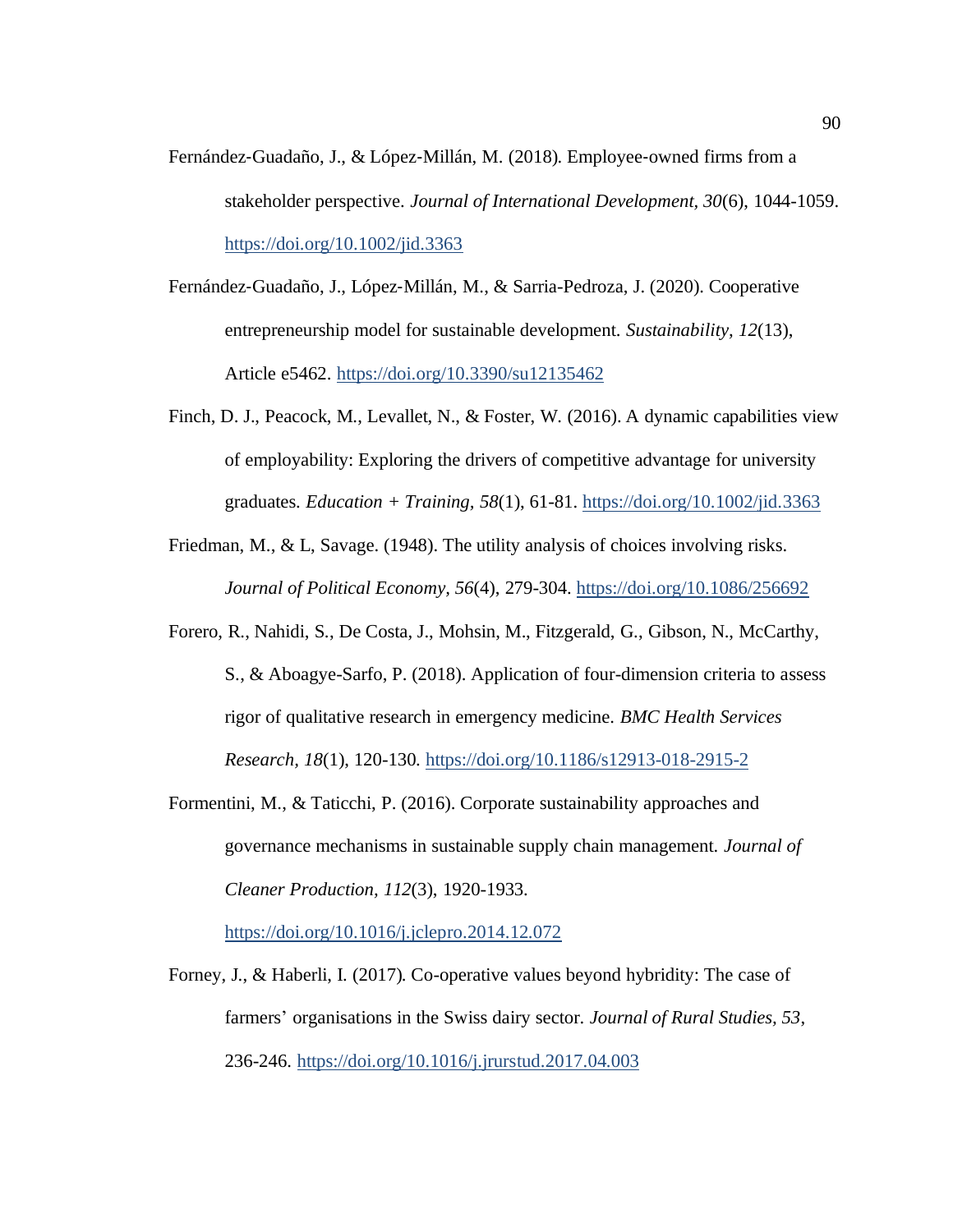Fernández-Guadaño, J., & López-Millán, M. (2018). Employee-owned firms from a stakeholder perspective. *Journal of International Development, 30*(6), 1044-1059. https://doi.org/10.1002/jid.3363

Fernández-Guadaño, J., López-Millán, M., & Sarria-Pedroza, J. (2020). Cooperative entrepreneurship model for sustainable development. *Sustainability, 12*(13), Article e5462. https://doi.org/10.3390/su12135462

Finch, D. J., Peacock, M., Levallet, N., & Foster, W. (2016). A dynamic capabilities view of employability: Exploring the drivers of competitive advantage for university graduates. *Education + Training, 58*(1), 61-81. https://doi.org/10.1002/jid.3363

Friedman, M., & L, Savage. (1948). The utility analysis of choices involving risks. *Journal of Political Economy, 56*(4), 279-304. https://doi.org/10.1086/256692

Forero, R., Nahidi, S., De Costa, J., Mohsin, M., Fitzgerald, G., Gibson, N., McCarthy, S., & Aboagye-Sarfo, P. (2018). Application of four-dimension criteria to assess rigor of qualitative research in emergency medicine. *BMC Health Services Research, 18*(1), 120-130. https://doi.org/10.1186/s12913-018-2915-2

Formentini, M., & Taticchi, P. (2016). Corporate sustainability approaches and governance mechanisms in sustainable supply chain management. *Journal of Cleaner Production, 112*(3), 1920-1933. https://doi.org/10.1016/j.jclepro.2014.12.072

Forney, J., & Haberli, I. (2017). Co-operative values beyond hybridity: The case of farmers' organisations in the Swiss dairy sector. *Journal of Rural Studies, 53*, 236-246. https://doi.org/10.1016/j.jrurstud.2017.04.003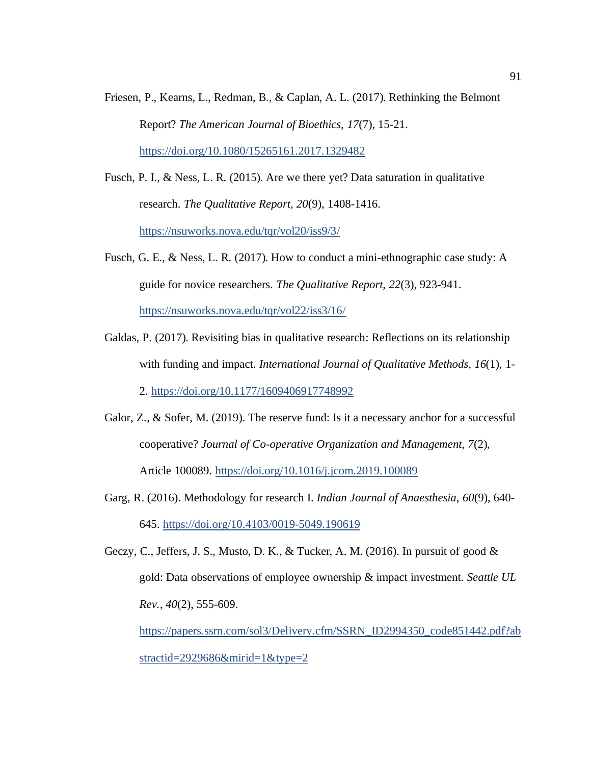Friesen, P., Kearns, L., Redman, B., & Caplan, A. L. (2017). Rethinking the Belmont Report? *The American Journal of Bioethics, 17*(7), 15-21. https://doi.org/10.1080/15265161.2017.1329482

Fusch, P. I., & Ness, L. R. (2015). Are we there yet? Data saturation in qualitative research. *The Qualitative Report, 20*(9), 1408-1416. https://nsuworks.nova.edu/tqr/vol20/iss9/3/

Fusch, G. E., & Ness, L. R. (2017). How to conduct a mini-ethnographic case study: A guide for novice researchers. *The Qualitative Report, 22*(3), 923-941. https://nsuworks.nova.edu/tqr/vol22/iss3/16/

Galdas, P. (2017). Revisiting bias in qualitative research: Reflections on its relationship with funding and impact. *International Journal of Qualitative Methods, 16*(1), 1-2. https://doi.org/10.1177/1609406917748992

Galor, Z., & Sofer, M. (2019). The reserve fund: Is it a necessary anchor for a successful cooperative? *Journal of Co-operative Organization and Management, 7*(2), Article 100089. https://doi.org/10.1016/j.jcom.2019.100089

Garg, R. (2016). Methodology for research I. *Indian Journal of Anaesthesia, 60*(9), 640-645. https://doi.org/10.4103/0019-5049.190619

Geczy, C., Jeffers, J. S., Musto, D. K., & Tucker, A. M. (2016). In pursuit of good & gold: Data observations of employee ownership & impact investment. *Seattle UL Rev., 40*(2), 555-609. https://papers.ssrn.com/sol3/Delivery.cfm/SSRN_ID2994350_code851442.pdf?abstractid=2929686&mirid=1&type=2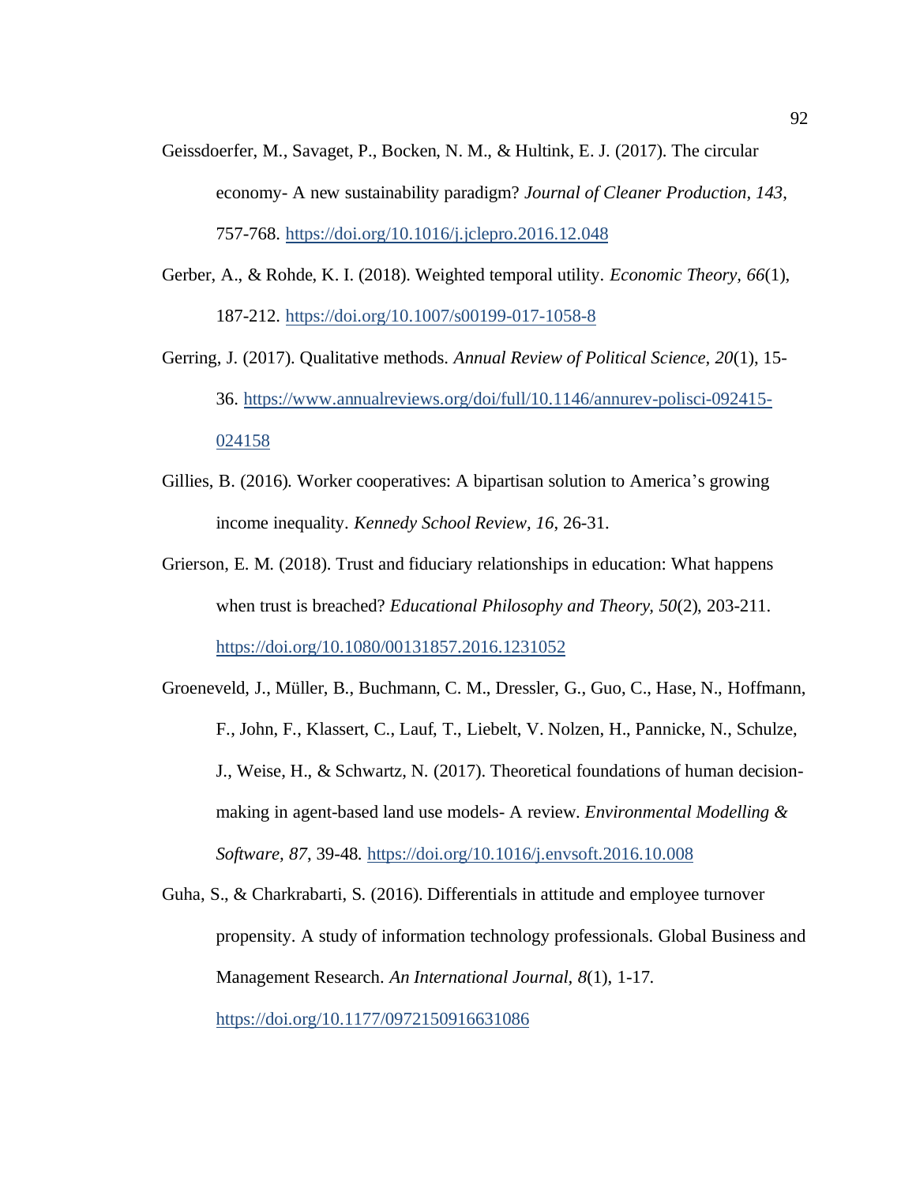Geissdoerfer, M., Savaget, P., Bocken, N. M., & Hultink, E. J. (2017). The circular economy- A new sustainability paradigm? *Journal of Cleaner Production, 143*, 757-768. https://doi.org/10.1016/j.jclepro.2016.12.048

Gerber, A., & Rohde, K. I. (2018). Weighted temporal utility. *Economic Theory, 66*(1), 187-212. https://doi.org/10.1007/s00199-017-1058-8

Gerring, J. (2017). Qualitative methods. *Annual Review of Political Science, 20*(1), 15-36. https://www.annualreviews.org/doi/full/10.1146/annurev-polisci-092415-024158

Gillies, B. (2016). Worker cooperatives: A bipartisan solution to America's growing income inequality. *Kennedy School Review, 16*, 26-31.

Grierson, E. M. (2018). Trust and fiduciary relationships in education: What happens when trust is breached? *Educational Philosophy and Theory, 50*(2), 203-211. https://doi.org/10.1080/00131857.2016.1231052

Groeneveld, J., Müller, B., Buchmann, C. M., Dressler, G., Guo, C., Hase, N., Hoffmann, F., John, F., Klassert, C., Lauf, T., Liebelt, V. Nolzen, H., Pannicke, N., Schulze, J., Weise, H., & Schwartz, N. (2017). Theoretical foundations of human decision-making in agent-based land use models- A review. *Environmental Modelling & Software, 87*, 39-48. https://doi.org/10.1016/j.envsoft.2016.10.008

Guha, S., & Charkrabarti, S. (2016). Differentials in attitude and employee turnover propensity. A study of information technology professionals. Global Business and Management Research. *An International Journal, 8*(1), 1-17. https://doi.org/10.1177/0972150916631086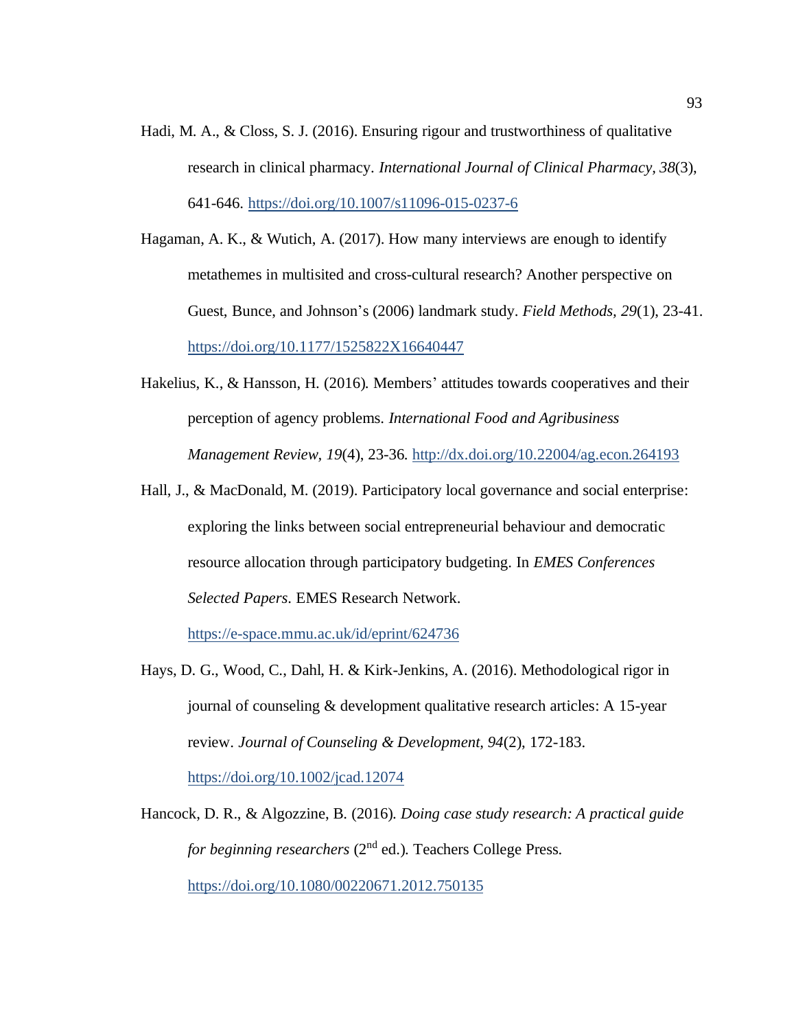Hadi, M. A., & Closs, S. J. (2016). Ensuring rigour and trustworthiness of qualitative research in clinical pharmacy. *International Journal of Clinical Pharmacy, 38*(3), 641-646. https://doi.org/10.1007/s11096-015-0237-6

Hagaman, A. K., & Wutich, A. (2017). How many interviews are enough to identify metathemes in multisited and cross-cultural research? Another perspective on Guest, Bunce, and Johnson's (2006) landmark study. *Field Methods, 29*(1), 23-41. https://doi.org/10.1177/1525822X16640447

Hakelius, K., & Hansson, H. (2016). Members' attitudes towards cooperatives and their perception of agency problems. *International Food and Agribusiness Management Review, 19*(4), 23-36. http://dx.doi.org/10.22004/ag.econ.264193

Hall, J., & MacDonald, M. (2019). Participatory local governance and social enterprise: exploring the links between social entrepreneurial behaviour and democratic resource allocation through participatory budgeting. In *EMES Conferences Selected Papers*. EMES Research Network. https://e-space.mmu.ac.uk/id/eprint/624736

Hays, D. G., Wood, C., Dahl, H. & Kirk-Jenkins, A. (2016). Methodological rigor in journal of counseling & development qualitative research articles: A 15-year review. *Journal of Counseling & Development, 94*(2), 172-183. https://doi.org/10.1002/jcad.12074

Hancock, D. R., & Algozzine, B. (2016). *Doing case study research: A practical guide for beginning researchers* (2nd ed.). Teachers College Press. https://doi.org/10.1080/00220671.2012.750135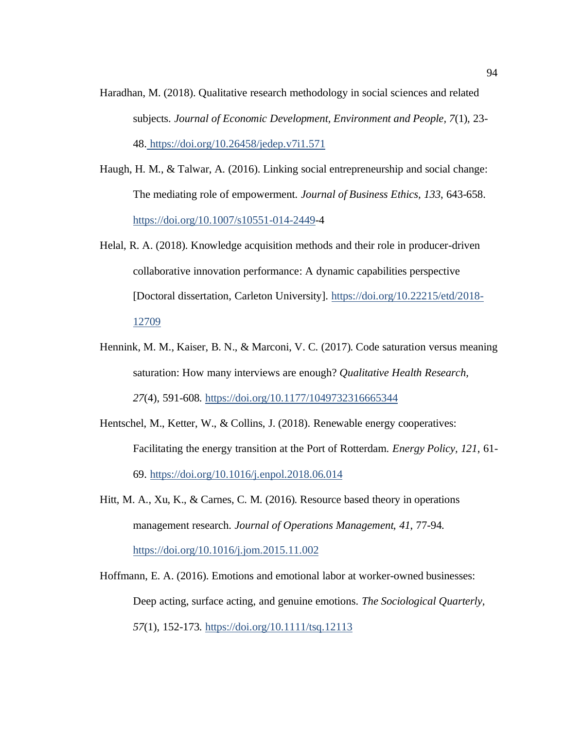Haradhan, M. (2018). Qualitative research methodology in social sciences and related subjects. *Journal of Economic Development, Environment and People*, *7*(1), 23-48. https://doi.org/10.26458/jedep.v7i1.571

Haugh, H. M., & Talwar, A. (2016). Linking social entrepreneurship and social change: The mediating role of empowerment. *Journal of Business Ethics, 133*, 643-658. https://doi.org/10.1007/s10551-014-2449-4

Helal, R. A. (2018). Knowledge acquisition methods and their role in producer-driven collaborative innovation performance: A dynamic capabilities perspective [Doctoral dissertation, Carleton University]. https://doi.org/10.22215/etd/2018-12709

Hennink, M. M., Kaiser, B. N., & Marconi, V. C. (2017). Code saturation versus meaning saturation: How many interviews are enough? *Qualitative Health Research*, *27*(4), 591-608. https://doi.org/10.1177/1049732316665344

Hentschel, M., Ketter, W., & Collins, J. (2018). Renewable energy cooperatives: Facilitating the energy transition at the Port of Rotterdam. *Energy Policy*, *121*, 61-69. https://doi.org/10.1016/j.enpol.2018.06.014

Hitt, M. A., Xu, K., & Carnes, C. M. (2016). Resource based theory in operations management research. *Journal of Operations Management, 41*, 77-94. https://doi.org/10.1016/j.jom.2015.11.002

Hoffmann, E. A. (2016). Emotions and emotional labor at worker-owned businesses: Deep acting, surface acting, and genuine emotions. *The Sociological Quarterly*, *57*(1), 152-173. https://doi.org/10.1111/tsq.12113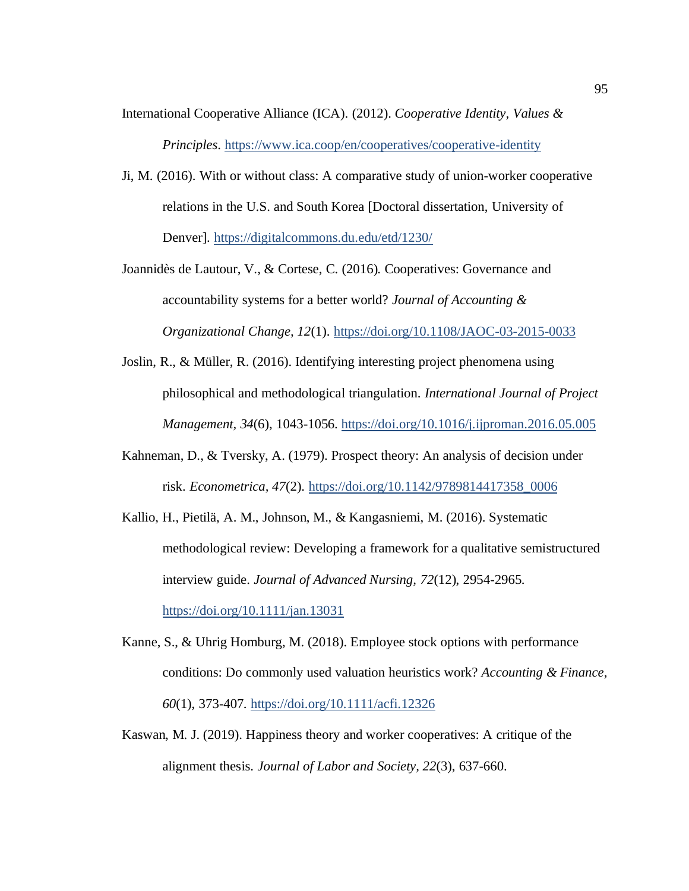International Cooperative Alliance (ICA). (2012). *Cooperative Identity, Values & Principles*. https://www.ica.coop/en/cooperatives/cooperative-identity

Ji, M. (2016). With or without class: A comparative study of union-worker cooperative relations in the U.S. and South Korea [Doctoral dissertation, University of Denver]. https://digitalcommons.du.edu/etd/1230/

Joannidès de Lautour, V., & Cortese, C. (2016). Cooperatives: Governance and accountability systems for a better world? *Journal of Accounting & Organizational Change, 12*(1). https://doi.org/10.1108/JAOC-03-2015-0033

Joslin, R., & Müller, R. (2016). Identifying interesting project phenomena using philosophical and methodological triangulation. *International Journal of Project Management, 34*(6), 1043-1056. https://doi.org/10.1016/j.ijproman.2016.05.005

Kahneman, D., & Tversky, A. (1979). Prospect theory: An analysis of decision under risk. *Econometrica, 47*(2). https://doi.org/10.1142/9789814417358_0006

Kallio, H., Pietilä, A. M., Johnson, M., & Kangasniemi, M. (2016). Systematic methodological review: Developing a framework for a qualitative semistructured interview guide. *Journal of Advanced Nursing, 72*(12), 2954-2965. https://doi.org/10.1111/jan.13031

Kanne, S., & Uhrig Homburg, M. (2018). Employee stock options with performance conditions: Do commonly used valuation heuristics work? *Accounting & Finance, 60*(1), 373-407. https://doi.org/10.1111/acfi.12326

Kaswan, M. J. (2019). Happiness theory and worker cooperatives: A critique of the alignment thesis. *Journal of Labor and Society, 22*(3), 637-660.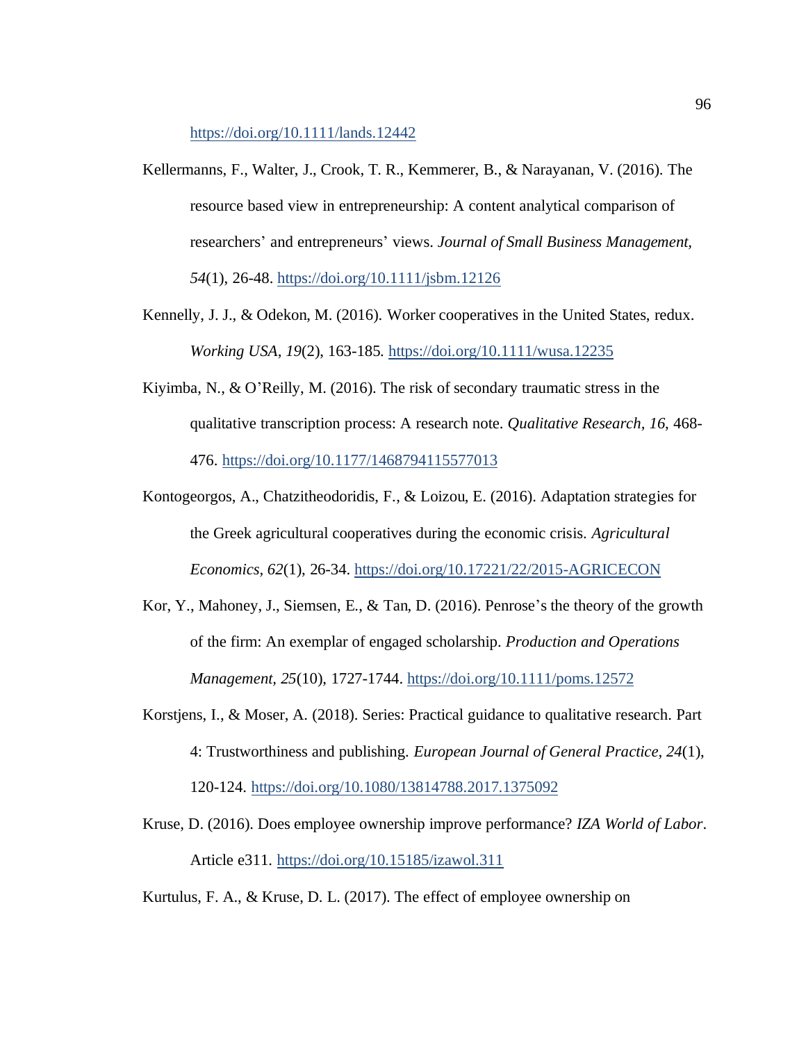https://doi.org/10.1111/lands.12442

Kellermanns, F., Walter, J., Crook, T. R., Kemmerer, B., & Narayanan, V. (2016). The resource based view in entrepreneurship: A content analytical comparison of researchers' and entrepreneurs' views. *Journal of Small Business Management, 54*(1), 26-48. https://doi.org/10.1111/jsbm.12126

Kennelly, J. J., & Odekon, M. (2016). Worker cooperatives in the United States, redux. *Working USA*, *19*(2), 163-185. https://doi.org/10.1111/wusa.12235

Kiyimba, N., & O'Reilly, M. (2016). The risk of secondary traumatic stress in the qualitative transcription process: A research note. *Qualitative Research, 16*, 468-476. https://doi.org/10.1177/1468794115577013

Kontogeorgos, A., Chatzitheodoridis, F., & Loizou, E. (2016). Adaptation strategies for the Greek agricultural cooperatives during the economic crisis. *Agricultural Economics*, *62*(1), 26-34. https://doi.org/10.17221/22/2015-AGRICECON

Kor, Y., Mahoney, J., Siemsen, E., & Tan, D. (2016). Penrose's the theory of the growth of the firm: An exemplar of engaged scholarship. *Production and Operations Management, 25*(10), 1727-1744. https://doi.org/10.1111/poms.12572

Korstjens, I., & Moser, A. (2018). Series: Practical guidance to qualitative research. Part 4: Trustworthiness and publishing. *European Journal of General Practice*, *24*(1), 120-124. https://doi.org/10.1080/13814788.2017.1375092

Kruse, D. (2016). Does employee ownership improve performance? *IZA World of Labor*. Article e311. https://doi.org/10.15185/izawol.311

Kurtulus, F. A., & Kruse, D. L. (2017). The effect of employee ownership on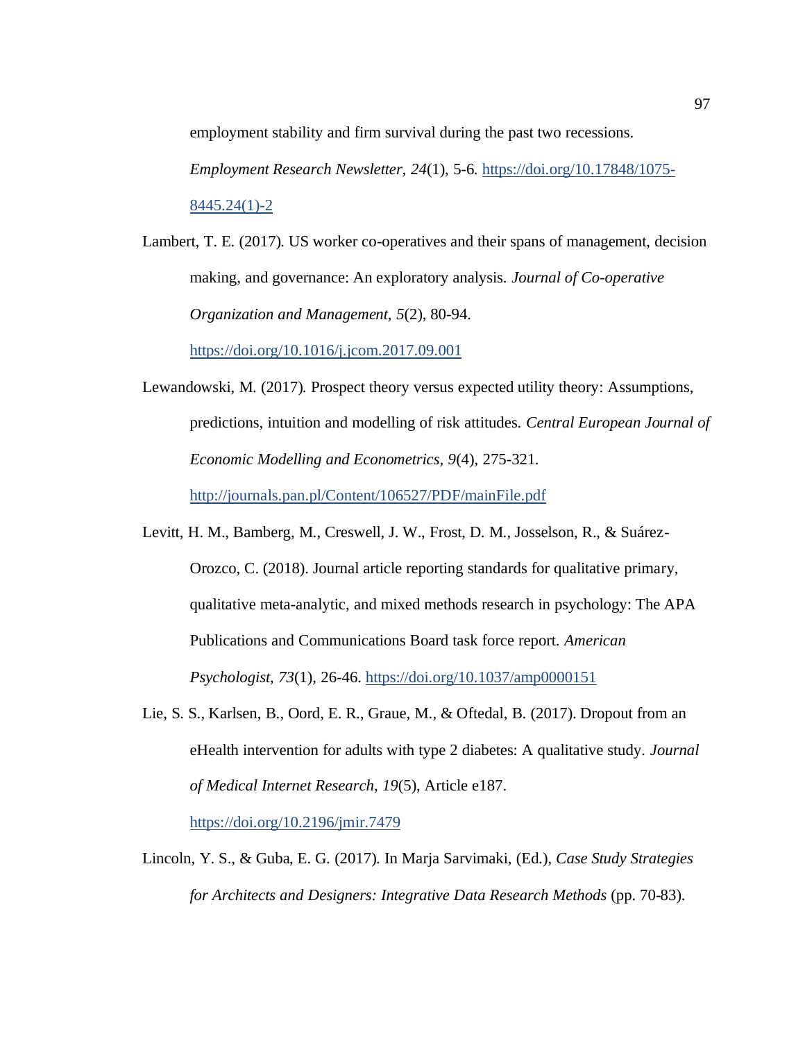employment stability and firm survival during the past two recessions. *Employment Research Newsletter, 24*(1), 5-6. https://doi.org/10.17848/1075-8445.24(1)-2

Lambert, T. E. (2017). US worker co-operatives and their spans of management, decision making, and governance: An exploratory analysis. *Journal of Co-operative Organization and Management, 5*(2), 80-94. https://doi.org/10.1016/j.jcom.2017.09.001

Lewandowski, M. (2017). Prospect theory versus expected utility theory: Assumptions, predictions, intuition and modelling of risk attitudes. *Central European Journal of Economic Modelling and Econometrics*, *9*(4), 275-321. http://journals.pan.pl/Content/106527/PDF/mainFile.pdf

Levitt, H. M., Bamberg, M., Creswell, J. W., Frost, D. M., Josselson, R., & Suárez-Orozco, C. (2018). Journal article reporting standards for qualitative primary, qualitative meta-analytic, and mixed methods research in psychology: The APA Publications and Communications Board task force report. *American Psychologist, 73*(1), 26-46. https://doi.org/10.1037/amp0000151

Lie, S. S., Karlsen, B., Oord, E. R., Graue, M., & Oftedal, B. (2017). Dropout from an eHealth intervention for adults with type 2 diabetes: A qualitative study. *Journal of Medical Internet Research, 19*(5), Article e187. https://doi.org/10.2196/jmir.7479

Lincoln, Y. S., & Guba, E. G. (2017). In Marja Sarvimaki, (Ed.), *Case Study Strategies for Architects and Designers: Integrative Data Research Methods* (pp. 70-83).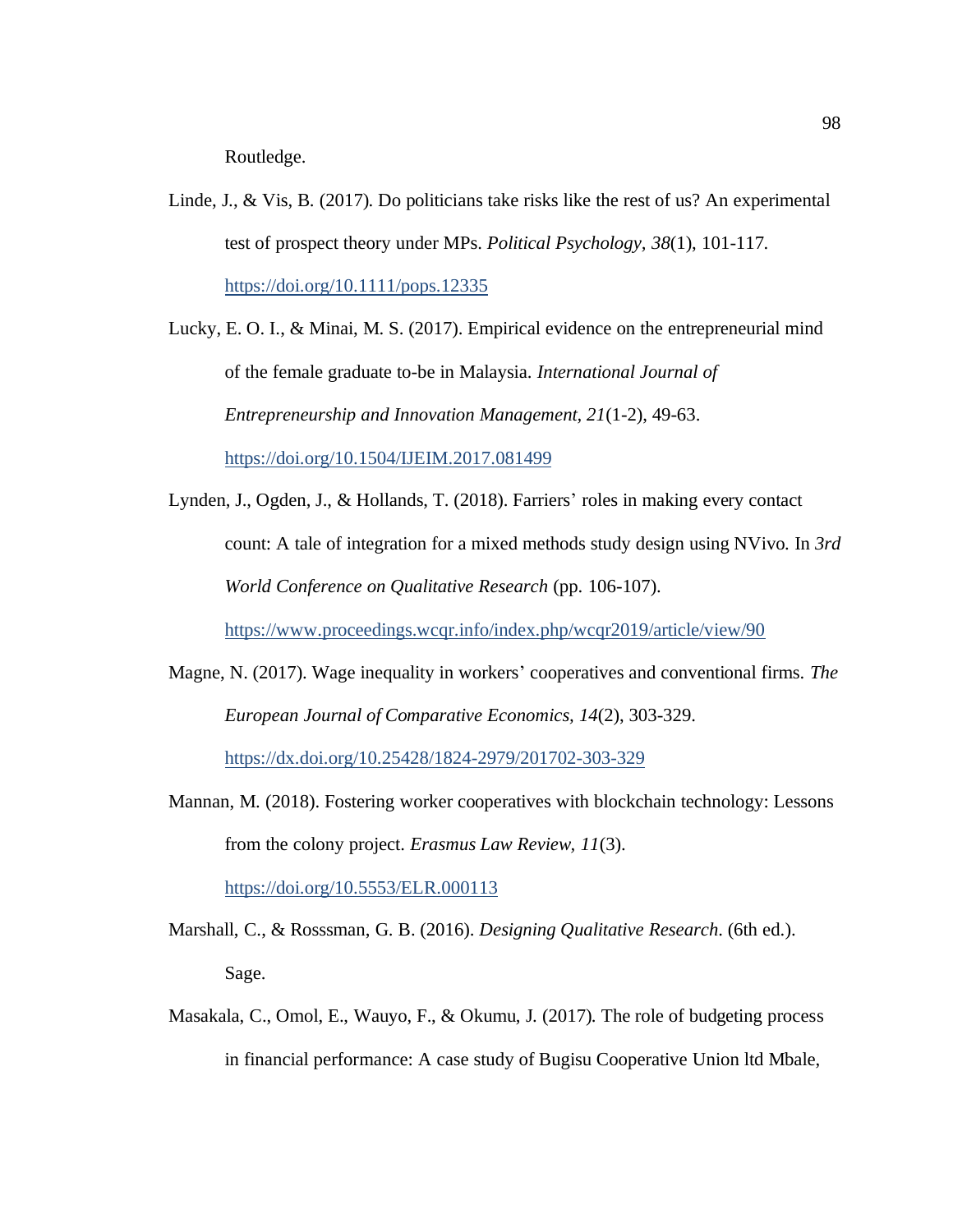Routledge.

Linde, J., & Vis, B. (2017). Do politicians take risks like the rest of us? An experimental test of prospect theory under MPs. *Political Psychology, 38*(1), 101-117. https://doi.org/10.1111/pops.12335

Lucky, E. O. I., & Minai, M. S. (2017). Empirical evidence on the entrepreneurial mind of the female graduate to-be in Malaysia. *International Journal of Entrepreneurship and Innovation Management, 21*(1-2), 49-63. https://doi.org/10.1504/IJEIM.2017.081499

Lynden, J., Ogden, J., & Hollands, T. (2018). Farriers' roles in making every contact count: A tale of integration for a mixed methods study design using NVivo. In *3rd World Conference on Qualitative Research* (pp. 106-107). https://www.proceedings.wcqr.info/index.php/wcqr2019/article/view/90

Magne, N. (2017). Wage inequality in workers' cooperatives and conventional firms. *The European Journal of Comparative Economics, 14*(2), 303-329. https://dx.doi.org/10.25428/1824-2979/201702-303-329

Mannan, M. (2018). Fostering worker cooperatives with blockchain technology: Lessons from the colony project. *Erasmus Law Review, 11*(3). https://doi.org/10.5553/ELR.000113

Marshall, C., & Rosssman, G. B. (2016). *Designing Qualitative Research*. (6th ed.). Sage.

Masakala, C., Omol, E., Wauyo, F., & Okumu, J. (2017). The role of budgeting process in financial performance: A case study of Bugisu Cooperative Union ltd Mbale,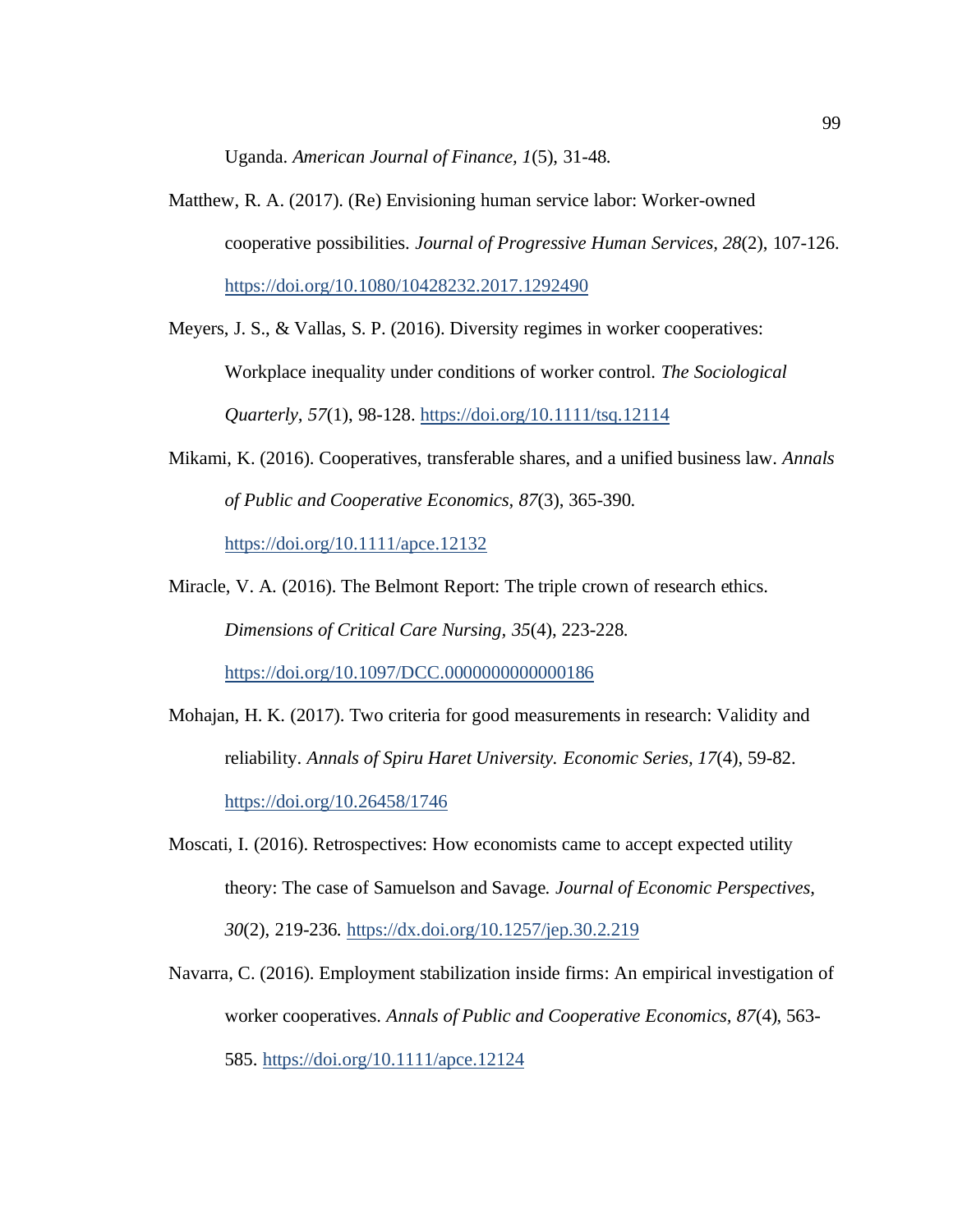Uganda. *American Journal of Finance, 1*(5), 31-48.

Matthew, R. A. (2017). (Re) Envisioning human service labor: Worker-owned cooperative possibilities. *Journal of Progressive Human Services, 28*(2), 107-126. https://doi.org/10.1080/10428232.2017.1292490

Meyers, J. S., & Vallas, S. P. (2016). Diversity regimes in worker cooperatives: Workplace inequality under conditions of worker control. *The Sociological Quarterly, 57*(1), 98-128. https://doi.org/10.1111/tsq.12114

Mikami, K. (2016). Cooperatives, transferable shares, and a unified business law. *Annals of Public and Cooperative Economics, 87*(3), 365-390. https://doi.org/10.1111/apce.12132

Miracle, V. A. (2016). The Belmont Report: The triple crown of research ethics. *Dimensions of Critical Care Nursing, 35*(4), 223-228. https://doi.org/10.1097/DCC.0000000000000186

Mohajan, H. K. (2017). Two criteria for good measurements in research: Validity and reliability. *Annals of Spiru Haret University. Economic Series, 17*(4), 59-82. https://doi.org/10.26458/1746

Moscati, I. (2016). Retrospectives: How economists came to accept expected utility theory: The case of Samuelson and Savage. *Journal of Economic Perspectives, 30*(2), 219-236. https://dx.doi.org/10.1257/jep.30.2.219

Navarra, C. (2016). Employment stabilization inside firms: An empirical investigation of worker cooperatives. *Annals of Public and Cooperative Economics, 87*(4), 563-585. https://doi.org/10.1111/apce.12124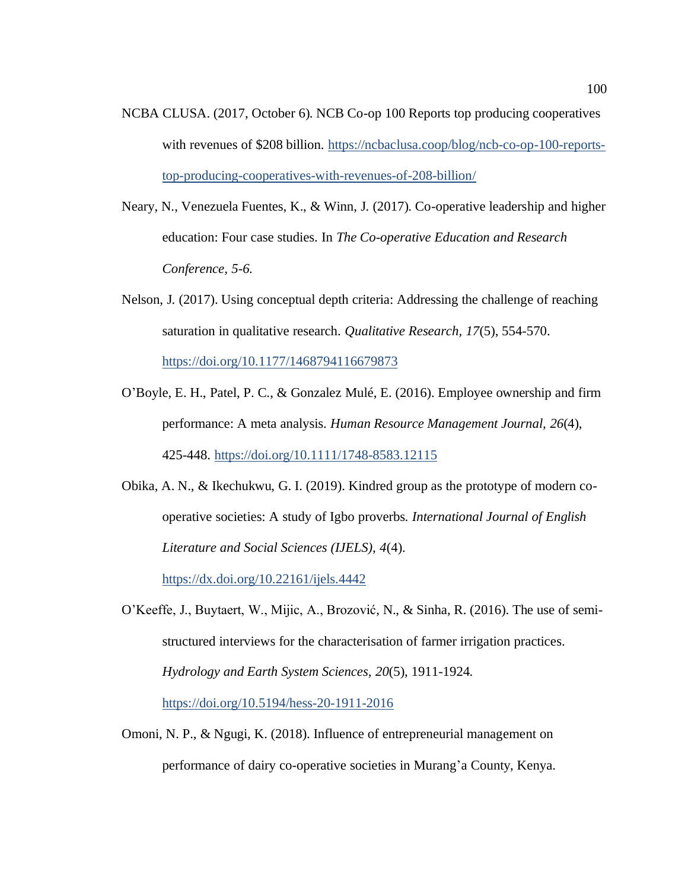NCBA CLUSA. (2017, October 6). NCB Co-op 100 Reports top producing cooperatives with revenues of $208 billion. https://ncbaclusa.coop/blog/ncb-co-op-100-reports-top-producing-cooperatives-with-revenues-of-208-billion/

Neary, N., Venezuela Fuentes, K., & Winn, J. (2017). Co-operative leadership and higher education: Four case studies. In *The Co-operative Education and Research Conference*, *5-6.*

Nelson, J. (2017). Using conceptual depth criteria: Addressing the challenge of reaching saturation in qualitative research. *Qualitative Research*, *17*(5), 554-570. https://doi.org/10.1177/1468794116679873

O'Boyle, E. H., Patel, P. C., & Gonzalez Mulé, E. (2016). Employee ownership and firm performance: A meta analysis. *Human Resource Management Journal*, *26*(4), 425-448. https://doi.org/10.1111/1748-8583.12115

Obika, A. N., & Ikechukwu, G. I. (2019). Kindred group as the prototype of modern co-operative societies: A study of Igbo proverbs. *International Journal of English Literature and Social Sciences (IJELS), 4*(4). https://dx.doi.org/10.22161/ijels.4442

O'Keeffe, J., Buytaert, W., Mijic, A., Brozović, N., & Sinha, R. (2016). The use of semi-structured interviews for the characterisation of farmer irrigation practices. *Hydrology and Earth System Sciences, 20*(5), 1911-1924. https://doi.org/10.5194/hess-20-1911-2016

Omoni, N. P., & Ngugi, K. (2018). Influence of entrepreneurial management on performance of dairy co-operative societies in Murang'a County, Kenya.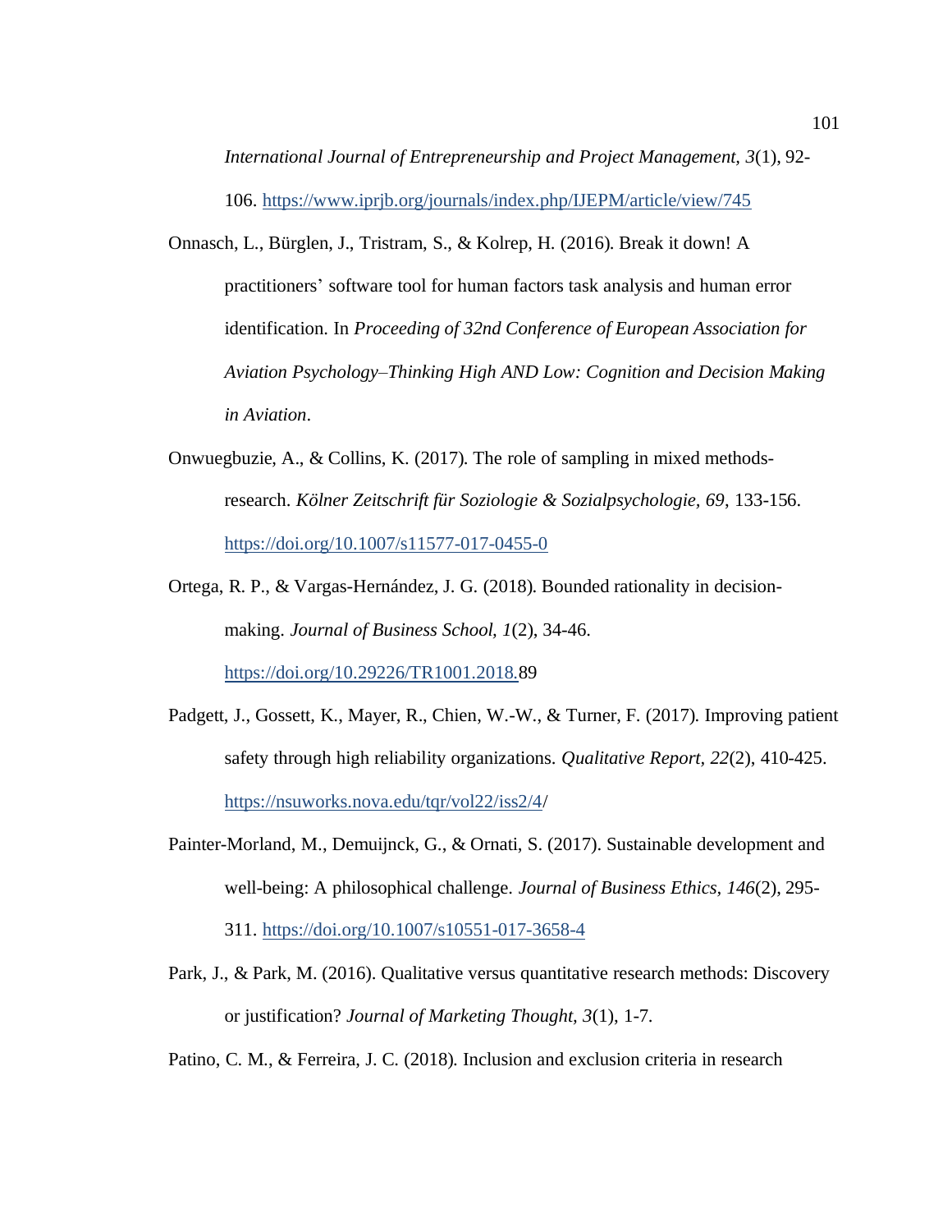*International Journal of Entrepreneurship and Project Management, 3*(1), 92-106. https://www.iprjb.org/journals/index.php/IJEPM/article/view/745

Onnasch, L., Bürglen, J., Tristram, S., & Kolrep, H. (2016). Break it down! A practitioners' software tool for human factors task analysis and human error identification. In *Proceeding of 32nd Conference of European Association for Aviation Psychology–Thinking High AND Low: Cognition and Decision Making in Aviation*.

Onwuegbuzie, A., & Collins, K. (2017). The role of sampling in mixed methods-research. *Kölner Zeitschrift für Soziologie & Sozialpsychologie, 69*, 133-156. https://doi.org/10.1007/s11577-017-0455-0

Ortega, R. P., & Vargas-Hernández, J. G. (2018). Bounded rationality in decision-making. *Journal of Business School, 1*(2), 34-46. https://doi.org/10.29226/TR1001.2018.89

Padgett, J., Gossett, K., Mayer, R., Chien, W.-W., & Turner, F. (2017). Improving patient safety through high reliability organizations. *Qualitative Report, 22*(2), 410-425. https://nsuworks.nova.edu/tqr/vol22/iss2/4/

Painter-Morland, M., Demuijnck, G., & Ornati, S. (2017). Sustainable development and well-being: A philosophical challenge. *Journal of Business Ethics, 146*(2), 295-311. https://doi.org/10.1007/s10551-017-3658-4

Park, J., & Park, M. (2016). Qualitative versus quantitative research methods: Discovery or justification? *Journal of Marketing Thought, 3*(1), 1-7.

Patino, C. M., & Ferreira, J. C. (2018). Inclusion and exclusion criteria in research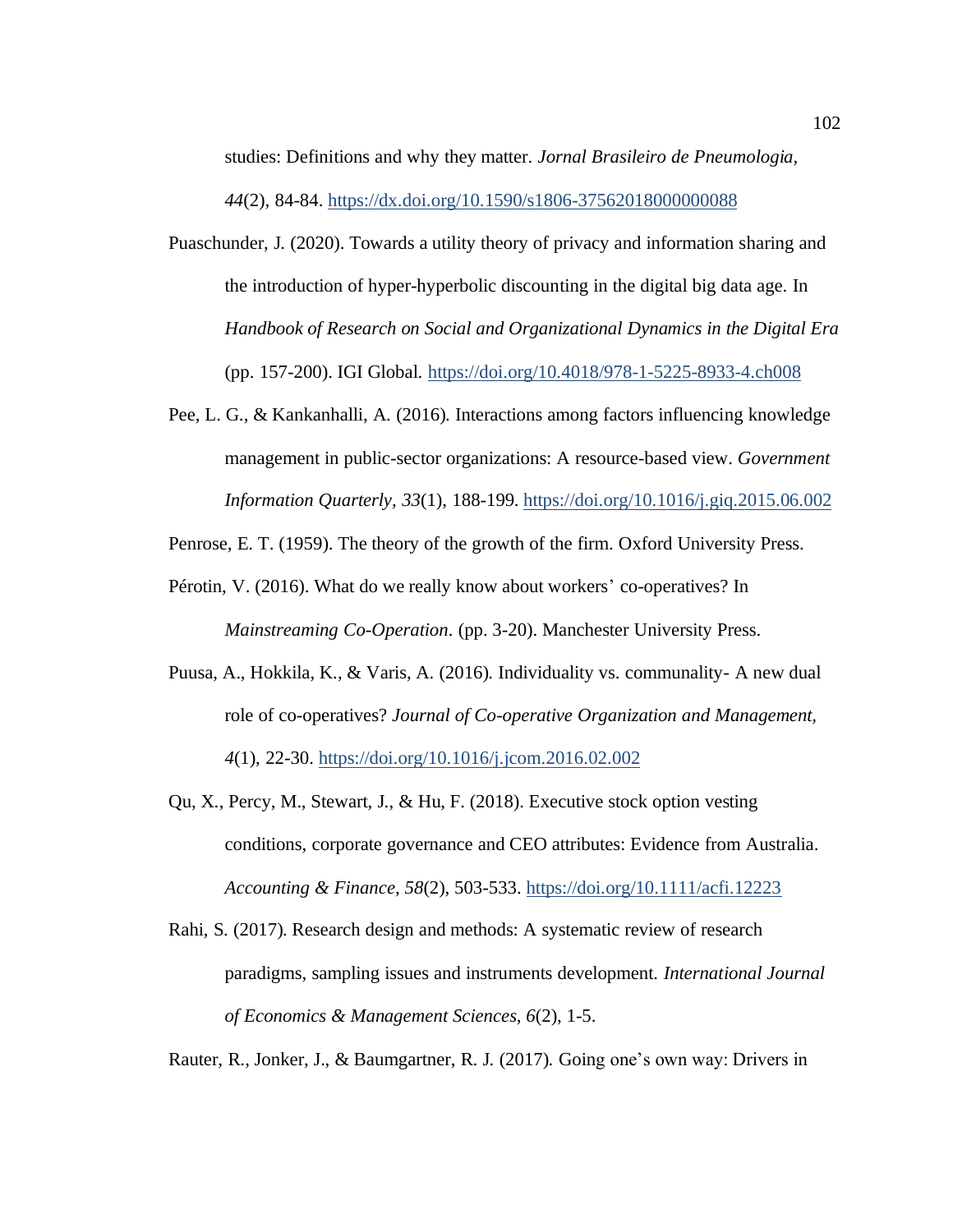studies: Definitions and why they matter. *Jornal Brasileiro de Pneumologia, 44*(2), 84-84. https://dx.doi.org/10.1590/s1806-37562018000000088

Puaschunder, J. (2020). Towards a utility theory of privacy and information sharing and the introduction of hyper-hyperbolic discounting in the digital big data age. In *Handbook of Research on Social and Organizational Dynamics in the Digital Era* (pp. 157-200). IGI Global. https://doi.org/10.4018/978-1-5225-8933-4.ch008

Pee, L. G., & Kankanhalli, A. (2016). Interactions among factors influencing knowledge management in public-sector organizations: A resource-based view. *Government Information Quarterly, 33*(1), 188-199. https://doi.org/10.1016/j.giq.2015.06.002

Penrose, E. T. (1959). The theory of the growth of the firm. Oxford University Press.

Pérotin, V. (2016). What do we really know about workers' co-operatives? In *Mainstreaming Co-Operation*. (pp. 3-20). Manchester University Press.

Puusa, A., Hokkila, K., & Varis, A. (2016). Individuality vs. communality- A new dual role of co-operatives? *Journal of Co-operative Organization and Management, 4*(1), 22-30. https://doi.org/10.1016/j.jcom.2016.02.002

Qu, X., Percy, M., Stewart, J., & Hu, F. (2018). Executive stock option vesting conditions, corporate governance and CEO attributes: Evidence from Australia. *Accounting & Finance, 58*(2), 503-533. https://doi.org/10.1111/acfi.12223

Rahi, S. (2017). Research design and methods: A systematic review of research paradigms, sampling issues and instruments development. *International Journal of Economics & Management Sciences, 6*(2), 1-5.

Rauter, R., Jonker, J., & Baumgartner, R. J. (2017). Going one's own way: Drivers in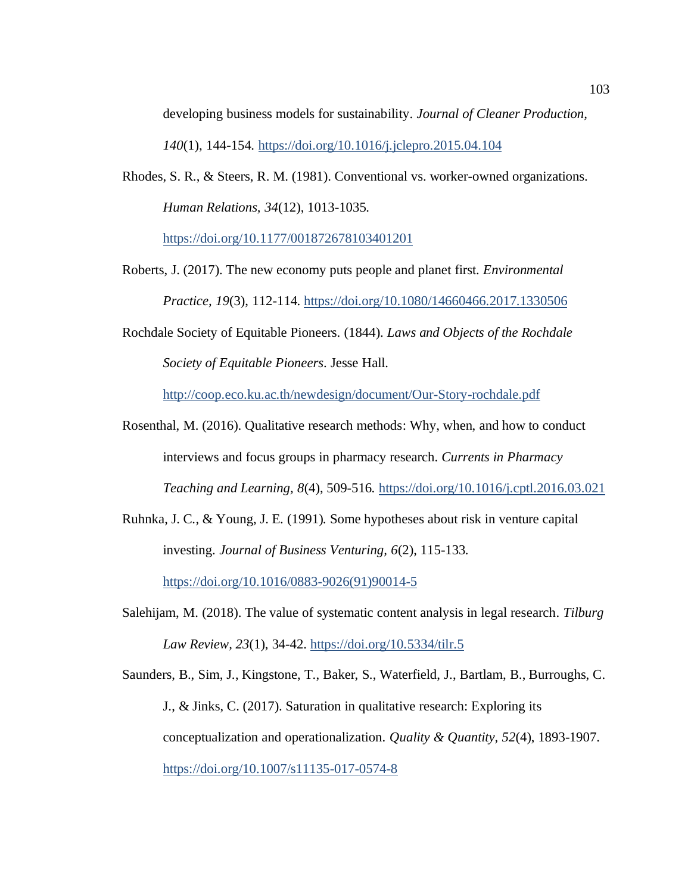developing business models for sustainability. *Journal of Cleaner Production, 140*(1), 144-154. https://doi.org/10.1016/j.jclepro.2015.04.104

Rhodes, S. R., & Steers, R. M. (1981). Conventional vs. worker-owned organizations. *Human Relations, 34*(12), 1013-1035. https://doi.org/10.1177/001872678103401201

Roberts, J. (2017). The new economy puts people and planet first. *Environmental Practice, 19*(3), 112-114. https://doi.org/10.1080/14660466.2017.1330506

Rochdale Society of Equitable Pioneers. (1844). *Laws and Objects of the Rochdale Society of Equitable Pioneers*. Jesse Hall. http://coop.eco.ku.ac.th/newdesign/document/Our-Story-rochdale.pdf

Rosenthal, M. (2016). Qualitative research methods: Why, when, and how to conduct interviews and focus groups in pharmacy research. *Currents in Pharmacy Teaching and Learning, 8*(4), 509-516. https://doi.org/10.1016/j.cptl.2016.03.021

Ruhnka, J. C., & Young, J. E. (1991). Some hypotheses about risk in venture capital investing. *Journal of Business Venturing, 6*(2), 115-133. https://doi.org/10.1016/0883-9026(91)90014-5

Salehijam, M. (2018). The value of systematic content analysis in legal research. *Tilburg Law Review, 23*(1), 34-42. https://doi.org/10.5334/tilr.5

Saunders, B., Sim, J., Kingstone, T., Baker, S., Waterfield, J., Bartlam, B., Burroughs, C. J., & Jinks, C. (2017). Saturation in qualitative research: Exploring its conceptualization and operationalization. *Quality & Quantity*, *52*(4), 1893-1907. https://doi.org/10.1007/s11135-017-0574-8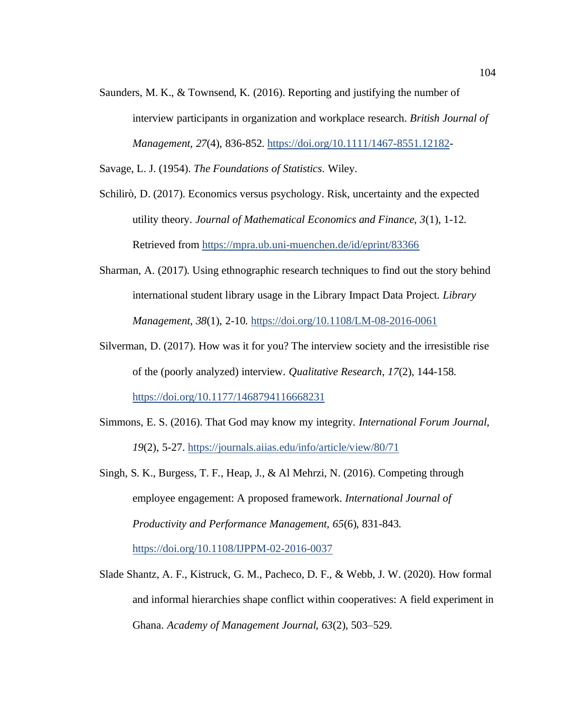Saunders, M. K., & Townsend, K. (2016). Reporting and justifying the number of interview participants in organization and workplace research. *British Journal of Management, 27*(4), 836-852. https://doi.org/10.1111/1467-8551.12182-

Savage, L. J. (1954). *The Foundations of Statistics*. Wiley.

Schilirò, D. (2017). Economics versus psychology. Risk, uncertainty and the expected utility theory. *Journal of Mathematical Economics and Finance*, *3*(1), 1-12. Retrieved from https://mpra.ub.uni-muenchen.de/id/eprint/83366

Sharman, A. (2017). Using ethnographic research techniques to find out the story behind international student library usage in the Library Impact Data Project. *Library Management*, *38*(1), 2-10. https://doi.org/10.1108/LM-08-2016-0061

Silverman, D. (2017). How was it for you? The interview society and the irresistible rise of the (poorly analyzed) interview. *Qualitative Research, 17*(2), 144-158. https://doi.org/10.1177/1468794116668231

Simmons, E. S. (2016). That God may know my integrity. *International Forum Journal, 19*(2), 5-27. https://journals.aiias.edu/info/article/view/80/71

Singh, S. K., Burgess, T. F., Heap, J., & Al Mehrzi, N. (2016). Competing through employee engagement: A proposed framework. *International Journal of Productivity and Performance Management*, *65*(6), 831-843. https://doi.org/10.1108/IJPPM-02-2016-0037

Slade Shantz, A. F., Kistruck, G. M., Pacheco, D. F., & Webb, J. W. (2020). How formal and informal hierarchies shape conflict within cooperatives: A field experiment in Ghana. *Academy of Management Journal*, *63*(2), 503–529.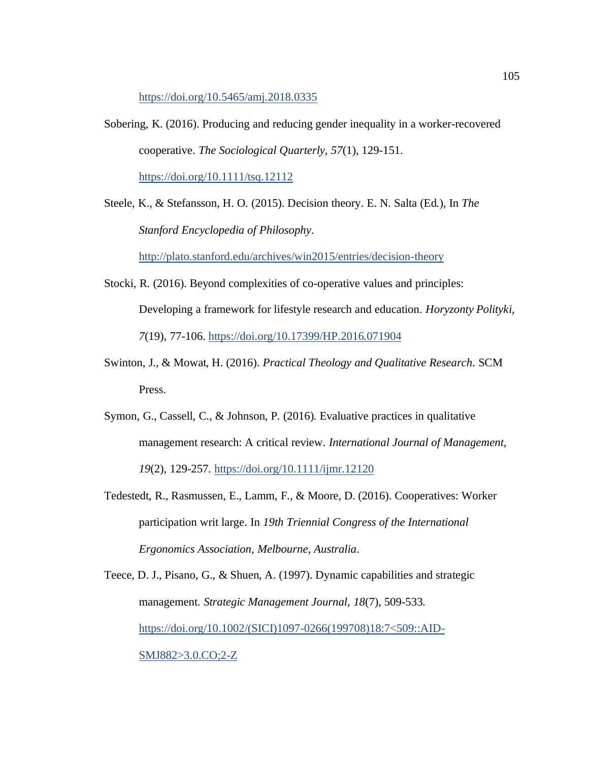https://doi.org/10.5465/amj.2018.0335

Sobering, K. (2016). Producing and reducing gender inequality in a worker-recovered cooperative. *The Sociological Quarterly, 57*(1), 129-151. https://doi.org/10.1111/tsq.12112

Steele, K., & Stefansson, H. O. (2015). Decision theory. E. N. Salta (Ed.), In *The Stanford Encyclopedia of Philosophy*. http://plato.stanford.edu/archives/win2015/entries/decision-theory

Stocki, R. (2016). Beyond complexities of co-operative values and principles: Developing a framework for lifestyle research and education. *Horyzonty Polityki, 7*(19), 77-106. https://doi.org/10.17399/HP.2016.071904

Swinton, J., & Mowat, H. (2016). *Practical Theology and Qualitative Research*. SCM Press.

Symon, G., Cassell, C., & Johnson, P. (2016). Evaluative practices in qualitative management research: A critical review. *International Journal of Management, 19*(2), 129-257. https://doi.org/10.1111/ijmr.12120

Tedestedt, R., Rasmussen, E., Lamm, F., & Moore, D. (2016). Cooperatives: Worker participation writ large. In *19th Triennial Congress of the International Ergonomics Association, Melbourne, Australia*.

Teece, D. J., Pisano, G., & Shuen, A. (1997). Dynamic capabilities and strategic management. *Strategic Management Journal, 18*(7), 509-533. https://doi.org/10.1002/(SICI)1097-0266(199708)18:7<509::AID-SMJ882>3.0.CO;2-Z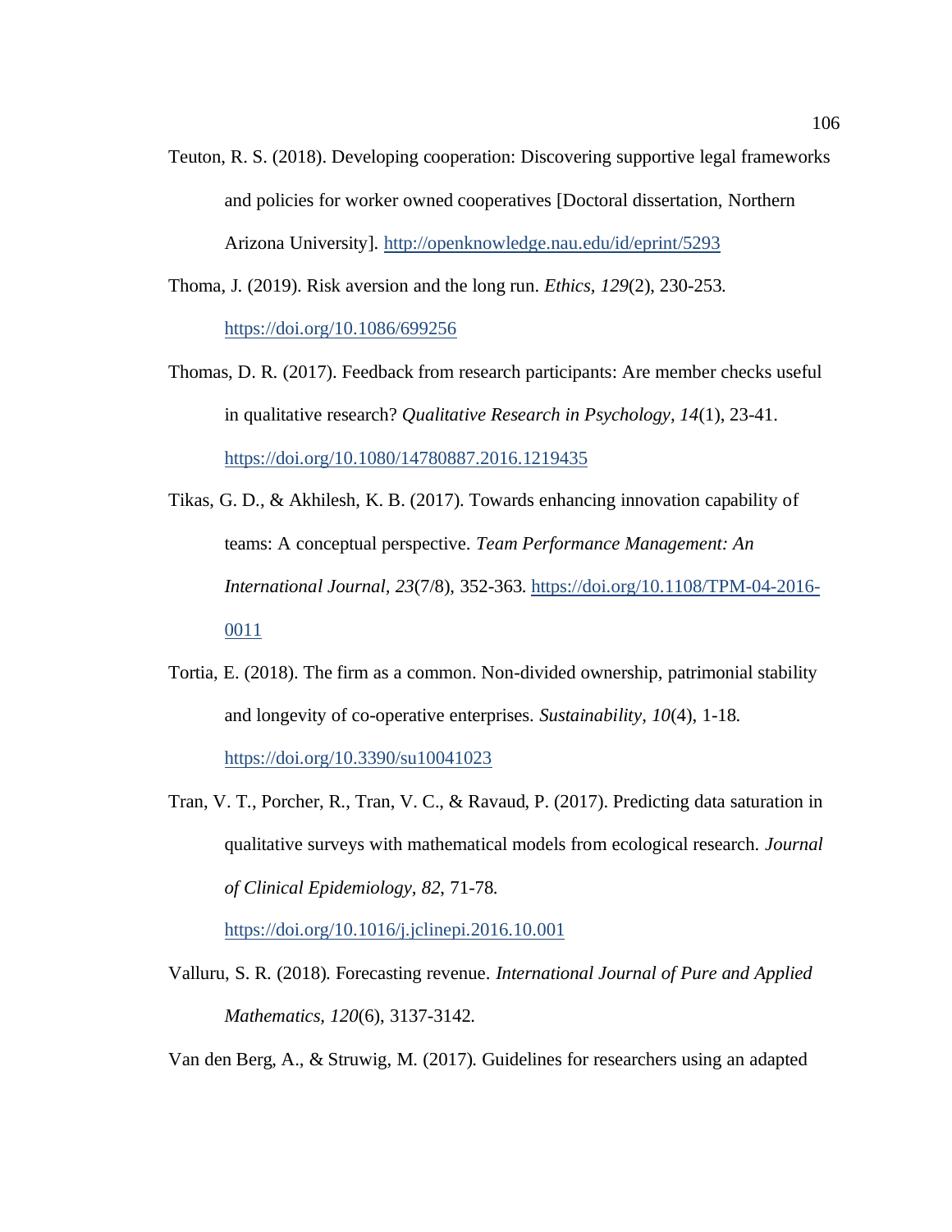Teuton, R. S. (2018). Developing cooperation: Discovering supportive legal frameworks and policies for worker owned cooperatives [Doctoral dissertation, Northern Arizona University]. http://openknowledge.nau.edu/id/eprint/5293

Thoma, J. (2019). Risk aversion and the long run. *Ethics, 129*(2), 230-253. https://doi.org/10.1086/699256

Thomas, D. R. (2017). Feedback from research participants: Are member checks useful in qualitative research? *Qualitative Research in Psychology*, *14*(1), 23-41. https://doi.org/10.1080/14780887.2016.1219435

Tikas, G. D., & Akhilesh, K. B. (2017). Towards enhancing innovation capability of teams: A conceptual perspective. *Team Performance Management: An International Journal*, *23*(7/8), 352-363. https://doi.org/10.1108/TPM-04-2016-0011

Tortia, E. (2018). The firm as a common. Non-divided ownership, patrimonial stability and longevity of co-operative enterprises. *Sustainability*, *10*(4), 1-18. https://doi.org/10.3390/su10041023

Tran, V. T., Porcher, R., Tran, V. C., & Ravaud, P. (2017). Predicting data saturation in qualitative surveys with mathematical models from ecological research. *Journal of Clinical Epidemiology*, *82*, 71-78. https://doi.org/10.1016/j.jclinepi.2016.10.001

Valluru, S. R. (2018). Forecasting revenue. *International Journal of Pure and Applied Mathematics*, *120*(6), 3137-3142.

Van den Berg, A., & Struwig, M. (2017). Guidelines for researchers using an adapted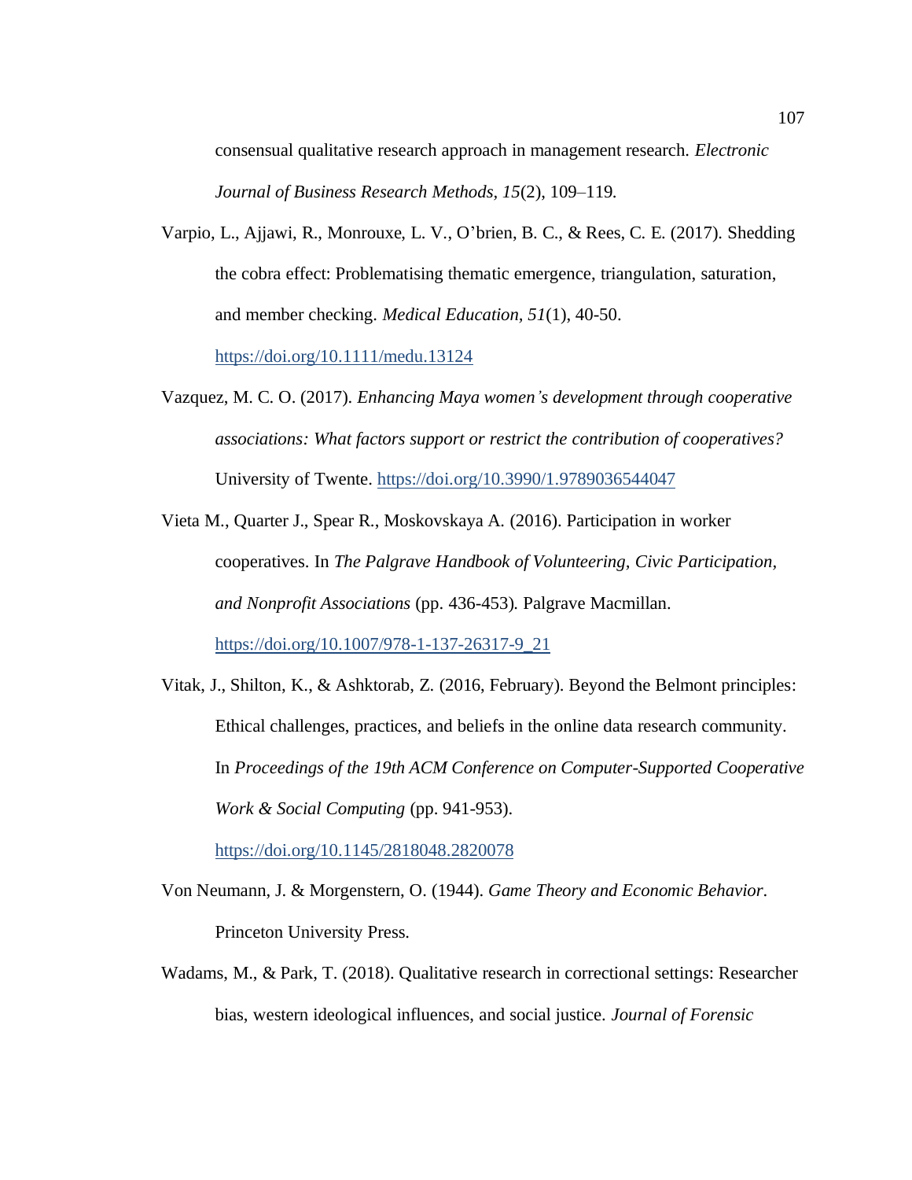consensual qualitative research approach in management research. *Electronic Journal of Business Research Methods, 15*(2), 109–119.

Varpio, L., Ajjawi, R., Monrouxe, L. V., O'brien, B. C., & Rees, C. E. (2017). Shedding the cobra effect: Problematising thematic emergence, triangulation, saturation, and member checking. *Medical Education, 51*(1), 40-50. https://doi.org/10.1111/medu.13124

Vazquez, M. C. O. (2017). *Enhancing Maya women's development through cooperative associations: What factors support or restrict the contribution of cooperatives?* University of Twente. https://doi.org/10.3990/1.9789036544047

Vieta M., Quarter J., Spear R., Moskovskaya A. (2016). Participation in worker cooperatives. In *The Palgrave Handbook of Volunteering, Civic Participation, and Nonprofit Associations* (pp. 436-453)*.* Palgrave Macmillan. https://doi.org/10.1007/978-1-137-26317-9_21

Vitak, J., Shilton, K., & Ashktorab, Z. (2016, February). Beyond the Belmont principles: Ethical challenges, practices, and beliefs in the online data research community. In *Proceedings of the 19th ACM Conference on Computer-Supported Cooperative Work & Social Computing* (pp. 941-953). https://doi.org/10.1145/2818048.2820078

Von Neumann, J. & Morgenstern, O. (1944). *Game Theory and Economic Behavior*. Princeton University Press.

Wadams, M., & Park, T. (2018). Qualitative research in correctional settings: Researcher bias, western ideological influences, and social justice. *Journal of Forensic*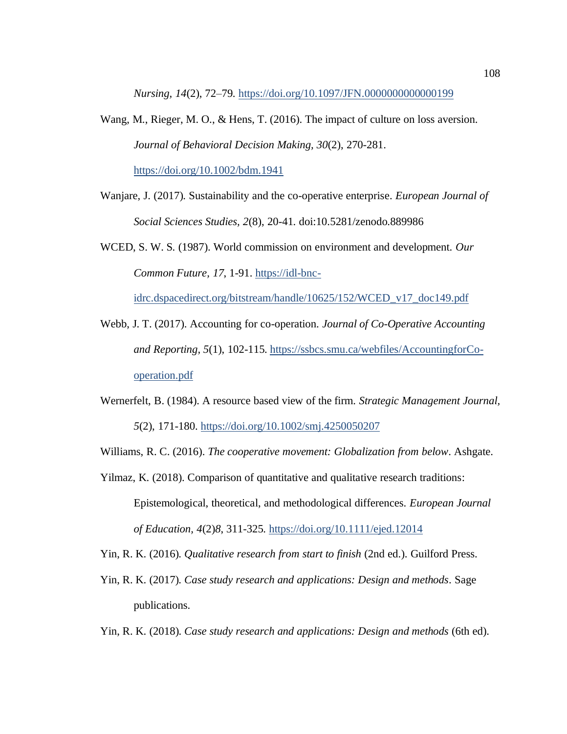*Nursing, 14*(2), 72–79. https://doi.org/10.1097/JFN.0000000000000199

Wang, M., Rieger, M. O., & Hens, T. (2016). The impact of culture on loss aversion. *Journal of Behavioral Decision Making, 30*(2), 270-281. https://doi.org/10.1002/bdm.1941

Wanjare, J. (2017). Sustainability and the co-operative enterprise. *European Journal of Social Sciences Studies, 2*(8), 20-41. doi:10.5281/zenodo.889986

WCED, S. W. S. (1987). World commission on environment and development. *Our Common Future, 17*, 1-91. https://idl-bnc-idrc.dspacedirect.org/bitstream/handle/10625/152/WCED_v17_doc149.pdf

Webb, J. T. (2017). Accounting for co-operation. *Journal of Co-Operative Accounting and Reporting, 5*(1), 102-115. https://ssbcs.smu.ca/webfiles/AccountingforCo-operation.pdf

Wernerfelt, B. (1984). A resource based view of the firm. *Strategic Management Journal, 5*(2), 171-180. https://doi.org/10.1002/smj.4250050207

Williams, R. C. (2016). *The cooperative movement: Globalization from below*. Ashgate.

Yilmaz, K. (2018). Comparison of quantitative and qualitative research traditions: Epistemological, theoretical, and methodological differences. *European Journal of Education, 4*(2)*8*, 311-325. https://doi.org/10.1111/ejed.12014

Yin, R. K. (2016). *Qualitative research from start to finish* (2nd ed.). Guilford Press.

Yin, R. K. (2017). *Case study research and applications: Design and methods*. Sage publications.

Yin, R. K. (2018). *Case study research and applications: Design and methods* (6th ed).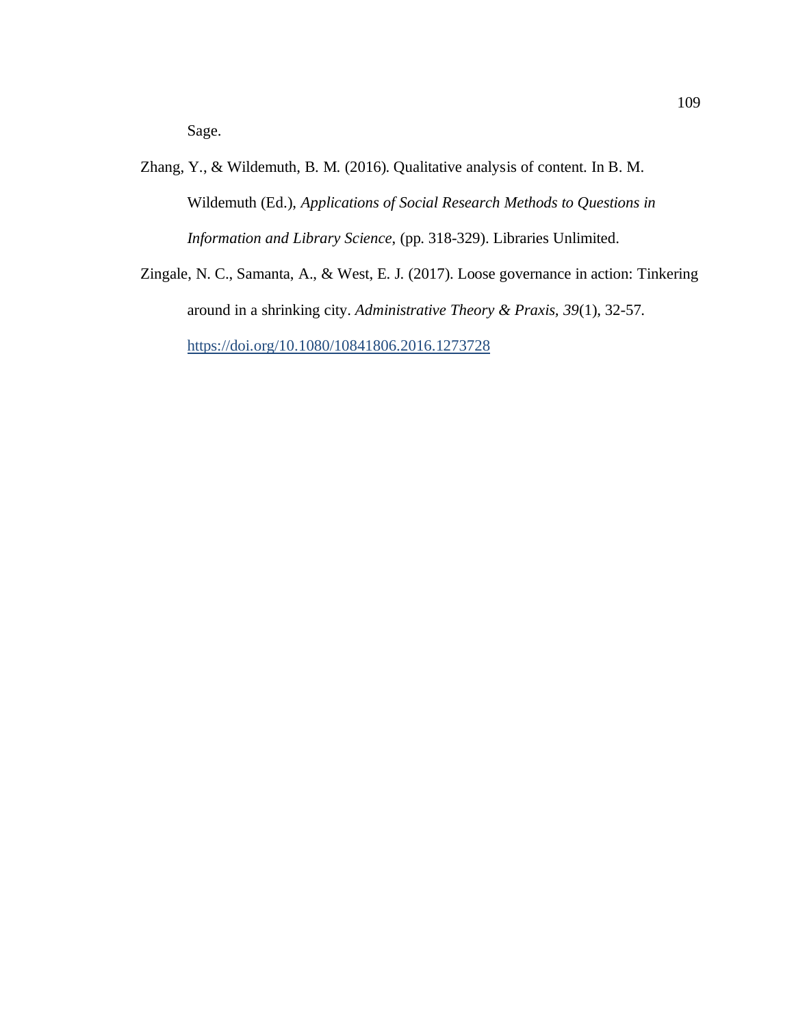Sage.

Zhang, Y., & Wildemuth, B. M. (2016). Qualitative analysis of content. In B. M. Wildemuth (Ed.), *Applications of Social Research Methods to Questions in Information and Library Science*, (pp. 318-329). Libraries Unlimited.

Zingale, N. C., Samanta, A., & West, E. J. (2017). Loose governance in action: Tinkering around in a shrinking city. *Administrative Theory & Praxis*, *39*(1), 32-57. https://doi.org/10.1080/10841806.2016.1273728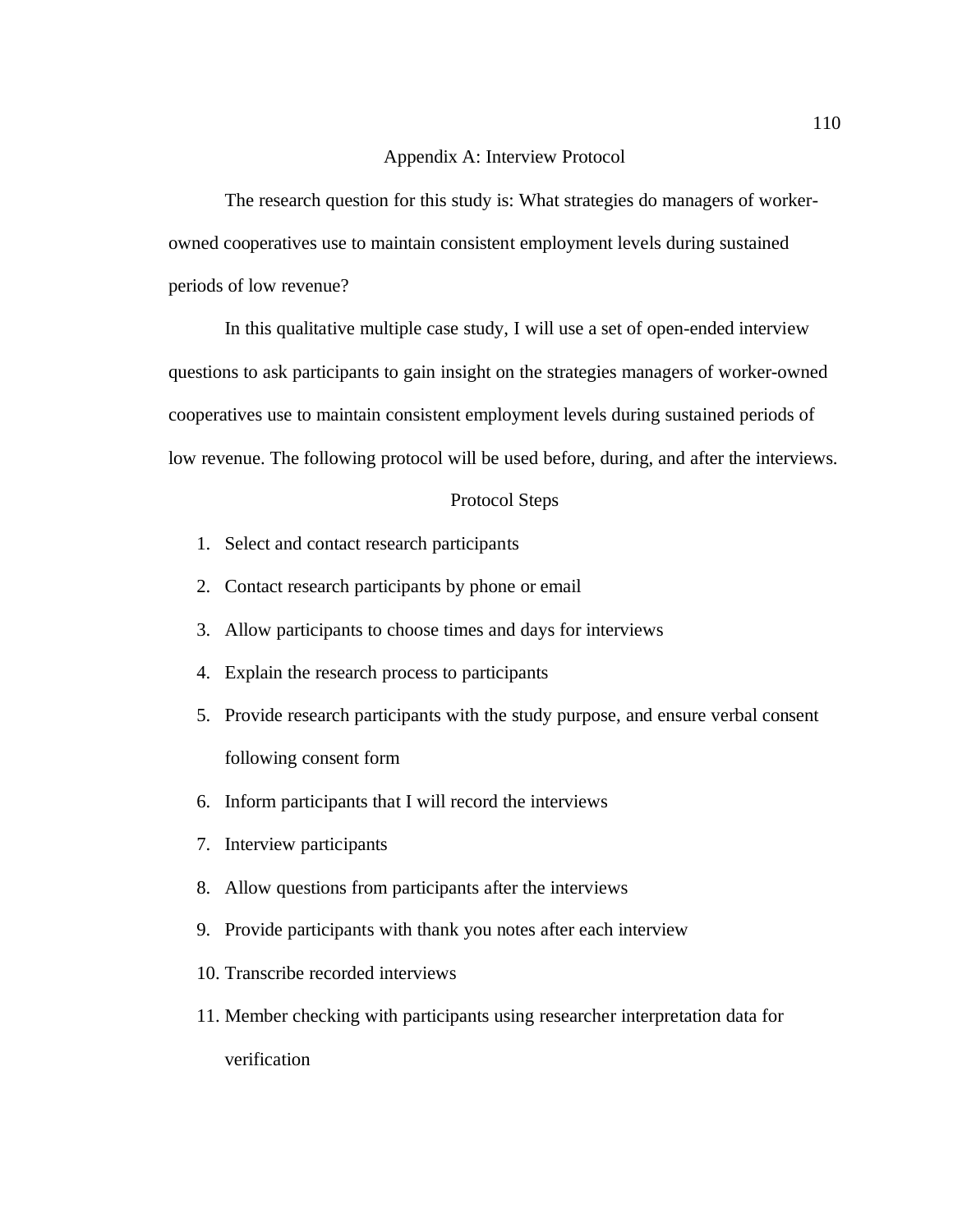# Appendix A: Interview Protocol

The research question for this study is: What strategies do managers of worker-owned cooperatives use to maintain consistent employment levels during sustained periods of low revenue?

In this qualitative multiple case study, I will use a set of open-ended interview questions to ask participants to gain insight on the strategies managers of worker-owned cooperatives use to maintain consistent employment levels during sustained periods of low revenue. The following protocol will be used before, during, and after the interviews.

## Protocol Steps

1. Select and contact research participants
2. Contact research participants by phone or email
3. Allow participants to choose times and days for interviews
4. Explain the research process to participants
5. Provide research participants with the study purpose, and ensure verbal consent following consent form
6. Inform participants that I will record the interviews
7. Interview participants
8. Allow questions from participants after the interviews
9. Provide participants with thank you notes after each interview
10. Transcribe recorded interviews
11. Member checking with participants using researcher interpretation data for verification